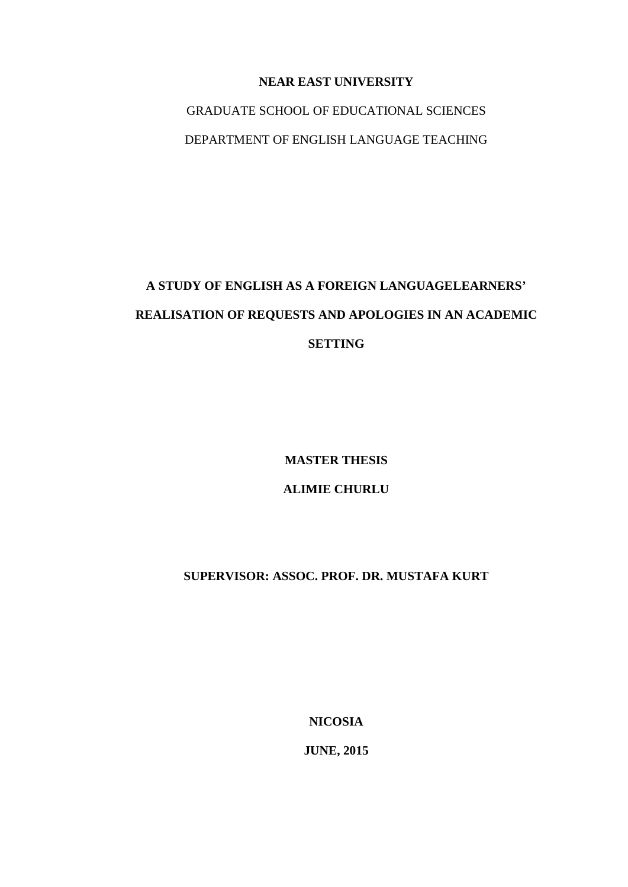**NEAR EAST UNIVERSITY**

GRADUATE SCHOOL OF EDUCATIONAL SCIENCES

DEPARTMENT OF ENGLISH LANGUAGE TEACHING

# A STUDY OF ENGLISH AS A FOREIGN LANGUAGELEARNERS' REALISATION OF REQUESTS AND APOLOGIES IN AN ACADEMIC SETTING

**MASTER THESIS**

**ALIMIE CHURLU**

**SUPERVISOR: ASSOC. PROF. DR. MUSTAFA KURT**

**NICOSIA**

**JUNE, 2015**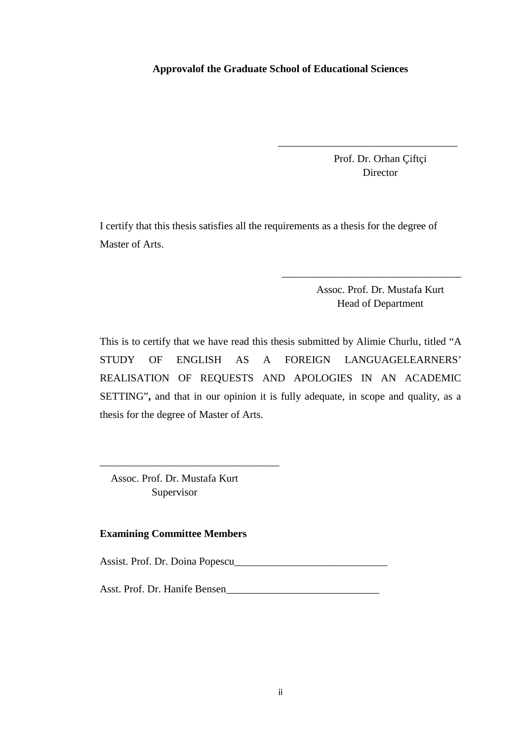**Approvalof the Graduate School of Educational Sciences**

\_\_\_\_\_\_\_\_\_\_\_\_\_\_\_\_\_\_\_\_\_\_\_\_\_\_\_\_\_\_\_\_\_\_

Prof. Dr. Orhan Çiftçi
Director

I certify that this thesis satisfies all the requirements as a thesis for the degree of Master of Arts.

\_\_\_\_\_\_\_\_\_\_\_\_\_\_\_\_\_\_\_\_\_\_\_\_\_\_\_\_\_\_\_\_\_\_

Assoc. Prof. Dr. Mustafa Kurt
Head of Department

This is to certify that we have read this thesis submitted by Alimie Churlu, titled "A STUDY OF ENGLISH AS A FOREIGN LANGUAGELEARNERS' REALISATION OF REQUESTS AND APOLOGIES IN AN ACADEMIC SETTING"**,** and that in our opinion it is fully adequate, in scope and quality, as a thesis for the degree of Master of Arts.

\_\_\_\_\_\_\_\_\_\_\_\_\_\_\_\_\_\_\_\_\_\_\_\_\_\_\_\_\_\_\_\_\_\_

Assoc. Prof. Dr. Mustafa Kurt
Supervisor

**Examining Committee Members**

Assist. Prof. Dr. Doina Popescu\_\_\_\_\_\_\_\_\_\_\_\_\_\_\_\_\_\_\_\_\_\_\_\_\_\_\_\_\_

Asst. Prof. Dr. Hanife Bensen\_\_\_\_\_\_\_\_\_\_\_\_\_\_\_\_\_\_\_\_\_\_\_\_\_\_\_\_\_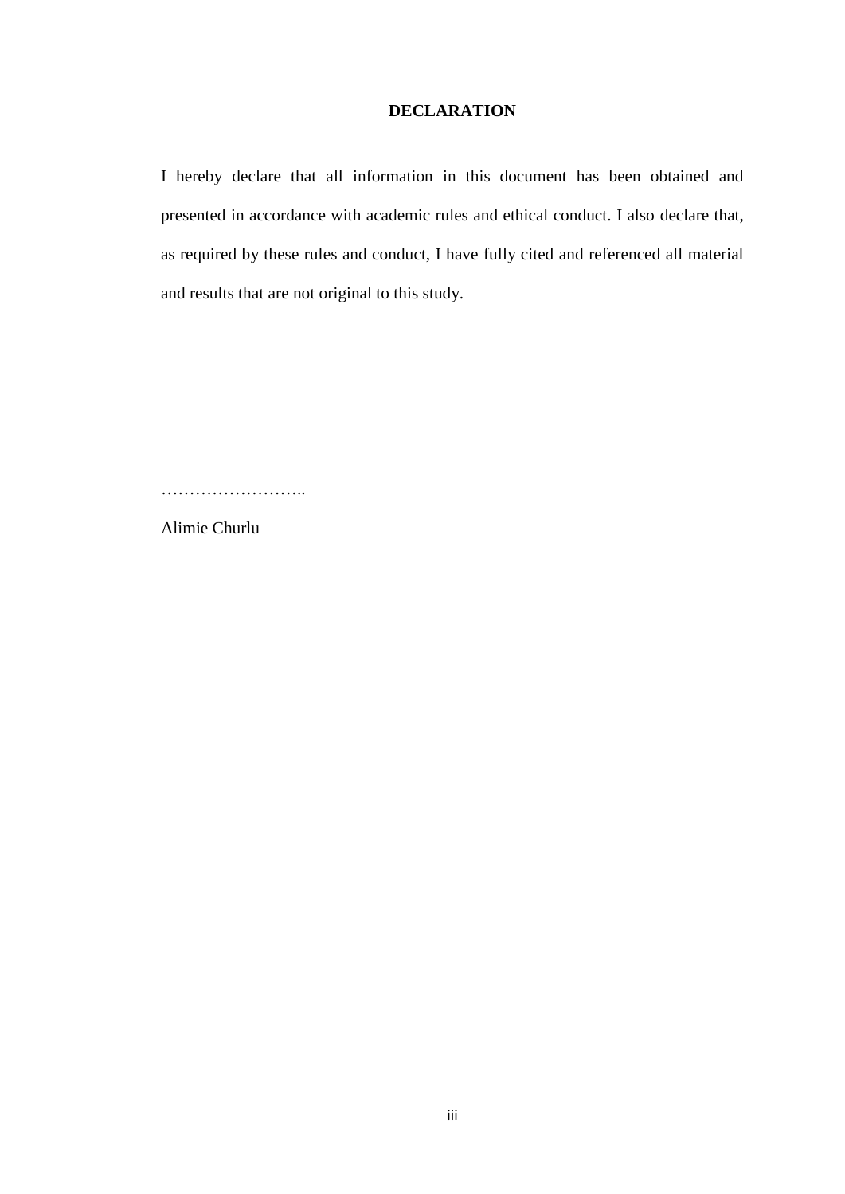# DECLARATION

I hereby declare that all information in this document has been obtained and presented in accordance with academic rules and ethical conduct. I also declare that, as required by these rules and conduct, I have fully cited and referenced all material and results that are not original to this study.

……………………..

Alimie Churlu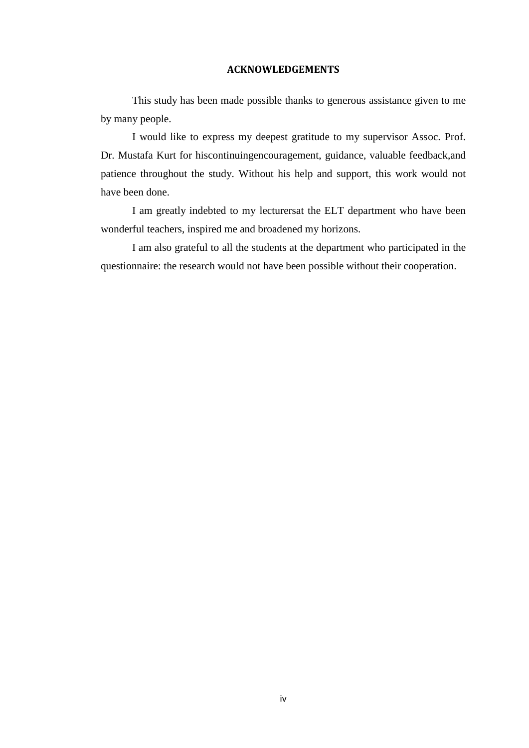# ACKNOWLEDGEMENTS

This study has been made possible thanks to generous assistance given to me by many people.

I would like to express my deepest gratitude to my supervisor Assoc. Prof. Dr. Mustafa Kurt for hiscontinuingencouragement, guidance, valuable feedback,and patience throughout the study. Without his help and support, this work would not have been done.

I am greatly indebted to my lecturersat the ELT department who have been wonderful teachers, inspired me and broadened my horizons.

I am also grateful to all the students at the department who participated in the questionnaire: the research would not have been possible without their cooperation.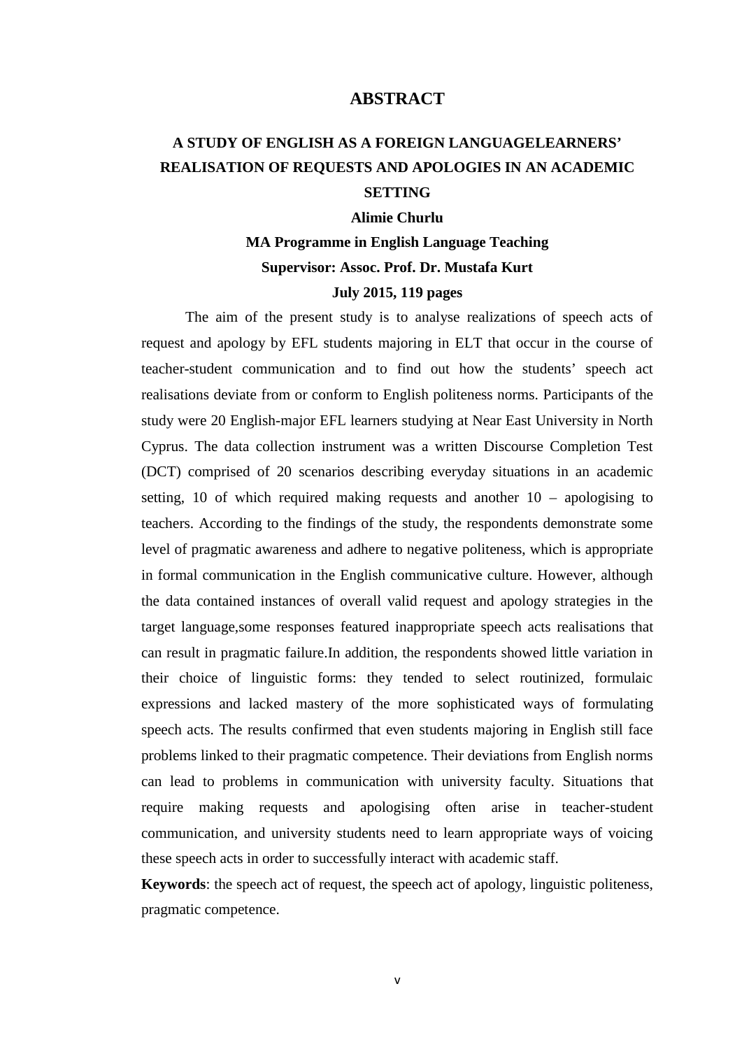# ABSTRACT

## A STUDY OF ENGLISH AS A FOREIGN LANGUAGELEARNERS' REALISATION OF REQUESTS AND APOLOGIES IN AN ACADEMIC SETTING

**Alimie Churlu**

**MA Programme in English Language Teaching**

**Supervisor: Assoc. Prof. Dr. Mustafa Kurt**

**July 2015, 119 pages**

The aim of the present study is to analyse realizations of speech acts of request and apology by EFL students majoring in ELT that occur in the course of teacher-student communication and to find out how the students' speech act realisations deviate from or conform to English politeness norms. Participants of the study were 20 English-major EFL learners studying at Near East University in North Cyprus. The data collection instrument was a written Discourse Completion Test (DCT) comprised of 20 scenarios describing everyday situations in an academic setting, 10 of which required making requests and another 10 – apologising to teachers. According to the findings of the study, the respondents demonstrate some level of pragmatic awareness and adhere to negative politeness, which is appropriate in formal communication in the English communicative culture. However, although the data contained instances of overall valid request and apology strategies in the target language,some responses featured inappropriate speech acts realisations that can result in pragmatic failure.In addition, the respondents showed little variation in their choice of linguistic forms: they tended to select routinized, formulaic expressions and lacked mastery of the more sophisticated ways of formulating speech acts. The results confirmed that even students majoring in English still face problems linked to their pragmatic competence. Their deviations from English norms can lead to problems in communication with university faculty. Situations that require making requests and apologising often arise in teacher-student communication, and university students need to learn appropriate ways of voicing these speech acts in order to successfully interact with academic staff.

**Keywords**: the speech act of request, the speech act of apology, linguistic politeness, pragmatic competence.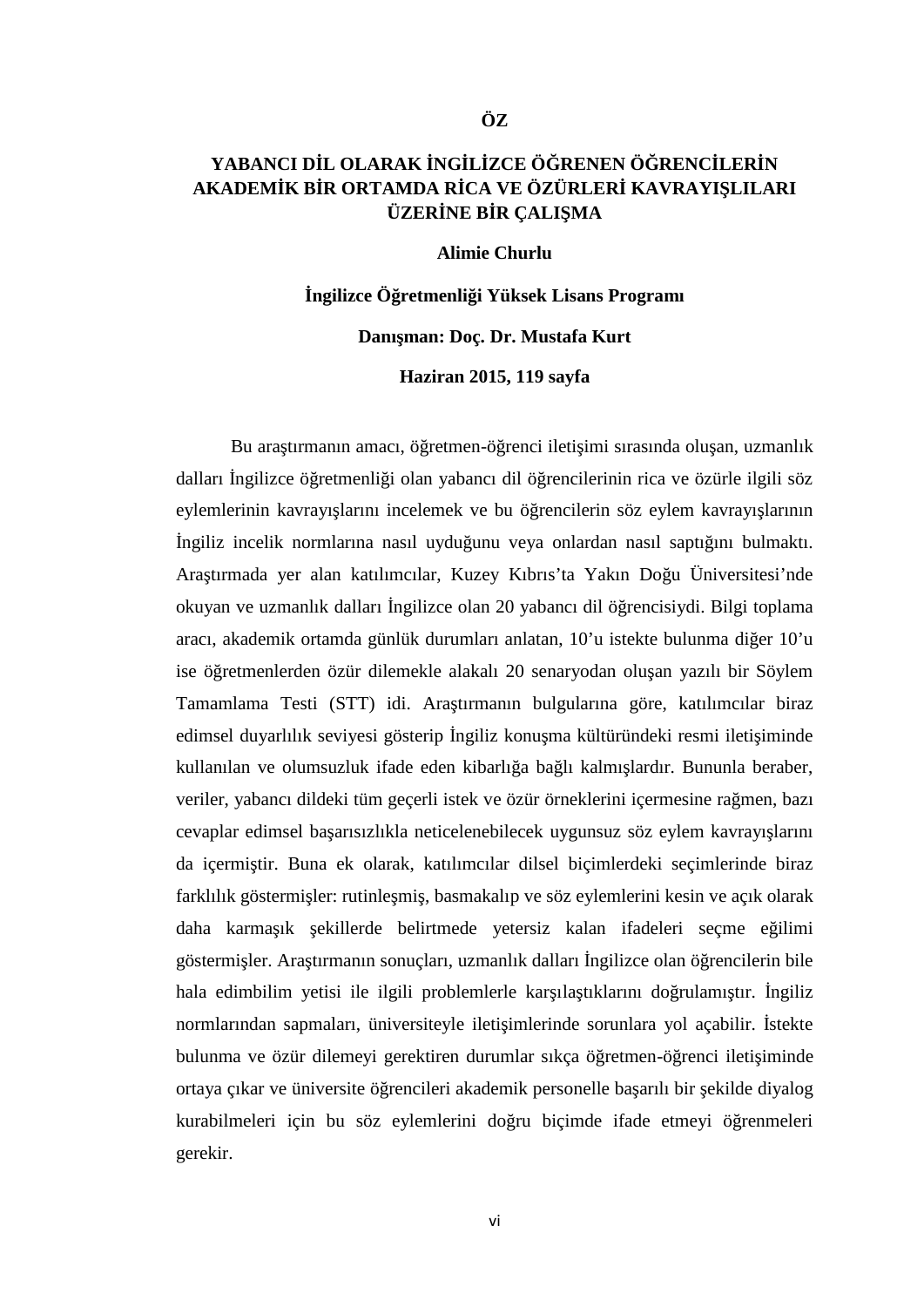# ÖZ

## YABANCI DİL OLARAK İNGİLİZCE ÖĞRENEN ÖĞRENCİLERİN AKADEMİK BİR ORTAMDA RİCA VE ÖZÜRLERİ KAVRAYIŞLILARI ÜZERİNE BİR ÇALIŞMA

**Alimie Churlu**

**İngilizce Öğretmenliği Yüksek Lisans Programı**

**Danışman: Doç. Dr. Mustafa Kurt**

**Haziran 2015, 119 sayfa**

Bu araştırmanın amacı, öğretmen-öğrenci iletişimi sırasında oluşan, uzmanlık dalları İngilizce öğretmenliği olan yabancı dil öğrencilerinin rica ve özürle ilgili söz eylemlerinin kavrayışlarını incelemek ve bu öğrencilerin söz eylem kavrayışlarının İngiliz incelik normlarına nasıl uyduğunu veya onlardan nasıl saptığını bulmaktı. Araştırmada yer alan katılımcılar, Kuzey Kıbrıs'ta Yakın Doğu Üniversitesi'nde okuyan ve uzmanlık dalları İngilizce olan 20 yabancı dil öğrencisiydi. Bilgi toplama aracı, akademik ortamda günlük durumları anlatan, 10'u istekte bulunma diğer 10'u ise öğretmenlerden özür dilemekle alakalı 20 senaryodan oluşan yazılı bir Söylem Tamamlama Testi (STT) idi. Araştırmanın bulgularına göre, katılımcılar biraz edimsel duyarlılık seviyesi gösterip İngiliz konuşma kültüründeki resmi iletişiminde kullanılan ve olumsuzluk ifade eden kibarlığa bağlı kalmışlardır. Bununla beraber, veriler, yabancı dildeki tüm geçerli istek ve özür örneklerini içermesine rağmen, bazı cevaplar edimsel başarısızlıkla neticelenebilecek uygunsuz söz eylem kavrayışlarını da içermiştir. Buna ek olarak, katılımcılar dilsel biçimlerdeki seçimlerinde biraz farklılık göstermişler: rutinleşmiş, basmakalıp ve söz eylemlerini kesin ve açık olarak daha karmaşık şekillerde belirtmede yetersiz kalan ifadeleri seçme eğilimi göstermişler. Araştırmanın sonuçları, uzmanlık dalları İngilizce olan öğrencilerin bile hala edimbilim yetisi ile ilgili problemlerle karşılaştıklarını doğrulamıştır. İngiliz normlarından sapmaları, üniversiteyle iletişimlerinde sorunlara yol açabilir. İstekte bulunma ve özür dilemeyi gerektiren durumlar sıkça öğretmen-öğrenci iletişiminde ortaya çıkar ve üniversite öğrencileri akademik personelle başarılı bir şekilde diyalog kurabilmeleri için bu söz eylemlerini doğru biçimde ifade etmeyi öğrenmeleri gerekir.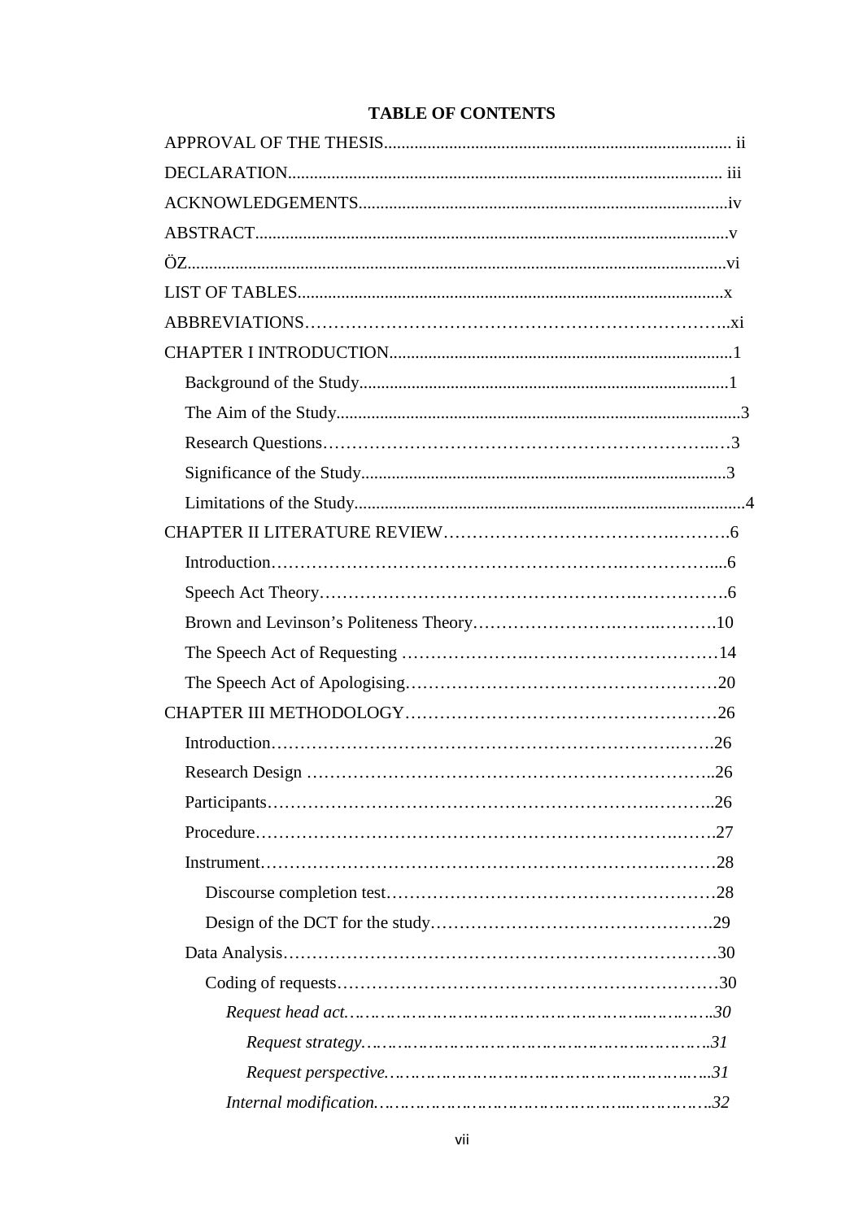# TABLE OF CONTENTS

APPROVAL OF THE THESIS................................................................................ ii

DECLARATION.................................................................................................. iii

ACKNOWLEDGEMENTS......................................................................................iv

ABSTRACT.............................................................................................................v

ÖZ..........................................................................................................................vi

LIST OF TABLES...................................................................................................x

ABBREVIATIONS………………………………………………………………..xi

CHAPTER I INTRODUCTION...............................................................................1

- Background of the Study.....................................................................................1
- The Aim of the Study.............................................................................................3
- Research Questions……………………………………………………….…3
- Significance of the Study....................................................................................3
- Limitations of the Study.........................................................................................4

CHAPTER II LITERATURE REVIEW…………………………………….……….6

- Introduction……………………………………………………….……………....6
- Speech Act Theory……………………………………………….…………….6
- Brown and Levinson's Politeness Theory…………………….……..……….10
- The Speech Act of Requesting ………………….……………………………14
- The Speech Act of Apologising………………………………………………20

CHAPTER III METHODOLOGY………………………………………………26

- Introduction…………………………………………………………….…….26
- Research Design ……………………………………………………………..26
- Participants……………………………………………………….………..26
- Procedure……………………………………………………………….…….27
- Instrument…………………………………………………………….………28
  - Discourse completion test…………………………………………………28
  - Design of the DCT for the study………………………………………….29
- Data Analysis…………………………………………………………………30
  - Coding of requests…………………………………………………………30
    - *Request head act.………………………………………………..………..30*
      - *Request strategy.…………………………………………..…………31*
      - *Request perspective.……………………………………….……….…..31*
    - *Internal modification.………………………………………..……………32*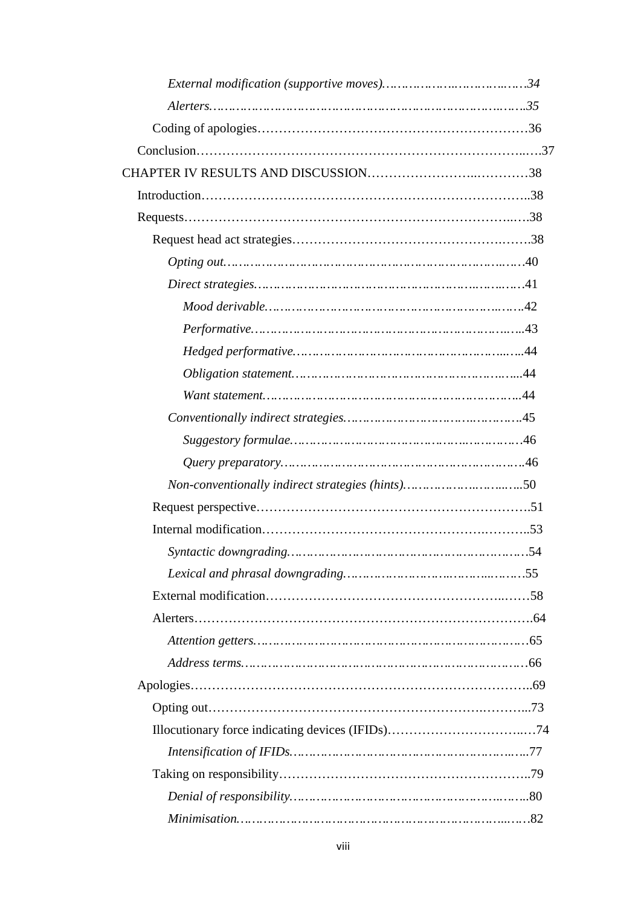*External modification (supportive moves)*……………………………….34

*Alerters*…………………………………………………………………….35

Coding of apologies……………………………………………………36

Conclusion………………………………………………………………….37

CHAPTER IV RESULTS AND DISCUSSION…………………………………38

Introduction……………………………………………………………..38

Requests……………………………………………………………………38

Request head act strategies……………………………………………….38

*Opting out*……………………………………………………………………40

*Direct strategies*……………………………………………………………41

*Mood derivable*…………………………………………………………….42

*Performative*………………………………………………………………...43

*Hedged performative*………………………………………………………44

*Obligation statement*………………………………………………………44

*Want statement*……………………………………………………………..44

*Conventionally indirect strategies*…………………………………………..45

*Suggestory formulae*………………………………………………………46

*Query preparatory*……………………………………………………….46

*Non-conventionally indirect strategies (hints)*…………………………50

Request perspective……………………………………………………….51

Internal modification………………………………………………………..53

*Syntactic downgrading*…………………………………………………….54

*Lexical and phrasal downgrading*…………………………………………55

External modification……………………………………………………58

Alerters……………………………………………………………………….64

*Attention getters*……………………………………………………………65

*Address terms*………………………………………………………………66

Apologies…………………………………………………………………….69

Opting out……………………………………………………………………...73

Illocutionary force indicating devices (IFIDs)……………………………74

*Intensification of IFIDs*……………………………………………………..77

Taking on responsibility…………………………………………………..79

*Denial of responsibility*……………………………………………………..80

*Minimisation*…………………………………………………………………82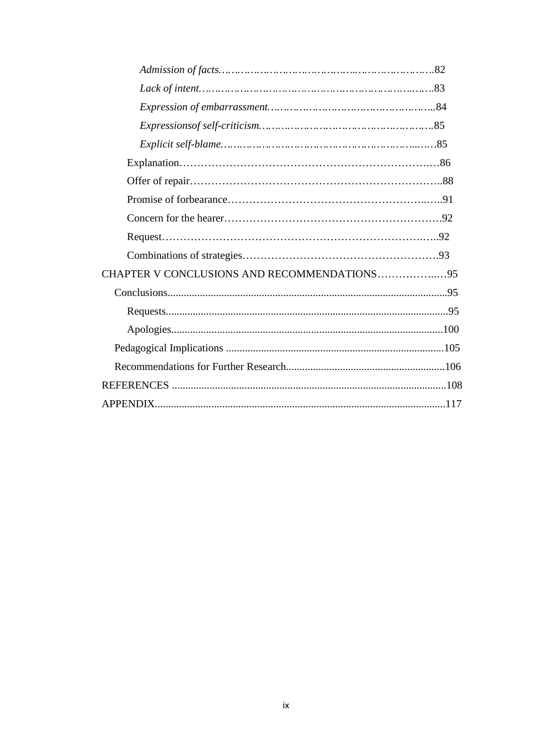*Admission of facts*……………………………………………………………..82

*Lack of intent*………………………………………………………………..83

*Expression of embarrassment*……………………………………………...84

*Expressionsof self-criticism*…………………………………………………85

*Explicit self-blame*…………………………………………………………..85

Explanation………………………………………………………………….86

Offer of repair……………………………………………………………….88

Promise of forbearance……………………………………………………...91

Concern for the hearer……………………………………………………….92

Request……………………………………………………………………..92

Combinations of strategies……………………………………………….93

CHAPTER V CONCLUSIONS AND RECOMMENDATIONS……………..…95

Conclusions.......................................................................................................95

Requests.......................................................................................................95

Apologies...................................................................................................100

Pedagogical Implications ................................................................................105

Recommendations for Further Research..........................................................106

REFERENCES ....................................................................................................108

APPENDIX..........................................................................................................117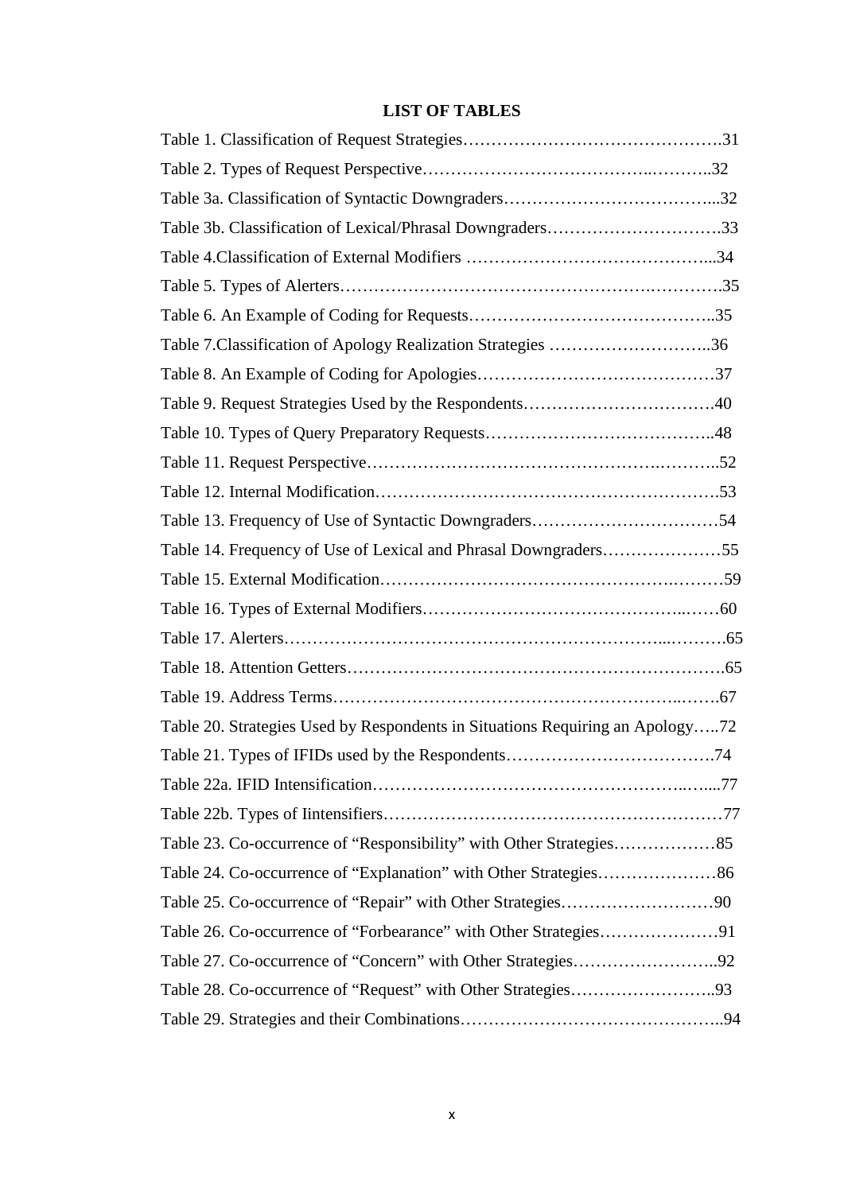## LIST OF TABLES

Table 1. Classification of Request Strategies……………………………………….31

Table 2. Types of Request Perspective………………………………..………..32

Table 3a. Classification of Syntactic Downgraders………………………………...32

Table 3b. Classification of Lexical/Phrasal Downgraders………………………….33

Table 4.Classification of External Modifiers …………………………………...34

Table 5. Types of Alerters……………………………………………….………….35

Table 6. An Example of Coding for Requests……………………………………..35

Table 7.Classification of Apology Realization Strategies ………………………..36

Table 8. An Example of Coding for Apologies……………………………………37

Table 9. Request Strategies Used by the Respondents…………………….……….40

Table 10. Types of Query Preparatory Requests…………………………………..48

Table 11. Request Perspective………………………………………….………..52

Table 12. Internal Modification……………………………………………………53

Table 13. Frequency of Use of Syntactic Downgraders……………………………54

Table 14. Frequency of Use of Lexical and Phrasal Downgraders…………………55

Table 15. External Modification………………………………………….………59

Table 16. Types of External Modifiers……………………………………..……60

Table 17. Alerters……………………………………………………...……….65

Table 18. Attention Getters……………………………………………………….65

Table 19. Address Terms…………………………………………………..…….67

Table 20. Strategies Used by Respondents in Situations Requiring an Apology…..72

Table 21. Types of IFIDs used by the Respondents……………………………….74

Table 22a. IFID Intensification……………………………………………..…...77

Table 22b. Types of Iintensifiers……………………………………………………77

Table 23. Co-occurrence of "Responsibility" with Other Strategies………………85

Table 24. Co-occurrence of "Explanation" with Other Strategies…………………86

Table 25. Co-occurrence of "Repair" with Other Strategies………………………90

Table 26. Co-occurrence of "Forbearance" with Other Strategies…………………91

Table 27. Co-occurrence of "Concern" with Other Strategies……………………..92

Table 28. Co-occurrence of "Request" with Other Strategies……………………..93

Table 29. Strategies and their Combinations……………………………………..94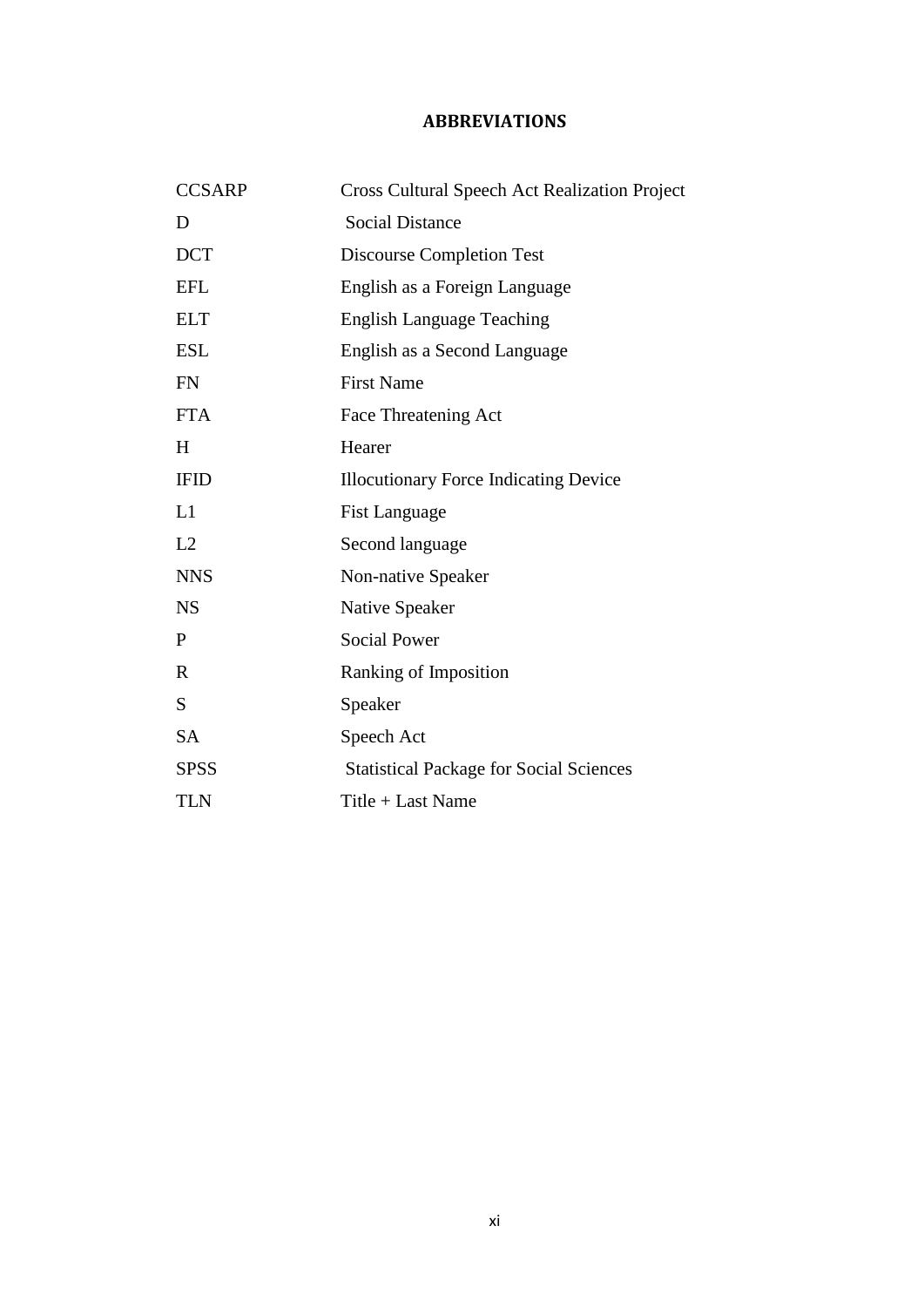# ABBREVIATIONS

| | |
|---|---|
| CCSARP | Cross Cultural Speech Act Realization Project |
| D | Social Distance |
| DCT | Discourse Completion Test |
| EFL | English as a Foreign Language |
| ELT | English Language Teaching |
| ESL | English as a Second Language |
| FN | First Name |
| FTA | Face Threatening Act |
| H | Hearer |
| IFID | Illocutionary Force Indicating Device |
| L1 | Fist Language |
| L2 | Second language |
| NNS | Non-native Speaker |
| NS | Native Speaker |
| P | Social Power |
| R | Ranking of Imposition |
| S | Speaker |
| SA | Speech Act |
| SPSS | Statistical Package for Social Sciences |
| TLN | Title + Last Name |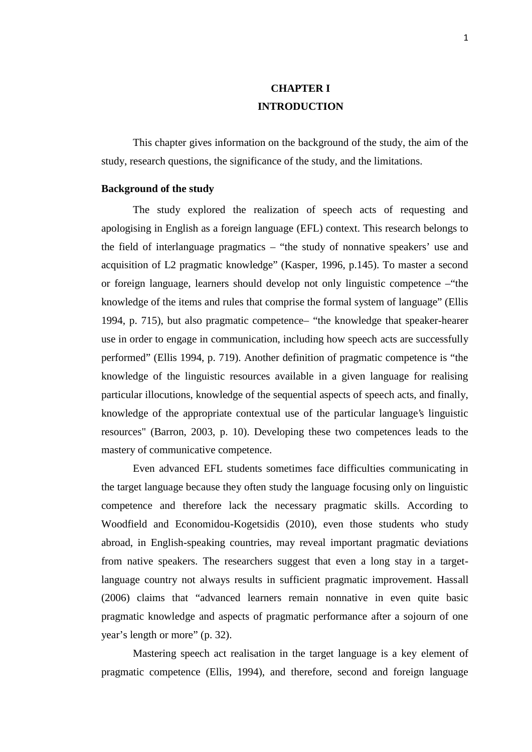# CHAPTER I
# INTRODUCTION

This chapter gives information on the background of the study, the aim of the study, research questions, the significance of the study, and the limitations.

**Background of the study**

The study explored the realization of speech acts of requesting and apologising in English as a foreign language (EFL) context. This research belongs to the field of interlanguage pragmatics – "the study of nonnative speakers' use and acquisition of L2 pragmatic knowledge" (Kasper, 1996, p.145). To master a second or foreign language, learners should develop not only linguistic competence –"the knowledge of the items and rules that comprise the formal system of language" (Ellis 1994, p. 715), but also pragmatic competence– "the knowledge that speaker-hearer use in order to engage in communication, including how speech acts are successfully performed" (Ellis 1994, p. 719). Another definition of pragmatic competence is "the knowledge of the linguistic resources available in a given language for realising particular illocutions, knowledge of the sequential aspects of speech acts, and finally, knowledge of the appropriate contextual use of the particular language's linguistic resources" (Barron, 2003, p. 10). Developing these two competences leads to the mastery of communicative competence.

Even advanced EFL students sometimes face difficulties communicating in the target language because they often study the language focusing only on linguistic competence and therefore lack the necessary pragmatic skills. According to Woodfield and Economidou-Kogetsidis (2010), even those students who study abroad, in English-speaking countries, may reveal important pragmatic deviations from native speakers. The researchers suggest that even a long stay in a target-language country not always results in sufficient pragmatic improvement. Hassall (2006) claims that "advanced learners remain nonnative in even quite basic pragmatic knowledge and aspects of pragmatic performance after a sojourn of one year's length or more" (p. 32).

Mastering speech act realisation in the target language is a key element of pragmatic competence (Ellis, 1994), and therefore, second and foreign language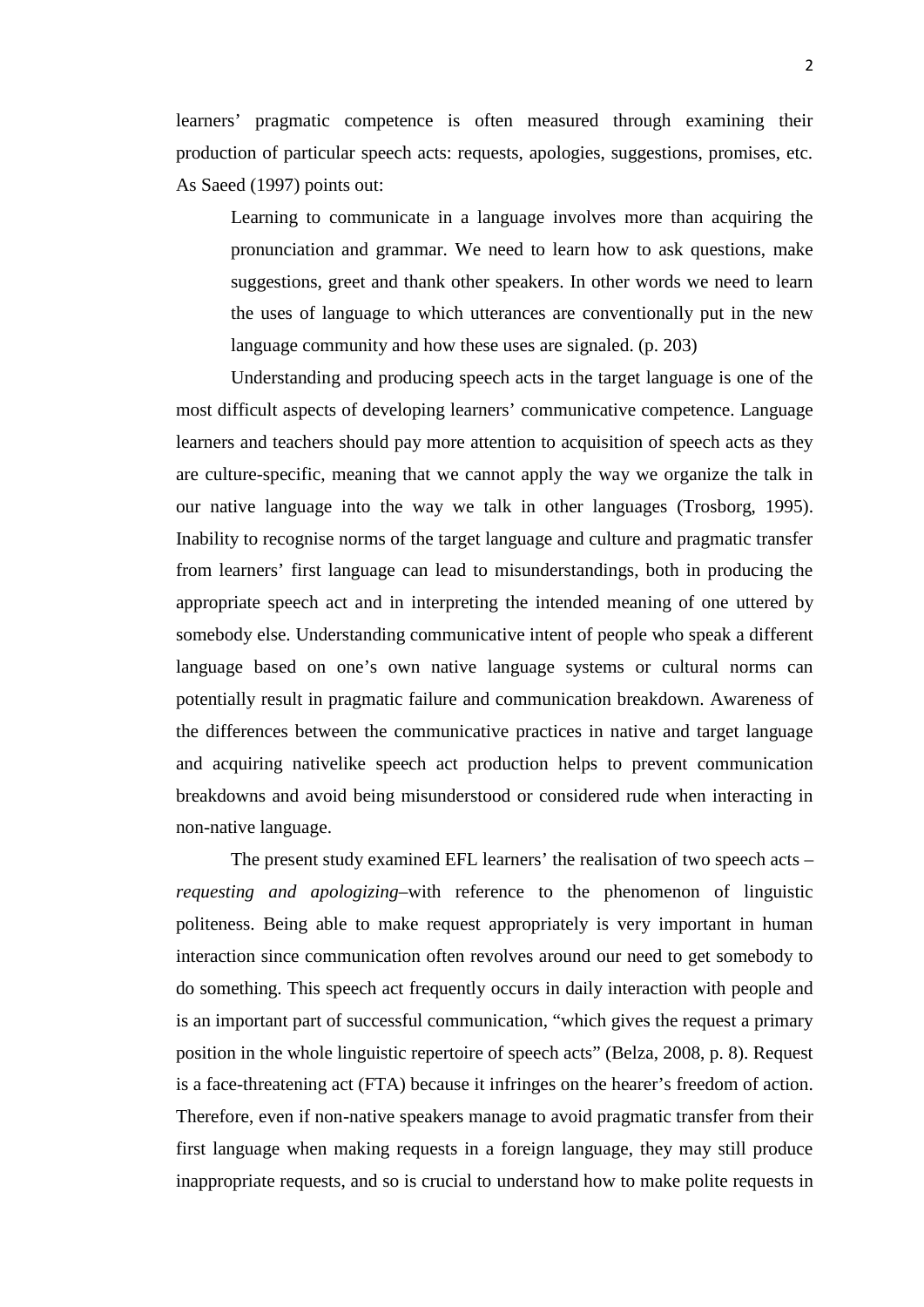learners' pragmatic competence is often measured through examining their production of particular speech acts: requests, apologies, suggestions, promises, etc. As Saeed (1997) points out:

> Learning to communicate in a language involves more than acquiring the pronunciation and grammar. We need to learn how to ask questions, make suggestions, greet and thank other speakers. In other words we need to learn the uses of language to which utterances are conventionally put in the new language community and how these uses are signaled. (p. 203)

Understanding and producing speech acts in the target language is one of the most difficult aspects of developing learners' communicative competence. Language learners and teachers should pay more attention to acquisition of speech acts as they are culture-specific, meaning that we cannot apply the way we organize the talk in our native language into the way we talk in other languages (Trosborg, 1995). Inability to recognise norms of the target language and culture and pragmatic transfer from learners' first language can lead to misunderstandings, both in producing the appropriate speech act and in interpreting the intended meaning of one uttered by somebody else. Understanding communicative intent of people who speak a different language based on one's own native language systems or cultural norms can potentially result in pragmatic failure and communication breakdown. Awareness of the differences between the communicative practices in native and target language and acquiring nativelike speech act production helps to prevent communication breakdowns and avoid being misunderstood or considered rude when interacting in non-native language.

The present study examined EFL learners' the realisation of two speech acts – *requesting and apologizing*–with reference to the phenomenon of linguistic politeness. Being able to make request appropriately is very important in human interaction since communication often revolves around our need to get somebody to do something. This speech act frequently occurs in daily interaction with people and is an important part of successful communication, "which gives the request a primary position in the whole linguistic repertoire of speech acts" (Belza, 2008, p. 8). Request is a face-threatening act (FTA) because it infringes on the hearer's freedom of action. Therefore, even if non-native speakers manage to avoid pragmatic transfer from their first language when making requests in a foreign language, they may still produce inappropriate requests, and so is crucial to understand how to make polite requests in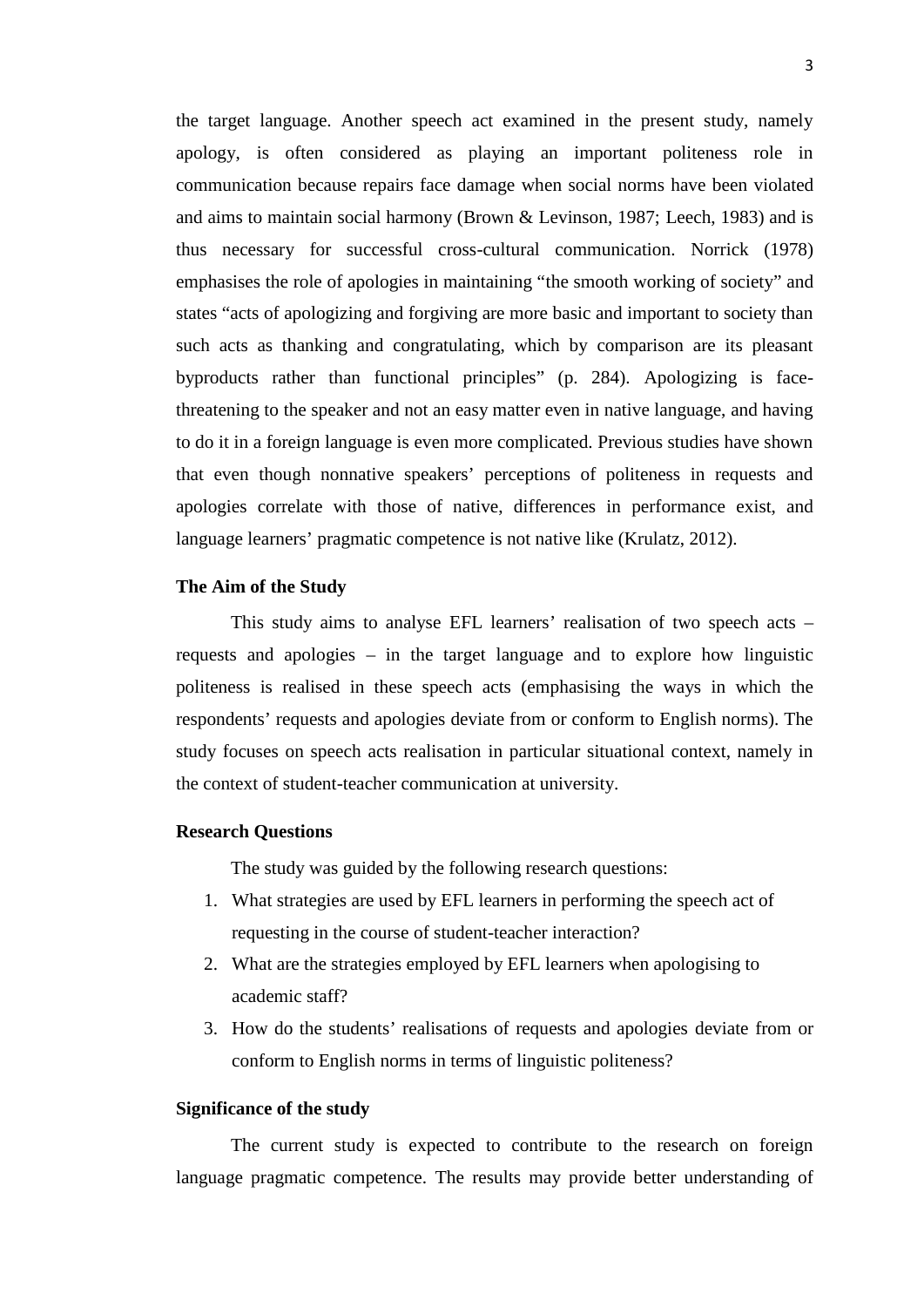the target language. Another speech act examined in the present study, namely apology, is often considered as playing an important politeness role in communication because repairs face damage when social norms have been violated and aims to maintain social harmony (Brown & Levinson, 1987; Leech, 1983) and is thus necessary for successful cross-cultural communication. Norrick (1978) emphasises the role of apologies in maintaining "the smooth working of society" and states "acts of apologizing and forgiving are more basic and important to society than such acts as thanking and congratulating, which by comparison are its pleasant byproducts rather than functional principles" (p. 284). Apologizing is face-threatening to the speaker and not an easy matter even in native language, and having to do it in a foreign language is even more complicated. Previous studies have shown that even though nonnative speakers' perceptions of politeness in requests and apologies correlate with those of native, differences in performance exist, and language learners' pragmatic competence is not native like (Krulatz, 2012).

### The Aim of the Study

This study aims to analyse EFL learners' realisation of two speech acts – requests and apologies – in the target language and to explore how linguistic politeness is realised in these speech acts (emphasising the ways in which the respondents' requests and apologies deviate from or conform to English norms). The study focuses on speech acts realisation in particular situational context, namely in the context of student-teacher communication at university.

### Research Questions

The study was guided by the following research questions:

1. What strategies are used by EFL learners in performing the speech act of requesting in the course of student-teacher interaction?
2. What are the strategies employed by EFL learners when apologising to academic staff?
3. How do the students' realisations of requests and apologies deviate from or conform to English norms in terms of linguistic politeness?

### Significance of the study

The current study is expected to contribute to the research on foreign language pragmatic competence. The results may provide better understanding of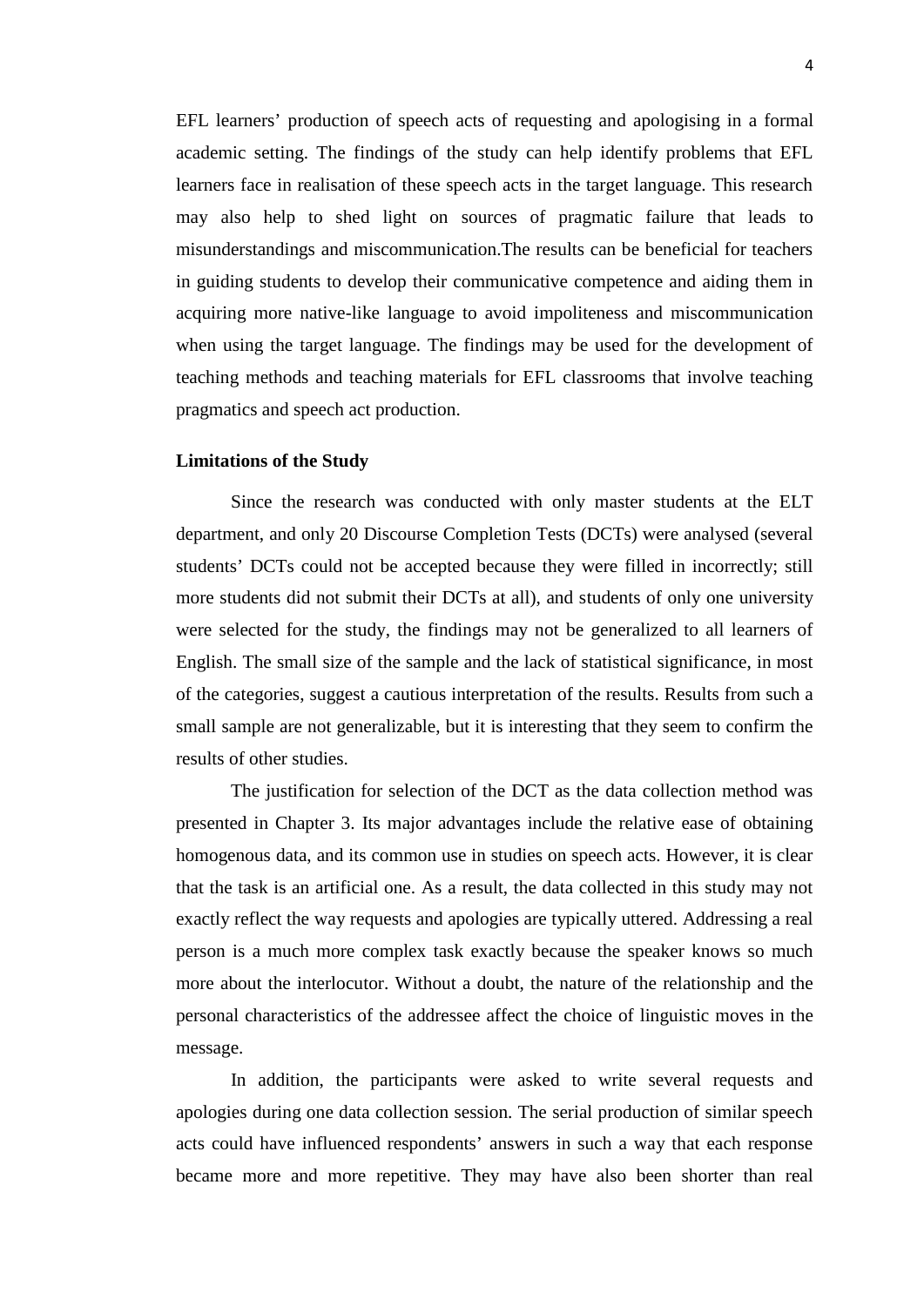EFL learners' production of speech acts of requesting and apologising in a formal academic setting. The findings of the study can help identify problems that EFL learners face in realisation of these speech acts in the target language. This research may also help to shed light on sources of pragmatic failure that leads to misunderstandings and miscommunication.The results can be beneficial for teachers in guiding students to develop their communicative competence and aiding them in acquiring more native-like language to avoid impoliteness and miscommunication when using the target language. The findings may be used for the development of teaching methods and teaching materials for EFL classrooms that involve teaching pragmatics and speech act production.

**Limitations of the Study**

Since the research was conducted with only master students at the ELT department, and only 20 Discourse Completion Tests (DCTs) were analysed (several students' DCTs could not be accepted because they were filled in incorrectly; still more students did not submit their DCTs at all), and students of only one university were selected for the study, the findings may not be generalized to all learners of English. The small size of the sample and the lack of statistical significance, in most of the categories, suggest a cautious interpretation of the results. Results from such a small sample are not generalizable, but it is interesting that they seem to confirm the results of other studies.

The justification for selection of the DCT as the data collection method was presented in Chapter 3. Its major advantages include the relative ease of obtaining homogenous data, and its common use in studies on speech acts. However, it is clear that the task is an artificial one. As a result, the data collected in this study may not exactly reflect the way requests and apologies are typically uttered. Addressing a real person is a much more complex task exactly because the speaker knows so much more about the interlocutor. Without a doubt, the nature of the relationship and the personal characteristics of the addressee affect the choice of linguistic moves in the message.

In addition, the participants were asked to write several requests and apologies during one data collection session. The serial production of similar speech acts could have influenced respondents' answers in such a way that each response became more and more repetitive. They may have also been shorter than real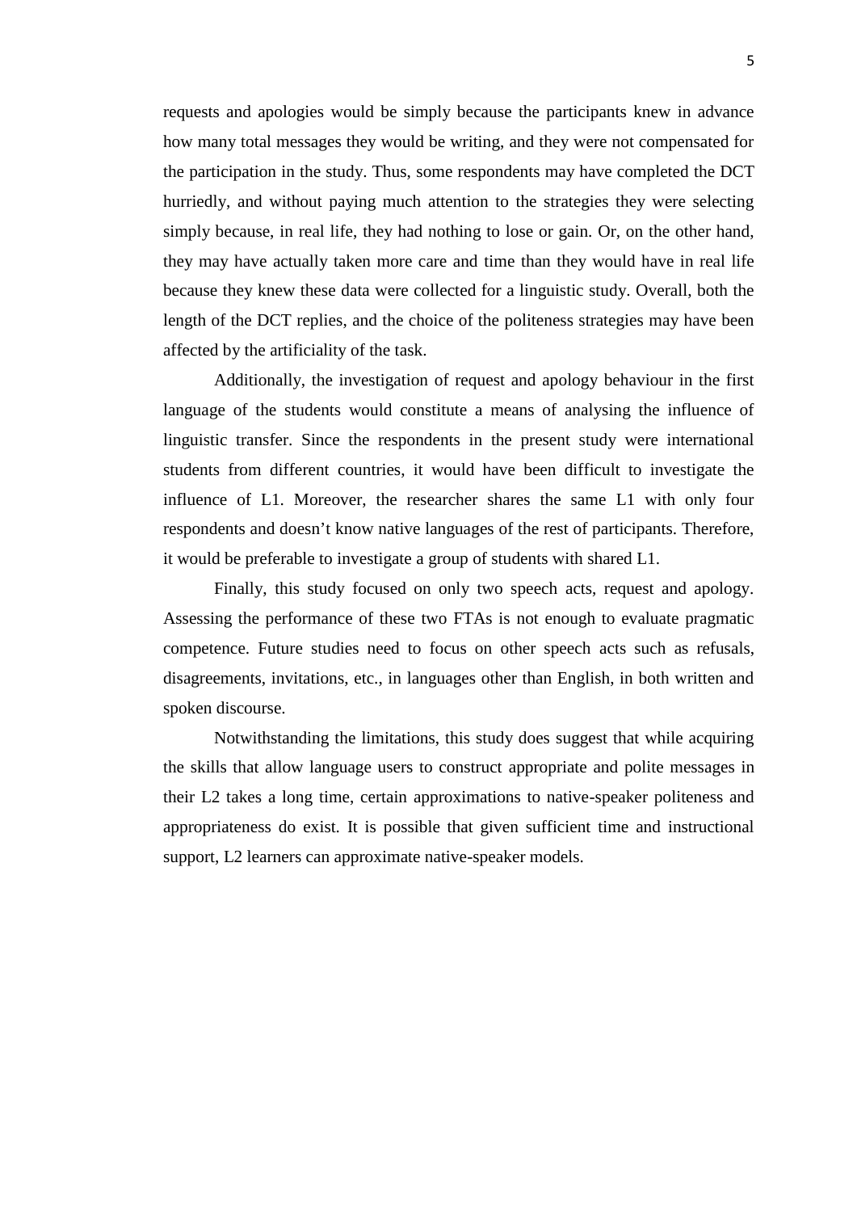requests and apologies would be simply because the participants knew in advance how many total messages they would be writing, and they were not compensated for the participation in the study. Thus, some respondents may have completed the DCT hurriedly, and without paying much attention to the strategies they were selecting simply because, in real life, they had nothing to lose or gain. Or, on the other hand, they may have actually taken more care and time than they would have in real life because they knew these data were collected for a linguistic study. Overall, both the length of the DCT replies, and the choice of the politeness strategies may have been affected by the artificiality of the task.

Additionally, the investigation of request and apology behaviour in the first language of the students would constitute a means of analysing the influence of linguistic transfer. Since the respondents in the present study were international students from different countries, it would have been difficult to investigate the influence of L1. Moreover, the researcher shares the same L1 with only four respondents and doesn't know native languages of the rest of participants. Therefore, it would be preferable to investigate a group of students with shared L1.

Finally, this study focused on only two speech acts, request and apology. Assessing the performance of these two FTAs is not enough to evaluate pragmatic competence. Future studies need to focus on other speech acts such as refusals, disagreements, invitations, etc., in languages other than English, in both written and spoken discourse.

Notwithstanding the limitations, this study does suggest that while acquiring the skills that allow language users to construct appropriate and polite messages in their L2 takes a long time, certain approximations to native-speaker politeness and appropriateness do exist. It is possible that given sufficient time and instructional support, L2 learners can approximate native-speaker models.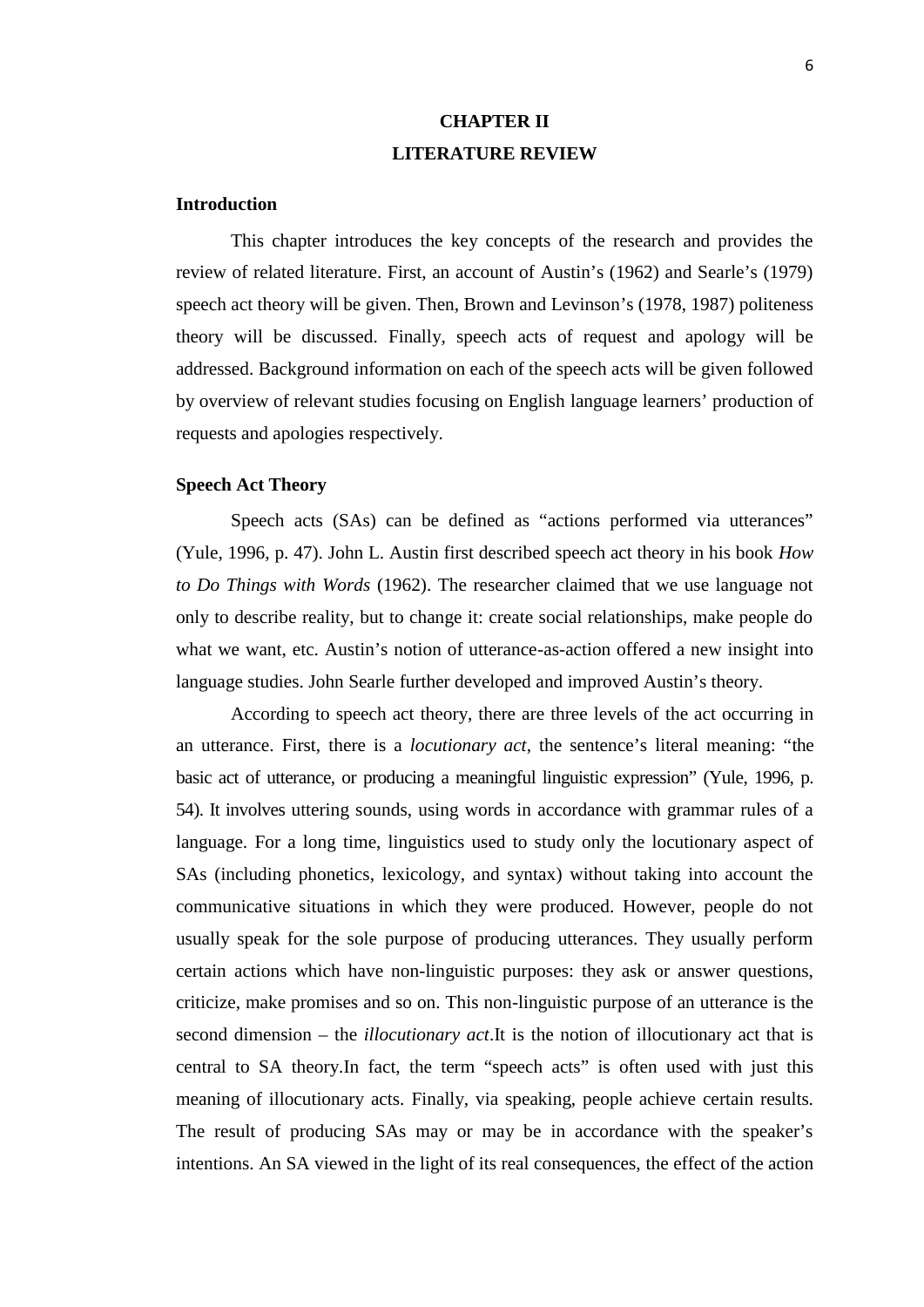# CHAPTER II
# LITERATURE REVIEW

### Introduction

This chapter introduces the key concepts of the research and provides the review of related literature. First, an account of Austin's (1962) and Searle's (1979) speech act theory will be given. Then, Brown and Levinson's (1978, 1987) politeness theory will be discussed. Finally, speech acts of request and apology will be addressed. Background information on each of the speech acts will be given followed by overview of relevant studies focusing on English language learners' production of requests and apologies respectively.

### Speech Act Theory

Speech acts (SAs) can be defined as "actions performed via utterances" (Yule, 1996, p. 47). John L. Austin first described speech act theory in his book *How to Do Things with Words* (1962). The researcher claimed that we use language not only to describe reality, but to change it: create social relationships, make people do what we want, etc. Austin's notion of utterance-as-action offered a new insight into language studies. John Searle further developed and improved Austin's theory.

According to speech act theory, there are three levels of the act occurring in an utterance. First, there is a *locutionary act*, the sentence's literal meaning: "the basic act of utterance, or producing a meaningful linguistic expression" (Yule, 1996, p. 54). It involves uttering sounds, using words in accordance with grammar rules of a language. For a long time, linguistics used to study only the locutionary aspect of SAs (including phonetics, lexicology, and syntax) without taking into account the communicative situations in which they were produced. However, people do not usually speak for the sole purpose of producing utterances. They usually perform certain actions which have non-linguistic purposes: they ask or answer questions, criticize, make promises and so on. This non-linguistic purpose of an utterance is the second dimension – the *illocutionary act*.It is the notion of illocutionary act that is central to SA theory.In fact, the term "speech acts" is often used with just this meaning of illocutionary acts. Finally, via speaking, people achieve certain results. The result of producing SAs may or may be in accordance with the speaker's intentions. An SA viewed in the light of its real consequences, the effect of the action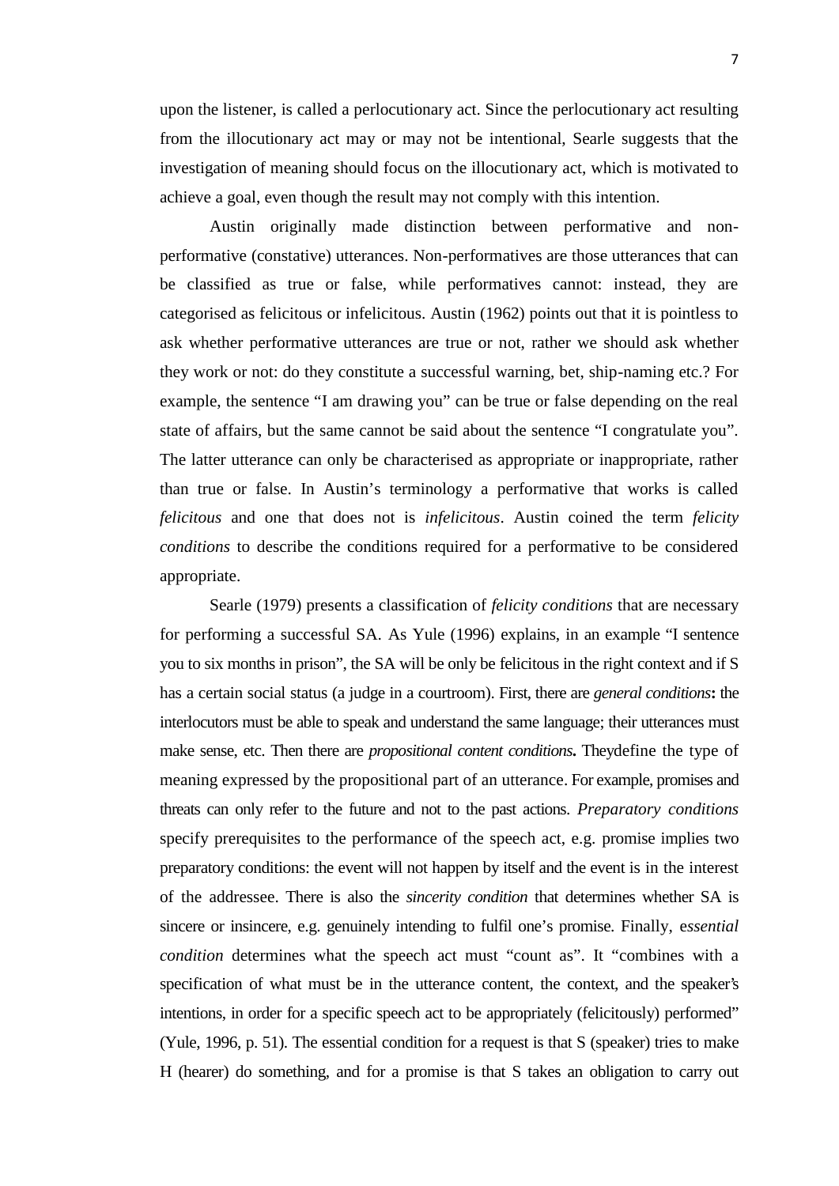upon the listener, is called a perlocutionary act. Since the perlocutionary act resulting from the illocutionary act may or may not be intentional, Searle suggests that the investigation of meaning should focus on the illocutionary act, which is motivated to achieve a goal, even though the result may not comply with this intention.

Austin originally made distinction between performative and non-performative (constative) utterances. Non-performatives are those utterances that can be classified as true or false, while performatives cannot: instead, they are categorised as felicitous or infelicitous. Austin (1962) points out that it is pointless to ask whether performative utterances are true or not, rather we should ask whether they work or not: do they constitute a successful warning, bet, ship-naming etc.? For example, the sentence "I am drawing you" can be true or false depending on the real state of affairs, but the same cannot be said about the sentence "I congratulate you". The latter utterance can only be characterised as appropriate or inappropriate, rather than true or false. In Austin's terminology a performative that works is called *felicitous* and one that does not is *infelicitous*. Austin coined the term *felicity conditions* to describe the conditions required for a performative to be considered appropriate.

Searle (1979) presents a classification of *felicity conditions* that are necessary for performing a successful SA. As Yule (1996) explains, in an example "I sentence you to six months in prison", the SA will be only be felicitous in the right context and if S has a certain social status (a judge in a courtroom). First, there are *general conditions***:** the interlocutors must be able to speak and understand the same language; their utterances must make sense, etc. Then there are *propositional content conditions***.** Theydefine the type of meaning expressed by the propositional part of an utterance. For example, promises and threats can only refer to the future and not to the past actions. *Preparatory conditions* specify prerequisites to the performance of the speech act, e.g. promise implies two preparatory conditions: the event will not happen by itself and the event is in the interest of the addressee. There is also the *sincerity condition* that determines whether SA is sincere or insincere, e.g. genuinely intending to fulfil one's promise. Finally, e*ssential condition* determines what the speech act must "count as". It "combines with a specification of what must be in the utterance content, the context, and the speaker's intentions, in order for a specific speech act to be appropriately (felicitously) performed" (Yule, 1996, p. 51). The essential condition for a request is that S (speaker) tries to make H (hearer) do something, and for a promise is that S takes an obligation to carry out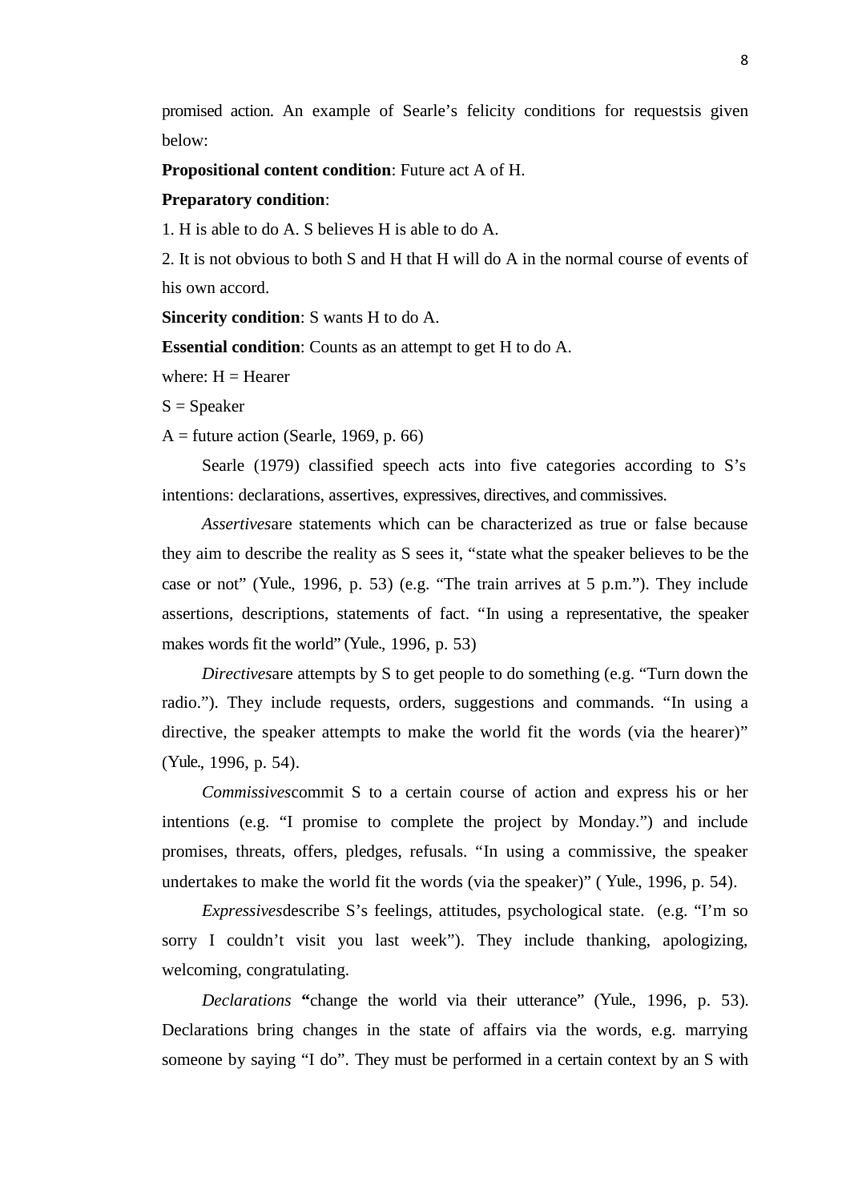promised action. An example of Searle's felicity conditions for requestsis given below:

**Propositional content condition**: Future act A of H.

**Preparatory condition**:

1. H is able to do A. S believes H is able to do A.

2. It is not obvious to both S and H that H will do A in the normal course of events of his own accord.

**Sincerity condition**: S wants H to do A.

**Essential condition**: Counts as an attempt to get H to do A.

where: H = Hearer

S = Speaker

A = future action (Searle, 1969, p. 66)

Searle (1979) classified speech acts into five categories according to S's intentions: declarations, assertives, expressives, directives, and commissives.

*Assertives*are statements which can be characterized as true or false because they aim to describe the reality as S sees it, "state what the speaker believes to be the case or not" (Yule., 1996, p. 53) (e.g. "The train arrives at 5 p.m."). They include assertions, descriptions, statements of fact. "In using a representative, the speaker makes words fit the world" (Yule., 1996, p. 53)

*Directives*are attempts by S to get people to do something (e.g. "Turn down the radio."). They include requests, orders, suggestions and commands. "In using a directive, the speaker attempts to make the world fit the words (via the hearer)" (Yule., 1996, p. 54).

*Commissives*commit S to a certain course of action and express his or her intentions (e.g. "I promise to complete the project by Monday.") and include promises, threats, offers, pledges, refusals. "In using a commissive, the speaker undertakes to make the world fit the words (via the speaker)" ( Yule., 1996, p. 54).

*Expressives*describe S's feelings, attitudes, psychological state. (e.g. "I'm so sorry I couldn't visit you last week"). They include thanking, apologizing, welcoming, congratulating.

*Declarations* **"**change the world via their utterance" (Yule., 1996, p. 53). Declarations bring changes in the state of affairs via the words, e.g. marrying someone by saying "I do". They must be performed in a certain context by an S with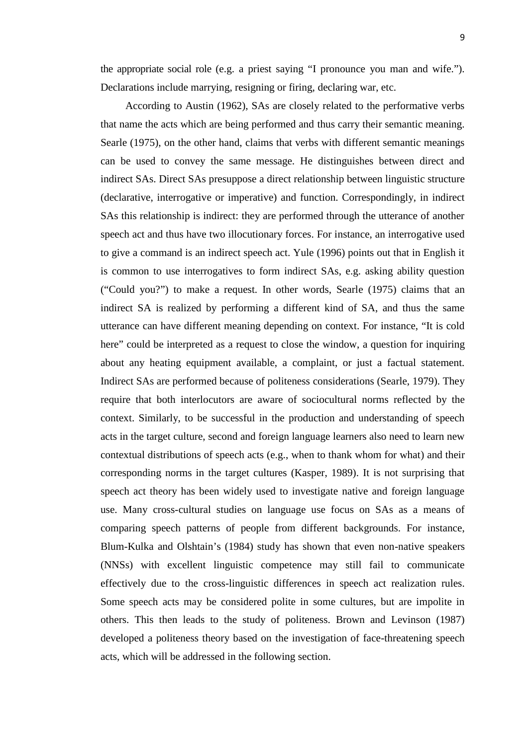the appropriate social role (e.g. a priest saying "I pronounce you man and wife."). Declarations include marrying, resigning or firing, declaring war, etc.

According to Austin (1962), SAs are closely related to the performative verbs that name the acts which are being performed and thus carry their semantic meaning. Searle (1975), on the other hand, claims that verbs with different semantic meanings can be used to convey the same message. He distinguishes between direct and indirect SAs. Direct SAs presuppose a direct relationship between linguistic structure (declarative, interrogative or imperative) and function. Correspondingly, in indirect SAs this relationship is indirect: they are performed through the utterance of another speech act and thus have two illocutionary forces. For instance, an interrogative used to give a command is an indirect speech act. Yule (1996) points out that in English it is common to use interrogatives to form indirect SAs, e.g. asking ability question ("Could you?") to make a request. In other words, Searle (1975) claims that an indirect SA is realized by performing a different kind of SA, and thus the same utterance can have different meaning depending on context. For instance, "It is cold here" could be interpreted as a request to close the window, a question for inquiring about any heating equipment available, a complaint, or just a factual statement. Indirect SAs are performed because of politeness considerations (Searle, 1979). They require that both interlocutors are aware of sociocultural norms reflected by the context. Similarly, to be successful in the production and understanding of speech acts in the target culture, second and foreign language learners also need to learn new contextual distributions of speech acts (e.g., when to thank whom for what) and their corresponding norms in the target cultures (Kasper, 1989). It is not surprising that speech act theory has been widely used to investigate native and foreign language use. Many cross-cultural studies on language use focus on SAs as a means of comparing speech patterns of people from different backgrounds. For instance, Blum-Kulka and Olshtain's (1984) study has shown that even non-native speakers (NNSs) with excellent linguistic competence may still fail to communicate effectively due to the cross-linguistic differences in speech act realization rules. Some speech acts may be considered polite in some cultures, but are impolite in others. This then leads to the study of politeness. Brown and Levinson (1987) developed a politeness theory based on the investigation of face-threatening speech acts, which will be addressed in the following section.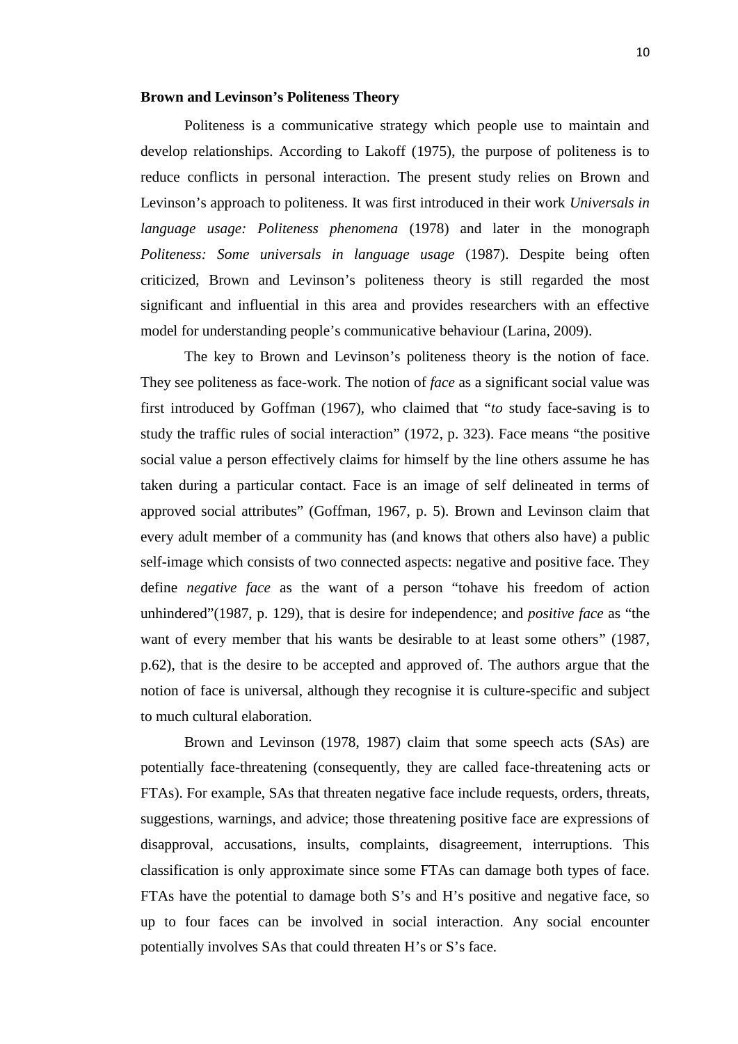**Brown and Levinson's Politeness Theory**

Politeness is a communicative strategy which people use to maintain and develop relationships. According to Lakoff (1975), the purpose of politeness is to reduce conflicts in personal interaction. The present study relies on Brown and Levinson's approach to politeness. It was first introduced in their work *Universals in language usage: Politeness phenomena* (1978) and later in the monograph *Politeness: Some universals in language usage* (1987). Despite being often criticized, Brown and Levinson's politeness theory is still regarded the most significant and influential in this area and provides researchers with an effective model for understanding people's communicative behaviour (Larina, 2009).

The key to Brown and Levinson's politeness theory is the notion of face. They see politeness as face-work. The notion of *face* as a significant social value was first introduced by Goffman (1967), who claimed that "*to* study face-saving is to study the traffic rules of social interaction" (1972, p. 323). Face means "the positive social value a person effectively claims for himself by the line others assume he has taken during a particular contact. Face is an image of self delineated in terms of approved social attributes" (Goffman, 1967, p. 5). Brown and Levinson claim that every adult member of a community has (and knows that others also have) a public self-image which consists of two connected aspects: negative and positive face. They define *negative face* as the want of a person "tohave his freedom of action unhindered"(1987, p. 129), that is desire for independence; and *positive face* as "the want of every member that his wants be desirable to at least some others" (1987, p.62), that is the desire to be accepted and approved of. The authors argue that the notion of face is universal, although they recognise it is culture-specific and subject to much cultural elaboration.

Brown and Levinson (1978, 1987) claim that some speech acts (SAs) are potentially face-threatening (consequently, they are called face-threatening acts or FTAs). For example, SAs that threaten negative face include requests, orders, threats, suggestions, warnings, and advice; those threatening positive face are expressions of disapproval, accusations, insults, complaints, disagreement, interruptions. This classification is only approximate since some FTAs can damage both types of face. FTAs have the potential to damage both S's and H's positive and negative face, so up to four faces can be involved in social interaction. Any social encounter potentially involves SAs that could threaten H's or S's face.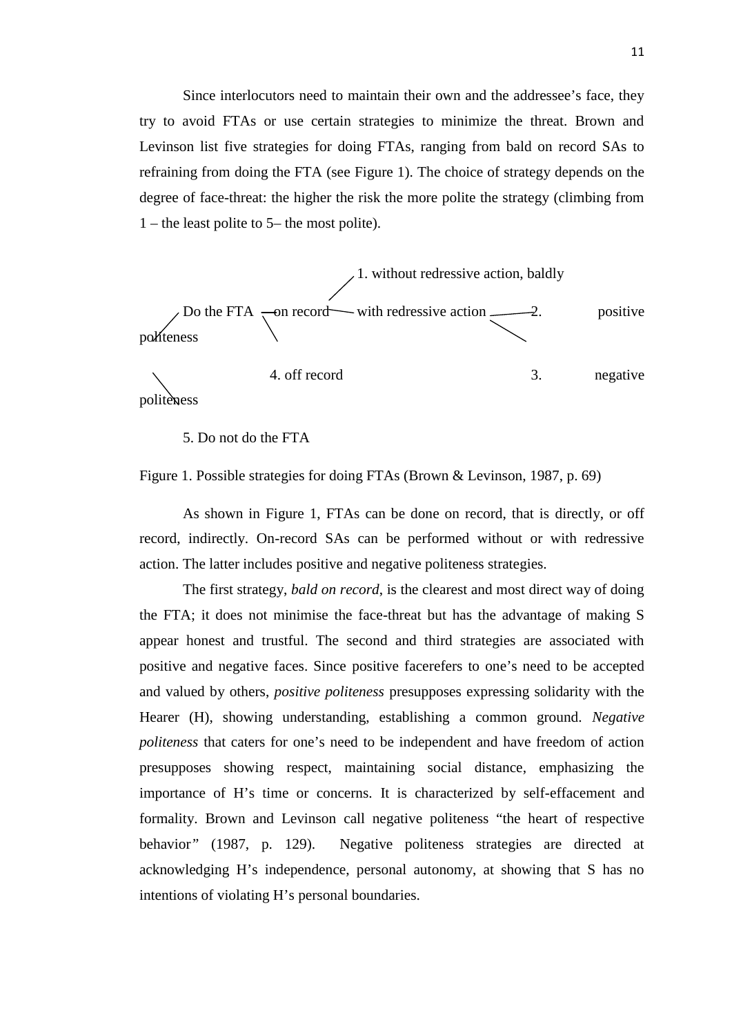Since interlocutors need to maintain their own and the addressee's face, they try to avoid FTAs or use certain strategies to minimize the threat. Brown and Levinson list five strategies for doing FTAs, ranging from bald on record SAs to refraining from doing the FTA (see Figure 1). The choice of strategy depends on the degree of face-threat: the higher the risk the more polite the strategy (climbing from 1 – the least polite to 5– the most polite).

```
                                    1. without redressive action, baldly
                                  /
         Do the FTA — on record — with redressive action — 2. positive politeness
       /                \                                  \
                         4. off record                       3. negative politeness
       \
         5. Do not do the FTA
```

Figure 1. Possible strategies for doing FTAs (Brown & Levinson, 1987, p. 69)

As shown in Figure 1, FTAs can be done on record, that is directly, or off record, indirectly. On-record SAs can be performed without or with redressive action. The latter includes positive and negative politeness strategies.

The first strategy, *bald on record*, is the clearest and most direct way of doing the FTA; it does not minimise the face-threat but has the advantage of making S appear honest and trustful. The second and third strategies are associated with positive and negative faces. Since positive facerefers to one's need to be accepted and valued by others, *positive politeness* presupposes expressing solidarity with the Hearer (H), showing understanding, establishing a common ground. *Negative politeness* that caters for one's need to be independent and have freedom of action presupposes showing respect, maintaining social distance, emphasizing the importance of H's time or concerns. It is characterized by self-effacement and formality. Brown and Levinson call negative politeness "the heart of respective behavior" (1987, p. 129). Negative politeness strategies are directed at acknowledging H's independence, personal autonomy, at showing that S has no intentions of violating H's personal boundaries.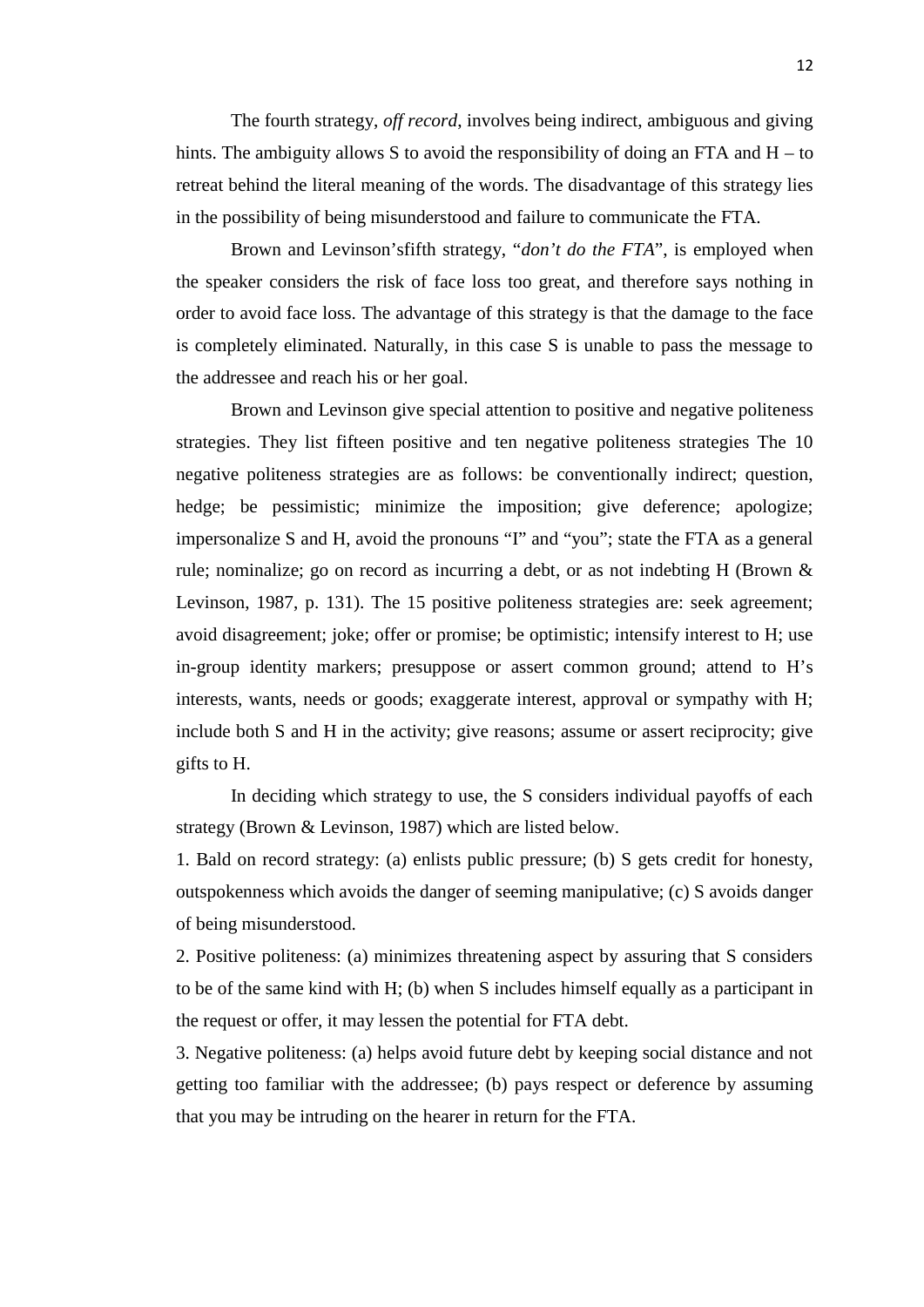The fourth strategy, *off record*, involves being indirect, ambiguous and giving hints. The ambiguity allows S to avoid the responsibility of doing an FTA and H – to retreat behind the literal meaning of the words. The disadvantage of this strategy lies in the possibility of being misunderstood and failure to communicate the FTA.

Brown and Levinson'sfifth strategy, "*don't do the FTA*", is employed when the speaker considers the risk of face loss too great, and therefore says nothing in order to avoid face loss. The advantage of this strategy is that the damage to the face is completely eliminated. Naturally, in this case S is unable to pass the message to the addressee and reach his or her goal.

Brown and Levinson give special attention to positive and negative politeness strategies. They list fifteen positive and ten negative politeness strategies The 10 negative politeness strategies are as follows: be conventionally indirect; question, hedge; be pessimistic; minimize the imposition; give deference; apologize; impersonalize S and H, avoid the pronouns "I" and "you"; state the FTA as a general rule; nominalize; go on record as incurring a debt, or as not indebting H (Brown & Levinson, 1987, p. 131). The 15 positive politeness strategies are: seek agreement; avoid disagreement; joke; offer or promise; be optimistic; intensify interest to H; use in-group identity markers; presuppose or assert common ground; attend to H's interests, wants, needs or goods; exaggerate interest, approval or sympathy with H; include both S and H in the activity; give reasons; assume or assert reciprocity; give gifts to H.

In deciding which strategy to use, the S considers individual payoffs of each strategy (Brown & Levinson, 1987) which are listed below.

1. Bald on record strategy: (a) enlists public pressure; (b) S gets credit for honesty, outspokenness which avoids the danger of seeming manipulative; (c) S avoids danger of being misunderstood.
2. Positive politeness: (a) minimizes threatening aspect by assuring that S considers to be of the same kind with H; (b) when S includes himself equally as a participant in the request or offer, it may lessen the potential for FTA debt.
3. Negative politeness: (a) helps avoid future debt by keeping social distance and not getting too familiar with the addressee; (b) pays respect or deference by assuming that you may be intruding on the hearer in return for the FTA.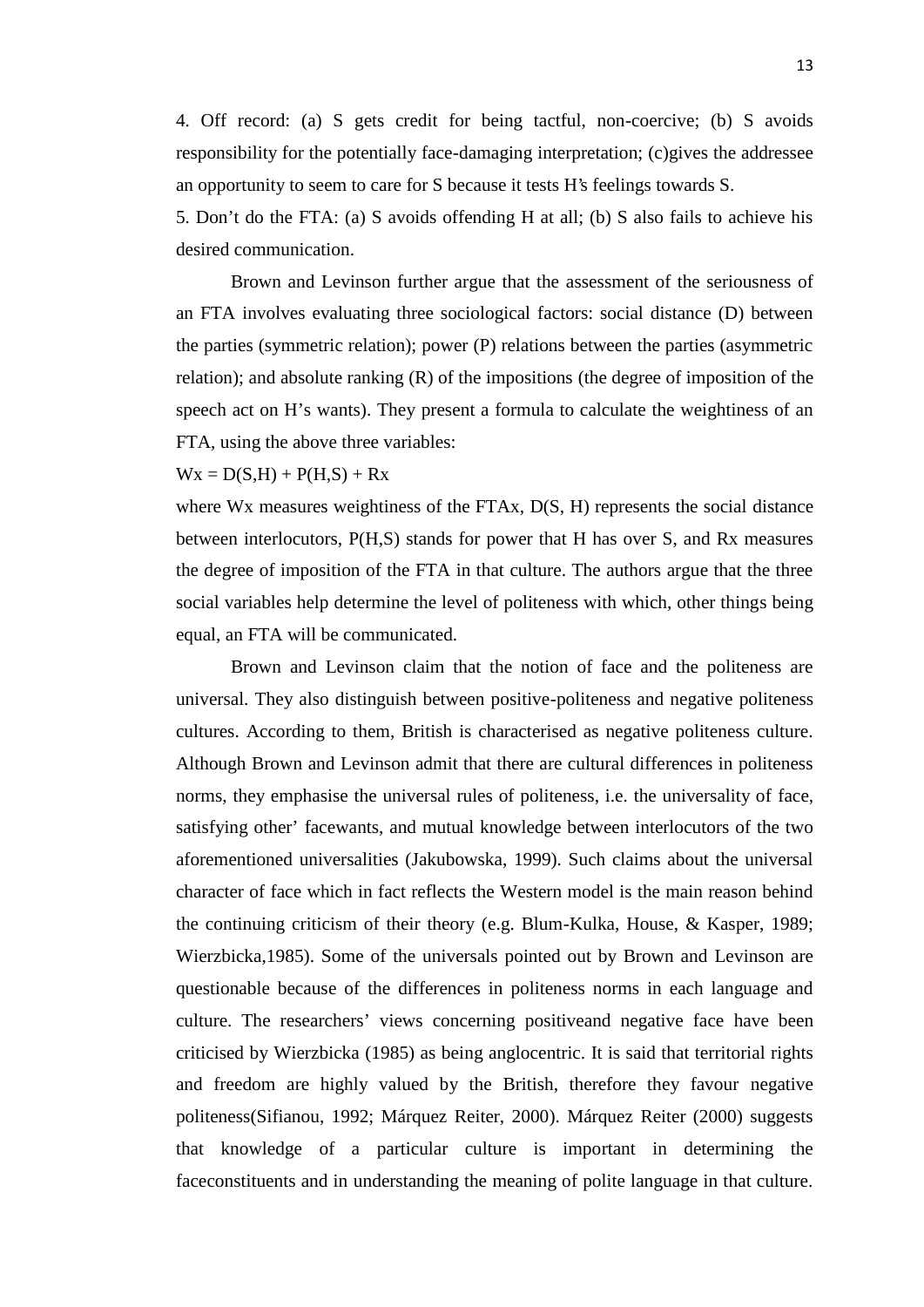4. Off record: (a) S gets credit for being tactful, non-coercive; (b) S avoids responsibility for the potentially face-damaging interpretation; (c)gives the addressee an opportunity to seem to care for S because it tests H's feelings towards S.

5. Don't do the FTA: (a) S avoids offending H at all; (b) S also fails to achieve his desired communication.

Brown and Levinson further argue that the assessment of the seriousness of an FTA involves evaluating three sociological factors: social distance (D) between the parties (symmetric relation); power (P) relations between the parties (asymmetric relation); and absolute ranking (R) of the impositions (the degree of imposition of the speech act on H's wants). They present a formula to calculate the weightiness of an FTA, using the above three variables:

$Wx = D(S,H) + P(H,S) + Rx$

where Wx measures weightiness of the FTAx, D(S, H) represents the social distance between interlocutors, P(H,S) stands for power that H has over S, and Rx measures the degree of imposition of the FTA in that culture. The authors argue that the three social variables help determine the level of politeness with which, other things being equal, an FTA will be communicated.

Brown and Levinson claim that the notion of face and the politeness are universal. They also distinguish between positive-politeness and negative politeness cultures. According to them, British is characterised as negative politeness culture. Although Brown and Levinson admit that there are cultural differences in politeness norms, they emphasise the universal rules of politeness, i.e. the universality of face, satisfying other' facewants, and mutual knowledge between interlocutors of the two aforementioned universalities (Jakubowska, 1999). Such claims about the universal character of face which in fact reflects the Western model is the main reason behind the continuing criticism of their theory (e.g. Blum-Kulka, House, & Kasper, 1989; Wierzbicka,1985). Some of the universals pointed out by Brown and Levinson are questionable because of the differences in politeness norms in each language and culture. The researchers' views concerning positiveand negative face have been criticised by Wierzbicka (1985) as being anglocentric. It is said that territorial rights and freedom are highly valued by the British, therefore they favour negative politeness(Sifianou, 1992; Márquez Reiter, 2000). Márquez Reiter (2000) suggests that knowledge of a particular culture is important in determining the faceconstituents and in understanding the meaning of polite language in that culture.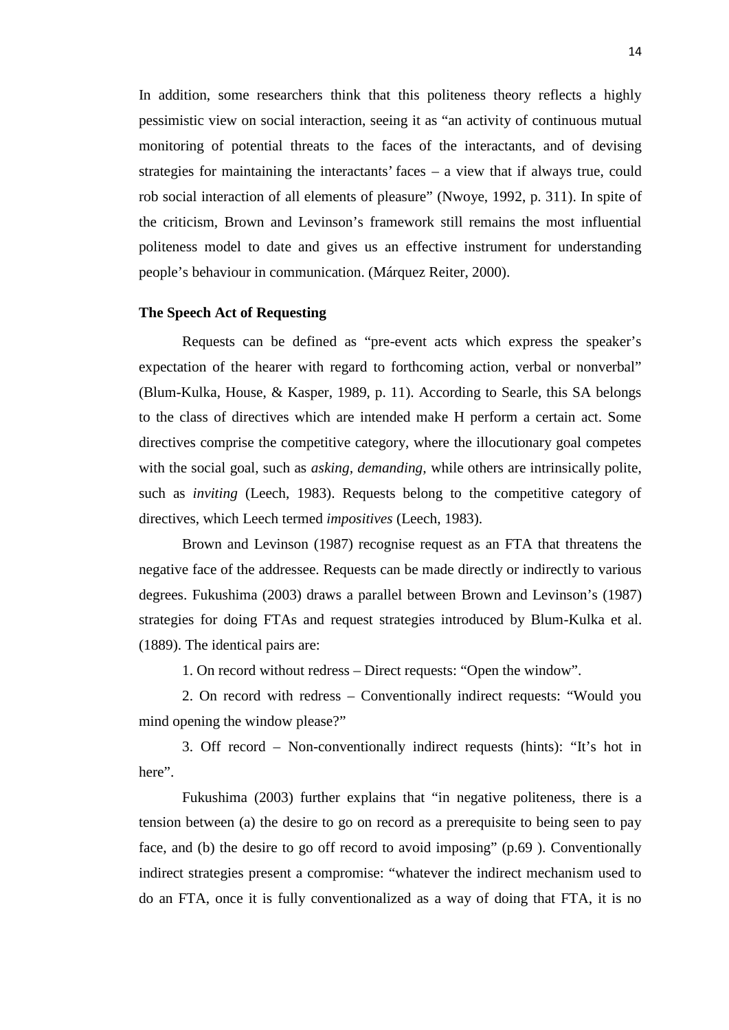In addition, some researchers think that this politeness theory reflects a highly pessimistic view on social interaction, seeing it as "an activity of continuous mutual monitoring of potential threats to the faces of the interactants, and of devising strategies for maintaining the interactants' faces – a view that if always true, could rob social interaction of all elements of pleasure" (Nwoye, 1992, p. 311). In spite of the criticism, Brown and Levinson's framework still remains the most influential politeness model to date and gives us an effective instrument for understanding people's behaviour in communication. (Márquez Reiter, 2000).

**The Speech Act of Requesting**

Requests can be defined as "pre-event acts which express the speaker's expectation of the hearer with regard to forthcoming action, verbal or nonverbal" (Blum-Kulka, House, & Kasper, 1989, p. 11). According to Searle, this SA belongs to the class of directives which are intended make H perform a certain act. Some directives comprise the competitive category, where the illocutionary goal competes with the social goal, such as *asking, demanding,* while others are intrinsically polite, such as *inviting* (Leech, 1983). Requests belong to the competitive category of directives, which Leech termed *impositives* (Leech, 1983).

Brown and Levinson (1987) recognise request as an FTA that threatens the negative face of the addressee. Requests can be made directly or indirectly to various degrees. Fukushima (2003) draws a parallel between Brown and Levinson's (1987) strategies for doing FTAs and request strategies introduced by Blum-Kulka et al. (1889). The identical pairs are:

1. On record without redress – Direct requests: "Open the window".

2. On record with redress – Conventionally indirect requests: "Would you mind opening the window please?"

3. Off record – Non-conventionally indirect requests (hints): "It's hot in here".

Fukushima (2003) further explains that "in negative politeness, there is a tension between (a) the desire to go on record as a prerequisite to being seen to pay face, and (b) the desire to go off record to avoid imposing" (p.69 ). Conventionally indirect strategies present a compromise: "whatever the indirect mechanism used to do an FTA, once it is fully conventionalized as a way of doing that FTA, it is no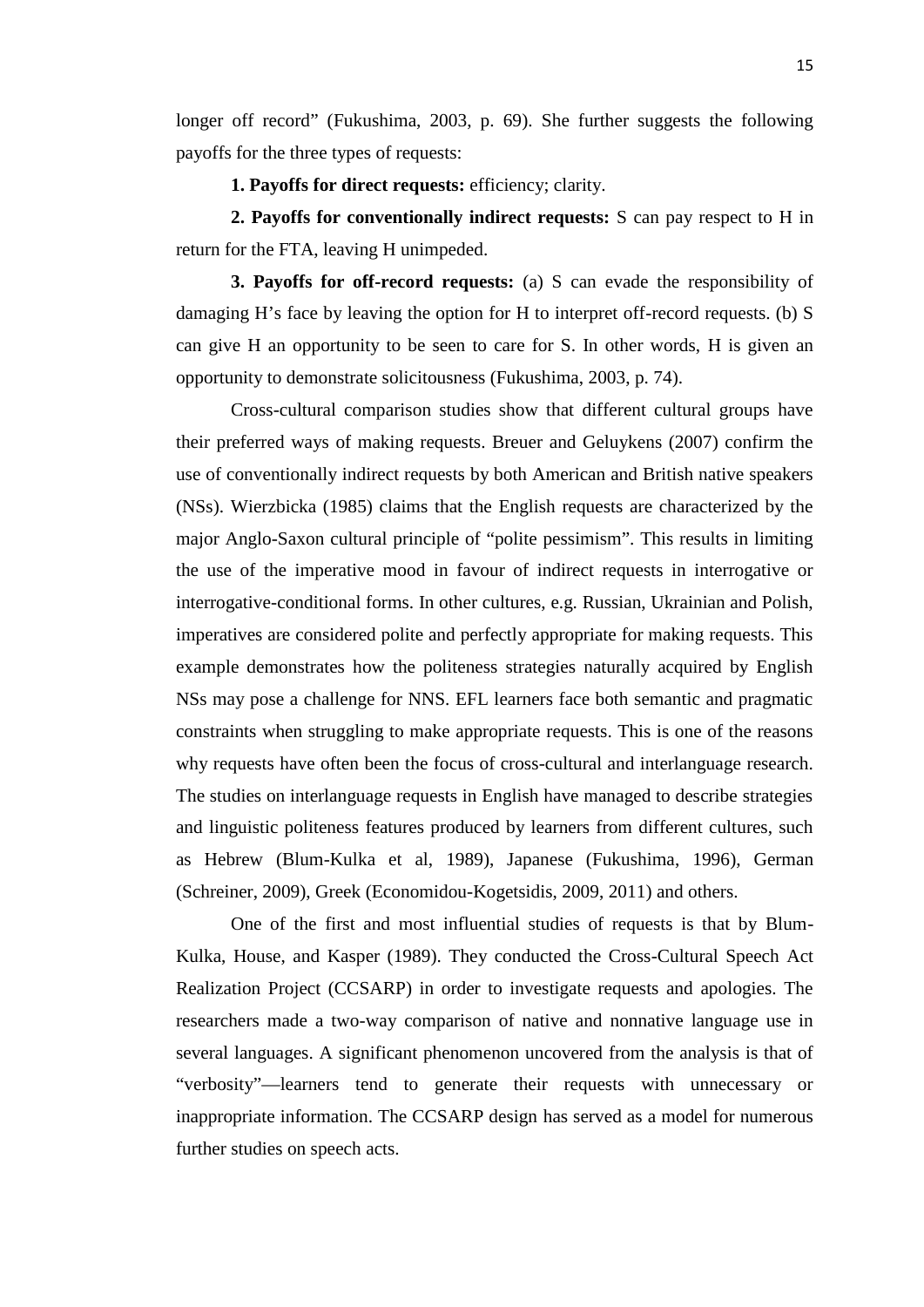longer off record" (Fukushima, 2003, p. 69). She further suggests the following payoffs for the three types of requests:

**1. Payoffs for direct requests:** efficiency; clarity.

**2. Payoffs for conventionally indirect requests:** S can pay respect to H in return for the FTA, leaving H unimpeded.

**3. Payoffs for off-record requests:** (a) S can evade the responsibility of damaging H's face by leaving the option for H to interpret off-record requests. (b) S can give H an opportunity to be seen to care for S. In other words, H is given an opportunity to demonstrate solicitousness (Fukushima, 2003, p. 74).

Cross-cultural comparison studies show that different cultural groups have their preferred ways of making requests. Breuer and Geluykens (2007) confirm the use of conventionally indirect requests by both American and British native speakers (NSs). Wierzbicka (1985) claims that the English requests are characterized by the major Anglo-Saxon cultural principle of "polite pessimism". This results in limiting the use of the imperative mood in favour of indirect requests in interrogative or interrogative-conditional forms. In other cultures, e.g. Russian, Ukrainian and Polish, imperatives are considered polite and perfectly appropriate for making requests. This example demonstrates how the politeness strategies naturally acquired by English NSs may pose a challenge for NNS. EFL learners face both semantic and pragmatic constraints when struggling to make appropriate requests. This is one of the reasons why requests have often been the focus of cross-cultural and interlanguage research. The studies on interlanguage requests in English have managed to describe strategies and linguistic politeness features produced by learners from different cultures, such as Hebrew (Blum-Kulka et al, 1989), Japanese (Fukushima, 1996), German (Schreiner, 2009), Greek (Economidou-Kogetsidis, 2009, 2011) and others.

One of the first and most influential studies of requests is that by Blum-Kulka, House, and Kasper (1989). They conducted the Cross-Cultural Speech Act Realization Project (CCSARP) in order to investigate requests and apologies. The researchers made a two-way comparison of native and nonnative language use in several languages. A significant phenomenon uncovered from the analysis is that of "verbosity"—learners tend to generate their requests with unnecessary or inappropriate information. The CCSARP design has served as a model for numerous further studies on speech acts.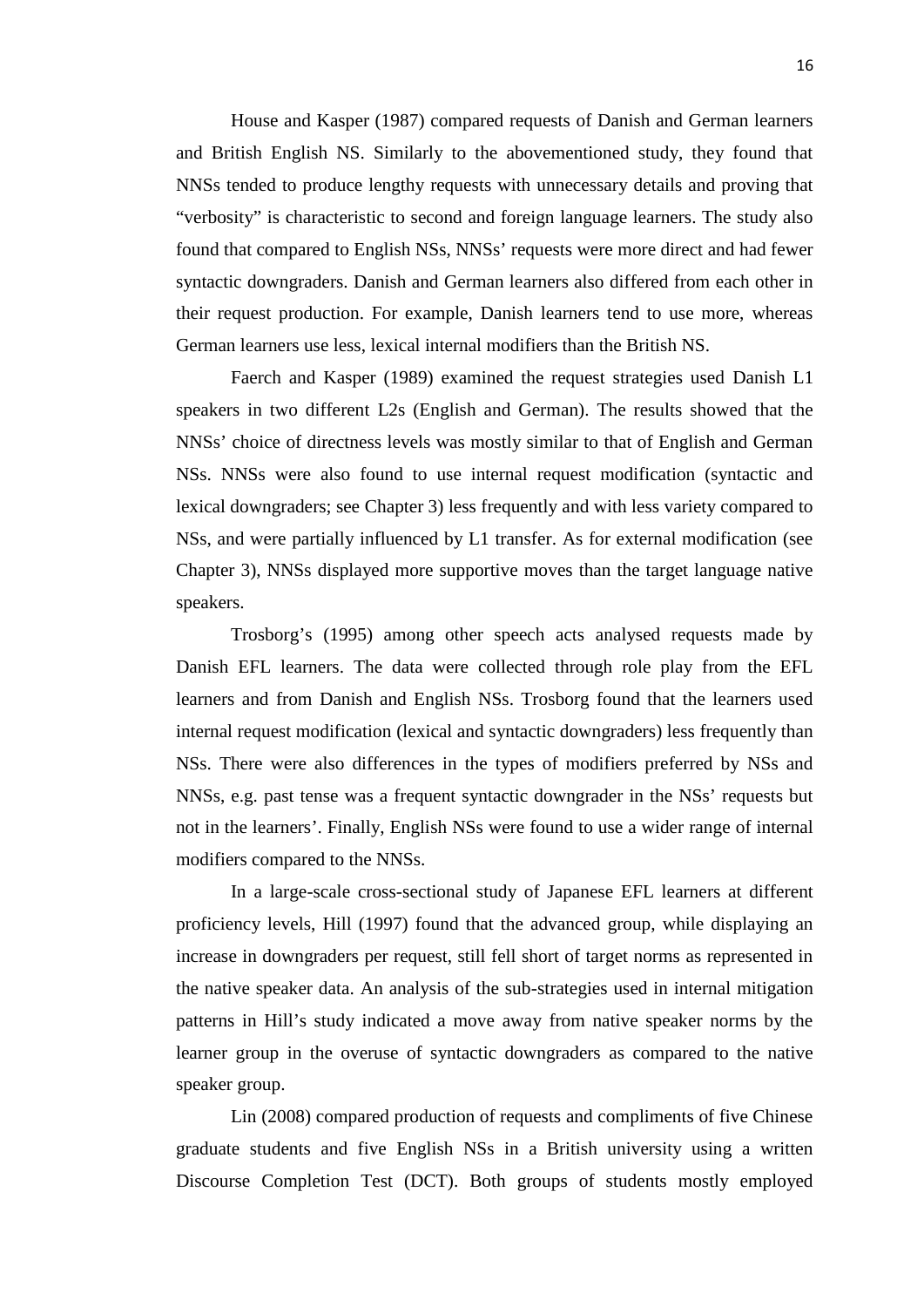House and Kasper (1987) compared requests of Danish and German learners and British English NS. Similarly to the abovementioned study, they found that NNSs tended to produce lengthy requests with unnecessary details and proving that "verbosity" is characteristic to second and foreign language learners. The study also found that compared to English NSs, NNSs' requests were more direct and had fewer syntactic downgraders. Danish and German learners also differed from each other in their request production. For example, Danish learners tend to use more, whereas German learners use less, lexical internal modifiers than the British NS.

Faerch and Kasper (1989) examined the request strategies used Danish L1 speakers in two different L2s (English and German). The results showed that the NNSs' choice of directness levels was mostly similar to that of English and German NSs. NNSs were also found to use internal request modification (syntactic and lexical downgraders; see Chapter 3) less frequently and with less variety compared to NSs, and were partially influenced by L1 transfer. As for external modification (see Chapter 3), NNSs displayed more supportive moves than the target language native speakers.

Trosborg's (1995) among other speech acts analysed requests made by Danish EFL learners. The data were collected through role play from the EFL learners and from Danish and English NSs. Trosborg found that the learners used internal request modification (lexical and syntactic downgraders) less frequently than NSs. There were also differences in the types of modifiers preferred by NSs and NNSs, e.g. past tense was a frequent syntactic downgrader in the NSs' requests but not in the learners'. Finally, English NSs were found to use a wider range of internal modifiers compared to the NNSs.

In a large-scale cross-sectional study of Japanese EFL learners at different proficiency levels, Hill (1997) found that the advanced group, while displaying an increase in downgraders per request, still fell short of target norms as represented in the native speaker data. An analysis of the sub-strategies used in internal mitigation patterns in Hill's study indicated a move away from native speaker norms by the learner group in the overuse of syntactic downgraders as compared to the native speaker group.

Lin (2008) compared production of requests and compliments of five Chinese graduate students and five English NSs in a British university using a written Discourse Completion Test (DCT). Both groups of students mostly employed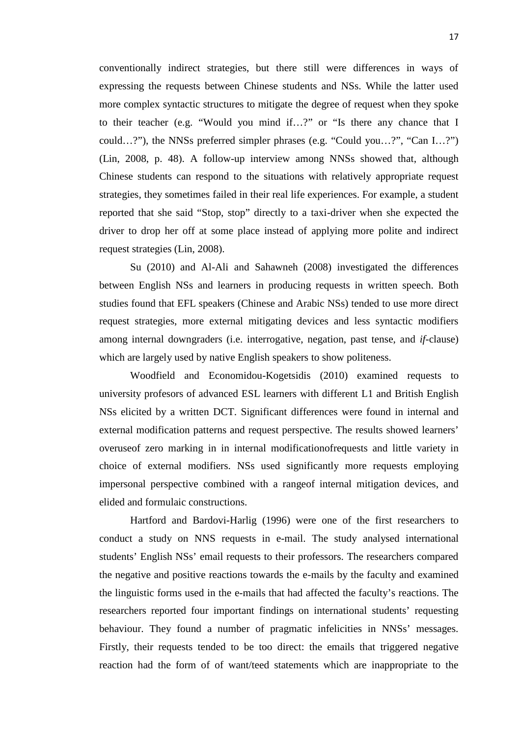conventionally indirect strategies, but there still were differences in ways of expressing the requests between Chinese students and NSs. While the latter used more complex syntactic structures to mitigate the degree of request when they spoke to their teacher (e.g. "Would you mind if…?" or "Is there any chance that I could…?"), the NNSs preferred simpler phrases (e.g. "Could you…?", "Can I…?") (Lin, 2008, p. 48). A follow-up interview among NNSs showed that, although Chinese students can respond to the situations with relatively appropriate request strategies, they sometimes failed in their real life experiences. For example, a student reported that she said "Stop, stop" directly to a taxi-driver when she expected the driver to drop her off at some place instead of applying more polite and indirect request strategies (Lin, 2008).

Su (2010) and Al-Ali and Sahawneh (2008) investigated the differences between English NSs and learners in producing requests in written speech. Both studies found that EFL speakers (Chinese and Arabic NSs) tended to use more direct request strategies, more external mitigating devices and less syntactic modifiers among internal downgraders (i.e. interrogative, negation, past tense, and *if*-clause) which are largely used by native English speakers to show politeness.

Woodfield and Economidou-Kogetsidis (2010) examined requests to university profesors of advanced ESL learners with different L1 and British English NSs elicited by a written DCT. Significant differences were found in internal and external modification patterns and request perspective. The results showed learners' overuseof zero marking in in internal modificationofrequests and little variety in choice of external modifiers. NSs used significantly more requests employing impersonal perspective combined with a rangeof internal mitigation devices, and elided and formulaic constructions.

Hartford and Bardovi-Harlig (1996) were one of the first researchers to conduct a study on NNS requests in e-mail. The study analysed international students' English NSs' email requests to their professors. The researchers compared the negative and positive reactions towards the e-mails by the faculty and examined the linguistic forms used in the e-mails that had affected the faculty's reactions. The researchers reported four important findings on international students' requesting behaviour. They found a number of pragmatic infelicities in NNSs' messages. Firstly, their requests tended to be too direct: the emails that triggered negative reaction had the form of of want/teed statements which are inappropriate to the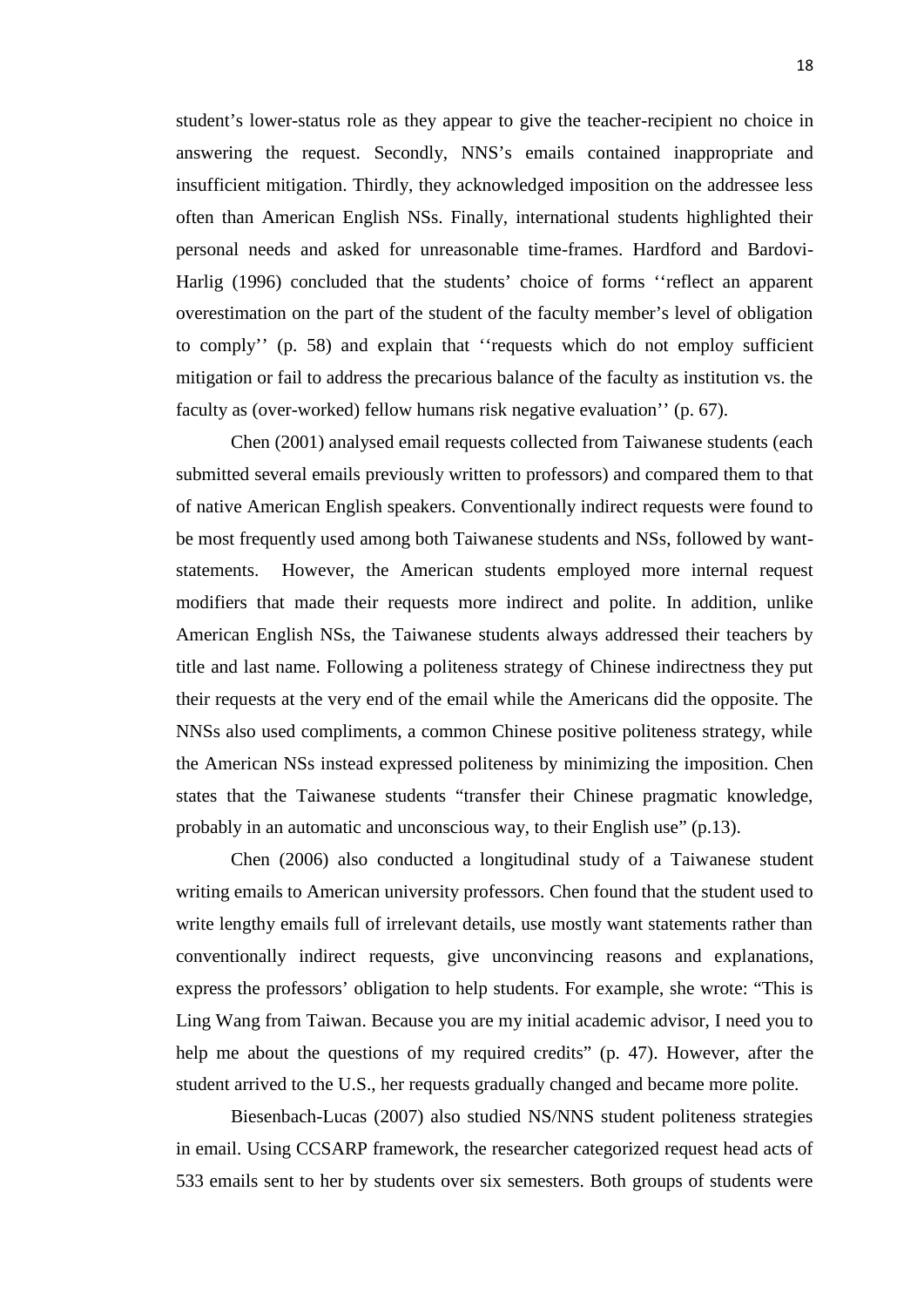student's lower-status role as they appear to give the teacher-recipient no choice in answering the request. Secondly, NNS's emails contained inappropriate and insufficient mitigation. Thirdly, they acknowledged imposition on the addressee less often than American English NSs. Finally, international students highlighted their personal needs and asked for unreasonable time-frames. Hardford and Bardovi-Harlig (1996) concluded that the students' choice of forms ''reflect an apparent overestimation on the part of the student of the faculty member's level of obligation to comply'' (p. 58) and explain that ''requests which do not employ sufficient mitigation or fail to address the precarious balance of the faculty as institution vs. the faculty as (over-worked) fellow humans risk negative evaluation'' (p. 67).

Chen (2001) analysed email requests collected from Taiwanese students (each submitted several emails previously written to professors) and compared them to that of native American English speakers. Conventionally indirect requests were found to be most frequently used among both Taiwanese students and NSs, followed by want-statements. However, the American students employed more internal request modifiers that made their requests more indirect and polite. In addition, unlike American English NSs, the Taiwanese students always addressed their teachers by title and last name. Following a politeness strategy of Chinese indirectness they put their requests at the very end of the email while the Americans did the opposite. The NNSs also used compliments, a common Chinese positive politeness strategy, while the American NSs instead expressed politeness by minimizing the imposition. Chen states that the Taiwanese students "transfer their Chinese pragmatic knowledge, probably in an automatic and unconscious way, to their English use" (p.13).

Chen (2006) also conducted a longitudinal study of a Taiwanese student writing emails to American university professors. Chen found that the student used to write lengthy emails full of irrelevant details, use mostly want statements rather than conventionally indirect requests, give unconvincing reasons and explanations, express the professors' obligation to help students. For example, she wrote: "This is Ling Wang from Taiwan. Because you are my initial academic advisor, I need you to help me about the questions of my required credits" (p. 47). However, after the student arrived to the U.S., her requests gradually changed and became more polite.

Biesenbach-Lucas (2007) also studied NS/NNS student politeness strategies in email. Using CCSARP framework, the researcher categorized request head acts of 533 emails sent to her by students over six semesters. Both groups of students were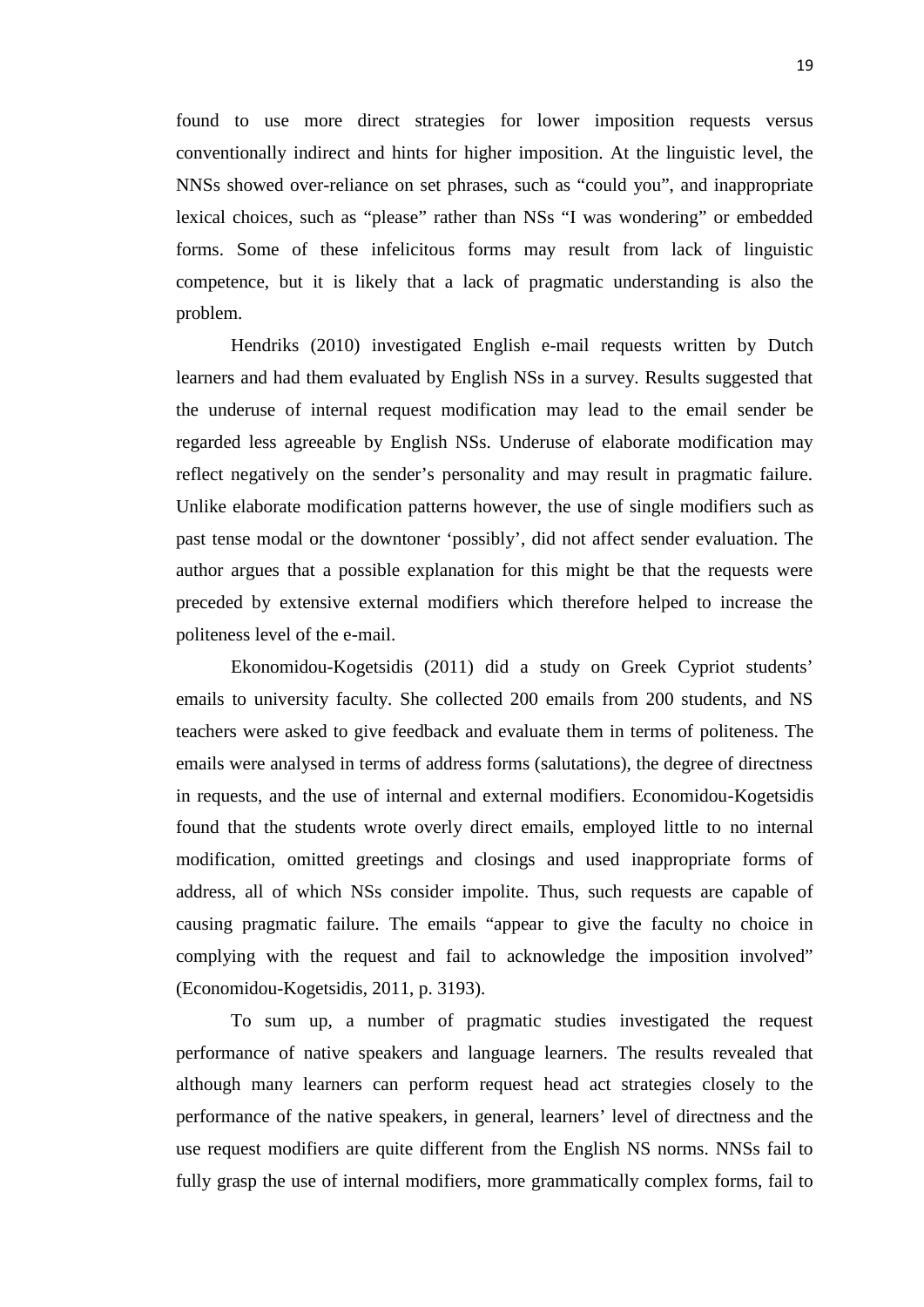found to use more direct strategies for lower imposition requests versus conventionally indirect and hints for higher imposition. At the linguistic level, the NNSs showed over-reliance on set phrases, such as "could you", and inappropriate lexical choices, such as "please" rather than NSs "I was wondering" or embedded forms. Some of these infelicitous forms may result from lack of linguistic competence, but it is likely that a lack of pragmatic understanding is also the problem.

Hendriks (2010) investigated English e-mail requests written by Dutch learners and had them evaluated by English NSs in a survey. Results suggested that the underuse of internal request modification may lead to the email sender be regarded less agreeable by English NSs. Underuse of elaborate modification may reflect negatively on the sender's personality and may result in pragmatic failure. Unlike elaborate modification patterns however, the use of single modifiers such as past tense modal or the downtoner 'possibly', did not affect sender evaluation. The author argues that a possible explanation for this might be that the requests were preceded by extensive external modifiers which therefore helped to increase the politeness level of the e-mail.

Ekonomidou-Kogetsidis (2011) did a study on Greek Cypriot students' emails to university faculty. She collected 200 emails from 200 students, and NS teachers were asked to give feedback and evaluate them in terms of politeness. The emails were analysed in terms of address forms (salutations), the degree of directness in requests, and the use of internal and external modifiers. Economidou-Kogetsidis found that the students wrote overly direct emails, employed little to no internal modification, omitted greetings and closings and used inappropriate forms of address, all of which NSs consider impolite. Thus, such requests are capable of causing pragmatic failure. The emails "appear to give the faculty no choice in complying with the request and fail to acknowledge the imposition involved" (Economidou-Kogetsidis, 2011, p. 3193).

To sum up, a number of pragmatic studies investigated the request performance of native speakers and language learners. The results revealed that although many learners can perform request head act strategies closely to the performance of the native speakers, in general, learners' level of directness and the use request modifiers are quite different from the English NS norms. NNSs fail to fully grasp the use of internal modifiers, more grammatically complex forms, fail to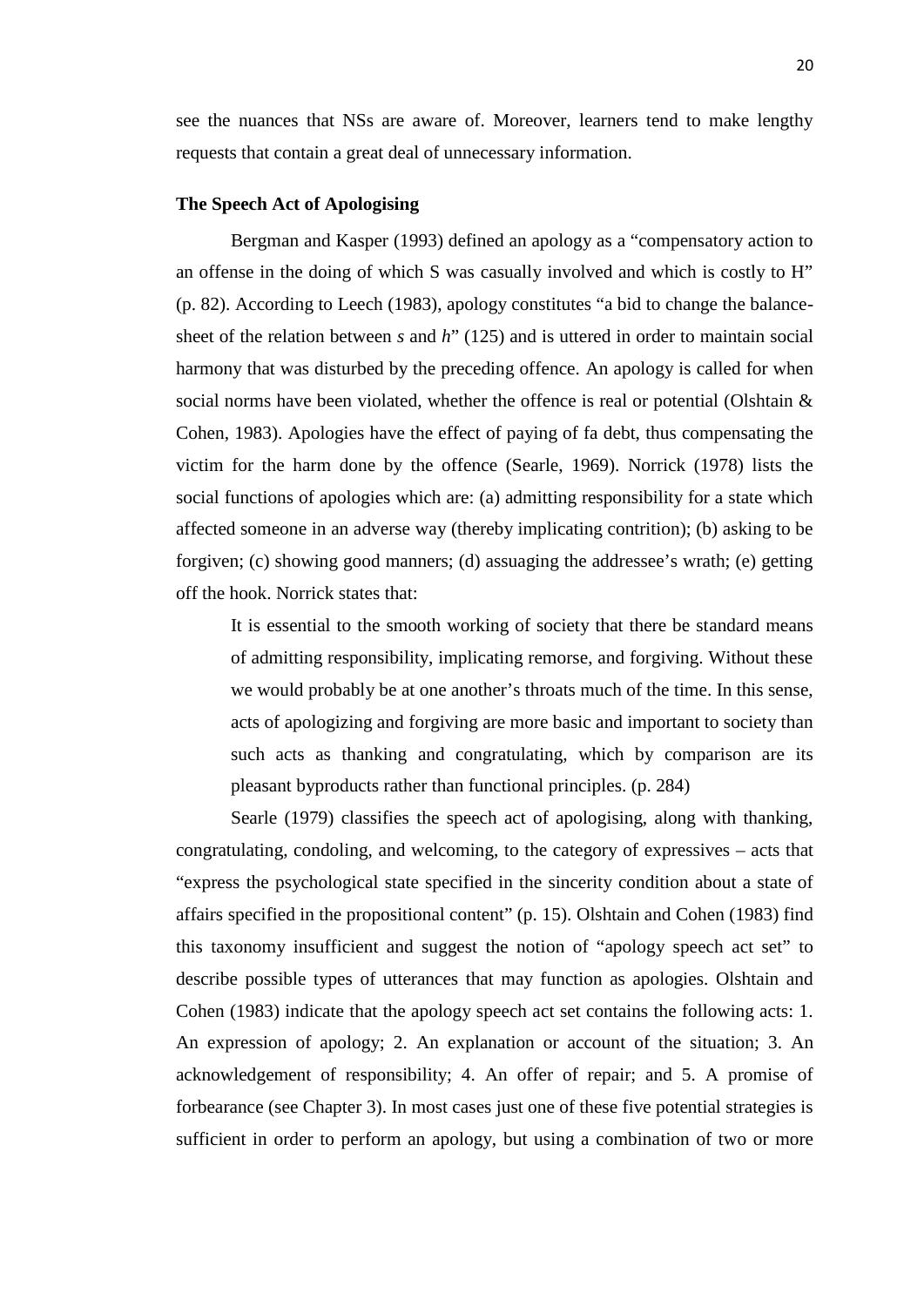see the nuances that NSs are aware of. Moreover, learners tend to make lengthy requests that contain a great deal of unnecessary information.

**The Speech Act of Apologising**

Bergman and Kasper (1993) defined an apology as a "compensatory action to an offense in the doing of which S was casually involved and which is costly to H" (p. 82). According to Leech (1983), apology constitutes "a bid to change the balance-sheet of the relation between *s* and *h*" (125) and is uttered in order to maintain social harmony that was disturbed by the preceding offence. An apology is called for when social norms have been violated, whether the offence is real or potential (Olshtain & Cohen, 1983). Apologies have the effect of paying of fa debt, thus compensating the victim for the harm done by the offence (Searle, 1969). Norrick (1978) lists the social functions of apologies which are: (a) admitting responsibility for a state which affected someone in an adverse way (thereby implicating contrition); (b) asking to be forgiven; (c) showing good manners; (d) assuaging the addressee's wrath; (e) getting off the hook. Norrick states that:

> It is essential to the smooth working of society that there be standard means of admitting responsibility, implicating remorse, and forgiving. Without these we would probably be at one another's throats much of the time. In this sense, acts of apologizing and forgiving are more basic and important to society than such acts as thanking and congratulating, which by comparison are its pleasant byproducts rather than functional principles. (p. 284)

Searle (1979) classifies the speech act of apologising, along with thanking, congratulating, condoling, and welcoming, to the category of expressives – acts that "express the psychological state specified in the sincerity condition about a state of affairs specified in the propositional content" (p. 15). Olshtain and Cohen (1983) find this taxonomy insufficient and suggest the notion of "apology speech act set" to describe possible types of utterances that may function as apologies. Olshtain and Cohen (1983) indicate that the apology speech act set contains the following acts: 1. An expression of apology; 2. An explanation or account of the situation; 3. An acknowledgement of responsibility; 4. An offer of repair; and 5. A promise of forbearance (see Chapter 3). In most cases just one of these five potential strategies is sufficient in order to perform an apology, but using a combination of two or more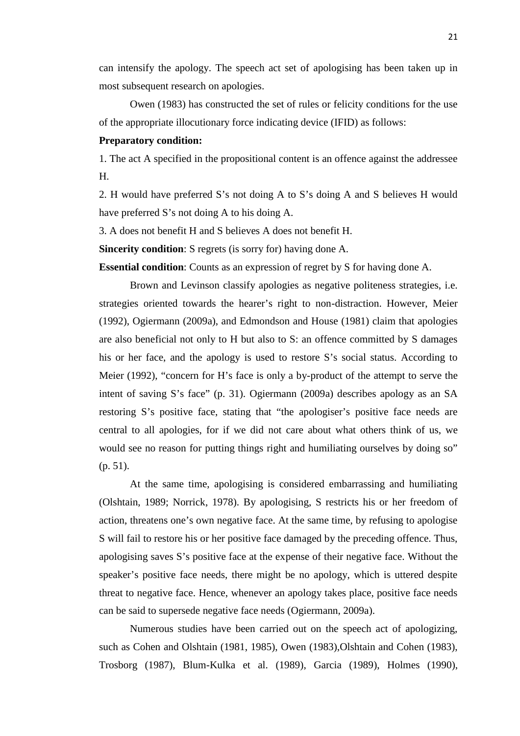can intensify the apology. The speech act set of apologising has been taken up in most subsequent research on apologies.

Owen (1983) has constructed the set of rules or felicity conditions for the use of the appropriate illocutionary force indicating device (IFID) as follows:

**Preparatory condition:**

1. The act A specified in the propositional content is an offence against the addressee H.

2. H would have preferred S's not doing A to S's doing A and S believes H would have preferred S's not doing A to his doing A.

3. A does not benefit H and S believes A does not benefit H.

**Sincerity condition**: S regrets (is sorry for) having done A.

**Essential condition**: Counts as an expression of regret by S for having done A.

Brown and Levinson classify apologies as negative politeness strategies, i.e. strategies oriented towards the hearer's right to non-distraction. However, Meier (1992), Ogiermann (2009a), and Edmondson and House (1981) claim that apologies are also beneficial not only to H but also to S: an offence committed by S damages his or her face, and the apology is used to restore S's social status. According to Meier (1992), "concern for H's face is only a by-product of the attempt to serve the intent of saving S's face" (p. 31). Ogiermann (2009a) describes apology as an SA restoring S's positive face, stating that "the apologiser's positive face needs are central to all apologies, for if we did not care about what others think of us, we would see no reason for putting things right and humiliating ourselves by doing so" (p. 51).

At the same time, apologising is considered embarrassing and humiliating (Olshtain, 1989; Norrick, 1978). By apologising, S restricts his or her freedom of action, threatens one's own negative face. At the same time, by refusing to apologise S will fail to restore his or her positive face damaged by the preceding offence. Thus, apologising saves S's positive face at the expense of their negative face. Without the speaker's positive face needs, there might be no apology, which is uttered despite threat to negative face. Hence, whenever an apology takes place, positive face needs can be said to supersede negative face needs (Ogiermann, 2009a).

Numerous studies have been carried out on the speech act of apologizing, such as Cohen and Olshtain (1981, 1985), Owen (1983),Olshtain and Cohen (1983), Trosborg (1987), Blum-Kulka et al. (1989), Garcia (1989), Holmes (1990),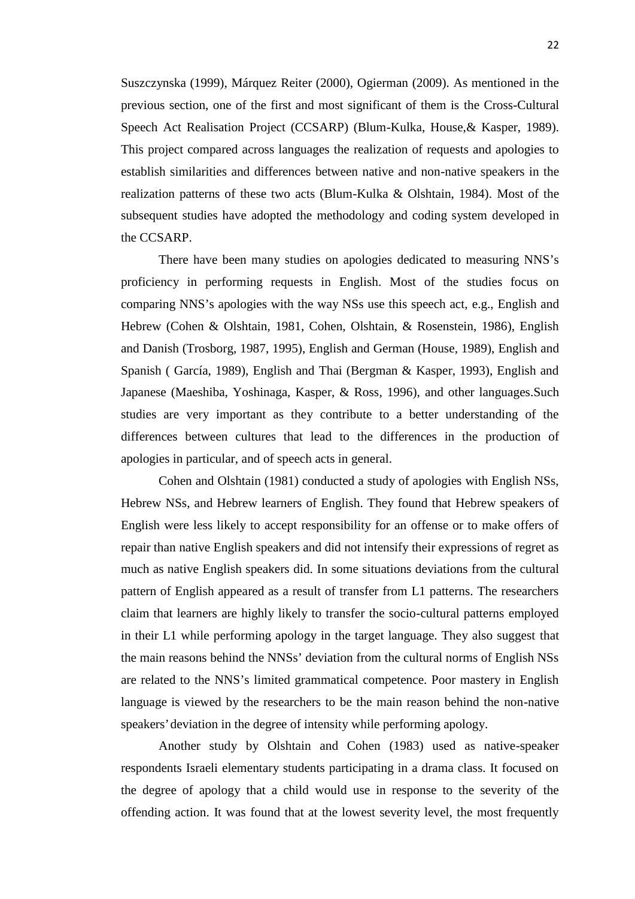Suszczynska (1999), Márquez Reiter (2000), Ogierman (2009). As mentioned in the previous section, one of the first and most significant of them is the Cross-Cultural Speech Act Realisation Project (CCSARP) (Blum-Kulka, House,& Kasper, 1989). This project compared across languages the realization of requests and apologies to establish similarities and differences between native and non-native speakers in the realization patterns of these two acts (Blum-Kulka & Olshtain, 1984). Most of the subsequent studies have adopted the methodology and coding system developed in the CCSARP.

There have been many studies on apologies dedicated to measuring NNS's proficiency in performing requests in English. Most of the studies focus on comparing NNS's apologies with the way NSs use this speech act, e.g., English and Hebrew (Cohen & Olshtain, 1981, Cohen, Olshtain, & Rosenstein, 1986), English and Danish (Trosborg, 1987, 1995), English and German (House, 1989), English and Spanish ( García, 1989), English and Thai (Bergman & Kasper, 1993), English and Japanese (Maeshiba, Yoshinaga, Kasper, & Ross, 1996), and other languages.Such studies are very important as they contribute to a better understanding of the differences between cultures that lead to the differences in the production of apologies in particular, and of speech acts in general.

Cohen and Olshtain (1981) conducted a study of apologies with English NSs, Hebrew NSs, and Hebrew learners of English. They found that Hebrew speakers of English were less likely to accept responsibility for an offense or to make offers of repair than native English speakers and did not intensify their expressions of regret as much as native English speakers did. In some situations deviations from the cultural pattern of English appeared as a result of transfer from L1 patterns. The researchers claim that learners are highly likely to transfer the socio-cultural patterns employed in their L1 while performing apology in the target language. They also suggest that the main reasons behind the NNSs' deviation from the cultural norms of English NSs are related to the NNS's limited grammatical competence. Poor mastery in English language is viewed by the researchers to be the main reason behind the non-native speakers' deviation in the degree of intensity while performing apology.

Another study by Olshtain and Cohen (1983) used as native-speaker respondents Israeli elementary students participating in a drama class. It focused on the degree of apology that a child would use in response to the severity of the offending action. It was found that at the lowest severity level, the most frequently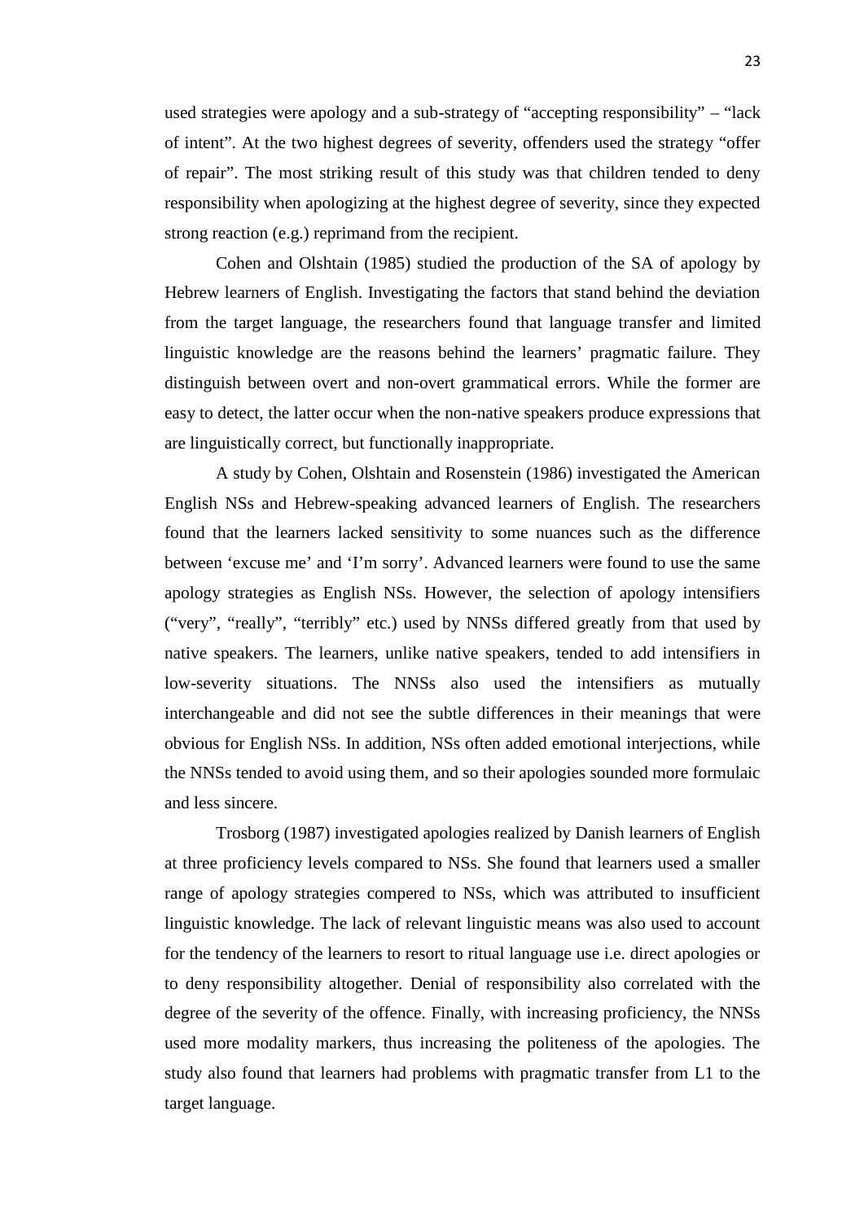used strategies were apology and a sub-strategy of "accepting responsibility" – "lack of intent". At the two highest degrees of severity, offenders used the strategy "offer of repair". The most striking result of this study was that children tended to deny responsibility when apologizing at the highest degree of severity, since they expected strong reaction (e.g.) reprimand from the recipient.

Cohen and Olshtain (1985) studied the production of the SA of apology by Hebrew learners of English. Investigating the factors that stand behind the deviation from the target language, the researchers found that language transfer and limited linguistic knowledge are the reasons behind the learners' pragmatic failure. They distinguish between overt and non-overt grammatical errors. While the former are easy to detect, the latter occur when the non-native speakers produce expressions that are linguistically correct, but functionally inappropriate.

A study by Cohen, Olshtain and Rosenstein (1986) investigated the American English NSs and Hebrew-speaking advanced learners of English. The researchers found that the learners lacked sensitivity to some nuances such as the difference between 'excuse me' and 'I'm sorry'. Advanced learners were found to use the same apology strategies as English NSs. However, the selection of apology intensifiers ("very", "really", "terribly" etc.) used by NNSs differed greatly from that used by native speakers. The learners, unlike native speakers, tended to add intensifiers in low-severity situations. The NNSs also used the intensifiers as mutually interchangeable and did not see the subtle differences in their meanings that were obvious for English NSs. In addition, NSs often added emotional interjections, while the NNSs tended to avoid using them, and so their apologies sounded more formulaic and less sincere.

Trosborg (1987) investigated apologies realized by Danish learners of English at three proficiency levels compared to NSs. She found that learners used a smaller range of apology strategies compered to NSs, which was attributed to insufficient linguistic knowledge. The lack of relevant linguistic means was also used to account for the tendency of the learners to resort to ritual language use i.e. direct apologies or to deny responsibility altogether. Denial of responsibility also correlated with the degree of the severity of the offence. Finally, with increasing proficiency, the NNSs used more modality markers, thus increasing the politeness of the apologies. The study also found that learners had problems with pragmatic transfer from L1 to the target language.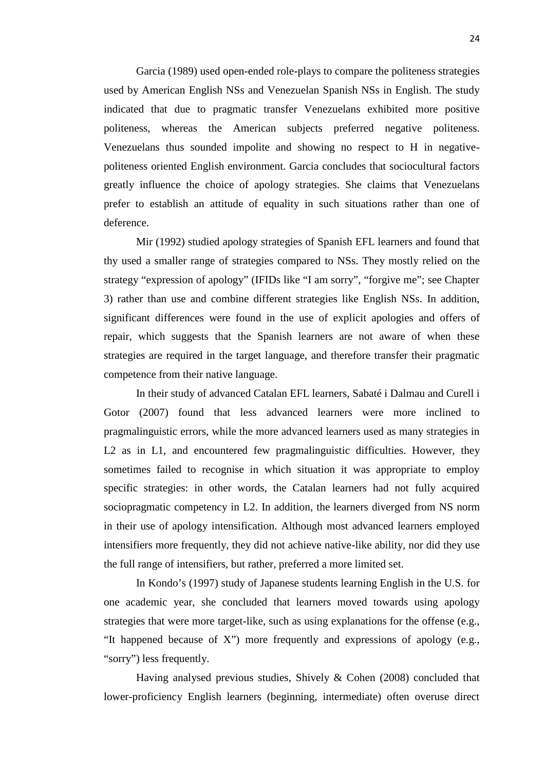Garcia (1989) used open-ended role-plays to compare the politeness strategies used by American English NSs and Venezuelan Spanish NSs in English. The study indicated that due to pragmatic transfer Venezuelans exhibited more positive politeness, whereas the American subjects preferred negative politeness. Venezuelans thus sounded impolite and showing no respect to H in negative-politeness oriented English environment. Garcia concludes that sociocultural factors greatly influence the choice of apology strategies. She claims that Venezuelans prefer to establish an attitude of equality in such situations rather than one of deference.

Mir (1992) studied apology strategies of Spanish EFL learners and found that thy used a smaller range of strategies compared to NSs. They mostly relied on the strategy "expression of apology" (IFIDs like "I am sorry", "forgive me"; see Chapter 3) rather than use and combine different strategies like English NSs. In addition, significant differences were found in the use of explicit apologies and offers of repair, which suggests that the Spanish learners are not aware of when these strategies are required in the target language, and therefore transfer their pragmatic competence from their native language.

In their study of advanced Catalan EFL learners, Sabaté i Dalmau and Curell i Gotor (2007) found that less advanced learners were more inclined to pragmalinguistic errors, while the more advanced learners used as many strategies in L2 as in L1, and encountered few pragmalinguistic difficulties. However, they sometimes failed to recognise in which situation it was appropriate to employ specific strategies: in other words, the Catalan learners had not fully acquired sociopragmatic competency in L2. In addition, the learners diverged from NS norm in their use of apology intensification. Although most advanced learners employed intensifiers more frequently, they did not achieve native-like ability, nor did they use the full range of intensifiers, but rather, preferred a more limited set.

In Kondo's (1997) study of Japanese students learning English in the U.S. for one academic year, she concluded that learners moved towards using apology strategies that were more target-like, such as using explanations for the offense (e.g., "It happened because of X") more frequently and expressions of apology (e.g., "sorry") less frequently.

Having analysed previous studies, Shively & Cohen (2008) concluded that lower-proficiency English learners (beginning, intermediate) often overuse direct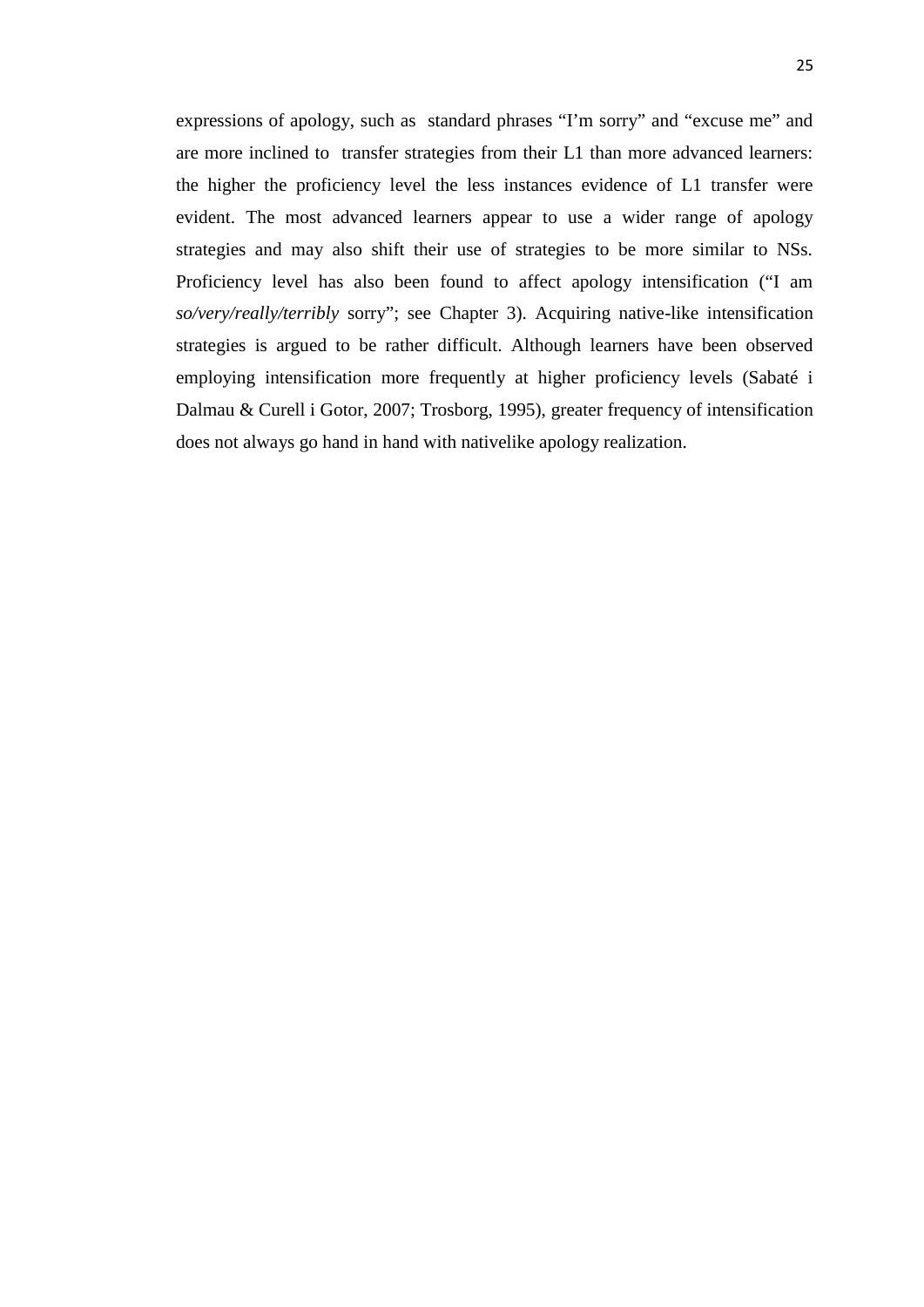expressions of apology, such as standard phrases "I'm sorry" and "excuse me" and are more inclined to transfer strategies from their L1 than more advanced learners: the higher the proficiency level the less instances evidence of L1 transfer were evident. The most advanced learners appear to use a wider range of apology strategies and may also shift their use of strategies to be more similar to NSs. Proficiency level has also been found to affect apology intensification ("I am *so/very/really/terribly* sorry"; see Chapter 3). Acquiring native-like intensification strategies is argued to be rather difficult. Although learners have been observed employing intensification more frequently at higher proficiency levels (Sabaté i Dalmau & Curell i Gotor, 2007; Trosborg, 1995), greater frequency of intensification does not always go hand in hand with nativelike apology realization.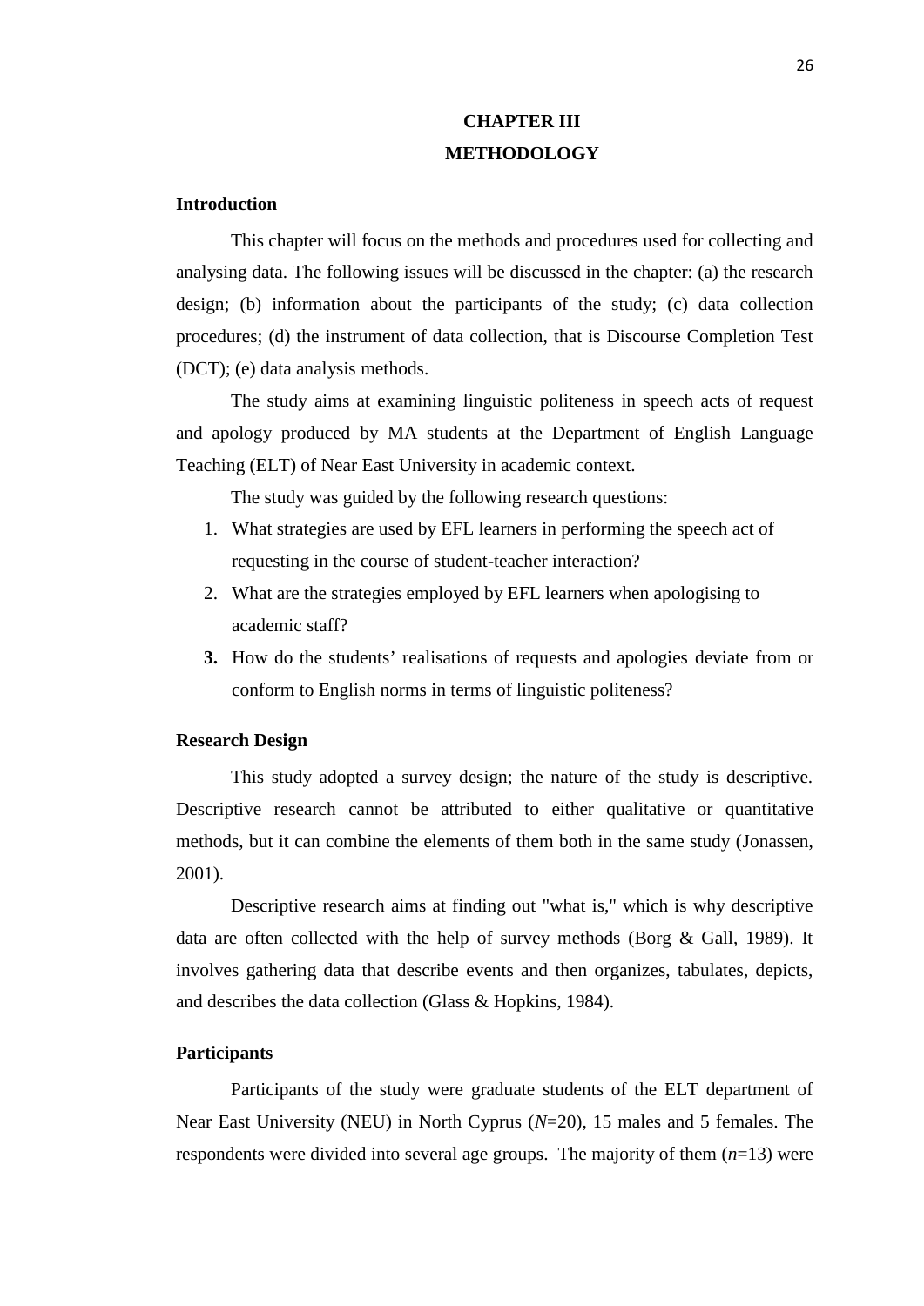# CHAPTER III
# METHODOLOGY

## Introduction

This chapter will focus on the methods and procedures used for collecting and analysing data. The following issues will be discussed in the chapter: (a) the research design; (b) information about the participants of the study; (c) data collection procedures; (d) the instrument of data collection, that is Discourse Completion Test (DCT); (e) data analysis methods.

The study aims at examining linguistic politeness in speech acts of request and apology produced by MA students at the Department of English Language Teaching (ELT) of Near East University in academic context.

The study was guided by the following research questions:

1. What strategies are used by EFL learners in performing the speech act of requesting in the course of student-teacher interaction?
2. What are the strategies employed by EFL learners when apologising to academic staff?
3. How do the students' realisations of requests and apologies deviate from or conform to English norms in terms of linguistic politeness?

## Research Design

This study adopted a survey design; the nature of the study is descriptive. Descriptive research cannot be attributed to either qualitative or quantitative methods, but it can combine the elements of them both in the same study (Jonassen, 2001).

Descriptive research aims at finding out "what is," which is why descriptive data are often collected with the help of survey methods (Borg & Gall, 1989). It involves gathering data that describe events and then organizes, tabulates, depicts, and describes the data collection (Glass & Hopkins, 1984).

## Participants

Participants of the study were graduate students of the ELT department of Near East University (NEU) in North Cyprus (*N*=20), 15 males and 5 females. The respondents were divided into several age groups. The majority of them (*n*=13) were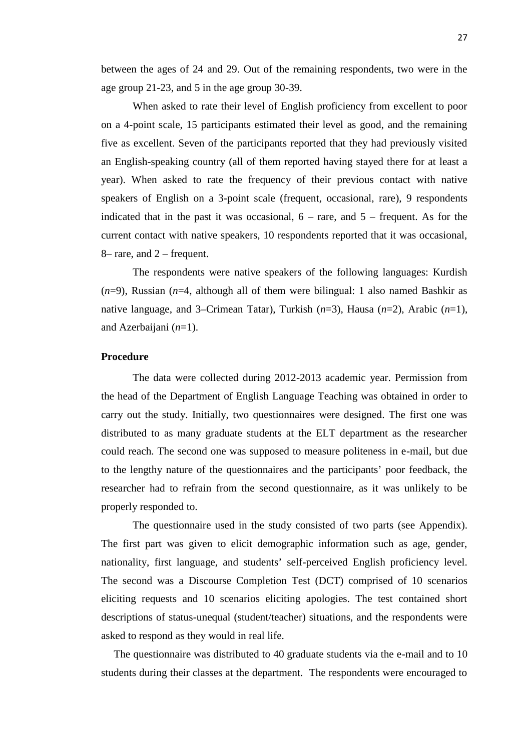between the ages of 24 and 29. Out of the remaining respondents, two were in the age group 21-23, and 5 in the age group 30-39.

When asked to rate their level of English proficiency from excellent to poor on a 4-point scale, 15 participants estimated their level as good, and the remaining five as excellent. Seven of the participants reported that they had previously visited an English-speaking country (all of them reported having stayed there for at least a year). When asked to rate the frequency of their previous contact with native speakers of English on a 3-point scale (frequent, occasional, rare), 9 respondents indicated that in the past it was occasional, 6 – rare, and 5 – frequent. As for the current contact with native speakers, 10 respondents reported that it was occasional, 8– rare, and 2 – frequent.

The respondents were native speakers of the following languages: Kurdish (*n*=9), Russian (*n*=4, although all of them were bilingual: 1 also named Bashkir as native language, and 3–Crimean Tatar), Turkish (*n*=3), Hausa (*n*=2), Arabic (*n*=1), and Azerbaijani (*n*=1).

**Procedure**

The data were collected during 2012-2013 academic year. Permission from the head of the Department of English Language Teaching was obtained in order to carry out the study. Initially, two questionnaires were designed. The first one was distributed to as many graduate students at the ELT department as the researcher could reach. The second one was supposed to measure politeness in e-mail, but due to the lengthy nature of the questionnaires and the participants' poor feedback, the researcher had to refrain from the second questionnaire, as it was unlikely to be properly responded to.

The questionnaire used in the study consisted of two parts (see Appendix). The first part was given to elicit demographic information such as age, gender, nationality, first language, and students' self-perceived English proficiency level. The second was a Discourse Completion Test (DCT) comprised of 10 scenarios eliciting requests and 10 scenarios eliciting apologies. The test contained short descriptions of status-unequal (student/teacher) situations, and the respondents were asked to respond as they would in real life.

The questionnaire was distributed to 40 graduate students via the e-mail and to 10 students during their classes at the department. The respondents were encouraged to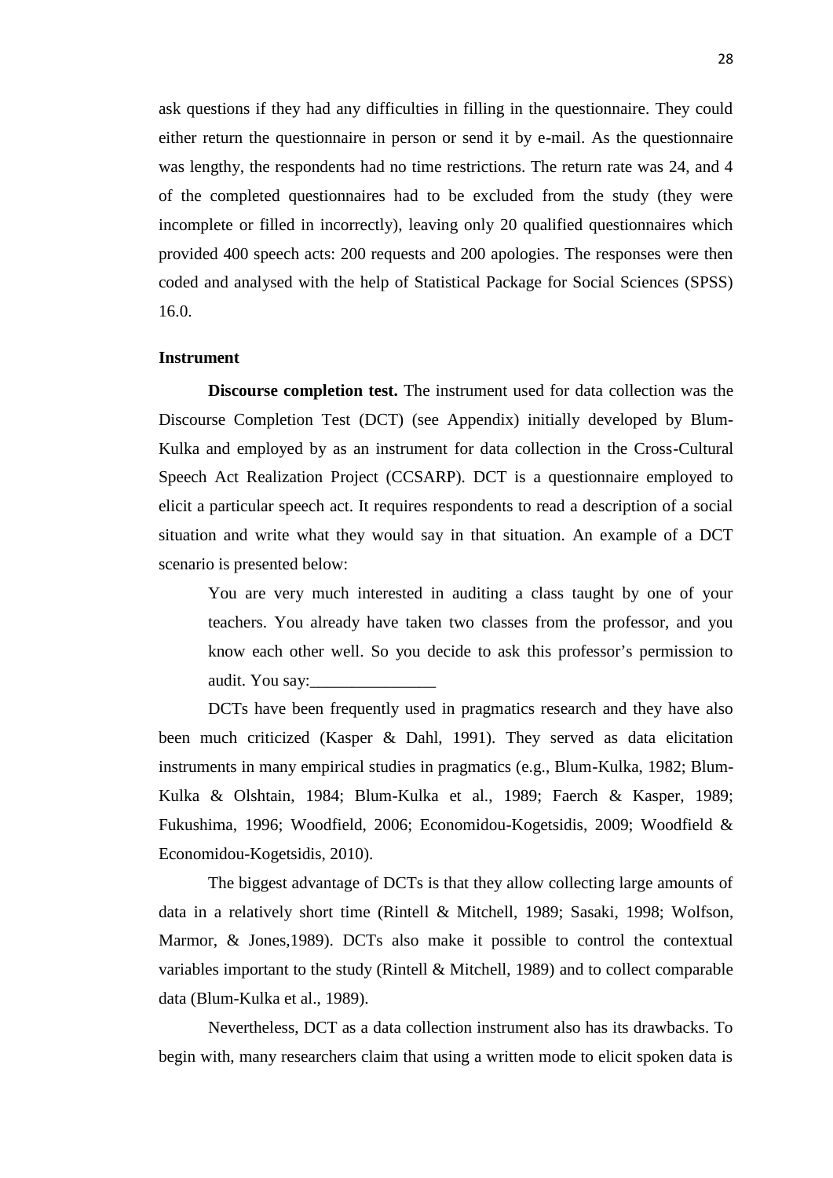ask questions if they had any difficulties in filling in the questionnaire. They could either return the questionnaire in person or send it by e-mail. As the questionnaire was lengthy, the respondents had no time restrictions. The return rate was 24, and 4 of the completed questionnaires had to be excluded from the study (they were incomplete or filled in incorrectly), leaving only 20 qualified questionnaires which provided 400 speech acts: 200 requests and 200 apologies. The responses were then coded and analysed with the help of Statistical Package for Social Sciences (SPSS) 16.0.

### Instrument

**Discourse completion test.** The instrument used for data collection was the Discourse Completion Test (DCT) (see Appendix) initially developed by Blum-Kulka and employed by as an instrument for data collection in the Cross-Cultural Speech Act Realization Project (CCSARP). DCT is a questionnaire employed to elicit a particular speech act. It requires respondents to read a description of a social situation and write what they would say in that situation. An example of a DCT scenario is presented below:

> You are very much interested in auditing a class taught by one of your teachers. You already have taken two classes from the professor, and you know each other well. So you decide to ask this professor's permission to audit. You say:_______________

DCTs have been frequently used in pragmatics research and they have also been much criticized (Kasper & Dahl, 1991). They served as data elicitation instruments in many empirical studies in pragmatics (e.g., Blum-Kulka, 1982; Blum-Kulka & Olshtain, 1984; Blum-Kulka et al., 1989; Faerch & Kasper, 1989; Fukushima, 1996; Woodfield, 2006; Economidou-Kogetsidis, 2009; Woodfield & Economidou-Kogetsidis, 2010).

The biggest advantage of DCTs is that they allow collecting large amounts of data in a relatively short time (Rintell & Mitchell, 1989; Sasaki, 1998; Wolfson, Marmor, & Jones,1989). DCTs also make it possible to control the contextual variables important to the study (Rintell & Mitchell, 1989) and to collect comparable data (Blum-Kulka et al., 1989).

Nevertheless, DCT as a data collection instrument also has its drawbacks. To begin with, many researchers claim that using a written mode to elicit spoken data is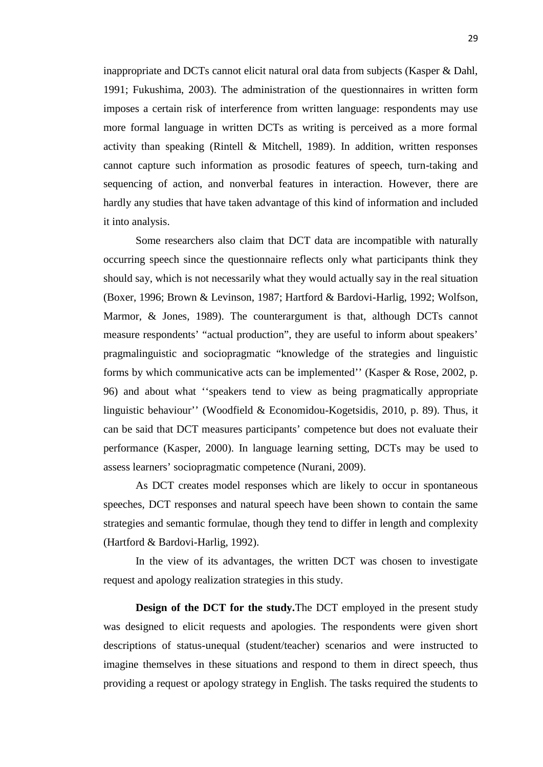inappropriate and DCTs cannot elicit natural oral data from subjects (Kasper & Dahl, 1991; Fukushima, 2003). The administration of the questionnaires in written form imposes a certain risk of interference from written language: respondents may use more formal language in written DCTs as writing is perceived as a more formal activity than speaking (Rintell & Mitchell, 1989). In addition, written responses cannot capture such information as prosodic features of speech, turn-taking and sequencing of action, and nonverbal features in interaction. However, there are hardly any studies that have taken advantage of this kind of information and included it into analysis.

Some researchers also claim that DCT data are incompatible with naturally occurring speech since the questionnaire reflects only what participants think they should say, which is not necessarily what they would actually say in the real situation (Boxer, 1996; Brown & Levinson, 1987; Hartford & Bardovi-Harlig, 1992; Wolfson, Marmor, & Jones, 1989). The counterargument is that, although DCTs cannot measure respondents' "actual production", they are useful to inform about speakers' pragmalinguistic and sociopragmatic "knowledge of the strategies and linguistic forms by which communicative acts can be implemented'' (Kasper & Rose, 2002, p. 96) and about what ''speakers tend to view as being pragmatically appropriate linguistic behaviour'' (Woodfield & Economidou-Kogetsidis, 2010, p. 89). Thus, it can be said that DCT measures participants' competence but does not evaluate their performance (Kasper, 2000). In language learning setting, DCTs may be used to assess learners' sociopragmatic competence (Nurani, 2009).

As DCT creates model responses which are likely to occur in spontaneous speeches, DCT responses and natural speech have been shown to contain the same strategies and semantic formulae, though they tend to differ in length and complexity (Hartford & Bardovi-Harlig, 1992).

In the view of its advantages, the written DCT was chosen to investigate request and apology realization strategies in this study.

**Design of the DCT for the study.** The DCT employed in the present study was designed to elicit requests and apologies. The respondents were given short descriptions of status-unequal (student/teacher) scenarios and were instructed to imagine themselves in these situations and respond to them in direct speech, thus providing a request or apology strategy in English. The tasks required the students to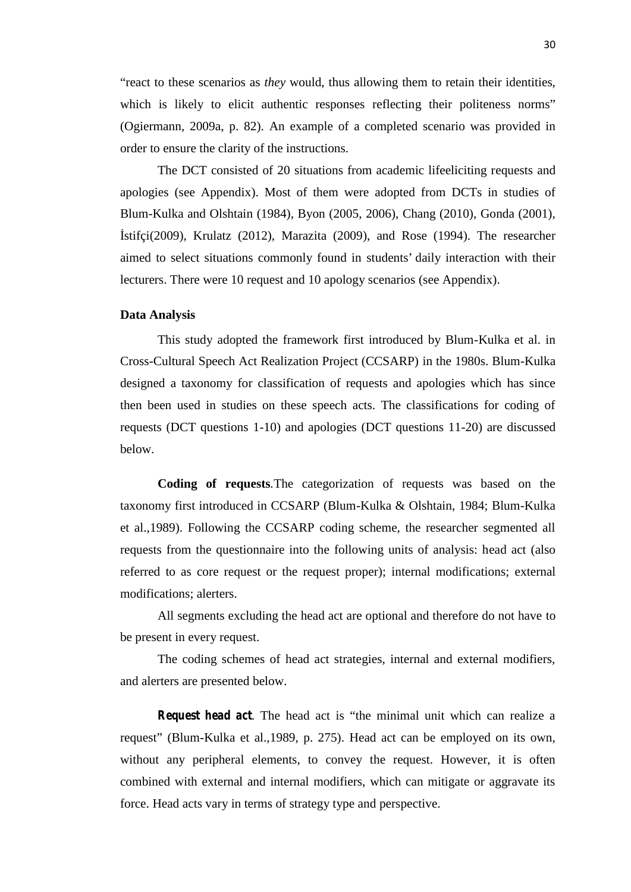"react to these scenarios as *they* would, thus allowing them to retain their identities, which is likely to elicit authentic responses reflecting their politeness norms" (Ogiermann, 2009a, p. 82). An example of a completed scenario was provided in order to ensure the clarity of the instructions.

The DCT consisted of 20 situations from academic lifeeliciting requests and apologies (see Appendix). Most of them were adopted from DCTs in studies of Blum-Kulka and Olshtain (1984), Byon (2005, 2006), Chang (2010), Gonda (2001), İstifçi(2009), Krulatz (2012), Marazita (2009), and Rose (1994). The researcher aimed to select situations commonly found in students' daily interaction with their lecturers. There were 10 request and 10 apology scenarios (see Appendix).

**Data Analysis**

This study adopted the framework first introduced by Blum-Kulka et al. in Cross-Cultural Speech Act Realization Project (CCSARP) in the 1980s. Blum-Kulka designed a taxonomy for classification of requests and apologies which has since then been used in studies on these speech acts. The classifications for coding of requests (DCT questions 1-10) and apologies (DCT questions 11-20) are discussed below.

**Coding of requests**.The categorization of requests was based on the taxonomy first introduced in CCSARP (Blum-Kulka & Olshtain, 1984; Blum-Kulka et al.,1989). Following the CCSARP coding scheme, the researcher segmented all requests from the questionnaire into the following units of analysis: head act (also referred to as core request or the request proper); internal modifications; external modifications; alerters.

All segments excluding the head act are optional and therefore do not have to be present in every request.

The coding schemes of head act strategies, internal and external modifiers, and alerters are presented below.

***Request head act***. The head act is "the minimal unit which can realize a request" (Blum-Kulka et al.,1989, p. 275). Head act can be employed on its own, without any peripheral elements, to convey the request. However, it is often combined with external and internal modifiers, which can mitigate or aggravate its force. Head acts vary in terms of strategy type and perspective.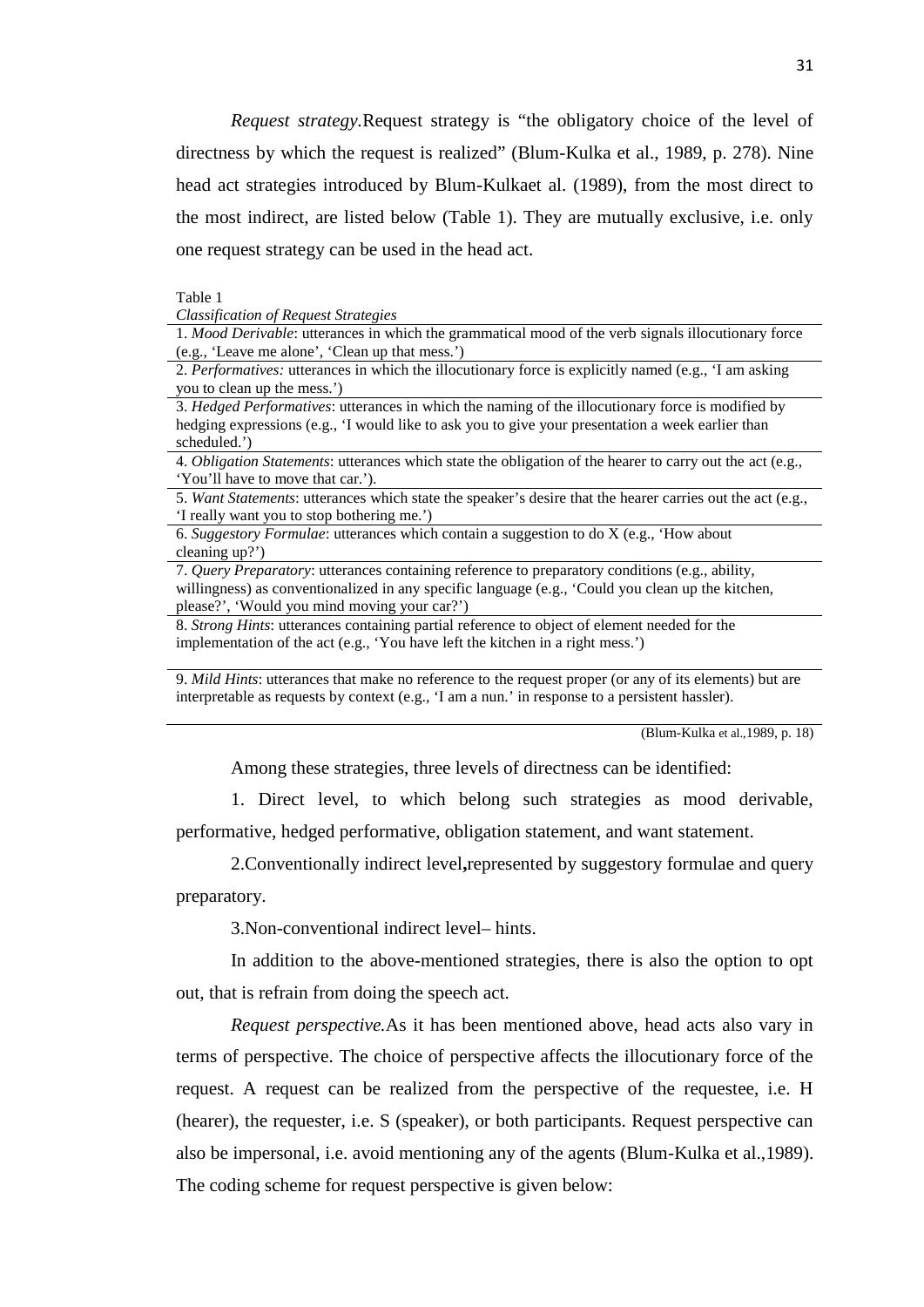*Request strategy.*Request strategy is "the obligatory choice of the level of directness by which the request is realized" (Blum-Kulka et al., 1989, p. 278). Nine head act strategies introduced by Blum-Kulkaet al. (1989), from the most direct to the most indirect, are listed below (Table 1). They are mutually exclusive, i.e. only one request strategy can be used in the head act.

Table 1

*Classification of Request Strategies*

| |
|---|
| 1. *Mood Derivable*: utterances in which the grammatical mood of the verb signals illocutionary force (e.g., 'Leave me alone', 'Clean up that mess.') |
| 2. *Performatives:* utterances in which the illocutionary force is explicitly named (e.g., 'I am asking you to clean up the mess.') |
| 3. *Hedged Performatives*: utterances in which the naming of the illocutionary force is modified by hedging expressions (e.g., 'I would like to ask you to give your presentation a week earlier than scheduled.') |
| 4. *Obligation Statements*: utterances which state the obligation of the hearer to carry out the act (e.g., 'You'll have to move that car.'). |
| 5. *Want Statements*: utterances which state the speaker's desire that the hearer carries out the act (e.g., 'I really want you to stop bothering me.') |
| 6. *Suggestory Formulae*: utterances which contain a suggestion to do X (e.g., 'How about cleaning up?') |
| 7. *Query Preparatory*: utterances containing reference to preparatory conditions (e.g., ability, willingness) as conventionalized in any specific language (e.g., 'Could you clean up the kitchen, please?', 'Would you mind moving your car?') |
| 8. *Strong Hints*: utterances containing partial reference to object of element needed for the implementation of the act (e.g., 'You have left the kitchen in a right mess.') |
| 9. *Mild Hints*: utterances that make no reference to the request proper (or any of its elements) but are interpretable as requests by context (e.g., 'I am a nun.' in response to a persistent hassler). |

(Blum-Kulka et al.,1989, p. 18)

Among these strategies, three levels of directness can be identified:

1. Direct level, to which belong such strategies as mood derivable, performative, hedged performative, obligation statement, and want statement.

2.Conventionally indirect level**,**represented by suggestory formulae and query preparatory.

3.Non-conventional indirect level– hints.

In addition to the above-mentioned strategies, there is also the option to opt out, that is refrain from doing the speech act.

*Request perspective.*As it has been mentioned above, head acts also vary in terms of perspective. The choice of perspective affects the illocutionary force of the request. A request can be realized from the perspective of the requestee, i.e. H (hearer), the requester, i.e. S (speaker), or both participants. Request perspective can also be impersonal, i.e. avoid mentioning any of the agents (Blum-Kulka et al.,1989). The coding scheme for request perspective is given below: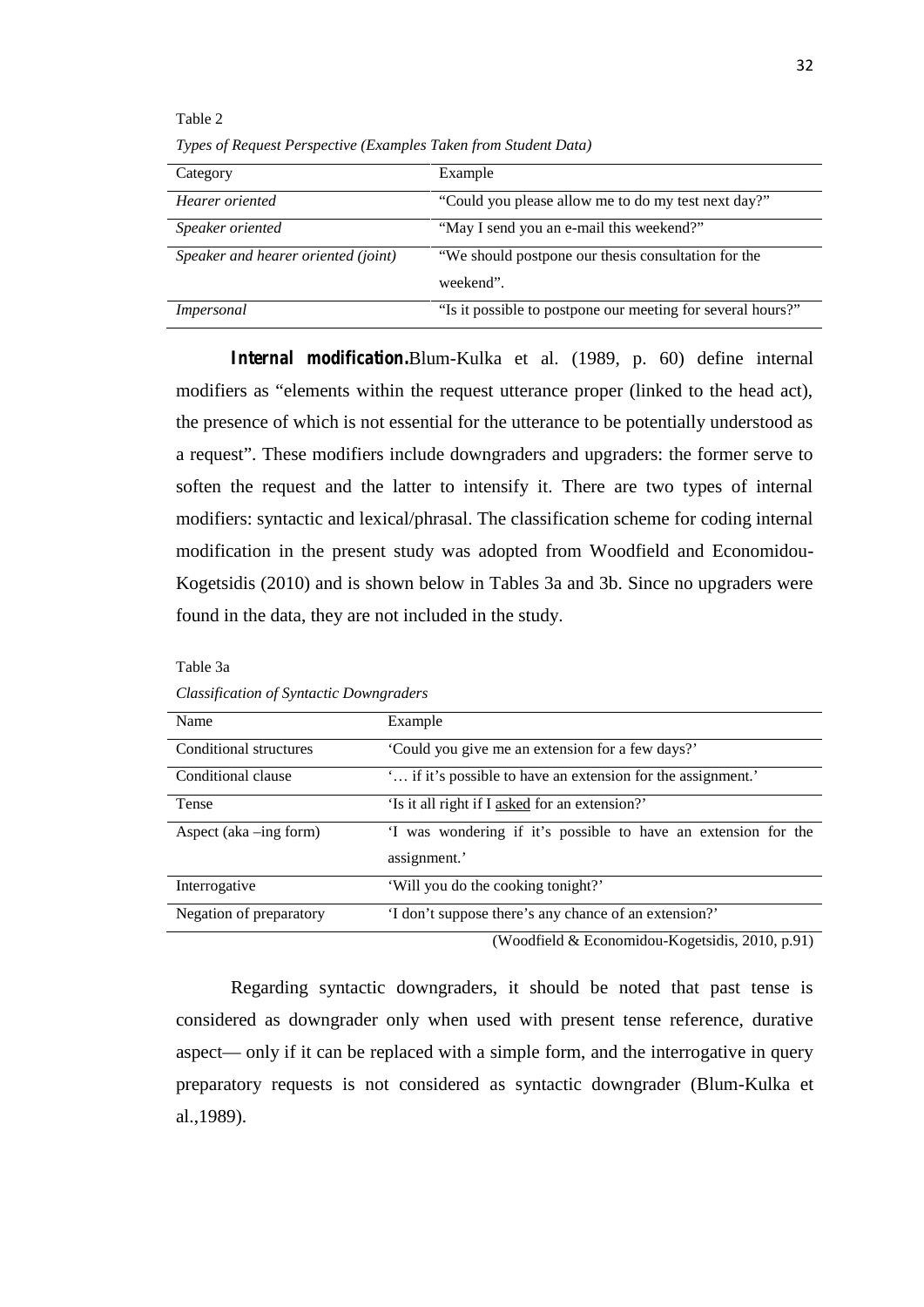Table 2

*Types of Request Perspective (Examples Taken from Student Data)*

| Category | Example |
|---|---|
| *Hearer oriented* | "Could you please allow me to do my test next day?" |
| *Speaker oriented* | "May I send you an e-mail this weekend?" |
| *Speaker and hearer oriented (joint)* | "We should postpone our thesis consultation for the weekend". |
| *Impersonal* | "Is it possible to postpone our meeting for several hours?" |

**Internal modification.** Blum-Kulka et al. (1989, p. 60) define internal modifiers as "elements within the request utterance proper (linked to the head act), the presence of which is not essential for the utterance to be potentially understood as a request". These modifiers include downgraders and upgraders: the former serve to soften the request and the latter to intensify it. There are two types of internal modifiers: syntactic and lexical/phrasal. The classification scheme for coding internal modification in the present study was adopted from Woodfield and Economidou-Kogetsidis (2010) and is shown below in Tables 3a and 3b. Since no upgraders were found in the data, they are not included in the study.

Table 3a

*Classification of Syntactic Downgraders*

| Name | Example |
|---|---|
| Conditional structures | 'Could you give me an extension for a few days?' |
| Conditional clause | '… if it's possible to have an extension for the assignment.' |
| Tense | 'Is it all right if I <u>asked</u> for an extension?' |
| Aspect (aka –ing form) | 'I was wondering if it's possible to have an extension for the assignment.' |
| Interrogative | 'Will you do the cooking tonight?' |
| Negation of preparatory | 'I don't suppose there's any chance of an extension?' |

(Woodfield & Economidou-Kogetsidis, 2010, p.91)

Regarding syntactic downgraders, it should be noted that past tense is considered as downgrader only when used with present tense reference, durative aspect— only if it can be replaced with a simple form, and the interrogative in query preparatory requests is not considered as syntactic downgrader (Blum-Kulka et al.,1989).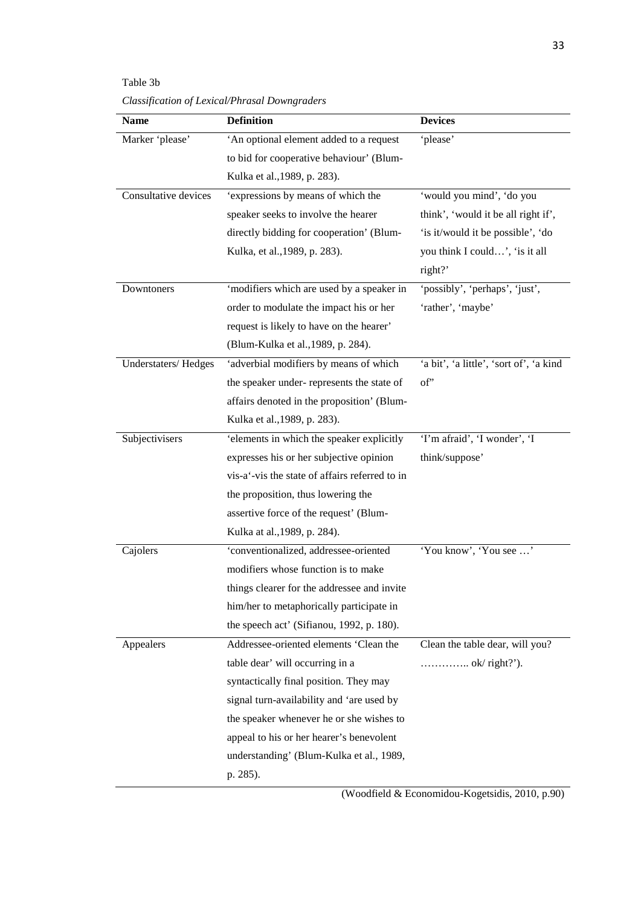Table 3b

*Classification of Lexical/Phrasal Downgraders*

| Name | Definition | Devices |
|---|---|---|
| Marker 'please' | 'An optional element added to a request to bid for cooperative behaviour' (Blum-Kulka et al.,1989, p. 283). | 'please' |
| Consultative devices | 'expressions by means of which the speaker seeks to involve the hearer directly bidding for cooperation' (Blum-Kulka, et al.,1989, p. 283). | 'would you mind', 'do you think', 'would it be all right if', 'is it/would it be possible', 'do you think I could…', 'is it all right?' |
| Downtoners | 'modifiers which are used by a speaker in order to modulate the impact his or her request is likely to have on the hearer' (Blum-Kulka et al.,1989, p. 284). | 'possibly', 'perhaps', 'just', 'rather', 'maybe' |
| Understaters/ Hedges | 'adverbial modifiers by means of which the speaker under- represents the state of affairs denoted in the proposition' (Blum-Kulka et al.,1989, p. 283). | 'a bit', 'a little', 'sort of', 'a kind of" |
| Subjectivisers | 'elements in which the speaker explicitly expresses his or her subjective opinion vis-a'-vis the state of affairs referred to in the proposition, thus lowering the assertive force of the request' (Blum-Kulka at al.,1989, p. 284). | 'I'm afraid', 'I wonder', 'I think/suppose' |
| Cajolers | 'conventionalized, addressee-oriented modifiers whose function is to make things clearer for the addressee and invite him/her to metaphorically participate in the speech act' (Sifianou, 1992, p. 180). | 'You know', 'You see …' |
| Appealers | Addressee-oriented elements 'Clean the table dear' will occurring in a syntactically final position. They may signal turn-availability and 'are used by the speaker whenever he or she wishes to appeal to his or her hearer's benevolent understanding' (Blum-Kulka et al., 1989, p. 285). | Clean the table dear, will you? ………….. ok/ right?'). |

(Woodfield & Economidou-Kogetsidis, 2010, p.90)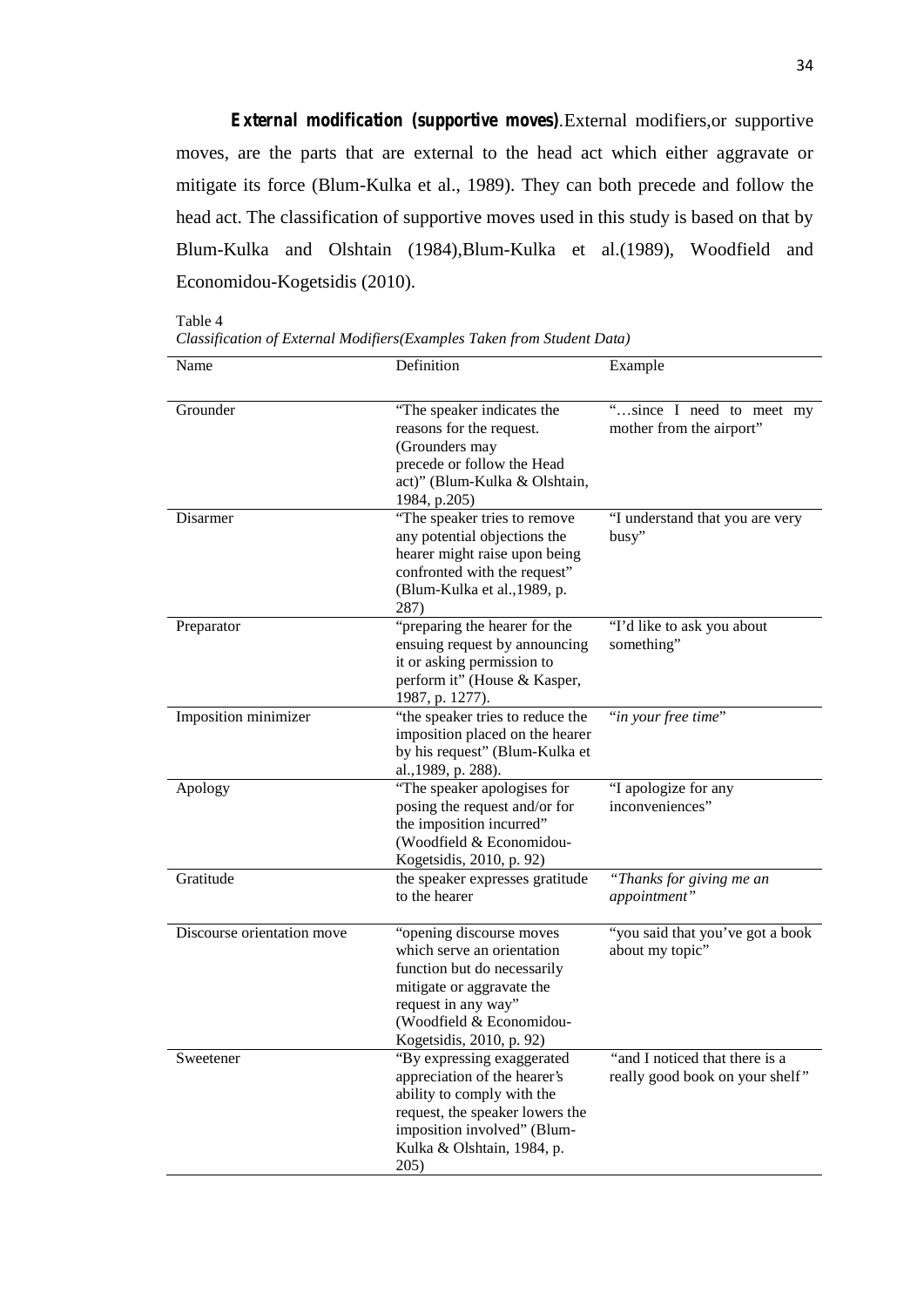**External modification (supportive moves)**.External modifiers,or supportive moves, are the parts that are external to the head act which either aggravate or mitigate its force (Blum-Kulka et al., 1989). They can both precede and follow the head act. The classification of supportive moves used in this study is based on that by Blum-Kulka and Olshtain (1984),Blum-Kulka et al.(1989), Woodfield and Economidou-Kogetsidis (2010).

Table 4

*Classification of External Modifiers(Examples Taken from Student Data)*

| Name | Definition | Example |
|---|---|---|
| Grounder | "The speaker indicates the reasons for the request. (Grounders may precede or follow the Head act)" (Blum-Kulka & Olshtain, 1984, p.205) | "…since I need to meet my mother from the airport" |
| Disarmer | "The speaker tries to remove any potential objections the hearer might raise upon being confronted with the request" (Blum-Kulka et al.,1989, p. 287) | "I understand that you are very busy" |
| Preparator | "preparing the hearer for the ensuing request by announcing it or asking permission to perform it" (House & Kasper, 1987, p. 1277). | "I'd like to ask you about something" |
| Imposition minimizer | "the speaker tries to reduce the imposition placed on the hearer by his request" (Blum-Kulka et al.,1989, p. 288). | "*in your free time*" |
| Apology | "The speaker apologises for posing the request and/or for the imposition incurred" (Woodfield & Economidou-Kogetsidis, 2010, p. 92) | "I apologize for any inconveniences" |
| Gratitude | the speaker expresses gratitude to the hearer | *"Thanks for giving me an appointment"* |
| Discourse orientation move | "opening discourse moves which serve an orientation function but do necessarily mitigate or aggravate the request in any way" (Woodfield & Economidou-Kogetsidis, 2010, p. 92) | "you said that you've got a book about my topic" |
| Sweetener | "By expressing exaggerated appreciation of the hearer's ability to comply with the request, the speaker lowers the imposition involved" (Blum-Kulka & Olshtain, 1984, p. 205) | "and I noticed that there is a really good book on your shelf*"* |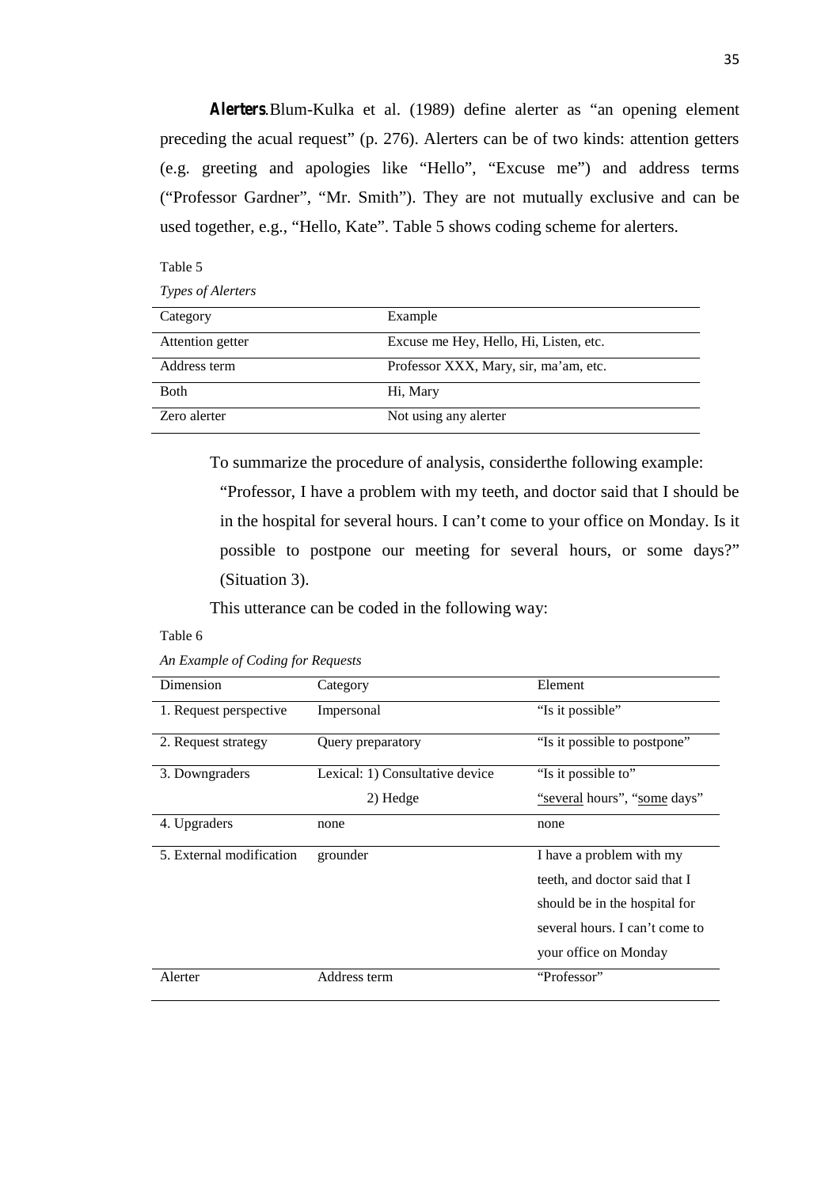**Alerters**. Blum-Kulka et al. (1989) define alerter as "an opening element preceding the acual request" (p. 276). Alerters can be of two kinds: attention getters (e.g. greeting and apologies like "Hello", "Excuse me") and address terms ("Professor Gardner", "Mr. Smith"). They are not mutually exclusive and can be used together, e.g., "Hello, Kate". Table 5 shows coding scheme for alerters.

Table 5

*Types of Alerters*

| Category | Example |
|---|---|
| Attention getter | Excuse me Hey, Hello, Hi, Listen, etc. |
| Address term | Professor XXX, Mary, sir, ma'am, etc. |
| Both | Hi, Mary |
| Zero alerter | Not using any alerter |

To summarize the procedure of analysis, considerthe following example:

> "Professor, I have a problem with my teeth, and doctor said that I should be in the hospital for several hours. I can't come to your office on Monday. Is it possible to postpone our meeting for several hours, or some days?" (Situation 3).

This utterance can be coded in the following way:

Table 6

*An Example of Coding for Requests*

| Dimension | Category | Element |
|---|---|---|
| 1. Request perspective | Impersonal | "Is it possible" |
| 2. Request strategy | Query preparatory | "Is it possible to postpone" |
| 3. Downgraders | Lexical: 1) Consultative device | "Is it possible to" |
| | 2) Hedge | "several hours", "some days" |
| 4. Upgraders | none | none |
| 5. External modification | grounder | I have a problem with my teeth, and doctor said that I should be in the hospital for several hours. I can't come to your office on Monday |
| Alerter | Address term | "Professor" |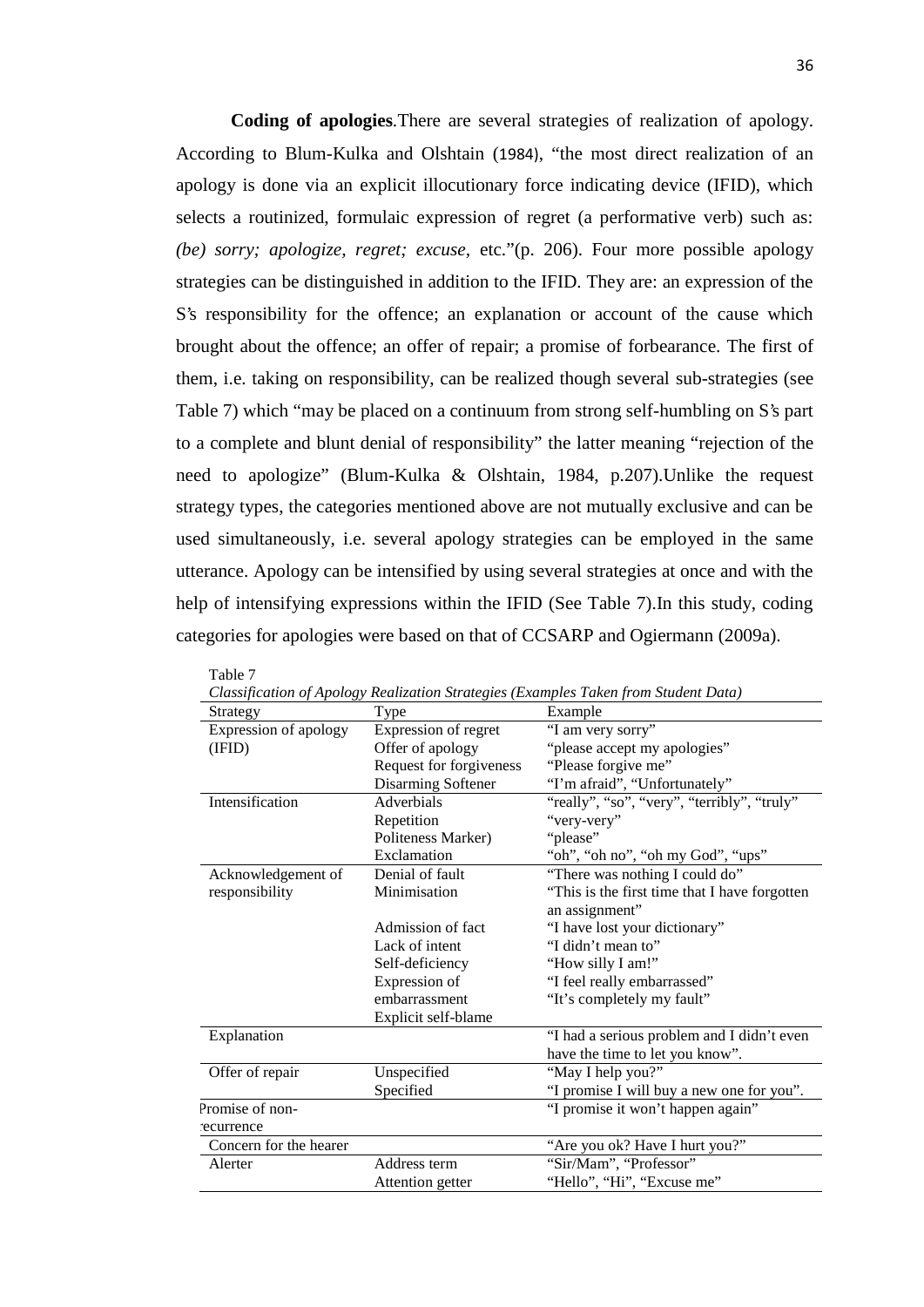**Coding of apologies**.There are several strategies of realization of apology. According to Blum-Kulka and Olshtain (1984), "the most direct realization of an apology is done via an explicit illocutionary force indicating device (IFID), which selects a routinized, formulaic expression of regret (a performative verb) such as: *(be) sorry; apologize, regret; excuse*, etc."(p. 206). Four more possible apology strategies can be distinguished in addition to the IFID. They are: an expression of the S's responsibility for the offence; an explanation or account of the cause which brought about the offence; an offer of repair; a promise of forbearance. The first of them, i.e. taking on responsibility, can be realized though several sub-strategies (see Table 7) which "may be placed on a continuum from strong self-humbling on S's part to a complete and blunt denial of responsibility" the latter meaning "rejection of the need to apologize" (Blum-Kulka & Olshtain, 1984, p.207).Unlike the request strategy types, the categories mentioned above are not mutually exclusive and can be used simultaneously, i.e. several apology strategies can be employed in the same utterance. Apology can be intensified by using several strategies at once and with the help of intensifying expressions within the IFID (See Table 7).In this study, coding categories for apologies were based on that of CCSARP and Ogiermann (2009a).

Table 7

*Classification of Apology Realization Strategies (Examples Taken from Student Data)*

| Strategy | Type | Example |
|---|---|---|
| Expression of apology (IFID) | Expression of regret | "I am very sorry" |
| | Offer of apology | "please accept my apologies" |
| | Request for forgiveness | "Please forgive me" |
| | Disarming Softener | "I'm afraid", "Unfortunately" |
| Intensification | Adverbials | "really", "so", "very", "terribly", "truly" |
| | Repetition | "very-very" |
| | Politeness Marker) | "please" |
| | Exclamation | "oh", "oh no", "oh my God", "ups" |
| Acknowledgement of responsibility | Denial of fault | "There was nothing I could do" |
| | Minimisation | "This is the first time that I have forgotten an assignment" |
| | Admission of fact | "I have lost your dictionary" |
| | Lack of intent | "I didn't mean to" |
| | Self-deficiency | "How silly I am!" |
| | Expression of embarrassment | "I feel really embarrassed" |
| | Explicit self-blame | "It's completely my fault" |
| Explanation | | "I had a serious problem and I didn't even have the time to let you know". |
| Offer of repair | Unspecified | "May I help you?" |
| | Specified | "I promise I will buy a new one for you". |
| Promise of non-recurrence | | "I promise it won't happen again" |
| Concern for the hearer | | "Are you ok? Have I hurt you?" |
| Alerter | Address term | "Sir/Mam", "Professor" |
| | Attention getter | "Hello", "Hi", "Excuse me" |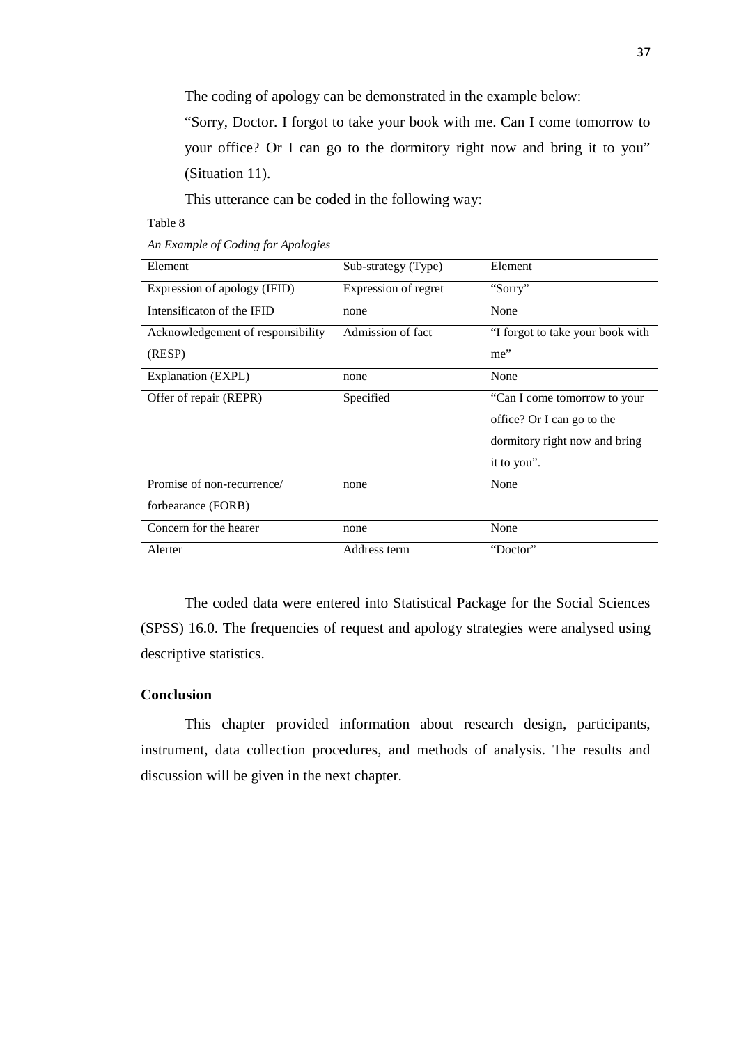The coding of apology can be demonstrated in the example below:

"Sorry, Doctor. I forgot to take your book with me. Can I come tomorrow to your office? Or I can go to the dormitory right now and bring it to you" (Situation 11).

This utterance can be coded in the following way:

Table 8

*An Example of Coding for Apologies*

| Element | Sub-strategy (Type) | Element |
|---|---|---|
| Expression of apology (IFID) | Expression of regret | "Sorry" |
| Intensificaton of the IFID | none | None |
| Acknowledgement of responsibility (RESP) | Admission of fact | "I forgot to take your book with me" |
| Explanation (EXPL) | none | None |
| Offer of repair (REPR) | Specified | "Can I come tomorrow to your office? Or I can go to the dormitory right now and bring it to you". |
| Promise of non-recurrence/ forbearance (FORB) | none | None |
| Concern for the hearer | none | None |
| Alerter | Address term | "Doctor" |

The coded data were entered into Statistical Package for the Social Sciences (SPSS) 16.0. The frequencies of request and apology strategies were analysed using descriptive statistics.

**Conclusion**

This chapter provided information about research design, participants, instrument, data collection procedures, and methods of analysis. The results and discussion will be given in the next chapter.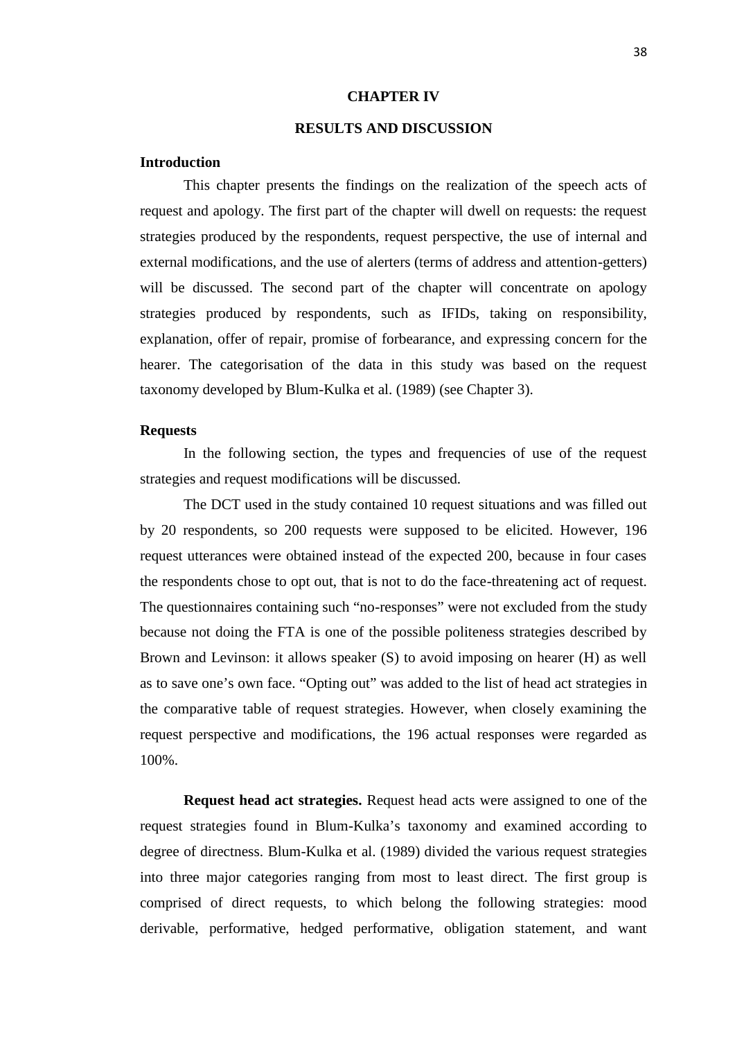# CHAPTER IV

# RESULTS AND DISCUSSION

## Introduction

This chapter presents the findings on the realization of the speech acts of request and apology. The first part of the chapter will dwell on requests: the request strategies produced by the respondents, request perspective, the use of internal and external modifications, and the use of alerters (terms of address and attention-getters) will be discussed. The second part of the chapter will concentrate on apology strategies produced by respondents, such as IFIDs, taking on responsibility, explanation, offer of repair, promise of forbearance, and expressing concern for the hearer. The categorisation of the data in this study was based on the request taxonomy developed by Blum-Kulka et al. (1989) (see Chapter 3).

## Requests

In the following section, the types and frequencies of use of the request strategies and request modifications will be discussed.

The DCT used in the study contained 10 request situations and was filled out by 20 respondents, so 200 requests were supposed to be elicited. However, 196 request utterances were obtained instead of the expected 200, because in four cases the respondents chose to opt out, that is not to do the face-threatening act of request. The questionnaires containing such "no-responses" were not excluded from the study because not doing the FTA is one of the possible politeness strategies described by Brown and Levinson: it allows speaker (S) to avoid imposing on hearer (H) as well as to save one's own face. "Opting out" was added to the list of head act strategies in the comparative table of request strategies. However, when closely examining the request perspective and modifications, the 196 actual responses were regarded as 100%.

**Request head act strategies.** Request head acts were assigned to one of the request strategies found in Blum-Kulka's taxonomy and examined according to degree of directness. Blum-Kulka et al. (1989) divided the various request strategies into three major categories ranging from most to least direct. The first group is comprised of direct requests, to which belong the following strategies: mood derivable, performative, hedged performative, obligation statement, and want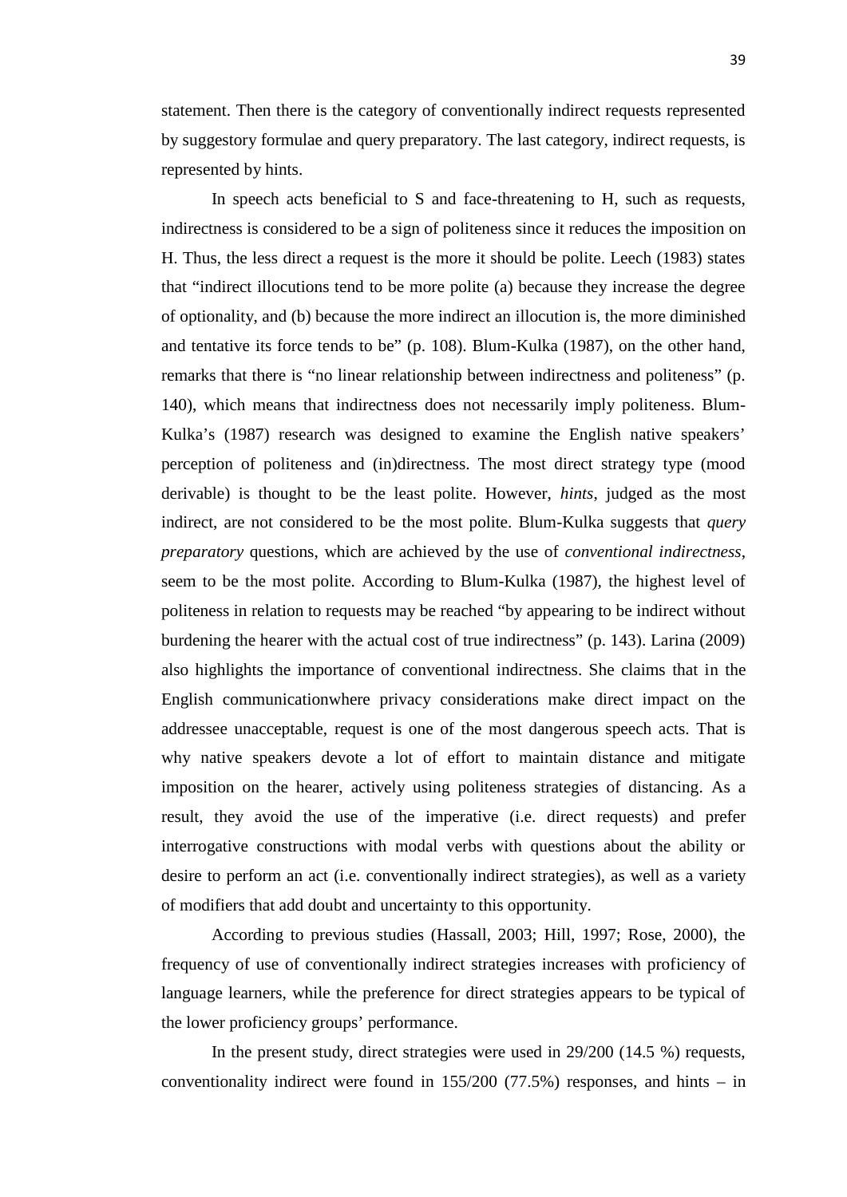statement. Then there is the category of conventionally indirect requests represented by suggestory formulae and query preparatory. The last category, indirect requests, is represented by hints.

In speech acts beneficial to S and face-threatening to H, such as requests, indirectness is considered to be a sign of politeness since it reduces the imposition on H. Thus, the less direct a request is the more it should be polite. Leech (1983) states that "indirect illocutions tend to be more polite (a) because they increase the degree of optionality, and (b) because the more indirect an illocution is, the more diminished and tentative its force tends to be" (p. 108). Blum-Kulka (1987), on the other hand, remarks that there is "no linear relationship between indirectness and politeness" (p. 140), which means that indirectness does not necessarily imply politeness. Blum-Kulka's (1987) research was designed to examine the English native speakers' perception of politeness and (in)directness. The most direct strategy type (mood derivable) is thought to be the least polite. However, *hints*, judged as the most indirect, are not considered to be the most polite. Blum-Kulka suggests that *query preparatory* questions, which are achieved by the use of *conventional indirectness*, seem to be the most polite. According to Blum-Kulka (1987), the highest level of politeness in relation to requests may be reached "by appearing to be indirect without burdening the hearer with the actual cost of true indirectness" (p. 143). Larina (2009) also highlights the importance of conventional indirectness. She claims that in the English communicationwhere privacy considerations make direct impact on the addressee unacceptable, request is one of the most dangerous speech acts. That is why native speakers devote a lot of effort to maintain distance and mitigate imposition on the hearer, actively using politeness strategies of distancing. As a result, they avoid the use of the imperative (i.e. direct requests) and prefer interrogative constructions with modal verbs with questions about the ability or desire to perform an act (i.e. conventionally indirect strategies), as well as a variety of modifiers that add doubt and uncertainty to this opportunity.

According to previous studies (Hassall, 2003; Hill, 1997; Rose, 2000), the frequency of use of conventionally indirect strategies increases with proficiency of language learners, while the preference for direct strategies appears to be typical of the lower proficiency groups' performance.

In the present study, direct strategies were used in 29/200 (14.5 %) requests, conventionality indirect were found in 155/200 (77.5%) responses, and hints – in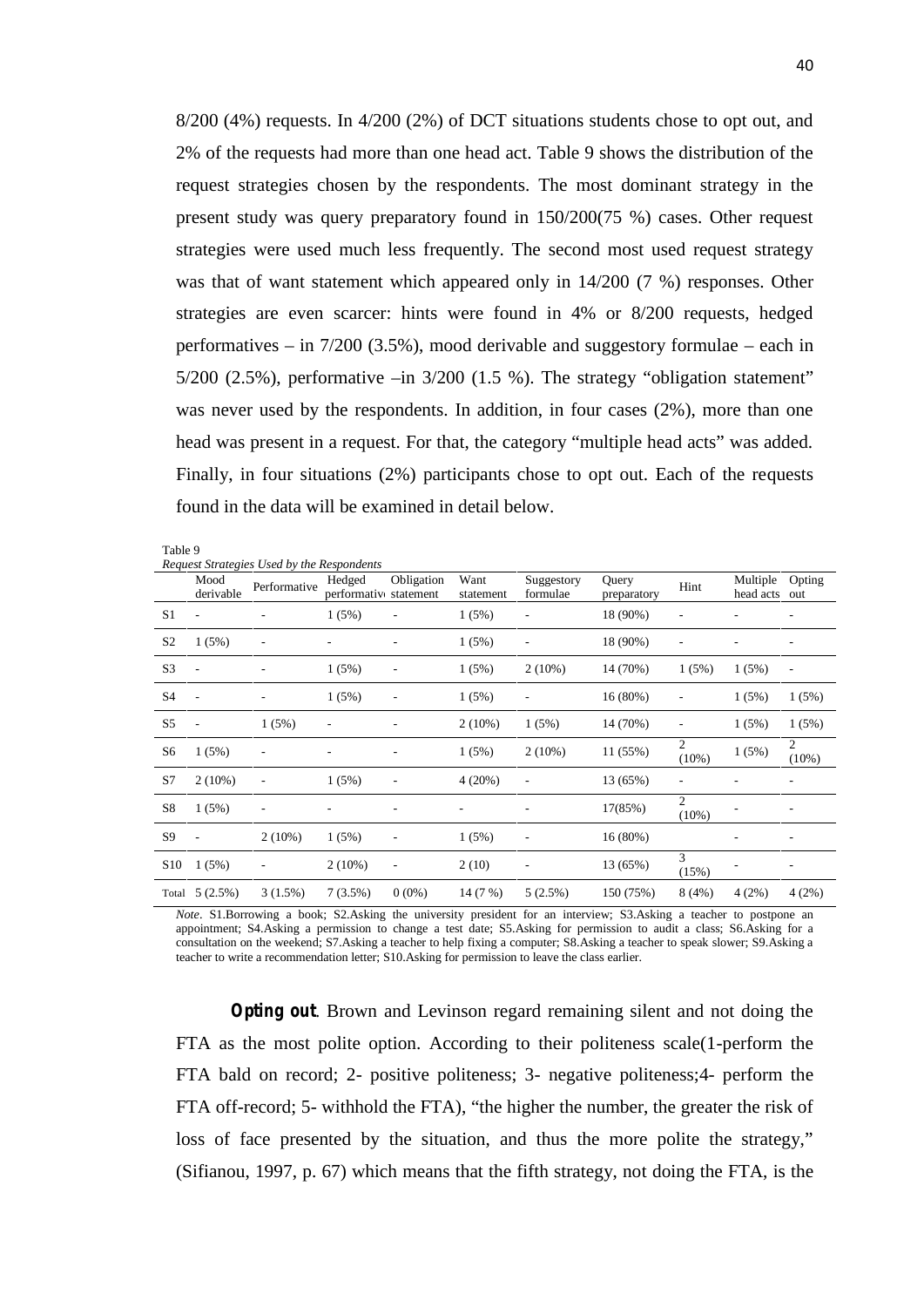8/200 (4%) requests. In 4/200 (2%) of DCT situations students chose to opt out, and 2% of the requests had more than one head act. Table 9 shows the distribution of the request strategies chosen by the respondents. The most dominant strategy in the present study was query preparatory found in 150/200(75 %) cases. Other request strategies were used much less frequently. The second most used request strategy was that of want statement which appeared only in 14/200 (7 %) responses. Other strategies are even scarcer: hints were found in 4% or 8/200 requests, hedged performatives – in 7/200 (3.5%), mood derivable and suggestory formulae – each in 5/200 (2.5%), performative –in 3/200 (1.5 %). The strategy "obligation statement" was never used by the respondents. In addition, in four cases (2%), more than one head was present in a request. For that, the category "multiple head acts" was added. Finally, in four situations (2%) participants chose to opt out. Each of the requests found in the data will be examined in detail below.

Table 9

*Request Strategies Used by the Respondents*

| | Mood derivable | Performative | Hedged performative | Obligation statement | Want statement | Suggestory formulae | Query preparatory | Hint | Multiple head acts | Opting out |
|---|---|---|---|---|---|---|---|---|---|---|
| S1 | - | - | 1 (5%) | - | 1 (5%) | - | 18 (90%) | - | - | - |
| S2 | 1 (5%) | - | - | - | 1 (5%) | - | 18 (90%) | - | - | - |
| S3 | - | - | 1 (5%) | - | 1 (5%) | 2 (10%) | 14 (70%) | 1 (5%) | 1 (5%) | - |
| S4 | - | - | 1 (5%) | - | 1 (5%) | - | 16 (80%) | - | 1 (5%) | 1 (5%) |
| S5 | - | 1 (5%) | - | - | 2 (10%) | 1 (5%) | 14 (70%) | - | 1 (5%) | 1 (5%) |
| S6 | 1 (5%) | - | - | - | 1 (5%) | 2 (10%) | 11 (55%) | 2 (10%) | 1 (5%) | 2 (10%) |
| S7 | 2 (10%) | - | 1 (5%) | - | 4 (20%) | - | 13 (65%) | - | - | - |
| S8 | 1 (5%) | - | - | - | - | - | 17(85%) | 2 (10%) | - | - |
| S9 | - | 2 (10%) | 1 (5%) | - | 1 (5%) | - | 16 (80%) | | - | - |
| S10 | 1 (5%) | - | 2 (10%) | - | 2 (10) | - | 13 (65%) | 3 (15%) | - | - |
| Total | 5 (2.5%) | 3 (1.5%) | 7 (3.5%) | 0 (0%) | 14 (7 %) | 5 (2.5%) | 150 (75%) | 8 (4%) | 4 (2%) | 4 (2%) |

*Note*. S1.Borrowing a book; S2.Asking the university president for an interview; S3.Asking a teacher to postpone an appointment; S4.Asking a permission to change a test date; S5.Asking for permission to audit a class; S6.Asking for a consultation on the weekend; S7.Asking a teacher to help fixing a computer; S8.Asking a teacher to speak slower; S9.Asking a teacher to write a recommendation letter; S10.Asking for permission to leave the class earlier.

**Opting out**. Brown and Levinson regard remaining silent and not doing the FTA as the most polite option. According to their politeness scale(1-perform the FTA bald on record; 2- positive politeness; 3- negative politeness;4- perform the FTA off-record; 5- withhold the FTA), "the higher the number, the greater the risk of loss of face presented by the situation, and thus the more polite the strategy," (Sifianou, 1997, p. 67) which means that the fifth strategy, not doing the FTA, is the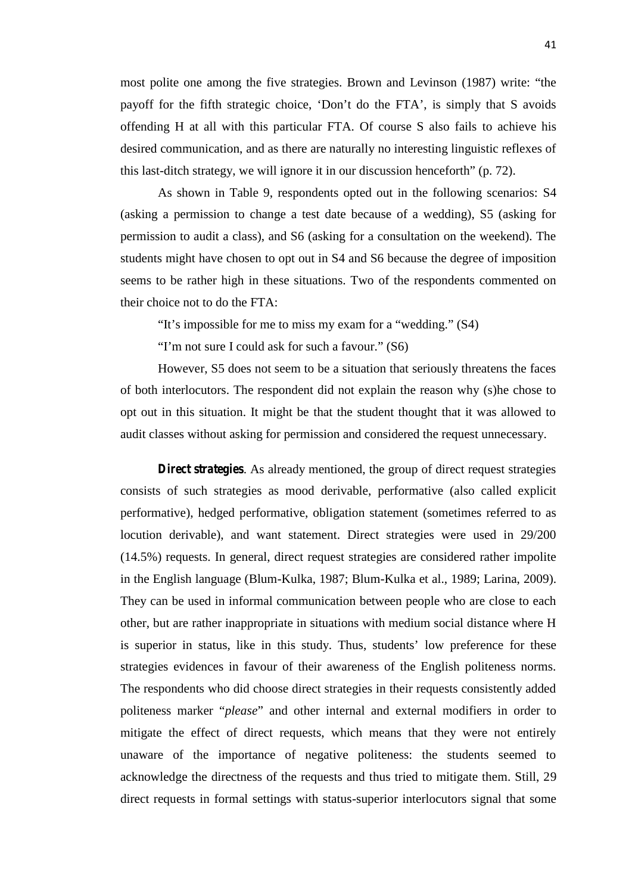most polite one among the five strategies. Brown and Levinson (1987) write: "the payoff for the fifth strategic choice, 'Don't do the FTA', is simply that S avoids offending H at all with this particular FTA. Of course S also fails to achieve his desired communication, and as there are naturally no interesting linguistic reflexes of this last-ditch strategy, we will ignore it in our discussion henceforth" (p. 72).

As shown in Table 9, respondents opted out in the following scenarios: S4 (asking a permission to change a test date because of a wedding), S5 (asking for permission to audit a class), and S6 (asking for a consultation on the weekend). The students might have chosen to opt out in S4 and S6 because the degree of imposition seems to be rather high in these situations. Two of the respondents commented on their choice not to do the FTA:

"It's impossible for me to miss my exam for a "wedding." (S4)

"I'm not sure I could ask for such a favour." (S6)

However, S5 does not seem to be a situation that seriously threatens the faces of both interlocutors. The respondent did not explain the reason why (s)he chose to opt out in this situation. It might be that the student thought that it was allowed to audit classes without asking for permission and considered the request unnecessary.

***Direct strategies***. As already mentioned, the group of direct request strategies consists of such strategies as mood derivable, performative (also called explicit performative), hedged performative, obligation statement (sometimes referred to as locution derivable), and want statement. Direct strategies were used in 29/200 (14.5%) requests. In general, direct request strategies are considered rather impolite in the English language (Blum-Kulka, 1987; Blum-Kulka et al., 1989; Larina, 2009). They can be used in informal communication between people who are close to each other, but are rather inappropriate in situations with medium social distance where H is superior in status, like in this study. Thus, students' low preference for these strategies evidences in favour of their awareness of the English politeness norms. The respondents who did choose direct strategies in their requests consistently added politeness marker "*please*" and other internal and external modifiers in order to mitigate the effect of direct requests, which means that they were not entirely unaware of the importance of negative politeness: the students seemed to acknowledge the directness of the requests and thus tried to mitigate them. Still, 29 direct requests in formal settings with status-superior interlocutors signal that some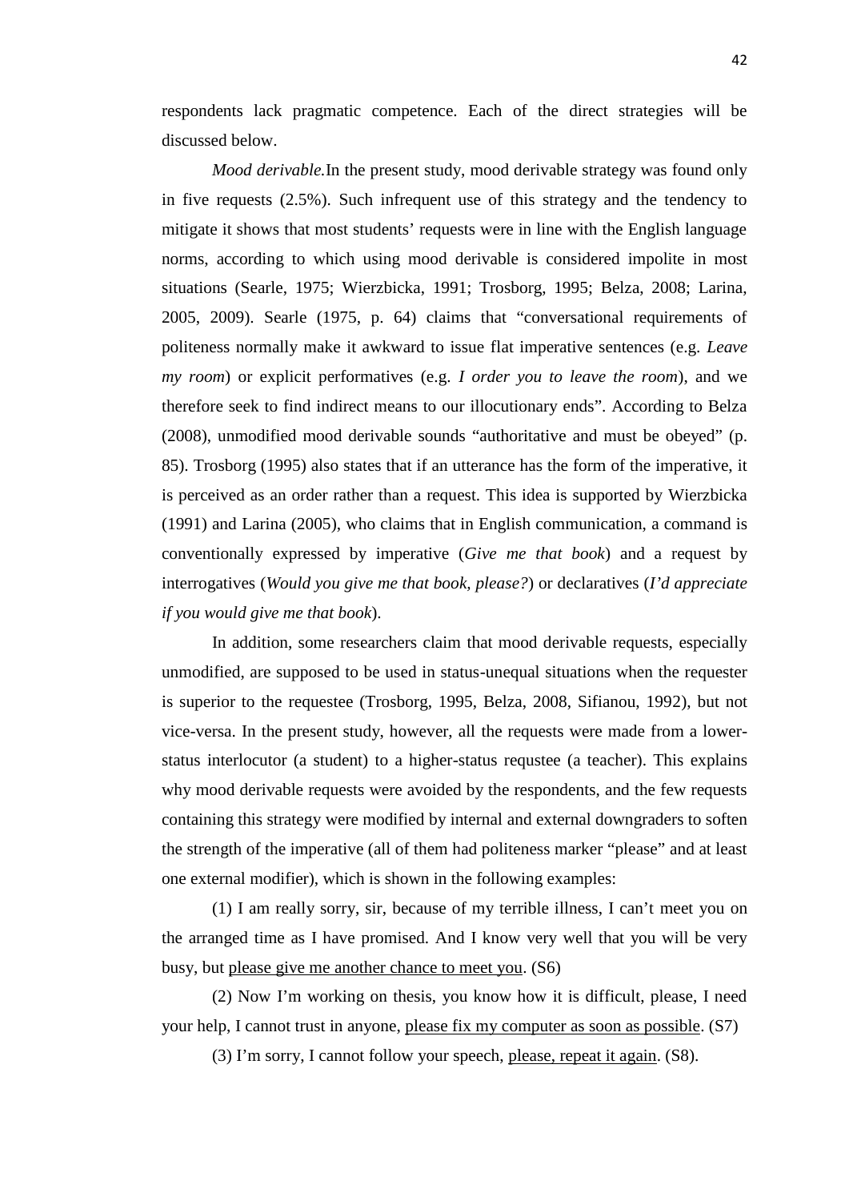respondents lack pragmatic competence. Each of the direct strategies will be discussed below.

*Mood derivable.*In the present study, mood derivable strategy was found only in five requests (2.5%). Such infrequent use of this strategy and the tendency to mitigate it shows that most students' requests were in line with the English language norms, according to which using mood derivable is considered impolite in most situations (Searle, 1975; Wierzbicka, 1991; Trosborg, 1995; Belza, 2008; Larina, 2005, 2009). Searle (1975, p. 64) claims that "conversational requirements of politeness normally make it awkward to issue flat imperative sentences (e.g. *Leave my room*) or explicit performatives (e.g. *I order you to leave the room*), and we therefore seek to find indirect means to our illocutionary ends". According to Belza (2008), unmodified mood derivable sounds "authoritative and must be obeyed" (p. 85). Trosborg (1995) also states that if an utterance has the form of the imperative, it is perceived as an order rather than a request. This idea is supported by Wierzbicka (1991) and Larina (2005), who claims that in English communication, a command is conventionally expressed by imperative (*Give me that book*) and a request by interrogatives (*Would you give me that book, please?*) or declaratives (*I'd appreciate if you would give me that book*).

In addition, some researchers claim that mood derivable requests, especially unmodified, are supposed to be used in status-unequal situations when the requester is superior to the requestee (Trosborg, 1995, Belza, 2008, Sifianou, 1992), but not vice-versa. In the present study, however, all the requests were made from a lower-status interlocutor (a student) to a higher-status requstee (a teacher). This explains why mood derivable requests were avoided by the respondents, and the few requests containing this strategy were modified by internal and external downgraders to soften the strength of the imperative (all of them had politeness marker "please" and at least one external modifier), which is shown in the following examples:

(1) I am really sorry, sir, because of my terrible illness, I can't meet you on the arranged time as I have promised. And I know very well that you will be very busy, but <u>please give me another chance to meet you</u>. (S6)

(2) Now I'm working on thesis, you know how it is difficult, please, I need your help, I cannot trust in anyone, <u>please fix my computer as soon as possible</u>. (S7)

(3) I'm sorry, I cannot follow your speech, <u>please, repeat it again</u>. (S8).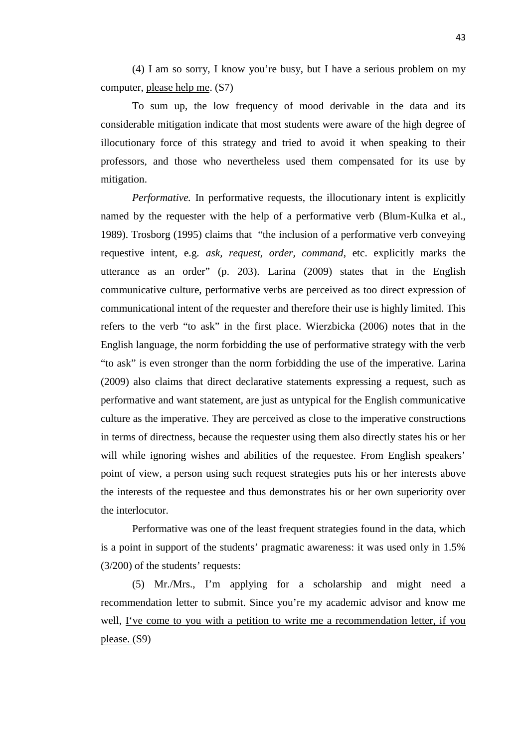(4) I am so sorry, I know you're busy, but I have a serious problem on my computer, <u>please help me</u>. (S7)

To sum up, the low frequency of mood derivable in the data and its considerable mitigation indicate that most students were aware of the high degree of illocutionary force of this strategy and tried to avoid it when speaking to their professors, and those who nevertheless used them compensated for its use by mitigation.

*Performative.* In performative requests, the illocutionary intent is explicitly named by the requester with the help of a performative verb (Blum-Kulka et al., 1989). Trosborg (1995) claims that "the inclusion of a performative verb conveying requestive intent, e.g. *ask*, *request*, *order*, *command*, etc. explicitly marks the utterance as an order" (p. 203). Larina (2009) states that in the English communicative culture, performative verbs are perceived as too direct expression of communicational intent of the requester and therefore their use is highly limited. This refers to the verb "to ask" in the first place. Wierzbicka (2006) notes that in the English language, the norm forbidding the use of performative strategy with the verb "to ask" is even stronger than the norm forbidding the use of the imperative. Larina (2009) also claims that direct declarative statements expressing a request, such as performative and want statement, are just as untypical for the English communicative culture as the imperative. They are perceived as close to the imperative constructions in terms of directness, because the requester using them also directly states his or her will while ignoring wishes and abilities of the requestee. From English speakers' point of view, a person using such request strategies puts his or her interests above the interests of the requestee and thus demonstrates his or her own superiority over the interlocutor.

Performative was one of the least frequent strategies found in the data, which is a point in support of the students' pragmatic awareness: it was used only in 1.5% (3/200) of the students' requests:

(5) Mr./Mrs., I'm applying for a scholarship and might need a recommendation letter to submit. Since you're my academic advisor and know me well, <u>I've come to you with a petition to write me a recommendation letter, if you please.</u> (S9)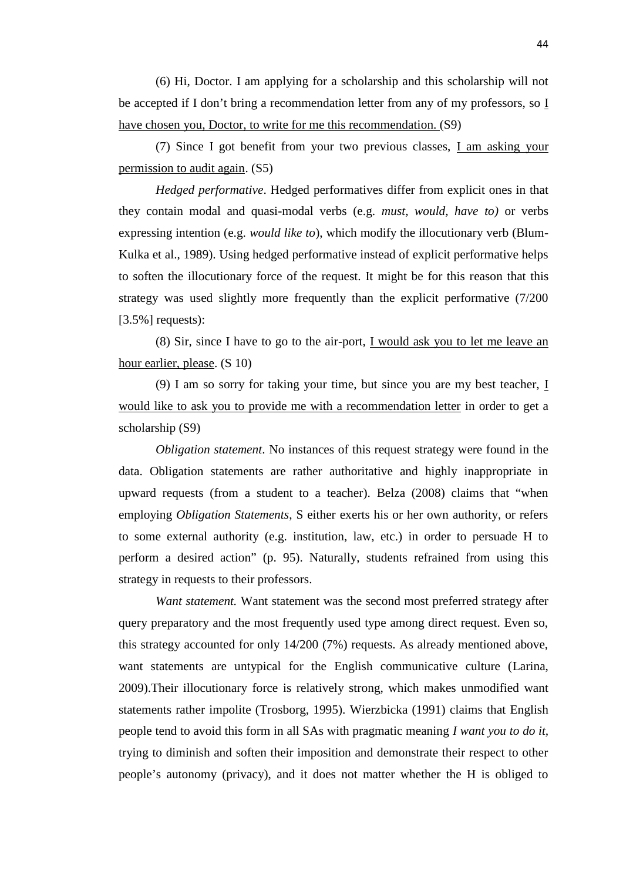(6) Hi, Doctor. I am applying for a scholarship and this scholarship will not be accepted if I don't bring a recommendation letter from any of my professors, so <u>I have chosen you, Doctor, to write for me this recommendation.</u> (S9)

(7) Since I got benefit from your two previous classes, <u>I am asking your permission to audit again</u>. (S5)

*Hedged performative*. Hedged performatives differ from explicit ones in that they contain modal and quasi-modal verbs (e.g. *must, would, have to)* or verbs expressing intention (e.g. *would like to*), which modify the illocutionary verb (Blum-Kulka et al., 1989). Using hedged performative instead of explicit performative helps to soften the illocutionary force of the request. It might be for this reason that this strategy was used slightly more frequently than the explicit performative (7/200 [3.5%] requests):

(8) Sir, since I have to go to the air-port, <u>I would ask you to let me leave an hour earlier, please</u>. (S 10)

(9) I am so sorry for taking your time, but since you are my best teacher, <u>I would like to ask you to provide me with a recommendation letter</u> in order to get a scholarship (S9)

*Obligation statement*. No instances of this request strategy were found in the data. Obligation statements are rather authoritative and highly inappropriate in upward requests (from a student to a teacher). Belza (2008) claims that "when employing *Obligation Statements*, S either exerts his or her own authority, or refers to some external authority (e.g. institution, law, etc.) in order to persuade H to perform a desired action" (p. 95). Naturally, students refrained from using this strategy in requests to their professors.

*Want statement.* Want statement was the second most preferred strategy after query preparatory and the most frequently used type among direct request. Even so, this strategy accounted for only 14/200 (7%) requests. As already mentioned above, want statements are untypical for the English communicative culture (Larina, 2009).Their illocutionary force is relatively strong, which makes unmodified want statements rather impolite (Trosborg, 1995). Wierzbicka (1991) claims that English people tend to avoid this form in all SAs with pragmatic meaning *I want you to do it*, trying to diminish and soften their imposition and demonstrate their respect to other people's autonomy (privacy), and it does not matter whether the H is obliged to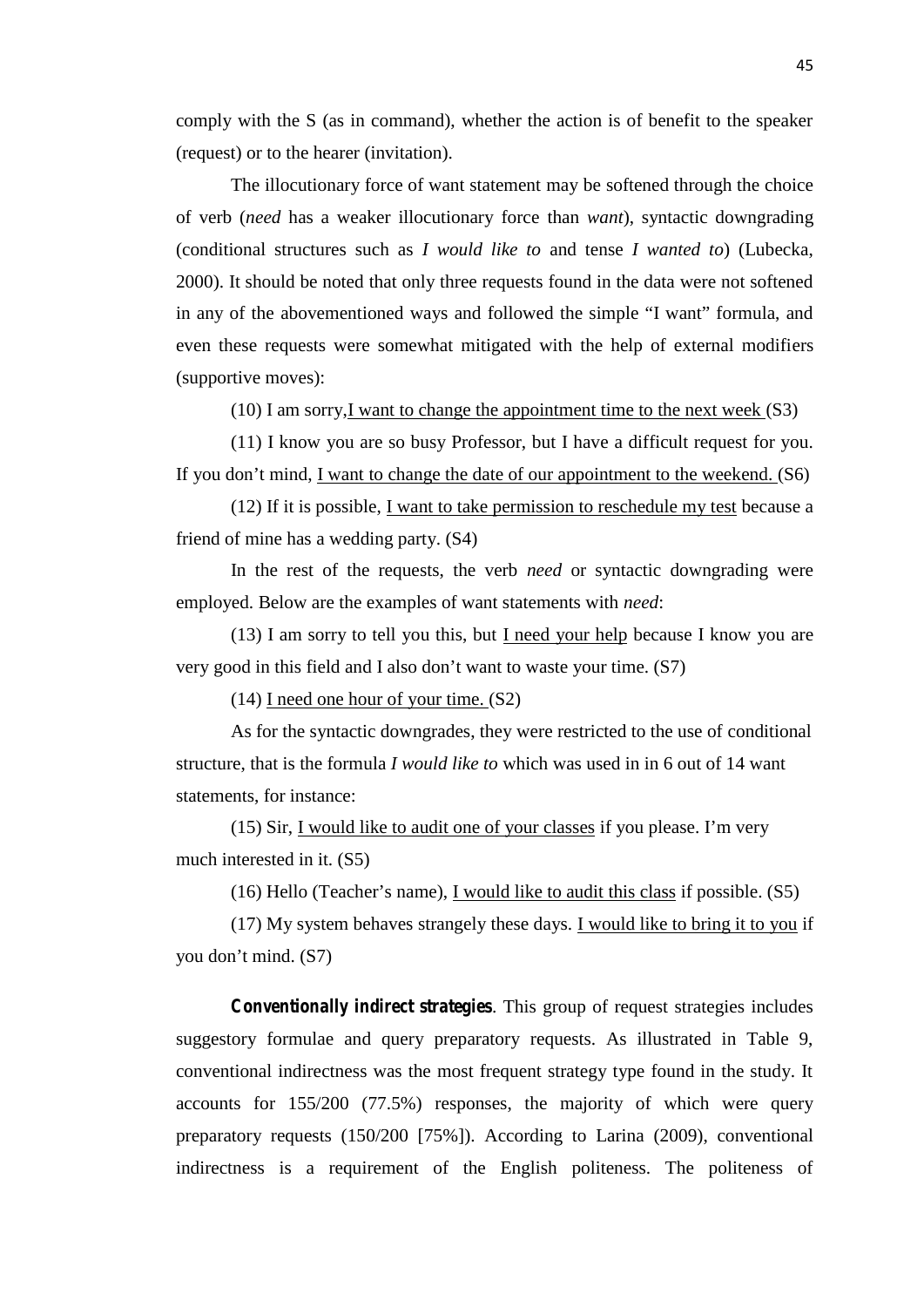comply with the S (as in command), whether the action is of benefit to the speaker (request) or to the hearer (invitation).

The illocutionary force of want statement may be softened through the choice of verb (*need* has a weaker illocutionary force than *want*), syntactic downgrading (conditional structures such as *I would like to* and tense *I wanted to*) (Lubecka, 2000). It should be noted that only three requests found in the data were not softened in any of the abovementioned ways and followed the simple "I want" formula, and even these requests were somewhat mitigated with the help of external modifiers (supportive moves):

(10) I am sorry,I want to change the appointment time to the next week (S3)

(11) I know you are so busy Professor, but I have a difficult request for you. If you don't mind, I want to change the date of our appointment to the weekend. (S6)

(12) If it is possible, I want to take permission to reschedule my test because a friend of mine has a wedding party. (S4)

In the rest of the requests, the verb *need* or syntactic downgrading were employed. Below are the examples of want statements with *need*:

(13) I am sorry to tell you this, but I need your help because I know you are very good in this field and I also don't want to waste your time. (S7)

(14) I need one hour of your time. (S2)

As for the syntactic downgrades, they were restricted to the use of conditional structure, that is the formula *I would like to* which was used in in 6 out of 14 want statements, for instance:

(15) Sir, I would like to audit one of your classes if you please. I'm very much interested in it. (S5)

(16) Hello (Teacher's name), I would like to audit this class if possible. (S5)

(17) My system behaves strangely these days. I would like to bring it to you if you don't mind. (S7)

***Conventionally indirect strategies***. This group of request strategies includes suggestory formulae and query preparatory requests. As illustrated in Table 9, conventional indirectness was the most frequent strategy type found in the study. It accounts for 155/200 (77.5%) responses, the majority of which were query preparatory requests (150/200 [75%]). According to Larina (2009), conventional indirectness is a requirement of the English politeness. The politeness of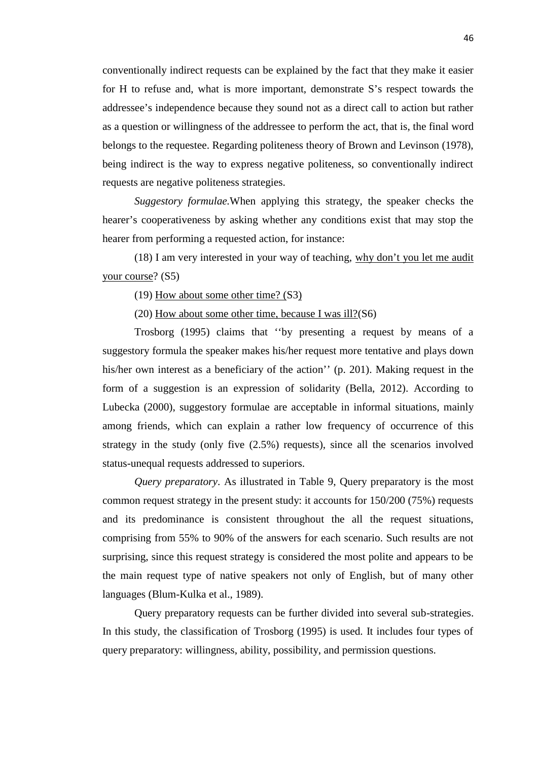conventionally indirect requests can be explained by the fact that they make it easier for H to refuse and, what is more important, demonstrate S's respect towards the addressee's independence because they sound not as a direct call to action but rather as a question or willingness of the addressee to perform the act, that is, the final word belongs to the requestee. Regarding politeness theory of Brown and Levinson (1978), being indirect is the way to express negative politeness, so conventionally indirect requests are negative politeness strategies.

*Suggestory formulae.*When applying this strategy, the speaker checks the hearer's cooperativeness by asking whether any conditions exist that may stop the hearer from performing a requested action, for instance:

(18) I am very interested in your way of teaching, <u>why don't you let me audit your course</u>? (S5)

(19) <u>How about some other time? (S3)</u>

(20) <u>How about some other time, because I was ill?</u>(S6)

Trosborg (1995) claims that ''by presenting a request by means of a suggestory formula the speaker makes his/her request more tentative and plays down his/her own interest as a beneficiary of the action'' (p. 201). Making request in the form of a suggestion is an expression of solidarity (Bella, 2012). According to Lubecka (2000), suggestory formulae are acceptable in informal situations, mainly among friends, which can explain a rather low frequency of occurrence of this strategy in the study (only five (2.5%) requests), since all the scenarios involved status-unequal requests addressed to superiors.

*Query preparatory*. As illustrated in Table 9, Query preparatory is the most common request strategy in the present study: it accounts for 150/200 (75%) requests and its predominance is consistent throughout the all the request situations, comprising from 55% to 90% of the answers for each scenario. Such results are not surprising, since this request strategy is considered the most polite and appears to be the main request type of native speakers not only of English, but of many other languages (Blum-Kulka et al., 1989).

Query preparatory requests can be further divided into several sub-strategies. In this study, the classification of Trosborg (1995) is used. It includes four types of query preparatory: willingness, ability, possibility, and permission questions.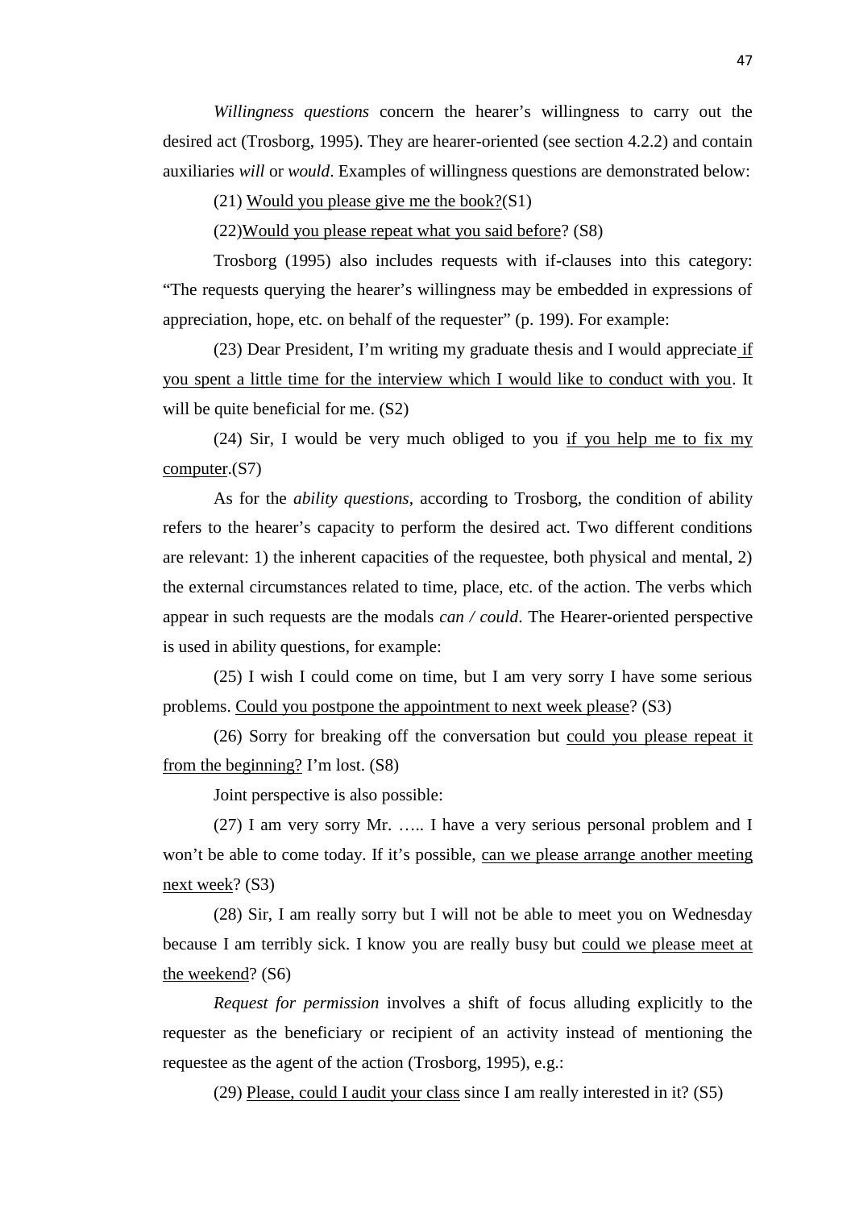*Willingness questions* concern the hearer's willingness to carry out the desired act (Trosborg, 1995). They are hearer-oriented (see section 4.2.2) and contain auxiliaries *will* or *would*. Examples of willingness questions are demonstrated below:

(21) <u>Would you please give me the book?</u>(S1)

(22)<u>Would you please repeat what you said before</u>? (S8)

Trosborg (1995) also includes requests with if-clauses into this category: "The requests querying the hearer's willingness may be embedded in expressions of appreciation, hope, etc. on behalf of the requester" (p. 199). For example:

(23) Dear President, I'm writing my graduate thesis and I would appreciate <u>if you spent a little time for the interview which I would like to conduct with you</u>. It will be quite beneficial for me. (S2)

(24) Sir, I would be very much obliged to you <u>if you help me to fix my computer</u>.(S7)

As for the *ability questions*, according to Trosborg, the condition of ability refers to the hearer's capacity to perform the desired act. Two different conditions are relevant: 1) the inherent capacities of the requestee, both physical and mental, 2) the external circumstances related to time, place, etc. of the action. The verbs which appear in such requests are the modals *can / could*. The Hearer-oriented perspective is used in ability questions, for example:

(25) I wish I could come on time, but I am very sorry I have some serious problems. <u>Could you postpone the appointment to next week please</u>? (S3)

(26) Sorry for breaking off the conversation but <u>could you please repeat it from the beginning?</u> I'm lost. (S8)

Joint perspective is also possible:

(27) I am very sorry Mr. ….. I have a very serious personal problem and I won't be able to come today. If it's possible, <u>can we please arrange another meeting next week</u>? (S3)

(28) Sir, I am really sorry but I will not be able to meet you on Wednesday because I am terribly sick. I know you are really busy but <u>could we please meet at the weekend</u>? (S6)

*Request for permission* involves a shift of focus alluding explicitly to the requester as the beneficiary or recipient of an activity instead of mentioning the requestee as the agent of the action (Trosborg, 1995), e.g.:

(29) <u>Please, could I audit your class</u> since I am really interested in it? (S5)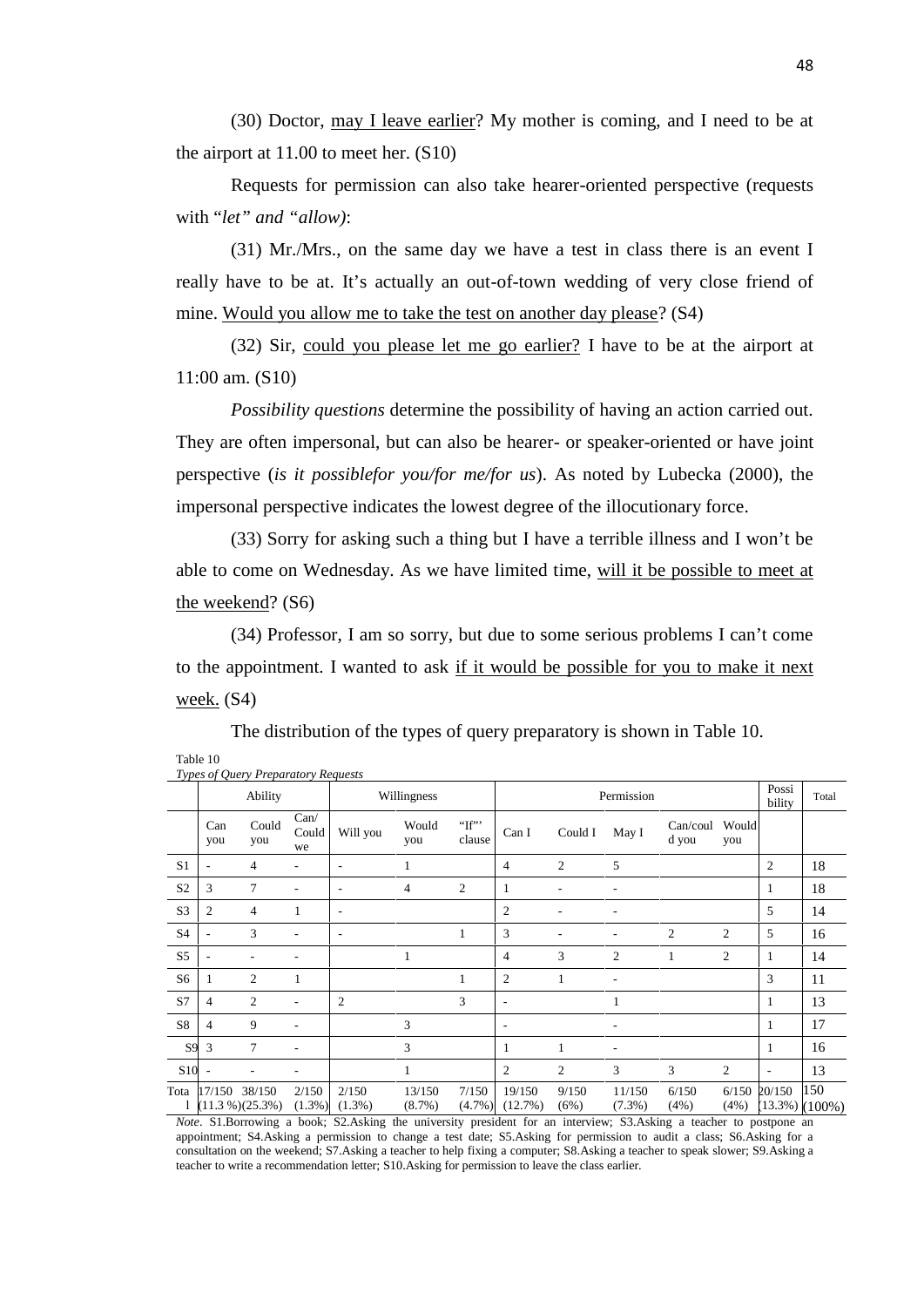(30) Doctor, <u>may I leave earlier</u>? My mother is coming, and I need to be at the airport at 11.00 to meet her. (S10)

Requests for permission can also take hearer-oriented perspective (requests with "*let" and "allow)*:

(31) Mr./Mrs., on the same day we have a test in class there is an event I really have to be at. It's actually an out-of-town wedding of very close friend of mine. <u>Would you allow me to take the test on another day please</u>? (S4)

(32) Sir, <u>could you please let me go earlier?</u> I have to be at the airport at 11:00 am. (S10)

*Possibility questions* determine the possibility of having an action carried out. They are often impersonal, but can also be hearer- or speaker-oriented or have joint perspective (*is it possiblefor you/for me/for us*). As noted by Lubecka (2000), the impersonal perspective indicates the lowest degree of the illocutionary force.

(33) Sorry for asking such a thing but I have a terrible illness and I won't be able to come on Wednesday. As we have limited time, <u>will it be possible to meet at the weekend</u>? (S6)

(34) Professor, I am so sorry, but due to some serious problems I can't come to the appointment. I wanted to ask <u>if it would be possible for you to make it next week.</u> (S4)

The distribution of the types of query preparatory is shown in Table 10.

Table 10
*Types of Query Preparatory Requests*

| | Ability | | | Willingness | | | Permission | | | | | Possi bility | Total |
|---|---|---|---|---|---|---|---|---|---|---|---|---|---|
| | Can you | Could you | Can/ Could we | Will you | Would you | "If"' clause | Can I | Could I | May I | Can/could you | Would you | | |
| S1 | - | 4 | - | - | 1 | | 4 | 2 | 5 | | | 2 | 18 |
| S2 | 3 | 7 | - | - | 4 | 2 | 1 | - | - | | | 1 | 18 |
| S3 | 2 | 4 | 1 | - | | | 2 | - | - | | | 5 | 14 |
| S4 | - | 3 | - | - | | 1 | 3 | - | - | 2 | 2 | 5 | 16 |
| S5 | - | - | - | | 1 | | 4 | 3 | 2 | 1 | 2 | 1 | 14 |
| S6 | 1 | 2 | 1 | | | 1 | 2 | 1 | - | | | 3 | 11 |
| S7 | 4 | 2 | - | 2 | | 3 | - | | 1 | | | 1 | 13 |
| S8 | 4 | 9 | - | | 3 | | - | | - | | | 1 | 17 |
| S9 | 3 | 7 | - | | 3 | | 1 | 1 | - | | | 1 | 16 |
| S10 | - | - | - | | 1 | | 2 | 2 | 3 | 3 | 2 | - | 13 |
| Total | 17/150 (11.3 %) | 38/150 (25.3%) | 2/150 (1.3%) | 2/150 (1.3%) | 13/150 (8.7%) | 7/150 (4.7%) | 19/150 (12.7%) | 9/150 (6%) | 11/150 (7.3%) | 6/150 (4%) | 6/150 (4%) | 20/150 (13.3%) | 150 (100%) |

*Note*. S1.Borrowing a book; S2.Asking the university president for an interview; S3.Asking a teacher to postpone an appointment; S4.Asking a permission to change a test date; S5.Asking for permission to audit a class; S6.Asking for a consultation on the weekend; S7.Asking a teacher to help fixing a computer; S8.Asking a teacher to speak slower; S9.Asking a teacher to write a recommendation letter; S10.Asking for permission to leave the class earlier.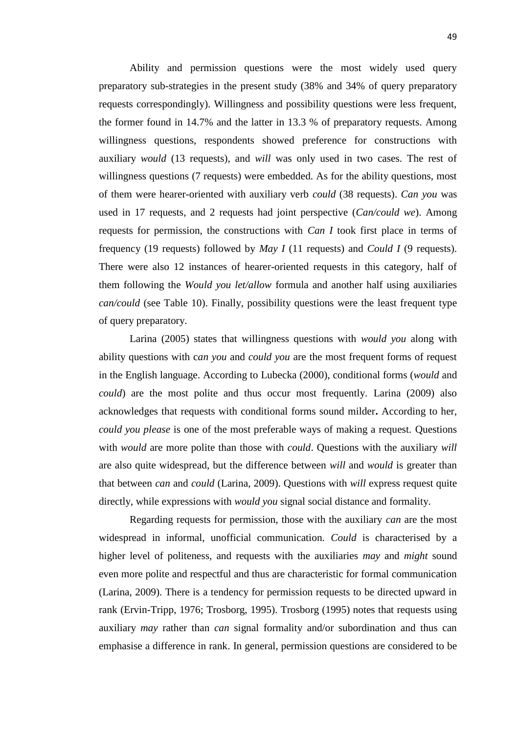Ability and permission questions were the most widely used query preparatory sub-strategies in the present study (38% and 34% of query preparatory requests correspondingly). Willingness and possibility questions were less frequent, the former found in 14.7% and the latter in 13.3 % of preparatory requests. Among willingness questions, respondents showed preference for constructions with auxiliary *would* (13 requests), and *will* was only used in two cases. The rest of willingness questions (7 requests) were embedded. As for the ability questions, most of them were hearer-oriented with auxiliary verb *could* (38 requests). *Can you* was used in 17 requests, and 2 requests had joint perspective (*Can/could we*). Among requests for permission, the constructions with *Can I* took first place in terms of frequency (19 requests) followed by *May I* (11 requests) and *Could I* (9 requests). There were also 12 instances of hearer-oriented requests in this category, half of them following the *Would you let/allow* formula and another half using auxiliaries *can/could* (see Table 10). Finally, possibility questions were the least frequent type of query preparatory.

Larina (2005) states that willingness questions with *would you* along with ability questions with c*an you* and *could you* are the most frequent forms of request in the English language. According to Lubecka (2000), conditional forms (*would* and *could*) are the most polite and thus occur most frequently. Larina (2009) also acknowledges that requests with conditional forms sound milder**.** According to her, *could you please* is one of the most preferable ways of making a request. Questions with *would* are more polite than those with *could*. Questions with the auxiliary *will* are also quite widespread, but the difference between *will* and *would* is greater than that between *can* and *could* (Larina, 2009). Questions with *will* express request quite directly, while expressions with *would you* signal social distance and formality.

Regarding requests for permission, those with the auxiliary *can* are the most widespread in informal, unofficial communication. *Could* is characterised by a higher level of politeness, and requests with the auxiliaries *may* and *might* sound even more polite and respectful and thus are characteristic for formal communication (Larina, 2009). There is a tendency for permission requests to be directed upward in rank (Ervin-Tripp, 1976; Trosborg, 1995). Trosborg (1995) notes that requests using auxiliary *may* rather than *can* signal formality and/or subordination and thus can emphasise a difference in rank. In general, permission questions are considered to be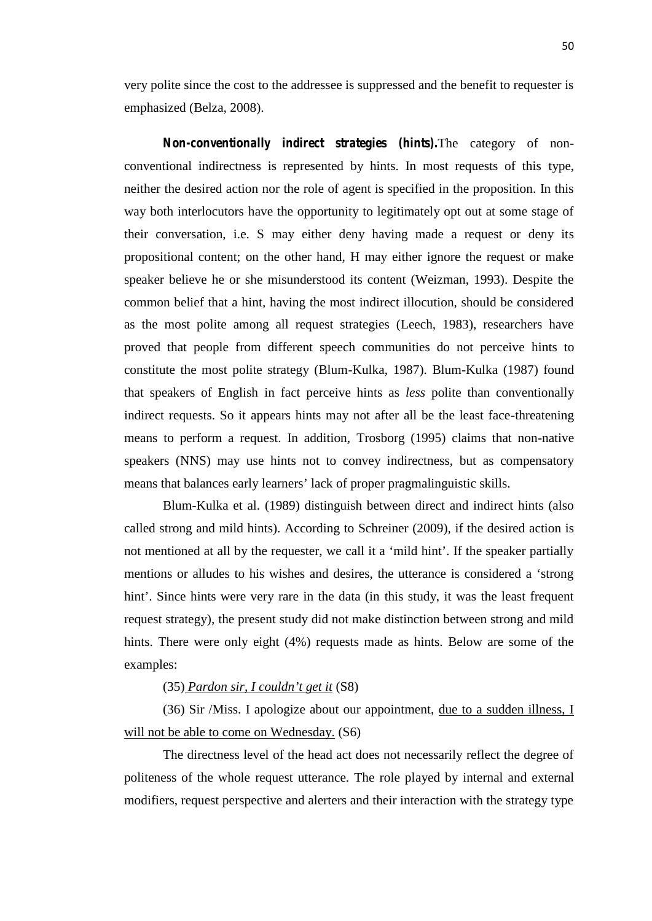very polite since the cost to the addressee is suppressed and the benefit to requester is emphasized (Belza, 2008).

**Non-conventionally indirect strategies (hints).**The category of non-conventional indirectness is represented by hints. In most requests of this type, neither the desired action nor the role of agent is specified in the proposition. In this way both interlocutors have the opportunity to legitimately opt out at some stage of their conversation, i.e. S may either deny having made a request or deny its propositional content; on the other hand, H may either ignore the request or make speaker believe he or she misunderstood its content (Weizman, 1993). Despite the common belief that a hint, having the most indirect illocution, should be considered as the most polite among all request strategies (Leech, 1983), researchers have proved that people from different speech communities do not perceive hints to constitute the most polite strategy (Blum-Kulka, 1987). Blum-Kulka (1987) found that speakers of English in fact perceive hints as *less* polite than conventionally indirect requests. So it appears hints may not after all be the least face-threatening means to perform a request. In addition, Trosborg (1995) claims that non-native speakers (NNS) may use hints not to convey indirectness, but as compensatory means that balances early learners' lack of proper pragmalinguistic skills.

Blum-Kulka et al. (1989) distinguish between direct and indirect hints (also called strong and mild hints). According to Schreiner (2009), if the desired action is not mentioned at all by the requester, we call it a 'mild hint'. If the speaker partially mentions or alludes to his wishes and desires, the utterance is considered a 'strong hint'. Since hints were very rare in the data (in this study, it was the least frequent request strategy), the present study did not make distinction between strong and mild hints. There were only eight (4%) requests made as hints. Below are some of the examples:

(35) *Pardon sir, I couldn't get it* (S8)

(36) Sir /Miss. I apologize about our appointment, due to a sudden illness, I will not be able to come on Wednesday. (S6)

The directness level of the head act does not necessarily reflect the degree of politeness of the whole request utterance. The role played by internal and external modifiers, request perspective and alerters and their interaction with the strategy type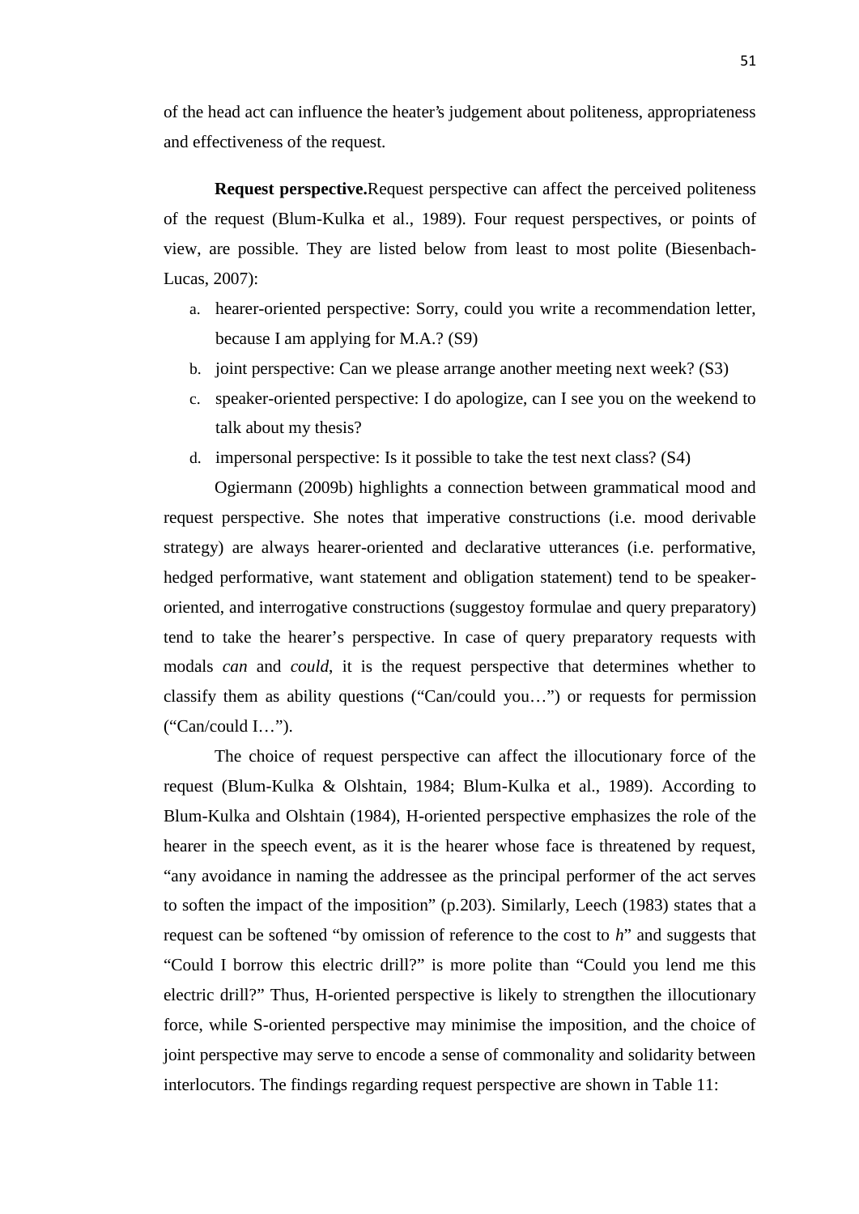of the head act can influence the heater's judgement about politeness, appropriateness and effectiveness of the request.

**Request perspective.**Request perspective can affect the perceived politeness of the request (Blum-Kulka et al., 1989). Four request perspectives, or points of view, are possible. They are listed below from least to most polite (Biesenbach-Lucas, 2007):

a. hearer-oriented perspective: Sorry, could you write a recommendation letter, because I am applying for M.A.? (S9)
b. joint perspective: Can we please arrange another meeting next week? (S3)
c. speaker-oriented perspective: I do apologize, can I see you on the weekend to talk about my thesis?
d. impersonal perspective: Is it possible to take the test next class? (S4)

Ogiermann (2009b) highlights a connection between grammatical mood and request perspective. She notes that imperative constructions (i.e. mood derivable strategy) are always hearer-oriented and declarative utterances (i.e. performative, hedged performative, want statement and obligation statement) tend to be speaker-oriented, and interrogative constructions (suggestoy formulae and query preparatory) tend to take the hearer's perspective. In case of query preparatory requests with modals *can* and *could*, it is the request perspective that determines whether to classify them as ability questions ("Can/could you…") or requests for permission ("Can/could I…").

The choice of request perspective can affect the illocutionary force of the request (Blum-Kulka & Olshtain, 1984; Blum-Kulka et al., 1989). According to Blum-Kulka and Olshtain (1984), H-oriented perspective emphasizes the role of the hearer in the speech event, as it is the hearer whose face is threatened by request, "any avoidance in naming the addressee as the principal performer of the act serves to soften the impact of the imposition" (p.203). Similarly, Leech (1983) states that a request can be softened "by omission of reference to the cost to *h*" and suggests that "Could I borrow this electric drill?" is more polite than "Could you lend me this electric drill?" Thus, H-oriented perspective is likely to strengthen the illocutionary force, while S-oriented perspective may minimise the imposition, and the choice of joint perspective may serve to encode a sense of commonality and solidarity between interlocutors. The findings regarding request perspective are shown in Table 11: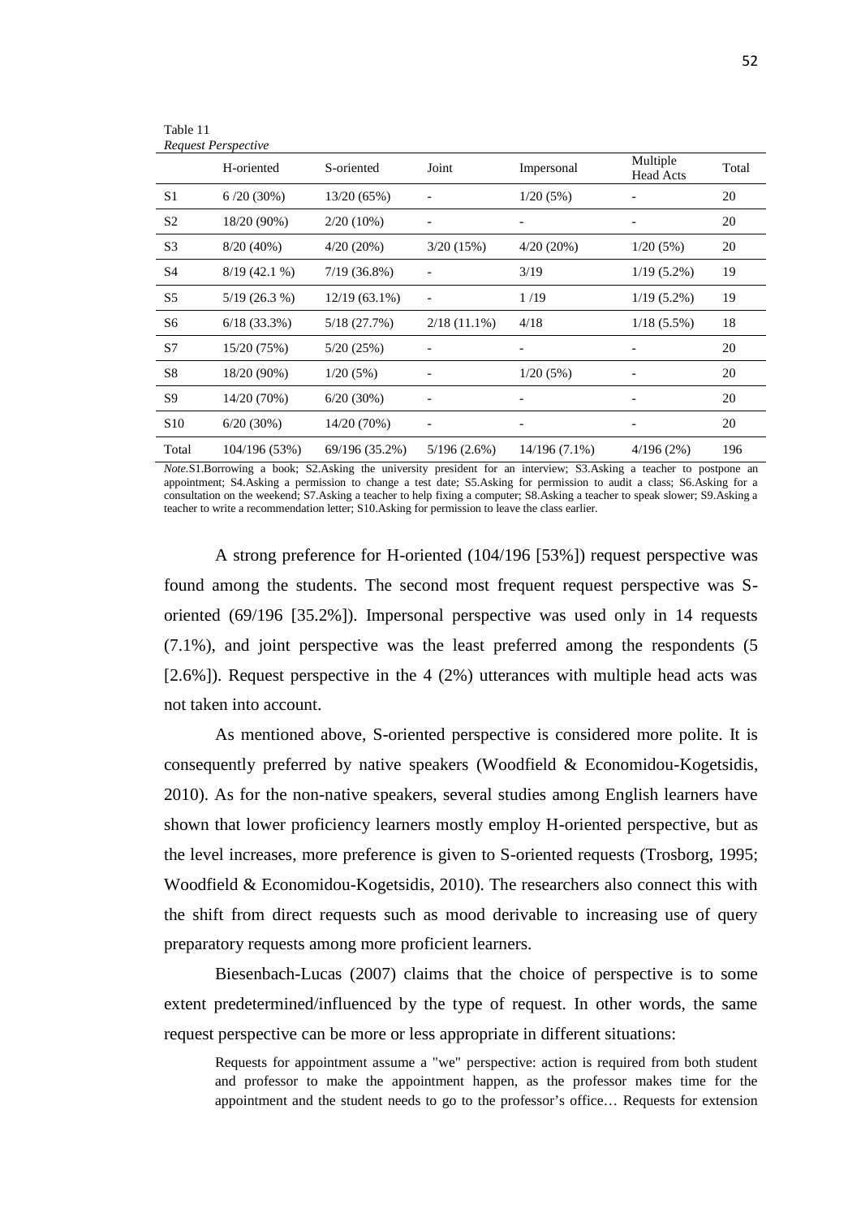Table 11
*Request Perspective*

| | H-oriented | S-oriented | Joint | Impersonal | Multiple Head Acts | Total |
|---|---|---|---|---|---|---|
| S1 | 6 /20 (30%) | 13/20 (65%) | - | 1/20 (5%) | - | 20 |
| S2 | 18/20 (90%) | 2/20 (10%) | - | - | - | 20 |
| S3 | 8/20 (40%) | 4/20 (20%) | 3/20 (15%) | 4/20 (20%) | 1/20 (5%) | 20 |
| S4 | 8/19 (42.1 %) | 7/19 (36.8%) | - | 3/19 | 1/19 (5.2%) | 19 |
| S5 | 5/19 (26.3 %) | 12/19 (63.1%) | - | 1 /19 | 1/19 (5.2%) | 19 |
| S6 | 6/18 (33.3%) | 5/18 (27.7%) | 2/18 (11.1%) | 4/18 | 1/18 (5.5%) | 18 |
| S7 | 15/20 (75%) | 5/20 (25%) | - | - | - | 20 |
| S8 | 18/20 (90%) | 1/20 (5%) | - | 1/20 (5%) | - | 20 |
| S9 | 14/20 (70%) | 6/20 (30%) | - | - | - | 20 |
| S10 | 6/20 (30%) | 14/20 (70%) | - | - | - | 20 |
| Total | 104/196 (53%) | 69/196 (35.2%) | 5/196 (2.6%) | 14/196 (7.1%) | 4/196 (2%) | 196 |

*Note.* S1.Borrowing a book; S2.Asking the university president for an interview; S3.Asking a teacher to postpone an appointment; S4.Asking a permission to change a test date; S5.Asking for permission to audit a class; S6.Asking for a consultation on the weekend; S7.Asking a teacher to help fixing a computer; S8.Asking a teacher to speak slower; S9.Asking a teacher to write a recommendation letter; S10.Asking for permission to leave the class earlier.

A strong preference for H-oriented (104/196 [53%]) request perspective was found among the students. The second most frequent request perspective was S-oriented (69/196 [35.2%]). Impersonal perspective was used only in 14 requests (7.1%), and joint perspective was the least preferred among the respondents (5 [2.6%]). Request perspective in the 4 (2%) utterances with multiple head acts was not taken into account.

As mentioned above, S-oriented perspective is considered more polite. It is consequently preferred by native speakers (Woodfield & Economidou-Kogetsidis, 2010). As for the non-native speakers, several studies among English learners have shown that lower proficiency learners mostly employ H-oriented perspective, but as the level increases, more preference is given to S-oriented requests (Trosborg, 1995; Woodfield & Economidou-Kogetsidis, 2010). The researchers also connect this with the shift from direct requests such as mood derivable to increasing use of query preparatory requests among more proficient learners.

Biesenbach-Lucas (2007) claims that the choice of perspective is to some extent predetermined/influenced by the type of request. In other words, the same request perspective can be more or less appropriate in different situations:

> Requests for appointment assume a "we" perspective: action is required from both student and professor to make the appointment happen, as the professor makes time for the appointment and the student needs to go to the professor's office… Requests for extension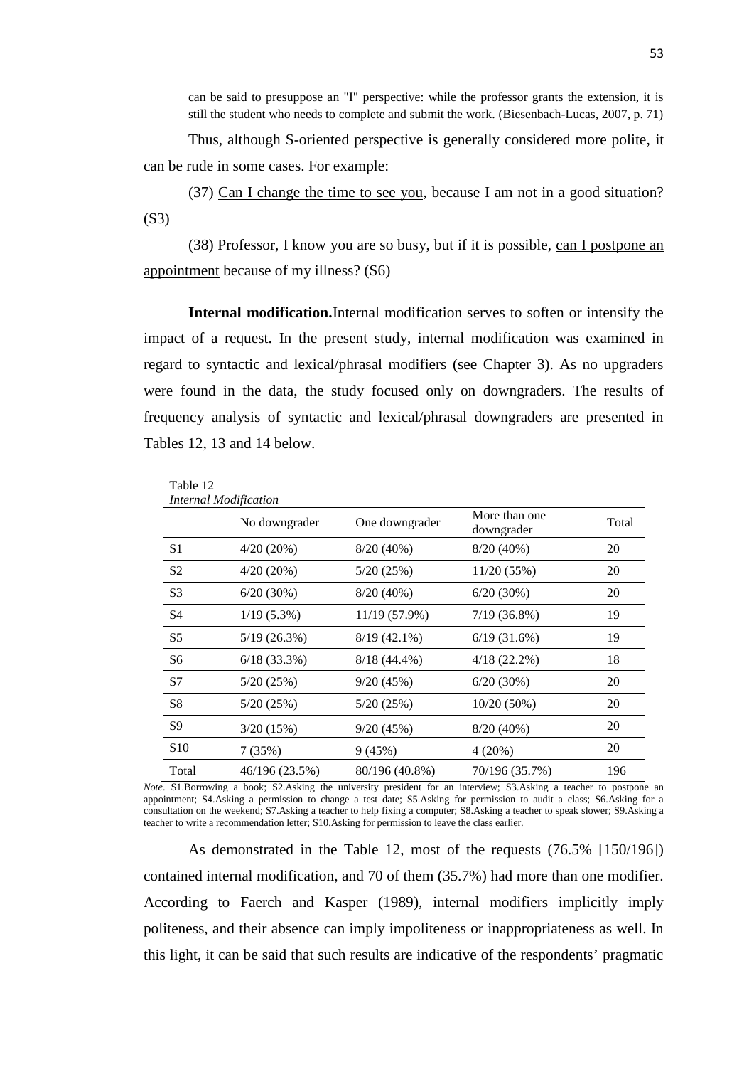can be said to presuppose an "I" perspective: while the professor grants the extension, it is still the student who needs to complete and submit the work. (Biesenbach-Lucas, 2007, p. 71)

Thus, although S-oriented perspective is generally considered more polite, it can be rude in some cases. For example:

(37) Can I change the time to see you, because I am not in a good situation? (S3)

(38) Professor, I know you are so busy, but if it is possible, can I postpone an appointment because of my illness? (S6)

**Internal modification.** Internal modification serves to soften or intensify the impact of a request. In the present study, internal modification was examined in regard to syntactic and lexical/phrasal modifiers (see Chapter 3). As no upgraders were found in the data, the study focused only on downgraders. The results of frequency analysis of syntactic and lexical/phrasal downgraders are presented in Tables 12, 13 and 14 below.

Table 12
*Internal Modification*

| | No downgrader | One downgrader | More than one downgrader | Total |
|---|---|---|---|---|
| S1 | 4/20 (20%) | 8/20 (40%) | 8/20 (40%) | 20 |
| S2 | 4/20 (20%) | 5/20 (25%) | 11/20 (55%) | 20 |
| S3 | 6/20 (30%) | 8/20 (40%) | 6/20 (30%) | 20 |
| S4 | 1/19 (5.3%) | 11/19 (57.9%) | 7/19 (36.8%) | 19 |
| S5 | 5/19 (26.3%) | 8/19 (42.1%) | 6/19 (31.6%) | 19 |
| S6 | 6/18 (33.3%) | 8/18 (44.4%) | 4/18 (22.2%) | 18 |
| S7 | 5/20 (25%) | 9/20 (45%) | 6/20 (30%) | 20 |
| S8 | 5/20 (25%) | 5/20 (25%) | 10/20 (50%) | 20 |
| S9 | 3/20 (15%) | 9/20 (45%) | 8/20 (40%) | 20 |
| S10 | 7 (35%) | 9 (45%) | 4 (20%) | 20 |
| Total | 46/196 (23.5%) | 80/196 (40.8%) | 70/196 (35.7%) | 196 |

*Note*. S1.Borrowing a book; S2.Asking the university president for an interview; S3.Asking a teacher to postpone an appointment; S4.Asking a permission to change a test date; S5.Asking for permission to audit a class; S6.Asking for a consultation on the weekend; S7.Asking a teacher to help fixing a computer; S8.Asking a teacher to speak slower; S9.Asking a teacher to write a recommendation letter; S10.Asking for permission to leave the class earlier.

As demonstrated in the Table 12, most of the requests (76.5% [150/196]) contained internal modification, and 70 of them (35.7%) had more than one modifier. According to Faerch and Kasper (1989), internal modifiers implicitly imply politeness, and their absence can imply impoliteness or inappropriateness as well. In this light, it can be said that such results are indicative of the respondents' pragmatic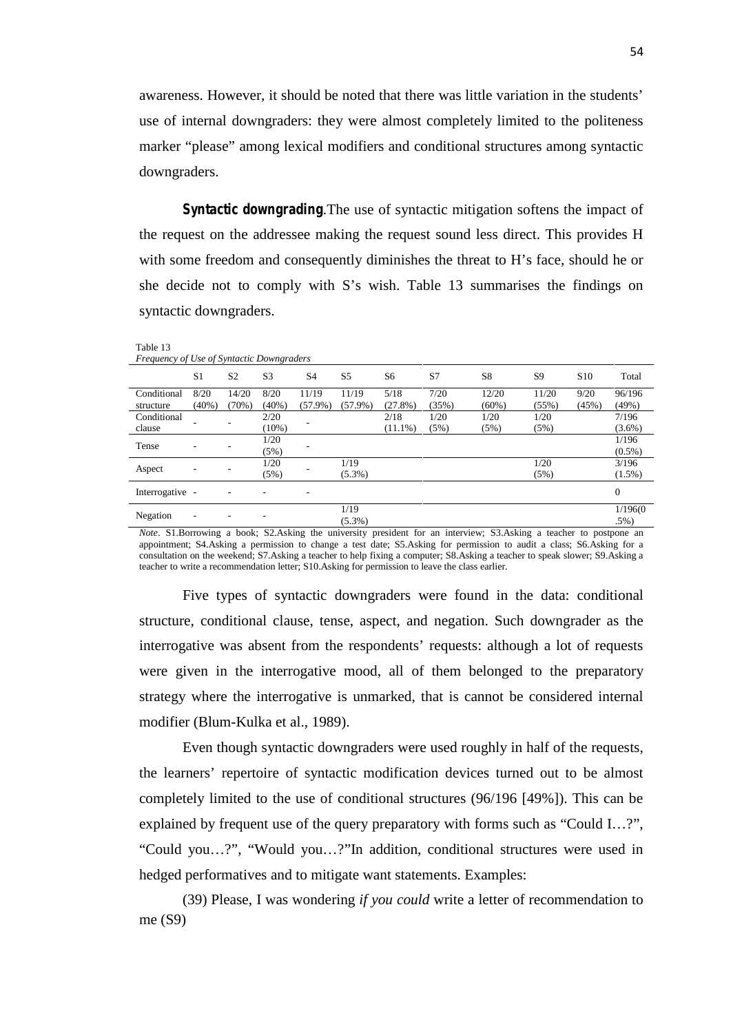awareness. However, it should be noted that there was little variation in the students' use of internal downgraders: they were almost completely limited to the politeness marker "please" among lexical modifiers and conditional structures among syntactic downgraders.

**Syntactic downgrading**.The use of syntactic mitigation softens the impact of the request on the addressee making the request sound less direct. This provides H with some freedom and consequently diminishes the threat to H's face, should he or she decide not to comply with S's wish. Table 13 summarises the findings on syntactic downgraders.

Table 13
*Frequency of Use of Syntactic Downgraders*

| | S1 | S2 | S3 | S4 | S5 | S6 | S7 | S8 | S9 | S10 | Total |
|---|---|---|---|---|---|---|---|---|---|---|---|
| Conditional structure | 8/20 (40%) | 14/20 (70%) | 8/20 (40%) | 11/19 (57.9%) | 11/19 (57.9%) | 5/18 (27.8%) | 7/20 (35%) | 12/20 (60%) | 11/20 (55%) | 9/20 (45%) | 96/196 (49%) |
| Conditional clause | - | - | 2/20 (10%) | - | | 2/18 (11.1%) | 1/20 (5%) | 1/20 (5%) | 1/20 (5%) | | 7/196 (3.6%) |
| Tense | - | - | 1/20 (5%) | - | | | | | | | 1/196 (0.5%) |
| Aspect | - | - | 1/20 (5%) | - | 1/19 (5.3%) | | | | 1/20 (5%) | | 3/196 (1.5%) |
| Interrogative | - | - | - | - | | | | | | | 0 |
| Negation | - | - | - | | 1/19 (5.3%) | | | | | | 1/196(0 .5%) |

*Note*. S1.Borrowing a book; S2.Asking the university president for an interview; S3.Asking a teacher to postpone an appointment; S4.Asking a permission to change a test date; S5.Asking for permission to audit a class; S6.Asking for a consultation on the weekend; S7.Asking a teacher to help fixing a computer; S8.Asking a teacher to speak slower; S9.Asking a teacher to write a recommendation letter; S10.Asking for permission to leave the class earlier.

Five types of syntactic downgraders were found in the data: conditional structure, conditional clause, tense, aspect, and negation. Such downgrader as the interrogative was absent from the respondents' requests: although a lot of requests were given in the interrogative mood, all of them belonged to the preparatory strategy where the interrogative is unmarked, that is cannot be considered internal modifier (Blum-Kulka et al., 1989).

Even though syntactic downgraders were used roughly in half of the requests, the learners' repertoire of syntactic modification devices turned out to be almost completely limited to the use of conditional structures (96/196 [49%]). This can be explained by frequent use of the query preparatory with forms such as "Could I…?", "Could you…?", "Would you…?"In addition, conditional structures were used in hedged performatives and to mitigate want statements. Examples:

(39) Please, I was wondering *if you could* write a letter of recommendation to me (S9)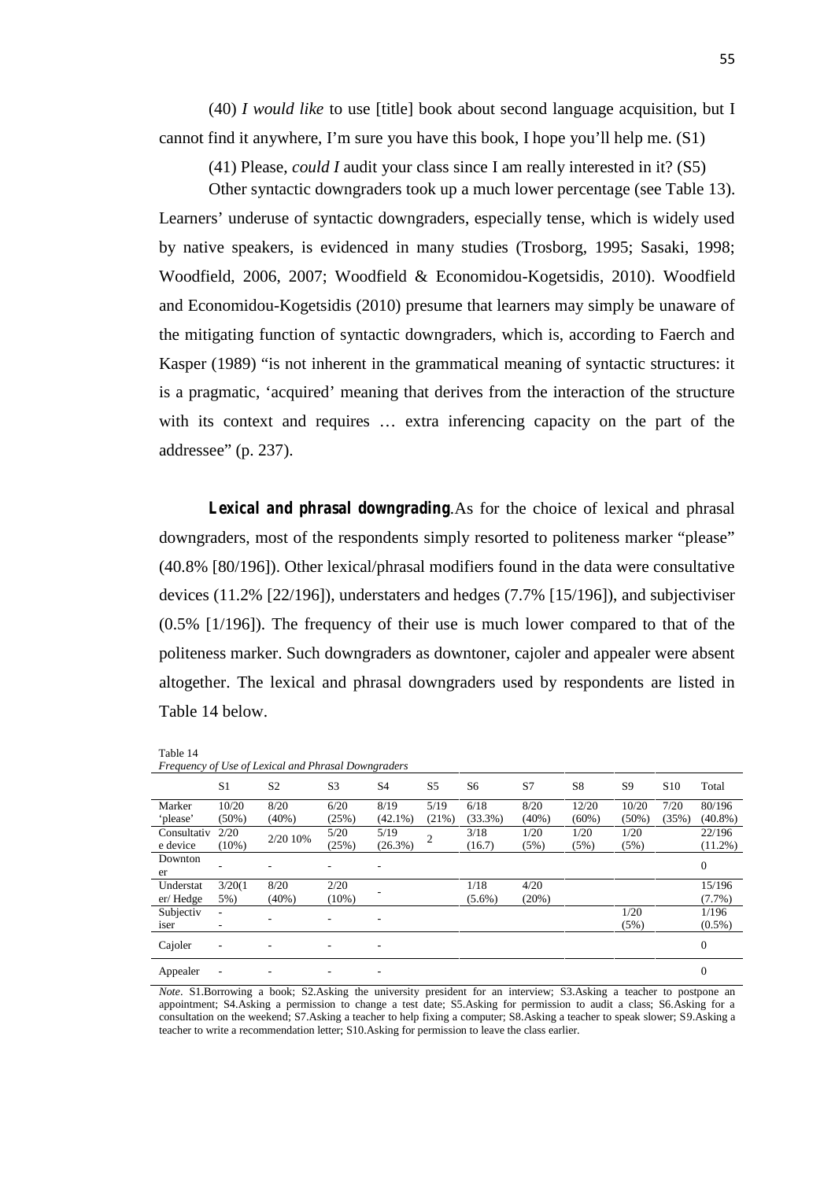(40) *I would like* to use [title] book about second language acquisition, but I cannot find it anywhere, I'm sure you have this book, I hope you'll help me. (S1)

(41) Please, *could I* audit your class since I am really interested in it? (S5)

Other syntactic downgraders took up a much lower percentage (see Table 13). Learners' underuse of syntactic downgraders, especially tense, which is widely used by native speakers, is evidenced in many studies (Trosborg, 1995; Sasaki, 1998; Woodfield, 2006, 2007; Woodfield & Economidou-Kogetsidis, 2010). Woodfield and Economidou-Kogetsidis (2010) presume that learners may simply be unaware of the mitigating function of syntactic downgraders, which is, according to Faerch and Kasper (1989) "is not inherent in the grammatical meaning of syntactic structures: it is a pragmatic, 'acquired' meaning that derives from the interaction of the structure with its context and requires … extra inferencing capacity on the part of the addressee" (p. 237).

**Lexical and phrasal downgrading**.As for the choice of lexical and phrasal downgraders, most of the respondents simply resorted to politeness marker "please" (40.8% [80/196]). Other lexical/phrasal modifiers found in the data were consultative devices (11.2% [22/196]), understaters and hedges (7.7% [15/196]), and subjectiviser (0.5% [1/196]). The frequency of their use is much lower compared to that of the politeness marker. Such downgraders as downtoner, cajoler and appealer were absent altogether. The lexical and phrasal downgraders used by respondents are listed in Table 14 below.

Table 14
*Frequency of Use of Lexical and Phrasal Downgraders*

| | S1 | S2 | S3 | S4 | S5 | S6 | S7 | S8 | S9 | S10 | Total |
|---|---|---|---|---|---|---|---|---|---|---|---|
| Marker 'please' | 10/20 (50%) | 8/20 (40%) | 6/20 (25%) | 8/19 (42.1%) | 5/19 (21%) | 6/18 (33.3%) | 8/20 (40%) | 12/20 (60%) | 10/20 (50%) | 7/20 (35%) | 80/196 (40.8%) |
| Consultative device | 2/20 (10%) | 2/20 10% | 5/20 (25%) | 5/19 (26.3%) | 2 | 3/18 (16.7) | 1/20 (5%) | 1/20 (5%) | 1/20 (5%) | | 22/196 (11.2%) |
| Downtoner | - | - | - | - | | | | | | | 0 |
| Understater/ Hedge | 3/20(15%) | 8/20 (40%) | 2/20 (10%) | - | | 1/18 (5.6%) | 4/20 (20%) | | | | 15/196 (7.7%) |
| Subjectiviser | - - | - | - | - | | | | | 1/20 (5%) | | 1/196 (0.5%) |
| Cajoler | - | - | - | - | | | | | | | 0 |
| Appealer | - | - | - | - | | | | | | | 0 |

*Note*. S1.Borrowing a book; S2.Asking the university president for an interview; S3.Asking a teacher to postpone an appointment; S4.Asking a permission to change a test date; S5.Asking for permission to audit a class; S6.Asking for a consultation on the weekend; S7.Asking a teacher to help fixing a computer; S8.Asking a teacher to speak slower; S9.Asking a teacher to write a recommendation letter; S10.Asking for permission to leave the class earlier.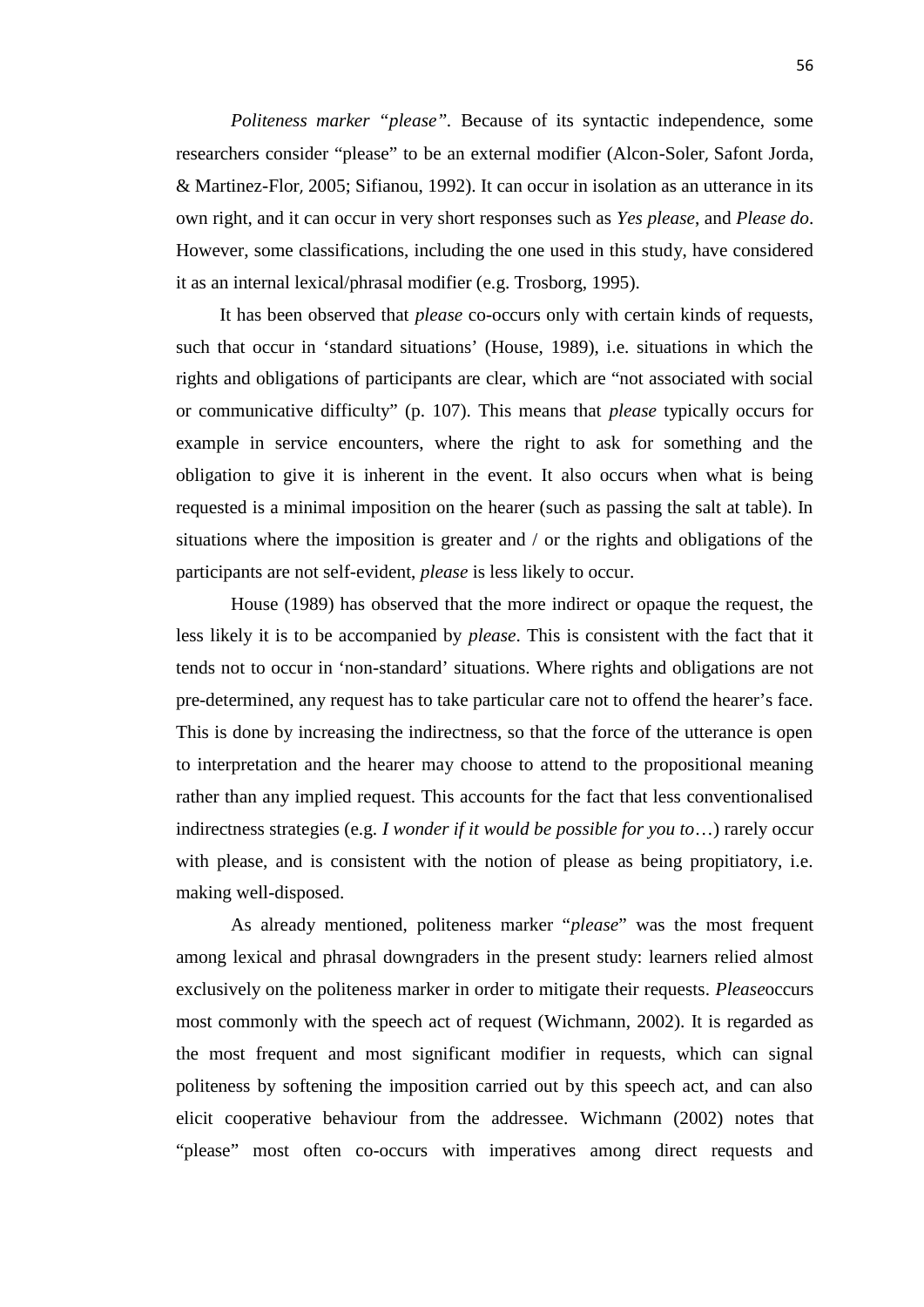*Politeness marker "please".* Because of its syntactic independence, some researchers consider "please" to be an external modifier (Alcon-Soler, Safont Jorda, & Martinez-Flor, 2005; Sifianou, 1992). It can occur in isolation as an utterance in its own right, and it can occur in very short responses such as *Yes please*, and *Please do*. However, some classifications, including the one used in this study, have considered it as an internal lexical/phrasal modifier (e.g. Trosborg, 1995).

It has been observed that *please* co-occurs only with certain kinds of requests, such that occur in 'standard situations' (House, 1989), i.e. situations in which the rights and obligations of participants are clear, which are "not associated with social or communicative difficulty" (p. 107). This means that *please* typically occurs for example in service encounters, where the right to ask for something and the obligation to give it is inherent in the event. It also occurs when what is being requested is a minimal imposition on the hearer (such as passing the salt at table). In situations where the imposition is greater and / or the rights and obligations of the participants are not self-evident, *please* is less likely to occur.

House (1989) has observed that the more indirect or opaque the request, the less likely it is to be accompanied by *please*. This is consistent with the fact that it tends not to occur in 'non-standard' situations. Where rights and obligations are not pre-determined, any request has to take particular care not to offend the hearer's face. This is done by increasing the indirectness, so that the force of the utterance is open to interpretation and the hearer may choose to attend to the propositional meaning rather than any implied request. This accounts for the fact that less conventionalised indirectness strategies (e.g. *I wonder if it would be possible for you to*…) rarely occur with please, and is consistent with the notion of please as being propitiatory, i.e. making well-disposed.

As already mentioned, politeness marker "*please*" was the most frequent among lexical and phrasal downgraders in the present study: learners relied almost exclusively on the politeness marker in order to mitigate their requests. *Please*occurs most commonly with the speech act of request (Wichmann, 2002). It is regarded as the most frequent and most significant modifier in requests, which can signal politeness by softening the imposition carried out by this speech act, and can also elicit cooperative behaviour from the addressee. Wichmann (2002) notes that "please" most often co-occurs with imperatives among direct requests and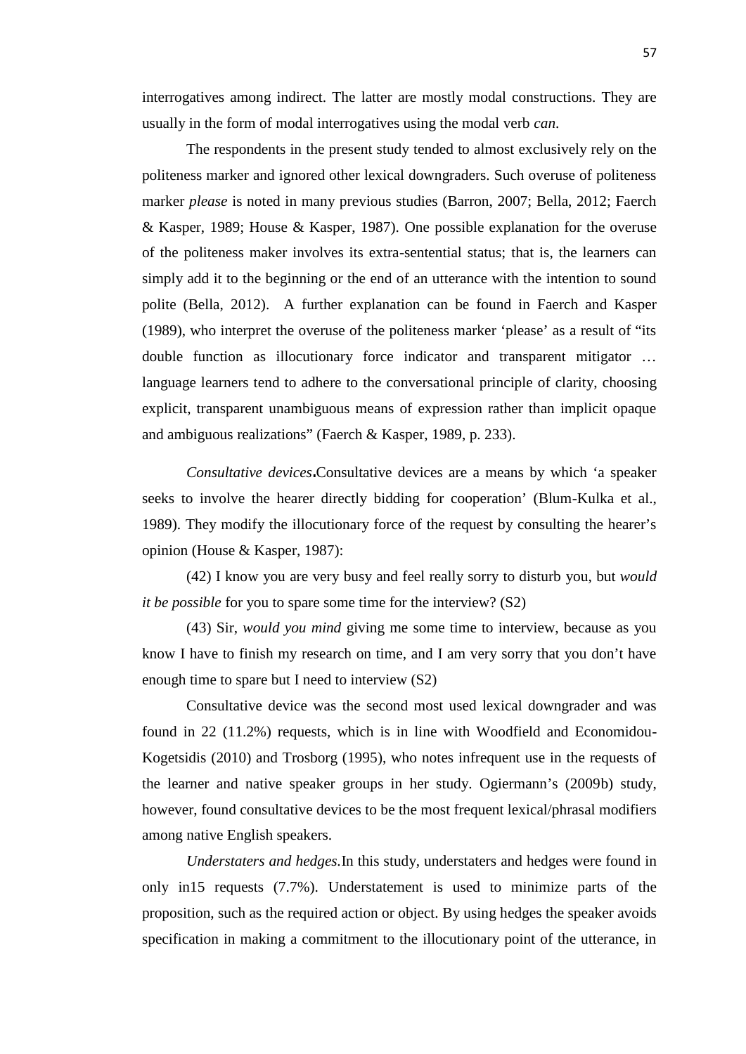interrogatives among indirect. The latter are mostly modal constructions. They are usually in the form of modal interrogatives using the modal verb *can*.

The respondents in the present study tended to almost exclusively rely on the politeness marker and ignored other lexical downgraders. Such overuse of politeness marker *please* is noted in many previous studies (Barron, 2007; Bella, 2012; Faerch & Kasper, 1989; House & Kasper, 1987). One possible explanation for the overuse of the politeness maker involves its extra-sentential status; that is, the learners can simply add it to the beginning or the end of an utterance with the intention to sound polite (Bella, 2012). A further explanation can be found in Faerch and Kasper (1989), who interpret the overuse of the politeness marker 'please' as a result of "its double function as illocutionary force indicator and transparent mitigator … language learners tend to adhere to the conversational principle of clarity, choosing explicit, transparent unambiguous means of expression rather than implicit opaque and ambiguous realizations" (Faerch & Kasper, 1989, p. 233).

*Consultative devices***.**Consultative devices are a means by which 'a speaker seeks to involve the hearer directly bidding for cooperation' (Blum-Kulka et al., 1989). They modify the illocutionary force of the request by consulting the hearer's opinion (House & Kasper, 1987):

(42) I know you are very busy and feel really sorry to disturb you, but *would it be possible* for you to spare some time for the interview? (S2)

(43) Sir, *would you mind* giving me some time to interview, because as you know I have to finish my research on time, and I am very sorry that you don't have enough time to spare but I need to interview (S2)

Consultative device was the second most used lexical downgrader and was found in 22 (11.2%) requests, which is in line with Woodfield and Economidou-Kogetsidis (2010) and Trosborg (1995), who notes infrequent use in the requests of the learner and native speaker groups in her study. Ogiermann's (2009b) study, however, found consultative devices to be the most frequent lexical/phrasal modifiers among native English speakers.

*Understaters and hedges.*In this study, understaters and hedges were found in only in15 requests (7.7%). Understatement is used to minimize parts of the proposition, such as the required action or object. By using hedges the speaker avoids specification in making a commitment to the illocutionary point of the utterance, in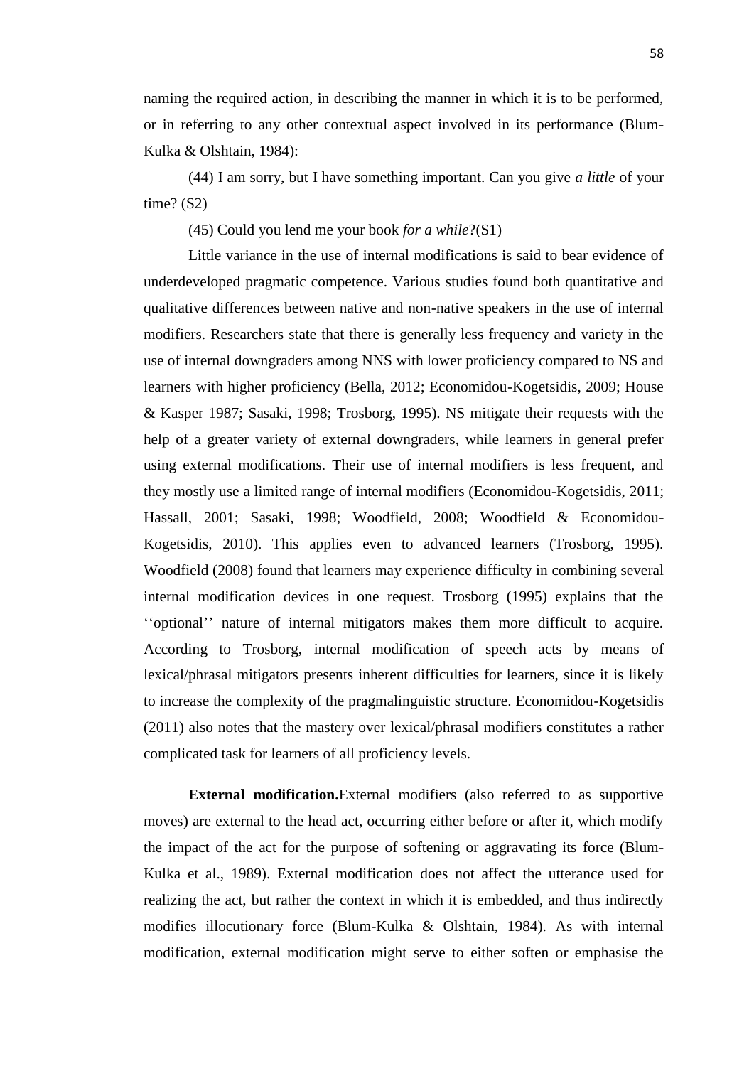naming the required action, in describing the manner in which it is to be performed, or in referring to any other contextual aspect involved in its performance (Blum-Kulka & Olshtain, 1984):

(44) I am sorry, but I have something important. Can you give *a little* of your time? (S2)

(45) Could you lend me your book *for a while*?(S1)

Little variance in the use of internal modifications is said to bear evidence of underdeveloped pragmatic competence. Various studies found both quantitative and qualitative differences between native and non-native speakers in the use of internal modifiers. Researchers state that there is generally less frequency and variety in the use of internal downgraders among NNS with lower proficiency compared to NS and learners with higher proficiency (Bella, 2012; Economidou-Kogetsidis, 2009; House & Kasper 1987; Sasaki, 1998; Trosborg, 1995). NS mitigate their requests with the help of a greater variety of external downgraders, while learners in general prefer using external modifications. Their use of internal modifiers is less frequent, and they mostly use a limited range of internal modifiers (Economidou-Kogetsidis, 2011; Hassall, 2001; Sasaki, 1998; Woodfield, 2008; Woodfield & Economidou-Kogetsidis, 2010). This applies even to advanced learners (Trosborg, 1995). Woodfield (2008) found that learners may experience difficulty in combining several internal modification devices in one request. Trosborg (1995) explains that the ‘‘optional’’ nature of internal mitigators makes them more difficult to acquire. According to Trosborg, internal modification of speech acts by means of lexical/phrasal mitigators presents inherent difficulties for learners, since it is likely to increase the complexity of the pragmalinguistic structure. Economidou-Kogetsidis (2011) also notes that the mastery over lexical/phrasal modifiers constitutes a rather complicated task for learners of all proficiency levels.

**External modification.**External modifiers (also referred to as supportive moves) are external to the head act, occurring either before or after it, which modify the impact of the act for the purpose of softening or aggravating its force (Blum-Kulka et al., 1989). External modification does not affect the utterance used for realizing the act, but rather the context in which it is embedded, and thus indirectly modifies illocutionary force (Blum-Kulka & Olshtain, 1984). As with internal modification, external modification might serve to either soften or emphasise the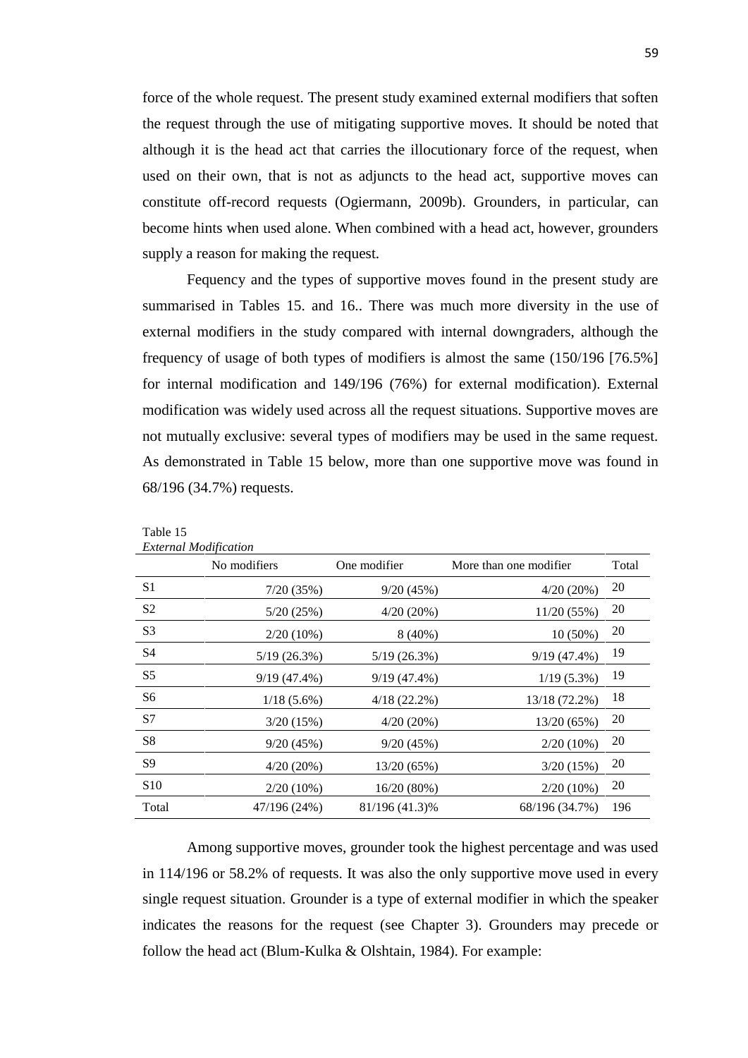force of the whole request. The present study examined external modifiers that soften the request through the use of mitigating supportive moves. It should be noted that although it is the head act that carries the illocutionary force of the request, when used on their own, that is not as adjuncts to the head act, supportive moves can constitute off-record requests (Ogiermann, 2009b). Grounders, in particular, can become hints when used alone. When combined with a head act, however, grounders supply a reason for making the request.

Fequency and the types of supportive moves found in the present study are summarised in Tables 15. and 16.. There was much more diversity in the use of external modifiers in the study compared with internal downgraders, although the frequency of usage of both types of modifiers is almost the same (150/196 [76.5%] for internal modification and 149/196 (76%) for external modification). External modification was widely used across all the request situations. Supportive moves are not mutually exclusive: several types of modifiers may be used in the same request. As demonstrated in Table 15 below, more than one supportive move was found in 68/196 (34.7%) requests.

Table 15
*External Modification*

| | No modifiers | One modifier | More than one modifier | Total |
|---|---|---|---|---|
| S1 | 7/20 (35%) | 9/20 (45%) | 4/20 (20%) | 20 |
| S2 | 5/20 (25%) | 4/20 (20%) | 11/20 (55%) | 20 |
| S3 | 2/20 (10%) | 8 (40%) | 10 (50%) | 20 |
| S4 | 5/19 (26.3%) | 5/19 (26.3%) | 9/19 (47.4%) | 19 |
| S5 | 9/19 (47.4%) | 9/19 (47.4%) | 1/19 (5.3%) | 19 |
| S6 | 1/18 (5.6%) | 4/18 (22.2%) | 13/18 (72.2%) | 18 |
| S7 | 3/20 (15%) | 4/20 (20%) | 13/20 (65%) | 20 |
| S8 | 9/20 (45%) | 9/20 (45%) | 2/20 (10%) | 20 |
| S9 | 4/20 (20%) | 13/20 (65%) | 3/20 (15%) | 20 |
| S10 | 2/20 (10%) | 16/20 (80%) | 2/20 (10%) | 20 |
| Total | 47/196 (24%) | 81/196 (41.3)% | 68/196 (34.7%) | 196 |

Among supportive moves, grounder took the highest percentage and was used in 114/196 or 58.2% of requests. It was also the only supportive move used in every single request situation. Grounder is a type of external modifier in which the speaker indicates the reasons for the request (see Chapter 3). Grounders may precede or follow the head act (Blum-Kulka & Olshtain, 1984). For example: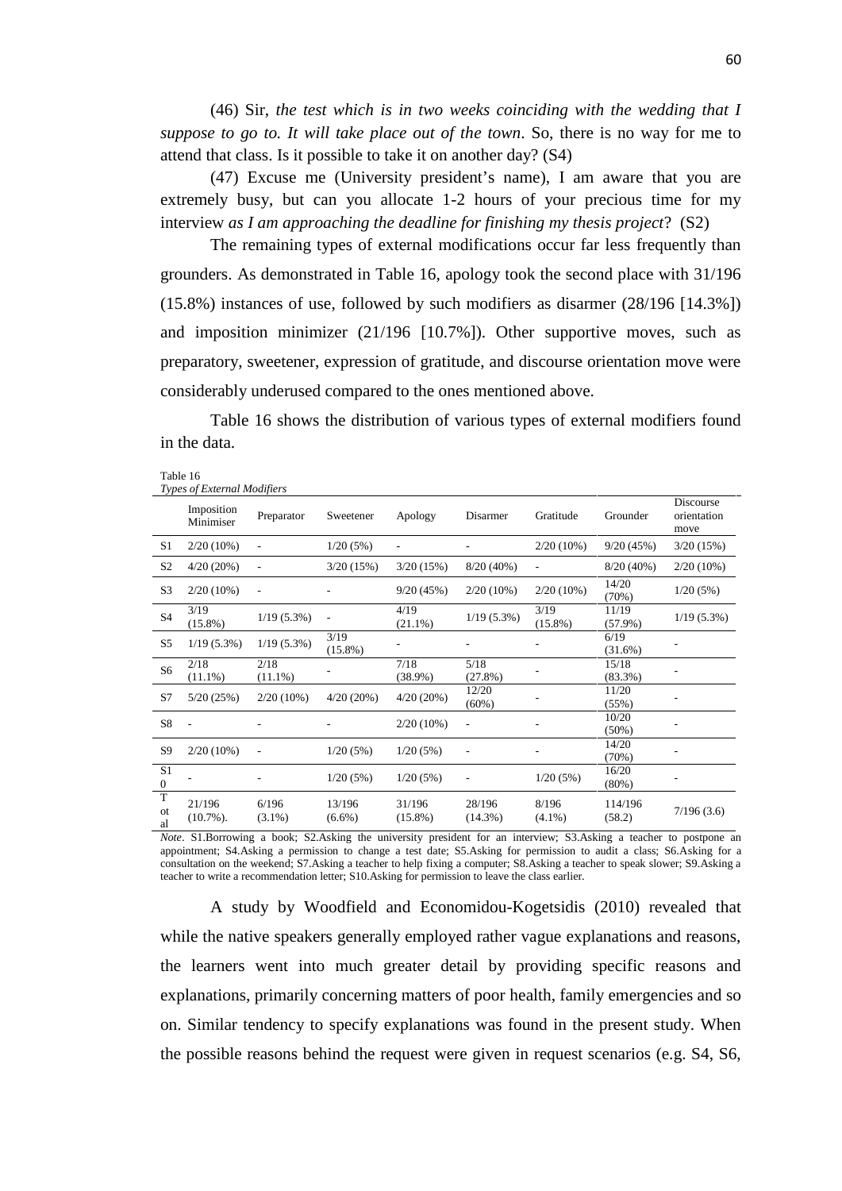(46) Sir, *the test which is in two weeks coinciding with the wedding that I suppose to go to. It will take place out of the town*. So, there is no way for me to attend that class. Is it possible to take it on another day? (S4)

(47) Excuse me (University president's name), I am aware that you are extremely busy, but can you allocate 1-2 hours of your precious time for my interview *as I am approaching the deadline for finishing my thesis project*? (S2)

The remaining types of external modifications occur far less frequently than grounders. As demonstrated in Table 16, apology took the second place with 31/196 (15.8%) instances of use, followed by such modifiers as disarmer (28/196 [14.3%]) and imposition minimizer (21/196 [10.7%]). Other supportive moves, such as preparatory, sweetener, expression of gratitude, and discourse orientation move were considerably underused compared to the ones mentioned above.

Table 16 shows the distribution of various types of external modifiers found in the data.

Table 16
*Types of External Modifiers*

| | Imposition Minimiser | Preparator | Sweetener | Apology | Disarmer | Gratitude | Grounder | Discourse orientation move |
|---|---|---|---|---|---|---|---|---|
| S1 | 2/20 (10%) | - | 1/20 (5%) | - | - | 2/20 (10%) | 9/20 (45%) | 3/20 (15%) |
| S2 | 4/20 (20%) | - | 3/20 (15%) | 3/20 (15%) | 8/20 (40%) | - | 8/20 (40%) | 2/20 (10%) |
| S3 | 2/20 (10%) | - | - | 9/20 (45%) | 2/20 (10%) | 2/20 (10%) | 14/20 (70%) | 1/20 (5%) |
| S4 | 3/19 (15.8%) | 1/19 (5.3%) | - | 4/19 (21.1%) | 1/19 (5.3%) | 3/19 (15.8%) | 11/19 (57.9%) | 1/19 (5.3%) |
| S5 | 1/19 (5.3%) | 1/19 (5.3%) | 3/19 (15.8%) | - | - | - | 6/19 (31.6%) | - |
| S6 | 2/18 (11.1%) | 2/18 (11.1%) | - | 7/18 (38.9%) | 5/18 (27.8%) | - | 15/18 (83.3%) | - |
| S7 | 5/20 (25%) | 2/20 (10%) | 4/20 (20%) | 4/20 (20%) | 12/20 (60%) | - | 11/20 (55%) | - |
| S8 | - | - | - | 2/20 (10%) | - | - | 10/20 (50%) | - |
| S9 | 2/20 (10%) | - | 1/20 (5%) | 1/20 (5%) | - | - | 14/20 (70%) | - |
| S10 | - | - | 1/20 (5%) | 1/20 (5%) | - | 1/20 (5%) | 16/20 (80%) | - |
| Total | 21/196 (10.7%). | 6/196 (3.1%) | 13/196 (6.6%) | 31/196 (15.8%) | 28/196 (14.3%) | 8/196 (4.1%) | 114/196 (58.2) | 7/196 (3.6) |

*Note*. S1.Borrowing a book; S2.Asking the university president for an interview; S3.Asking a teacher to postpone an appointment; S4.Asking a permission to change a test date; S5.Asking for permission to audit a class; S6.Asking for a consultation on the weekend; S7.Asking a teacher to help fixing a computer; S8.Asking a teacher to speak slower; S9.Asking a teacher to write a recommendation letter; S10.Asking for permission to leave the class earlier.

A study by Woodfield and Economidou-Kogetsidis (2010) revealed that while the native speakers generally employed rather vague explanations and reasons, the learners went into much greater detail by providing specific reasons and explanations, primarily concerning matters of poor health, family emergencies and so on. Similar tendency to specify explanations was found in the present study. When the possible reasons behind the request were given in request scenarios (e.g. S4, S6,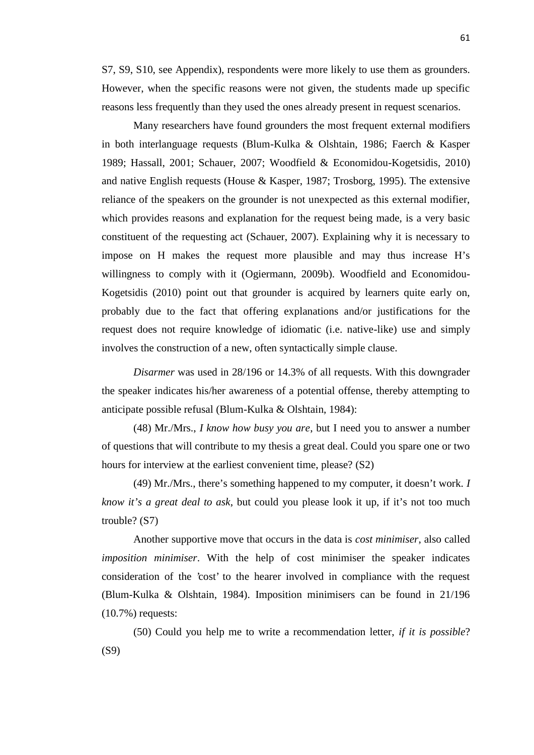S7, S9, S10, see Appendix), respondents were more likely to use them as grounders. However, when the specific reasons were not given, the students made up specific reasons less frequently than they used the ones already present in request scenarios.

Many researchers have found grounders the most frequent external modifiers in both interlanguage requests (Blum-Kulka & Olshtain, 1986; Faerch & Kasper 1989; Hassall, 2001; Schauer, 2007; Woodfield & Economidou-Kogetsidis, 2010) and native English requests (House & Kasper, 1987; Trosborg, 1995). The extensive reliance of the speakers on the grounder is not unexpected as this external modifier, which provides reasons and explanation for the request being made, is a very basic constituent of the requesting act (Schauer, 2007). Explaining why it is necessary to impose on H makes the request more plausible and may thus increase H's willingness to comply with it (Ogiermann, 2009b). Woodfield and Economidou-Kogetsidis (2010) point out that grounder is acquired by learners quite early on, probably due to the fact that offering explanations and/or justifications for the request does not require knowledge of idiomatic (i.e. native-like) use and simply involves the construction of a new, often syntactically simple clause.

*Disarmer* was used in 28/196 or 14.3% of all requests. With this downgrader the speaker indicates his/her awareness of a potential offense, thereby attempting to anticipate possible refusal (Blum-Kulka & Olshtain, 1984):

(48) Mr./Mrs., *I know how busy you are*, but I need you to answer a number of questions that will contribute to my thesis a great deal. Could you spare one or two hours for interview at the earliest convenient time, please? (S2)

(49) Mr./Mrs., there's something happened to my computer, it doesn't work. *I know it's a great deal to ask*, but could you please look it up, if it's not too much trouble? (S7)

Another supportive move that occurs in the data is *cost minimiser*, also called *imposition minimiser*. With the help of cost minimiser the speaker indicates consideration of the 'cost' to the hearer involved in compliance with the request (Blum-Kulka & Olshtain, 1984). Imposition minimisers can be found in 21/196 (10.7%) requests:

(50) Could you help me to write a recommendation letter, *if it is possible*? (S9)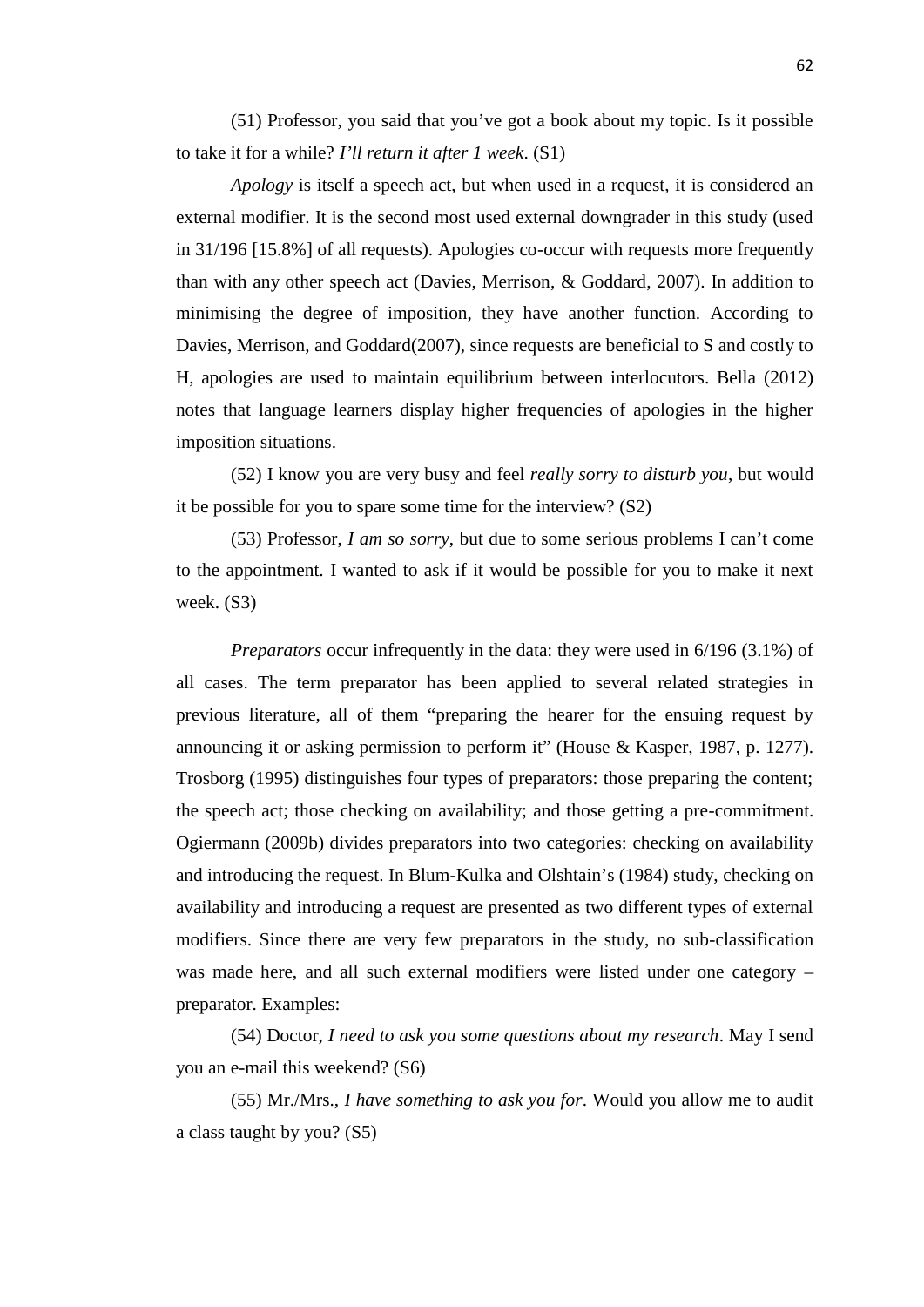(51) Professor, you said that you've got a book about my topic. Is it possible to take it for a while? *I'll return it after 1 week*. (S1)

*Apology* is itself a speech act, but when used in a request, it is considered an external modifier. It is the second most used external downgrader in this study (used in 31/196 [15.8%] of all requests). Apologies co-occur with requests more frequently than with any other speech act (Davies, Merrison, & Goddard, 2007). In addition to minimising the degree of imposition, they have another function. According to Davies, Merrison, and Goddard(2007), since requests are beneficial to S and costly to H, apologies are used to maintain equilibrium between interlocutors. Bella (2012) notes that language learners display higher frequencies of apologies in the higher imposition situations.

(52) I know you are very busy and feel *really sorry to disturb you*, but would it be possible for you to spare some time for the interview? (S2)

(53) Professor, *I am so sorry*, but due to some serious problems I can't come to the appointment. I wanted to ask if it would be possible for you to make it next week. (S3)

*Preparators* occur infrequently in the data: they were used in 6/196 (3.1%) of all cases. The term preparator has been applied to several related strategies in previous literature, all of them "preparing the hearer for the ensuing request by announcing it or asking permission to perform it" (House & Kasper, 1987, p. 1277). Trosborg (1995) distinguishes four types of preparators: those preparing the content; the speech act; those checking on availability; and those getting a pre-commitment. Ogiermann (2009b) divides preparators into two categories: checking on availability and introducing the request. In Blum-Kulka and Olshtain's (1984) study, checking on availability and introducing a request are presented as two different types of external modifiers. Since there are very few preparators in the study, no sub-classification was made here, and all such external modifiers were listed under one category – preparator. Examples:

(54) Doctor, *I need to ask you some questions about my research*. May I send you an e-mail this weekend? (S6)

(55) Mr./Mrs., *I have something to ask you for*. Would you allow me to audit a class taught by you? (S5)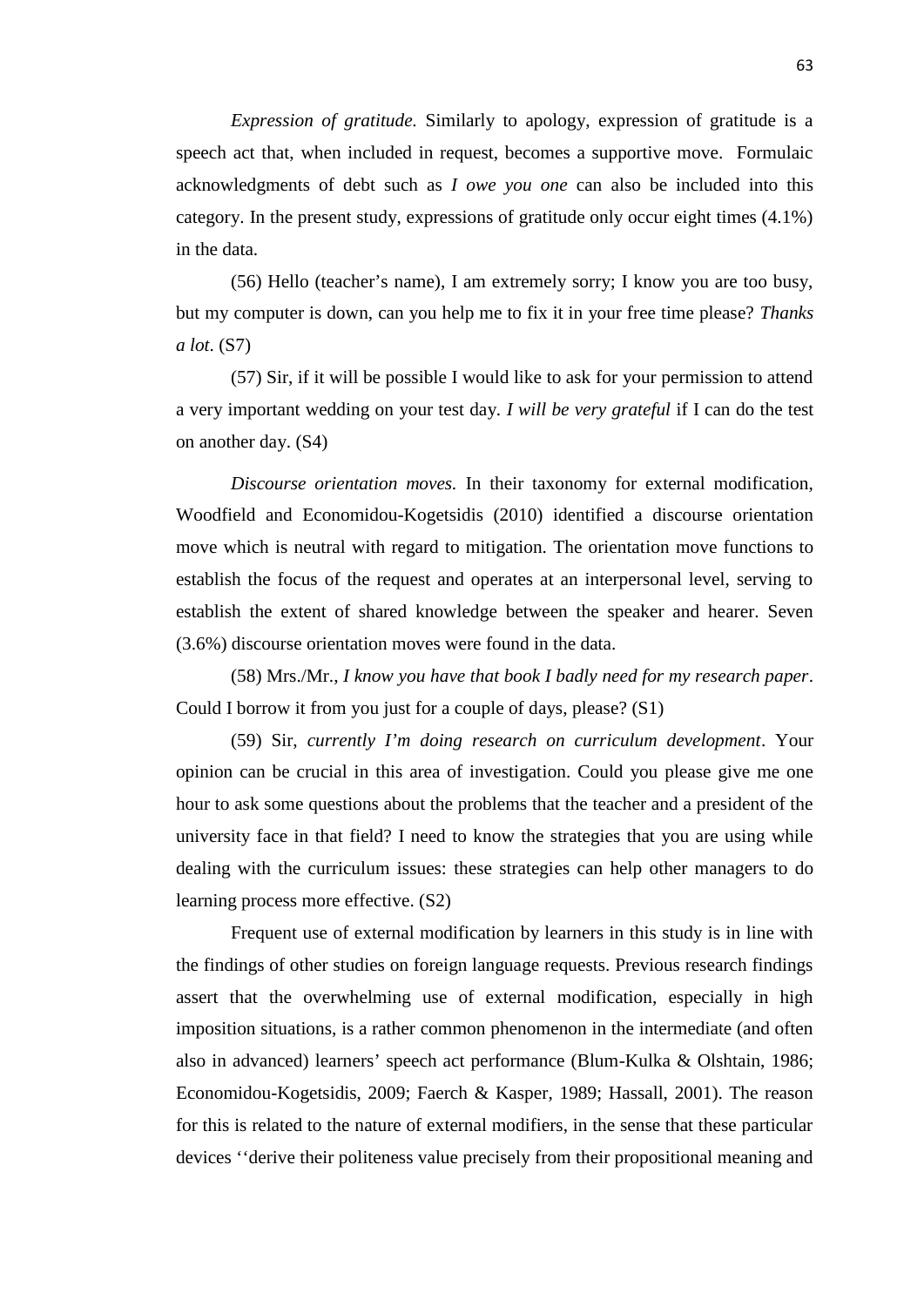*Expression of gratitude.* Similarly to apology, expression of gratitude is a speech act that, when included in request, becomes a supportive move. Formulaic acknowledgments of debt such as *I owe you one* can also be included into this category. In the present study, expressions of gratitude only occur eight times (4.1%) in the data.

(56) Hello (teacher's name), I am extremely sorry; I know you are too busy, but my computer is down, can you help me to fix it in your free time please? *Thanks a lot*. (S7)

(57) Sir, if it will be possible I would like to ask for your permission to attend a very important wedding on your test day. *I will be very grateful* if I can do the test on another day. (S4)

*Discourse orientation moves.* In their taxonomy for external modification, Woodfield and Economidou-Kogetsidis (2010) identified a discourse orientation move which is neutral with regard to mitigation. The orientation move functions to establish the focus of the request and operates at an interpersonal level, serving to establish the extent of shared knowledge between the speaker and hearer. Seven (3.6%) discourse orientation moves were found in the data.

(58) Mrs./Mr., *I know you have that book I badly need for my research paper*. Could I borrow it from you just for a couple of days, please? (S1)

(59) Sir, *currently I'm doing research on curriculum development*. Your opinion can be crucial in this area of investigation. Could you please give me one hour to ask some questions about the problems that the teacher and a president of the university face in that field? I need to know the strategies that you are using while dealing with the curriculum issues: these strategies can help other managers to do learning process more effective. (S2)

Frequent use of external modification by learners in this study is in line with the findings of other studies on foreign language requests. Previous research findings assert that the overwhelming use of external modification, especially in high imposition situations, is a rather common phenomenon in the intermediate (and often also in advanced) learners' speech act performance (Blum-Kulka & Olshtain, 1986; Economidou-Kogetsidis, 2009; Faerch & Kasper, 1989; Hassall, 2001). The reason for this is related to the nature of external modifiers, in the sense that these particular devices ''derive their politeness value precisely from their propositional meaning and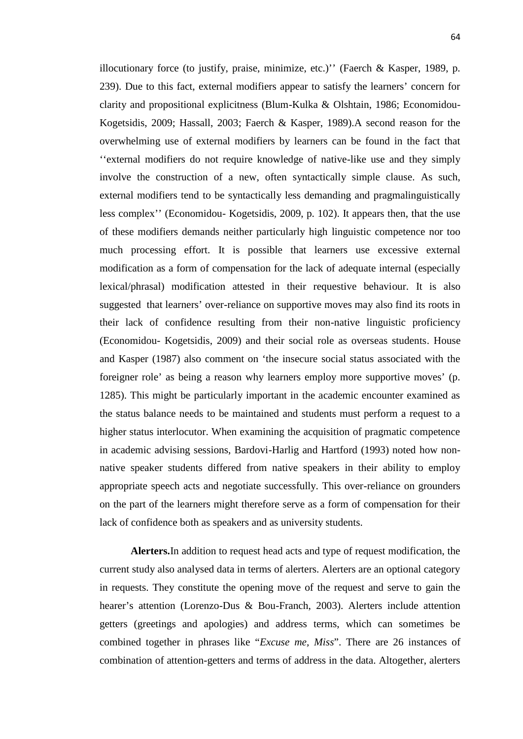illocutionary force (to justify, praise, minimize, etc.)'' (Faerch & Kasper, 1989, p. 239). Due to this fact, external modifiers appear to satisfy the learners' concern for clarity and propositional explicitness (Blum-Kulka & Olshtain, 1986; Economidou-Kogetsidis, 2009; Hassall, 2003; Faerch & Kasper, 1989).A second reason for the overwhelming use of external modifiers by learners can be found in the fact that ''external modifiers do not require knowledge of native-like use and they simply involve the construction of a new, often syntactically simple clause. As such, external modifiers tend to be syntactically less demanding and pragmalinguistically less complex'' (Economidou- Kogetsidis, 2009, p. 102). It appears then, that the use of these modifiers demands neither particularly high linguistic competence nor too much processing effort. It is possible that learners use excessive external modification as a form of compensation for the lack of adequate internal (especially lexical/phrasal) modification attested in their requestive behaviour. It is also suggested that learners' over-reliance on supportive moves may also find its roots in their lack of confidence resulting from their non-native linguistic proficiency (Economidou- Kogetsidis, 2009) and their social role as overseas students. House and Kasper (1987) also comment on 'the insecure social status associated with the foreigner role' as being a reason why learners employ more supportive moves' (p. 1285). This might be particularly important in the academic encounter examined as the status balance needs to be maintained and students must perform a request to a higher status interlocutor. When examining the acquisition of pragmatic competence in academic advising sessions, Bardovi-Harlig and Hartford (1993) noted how non-native speaker students differed from native speakers in their ability to employ appropriate speech acts and negotiate successfully. This over-reliance on grounders on the part of the learners might therefore serve as a form of compensation for their lack of confidence both as speakers and as university students.

**Alerters.**In addition to request head acts and type of request modification, the current study also analysed data in terms of alerters. Alerters are an optional category in requests. They constitute the opening move of the request and serve to gain the hearer's attention (Lorenzo-Dus & Bou-Franch, 2003). Alerters include attention getters (greetings and apologies) and address terms, which can sometimes be combined together in phrases like "*Excuse me, Miss*". There are 26 instances of combination of attention-getters and terms of address in the data. Altogether, alerters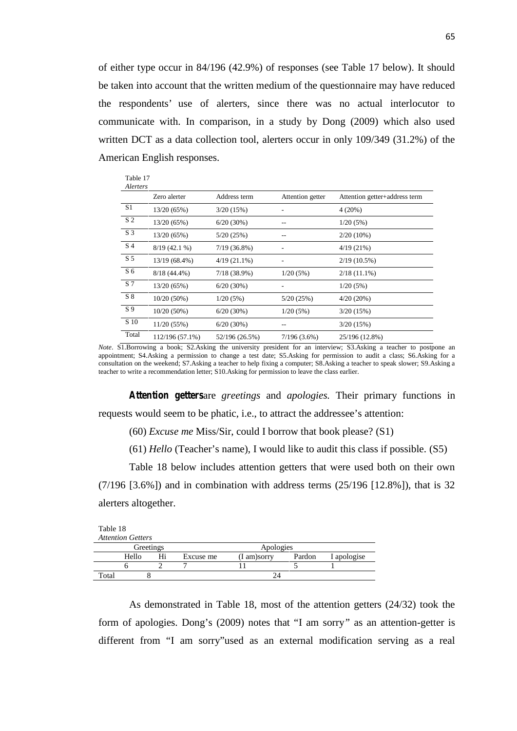of either type occur in 84/196 (42.9%) of responses (see Table 17 below). It should be taken into account that the written medium of the questionnaire may have reduced the respondents' use of alerters, since there was no actual interlocutor to communicate with. In comparison, in a study by Dong (2009) which also used written DCT as a data collection tool, alerters occur in only 109/349 (31.2%) of the American English responses.

Table 17
*Alerters*

| | Zero alerter | Address term | Attention getter | Attention getter+address term |
|---|---|---|---|---|
| S1 | 13/20 (65%) | 3/20 (15%) | - | 4 (20%) |
| S 2 | 13/20 (65%) | 6/20 (30%) | -- | 1/20 (5%) |
| S 3 | 13/20 (65%) | 5/20 (25%) | -- | 2/20 (10%) |
| S 4 | 8/19 (42.1 %) | 7/19 (36.8%) | - | 4/19 (21%) |
| S 5 | 13/19 (68.4%) | 4/19 (21.1%) | - | 2/19 (10.5%) |
| S 6 | 8/18 (44.4%) | 7/18 (38.9%) | 1/20 (5%) | 2/18 (11.1%) |
| S 7 | 13/20 (65%) | 6/20 (30%) | - | 1/20 (5%) |
| S 8 | 10/20 (50%) | 1/20 (5%) | 5/20 (25%) | 4/20 (20%) |
| S 9 | 10/20 (50%) | 6/20 (30%) | 1/20 (5%) | 3/20 (15%) |
| S 10 | 11/20 (55%) | 6/20 (30%) | -- | 3/20 (15%) |
| Total | 112/196 (57.1%) | 52/196 (26.5%) | 7/196 (3.6%) | 25/196 (12.8%) |

*Note*. S1.Borrowing a book; S2.Asking the university president for an interview; S3.Asking a teacher to postpone an appointment; S4.Asking a permission to change a test date; S5.Asking for permission to audit a class; S6.Asking for a consultation on the weekend; S7.Asking a teacher to help fixing a computer; S8.Asking a teacher to speak slower; S9.Asking a teacher to write a recommendation letter; S10.Asking for permission to leave the class earlier.

**Attention getters** are *greetings* and *apologies.* Their primary functions in requests would seem to be phatic, i.e., to attract the addressee's attention:

(60) *Excuse me* Miss/Sir, could I borrow that book please? (S1)

(61) *Hello* (Teacher's name), I would like to audit this class if possible. (S5)

Table 18 below includes attention getters that were used both on their own (7/196 [3.6%]) and in combination with address terms (25/196 [12.8%]), that is 32 alerters altogether.

Table 18
*Attention Getters*

| | Greetings | | Apologies | | | |
|---|---|---|---|---|---|---|
| | Hello | Hi | Excuse me | (I am)sorry | Pardon | I apologise |
| | 6 | 2 | 7 | 11 | 5 | 1 |
| Total | 8 | | 24 | | | |

As demonstrated in Table 18, most of the attention getters (24/32) took the form of apologies. Dong's (2009) notes that "I am sorry" as an attention-getter is different from "I am sorry"used as an external modification serving as a real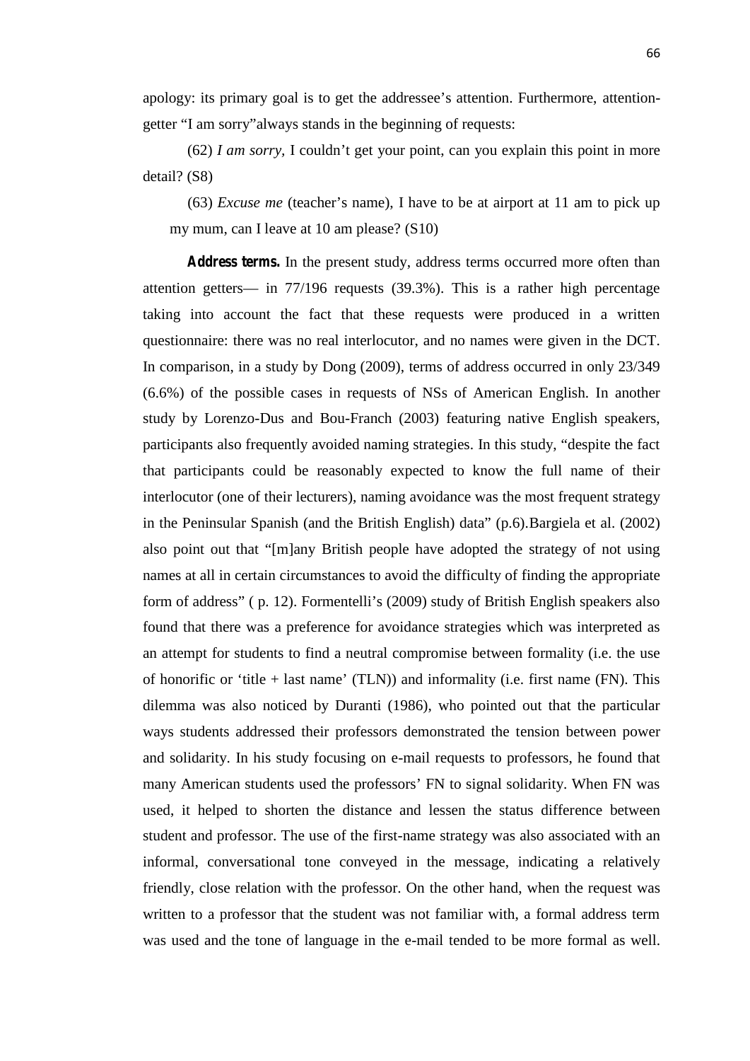apology: its primary goal is to get the addressee's attention. Furthermore, attention-getter "I am sorry"always stands in the beginning of requests:

(62) *I am sorry*, I couldn't get your point, can you explain this point in more detail? (S8)

(63) *Excuse me* (teacher's name), I have to be at airport at 11 am to pick up my mum, can I leave at 10 am please? (S10)

**Address terms.** In the present study, address terms occurred more often than attention getters— in 77/196 requests (39.3%). This is a rather high percentage taking into account the fact that these requests were produced in a written questionnaire: there was no real interlocutor, and no names were given in the DCT. In comparison, in a study by Dong (2009), terms of address occurred in only 23/349 (6.6%) of the possible cases in requests of NSs of American English. In another study by Lorenzo-Dus and Bou-Franch (2003) featuring native English speakers, participants also frequently avoided naming strategies. In this study, "despite the fact that participants could be reasonably expected to know the full name of their interlocutor (one of their lecturers), naming avoidance was the most frequent strategy in the Peninsular Spanish (and the British English) data" (p.6).Bargiela et al. (2002) also point out that "[m]any British people have adopted the strategy of not using names at all in certain circumstances to avoid the difficulty of finding the appropriate form of address" ( p. 12). Formentelli's (2009) study of British English speakers also found that there was a preference for avoidance strategies which was interpreted as an attempt for students to find a neutral compromise between formality (i.e. the use of honorific or 'title + last name' (TLN)) and informality (i.e. first name (FN). This dilemma was also noticed by Duranti (1986), who pointed out that the particular ways students addressed their professors demonstrated the tension between power and solidarity. In his study focusing on e-mail requests to professors, he found that many American students used the professors' FN to signal solidarity. When FN was used, it helped to shorten the distance and lessen the status difference between student and professor. The use of the first-name strategy was also associated with an informal, conversational tone conveyed in the message, indicating a relatively friendly, close relation with the professor. On the other hand, when the request was written to a professor that the student was not familiar with, a formal address term was used and the tone of language in the e-mail tended to be more formal as well.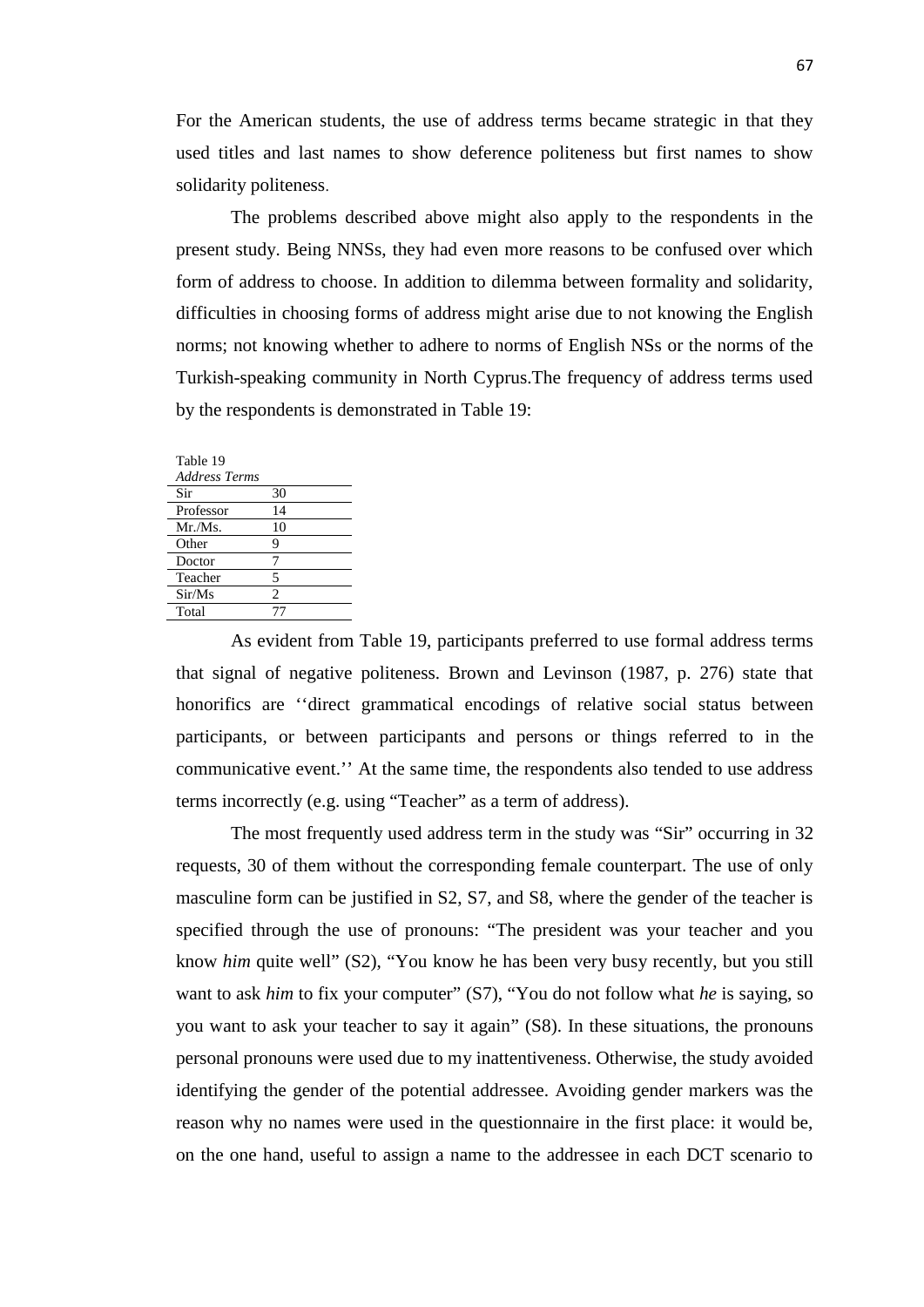For the American students, the use of address terms became strategic in that they used titles and last names to show deference politeness but first names to show solidarity politeness.

The problems described above might also apply to the respondents in the present study. Being NNSs, they had even more reasons to be confused over which form of address to choose. In addition to dilemma between formality and solidarity, difficulties in choosing forms of address might arise due to not knowing the English norms; not knowing whether to adhere to norms of English NSs or the norms of the Turkish-speaking community in North Cyprus.The frequency of address terms used by the respondents is demonstrated in Table 19:

Table 19
*Address Terms*

| | |
|---|---|
| Sir | 30 |
| Professor | 14 |
| Mr./Ms. | 10 |
| Other | 9 |
| Doctor | 7 |
| Teacher | 5 |
| Sir/Ms | 2 |
| Total | 77 |

As evident from Table 19, participants preferred to use formal address terms that signal of negative politeness. Brown and Levinson (1987, p. 276) state that honorifics are ''direct grammatical encodings of relative social status between participants, or between participants and persons or things referred to in the communicative event.'' At the same time, the respondents also tended to use address terms incorrectly (e.g. using "Teacher" as a term of address).

The most frequently used address term in the study was "Sir" occurring in 32 requests, 30 of them without the corresponding female counterpart. The use of only masculine form can be justified in S2, S7, and S8, where the gender of the teacher is specified through the use of pronouns: "The president was your teacher and you know *him* quite well" (S2), "You know he has been very busy recently, but you still want to ask *him* to fix your computer" (S7), "You do not follow what *he* is saying, so you want to ask your teacher to say it again" (S8). In these situations, the pronouns personal pronouns were used due to my inattentiveness. Otherwise, the study avoided identifying the gender of the potential addressee. Avoiding gender markers was the reason why no names were used in the questionnaire in the first place: it would be, on the one hand, useful to assign a name to the addressee in each DCT scenario to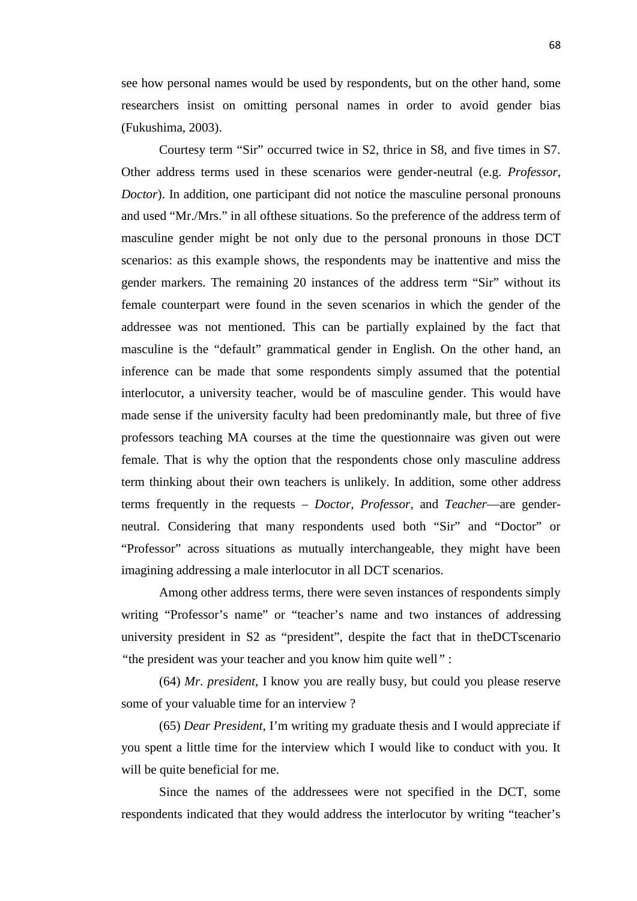see how personal names would be used by respondents, but on the other hand, some researchers insist on omitting personal names in order to avoid gender bias (Fukushima, 2003).

Courtesy term "Sir" occurred twice in S2, thrice in S8, and five times in S7. Other address terms used in these scenarios were gender-neutral (e.g. *Professor, Doctor*). In addition, one participant did not notice the masculine personal pronouns and used "Mr./Mrs." in all ofthese situations. So the preference of the address term of masculine gender might be not only due to the personal pronouns in those DCT scenarios: as this example shows, the respondents may be inattentive and miss the gender markers. The remaining 20 instances of the address term "Sir" without its female counterpart were found in the seven scenarios in which the gender of the addressee was not mentioned. This can be partially explained by the fact that masculine is the "default" grammatical gender in English. On the other hand, an inference can be made that some respondents simply assumed that the potential interlocutor, a university teacher, would be of masculine gender. This would have made sense if the university faculty had been predominantly male, but three of five professors teaching MA courses at the time the questionnaire was given out were female. That is why the option that the respondents chose only masculine address term thinking about their own teachers is unlikely. In addition, some other address terms frequently in the requests – *Doctor, Professor,* and *Teacher*—are gender-neutral. Considering that many respondents used both "Sir" and "Doctor" or "Professor" across situations as mutually interchangeable, they might have been imagining addressing a male interlocutor in all DCT scenarios.

Among other address terms, there were seven instances of respondents simply writing "Professor's name" or "teacher's name and two instances of addressing university president in S2 as "president", despite the fact that in theDCTscenario *"the president was your teacher and you know him quite well"* :

(64) *Mr. president*, I know you are really busy, but could you please reserve some of your valuable time for an interview ?

(65) *Dear President*, I'm writing my graduate thesis and I would appreciate if you spent a little time for the interview which I would like to conduct with you. It will be quite beneficial for me.

Since the names of the addressees were not specified in the DCT, some respondents indicated that they would address the interlocutor by writing "teacher's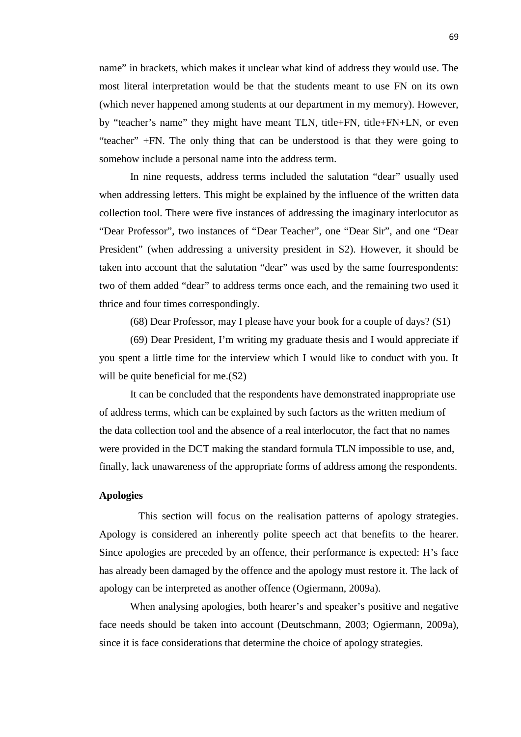name" in brackets, which makes it unclear what kind of address they would use. The most literal interpretation would be that the students meant to use FN on its own (which never happened among students at our department in my memory). However, by "teacher's name" they might have meant TLN, title+FN, title+FN+LN, or even "teacher" +FN. The only thing that can be understood is that they were going to somehow include a personal name into the address term.

In nine requests, address terms included the salutation "dear" usually used when addressing letters. This might be explained by the influence of the written data collection tool. There were five instances of addressing the imaginary interlocutor as "Dear Professor", two instances of "Dear Teacher", one "Dear Sir", and one "Dear President" (when addressing a university president in S2). However, it should be taken into account that the salutation "dear" was used by the same fourrespondents: two of them added "dear" to address terms once each, and the remaining two used it thrice and four times correspondingly.

(68) Dear Professor, may I please have your book for a couple of days? (S1)

(69) Dear President, I'm writing my graduate thesis and I would appreciate if you spent a little time for the interview which I would like to conduct with you. It will be quite beneficial for me.(S2)

It can be concluded that the respondents have demonstrated inappropriate use of address terms, which can be explained by such factors as the written medium of the data collection tool and the absence of a real interlocutor, the fact that no names were provided in the DCT making the standard formula TLN impossible to use, and, finally, lack unawareness of the appropriate forms of address among the respondents.

**Apologies**

This section will focus on the realisation patterns of apology strategies. Apology is considered an inherently polite speech act that benefits to the hearer. Since apologies are preceded by an offence, their performance is expected: H's face has already been damaged by the offence and the apology must restore it. The lack of apology can be interpreted as another offence (Ogiermann, 2009a).

When analysing apologies, both hearer's and speaker's positive and negative face needs should be taken into account (Deutschmann, 2003; Ogiermann, 2009a), since it is face considerations that determine the choice of apology strategies.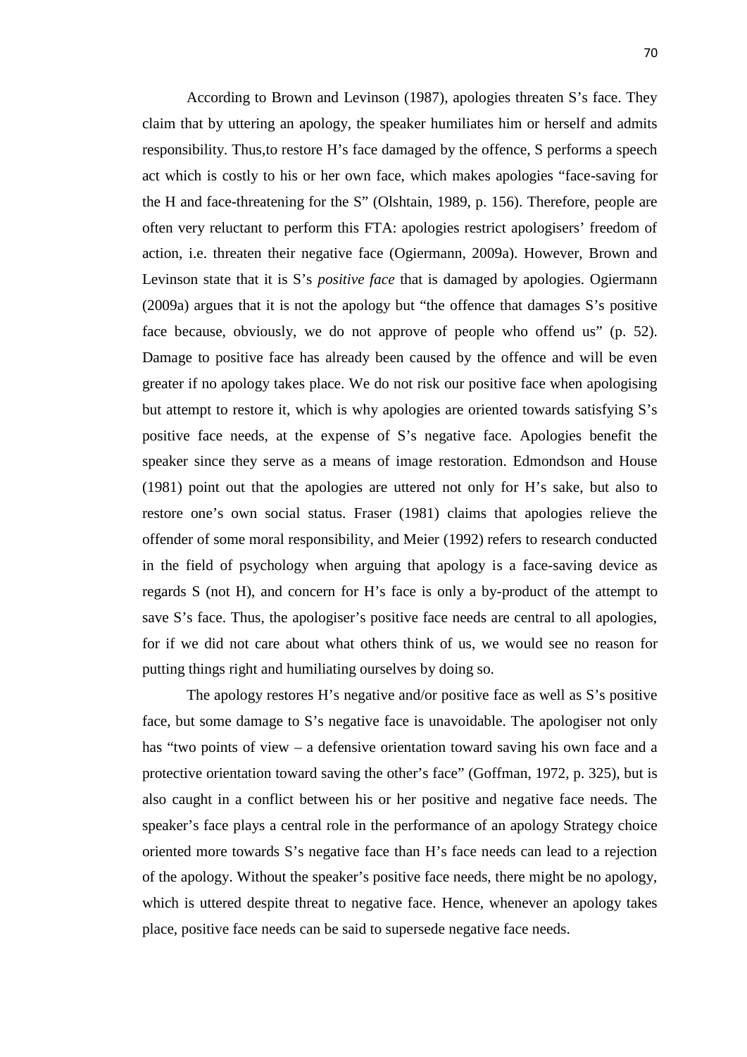According to Brown and Levinson (1987), apologies threaten S's face. They claim that by uttering an apology, the speaker humiliates him or herself and admits responsibility. Thus,to restore H's face damaged by the offence, S performs a speech act which is costly to his or her own face, which makes apologies "face-saving for the H and face-threatening for the S" (Olshtain, 1989, p. 156). Therefore, people are often very reluctant to perform this FTA: apologies restrict apologisers' freedom of action, i.e. threaten their negative face (Ogiermann, 2009a). However, Brown and Levinson state that it is S's *positive face* that is damaged by apologies. Ogiermann (2009a) argues that it is not the apology but "the offence that damages S's positive face because, obviously, we do not approve of people who offend us" (p. 52). Damage to positive face has already been caused by the offence and will be even greater if no apology takes place. We do not risk our positive face when apologising but attempt to restore it, which is why apologies are oriented towards satisfying S's positive face needs, at the expense of S's negative face. Apologies benefit the speaker since they serve as a means of image restoration. Edmondson and House (1981) point out that the apologies are uttered not only for H's sake, but also to restore one's own social status. Fraser (1981) claims that apologies relieve the offender of some moral responsibility, and Meier (1992) refers to research conducted in the field of psychology when arguing that apology is a face-saving device as regards S (not H), and concern for H's face is only a by-product of the attempt to save S's face. Thus, the apologiser's positive face needs are central to all apologies, for if we did not care about what others think of us, we would see no reason for putting things right and humiliating ourselves by doing so.

The apology restores H's negative and/or positive face as well as S's positive face, but some damage to S's negative face is unavoidable. The apologiser not only has "two points of view – a defensive orientation toward saving his own face and a protective orientation toward saving the other's face" (Goffman, 1972, p. 325), but is also caught in a conflict between his or her positive and negative face needs. The speaker's face plays a central role in the performance of an apology Strategy choice oriented more towards S's negative face than H's face needs can lead to a rejection of the apology. Without the speaker's positive face needs, there might be no apology, which is uttered despite threat to negative face. Hence, whenever an apology takes place, positive face needs can be said to supersede negative face needs.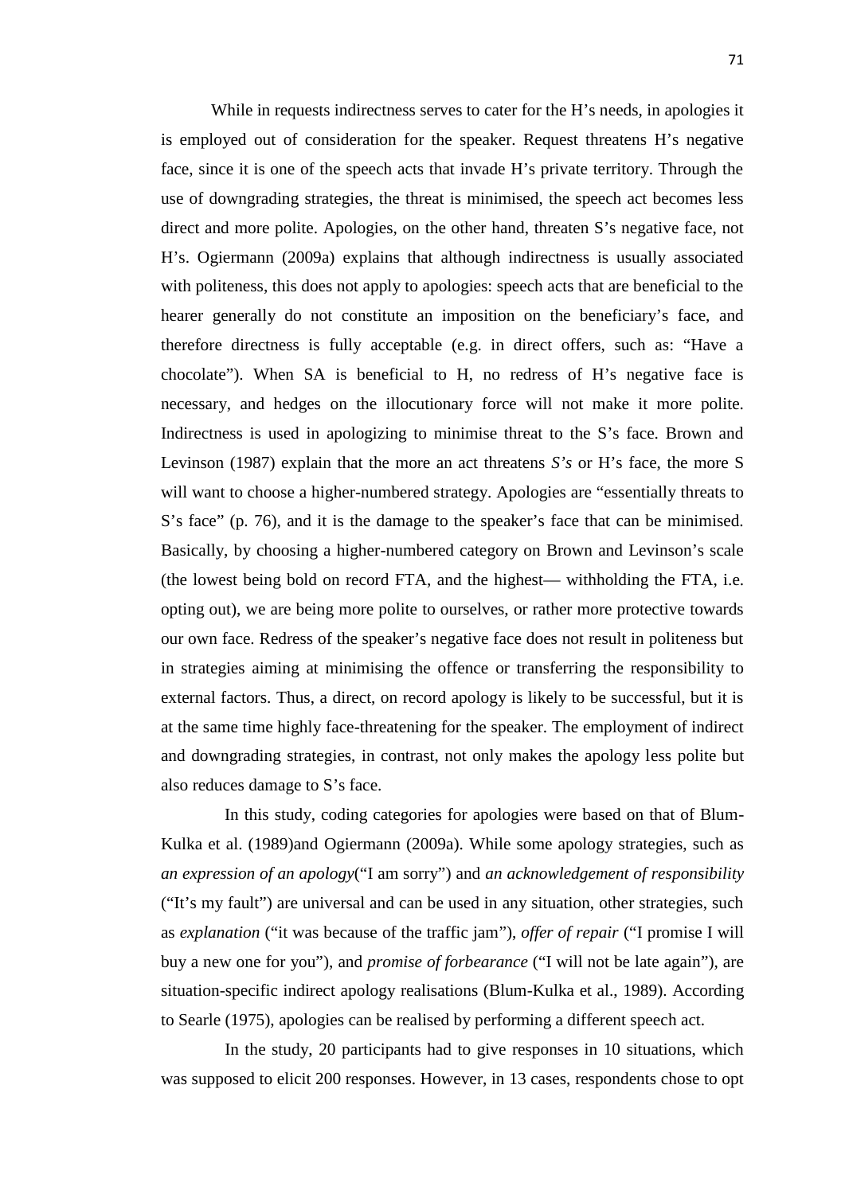While in requests indirectness serves to cater for the H's needs, in apologies it is employed out of consideration for the speaker. Request threatens H's negative face, since it is one of the speech acts that invade H's private territory. Through the use of downgrading strategies, the threat is minimised, the speech act becomes less direct and more polite. Apologies, on the other hand, threaten S's negative face, not H's. Ogiermann (2009a) explains that although indirectness is usually associated with politeness, this does not apply to apologies: speech acts that are beneficial to the hearer generally do not constitute an imposition on the beneficiary's face, and therefore directness is fully acceptable (e.g. in direct offers, such as: "Have a chocolate"). When SA is beneficial to H, no redress of H's negative face is necessary, and hedges on the illocutionary force will not make it more polite. Indirectness is used in apologizing to minimise threat to the S's face. Brown and Levinson (1987) explain that the more an act threatens *S's* or H's face, the more S will want to choose a higher-numbered strategy. Apologies are "essentially threats to S's face" (p. 76), and it is the damage to the speaker's face that can be minimised. Basically, by choosing a higher-numbered category on Brown and Levinson's scale (the lowest being bold on record FTA, and the highest— withholding the FTA, i.e. opting out), we are being more polite to ourselves, or rather more protective towards our own face. Redress of the speaker's negative face does not result in politeness but in strategies aiming at minimising the offence or transferring the responsibility to external factors. Thus, a direct, on record apology is likely to be successful, but it is at the same time highly face-threatening for the speaker. The employment of indirect and downgrading strategies, in contrast, not only makes the apology less polite but also reduces damage to S's face.

In this study, coding categories for apologies were based on that of Blum-Kulka et al. (1989)and Ogiermann (2009a). While some apology strategies, such as *an expression of an apology*("I am sorry") and *an acknowledgement of responsibility* ("It's my fault") are universal and can be used in any situation, other strategies, such as *explanation* ("it was because of the traffic jam"), *offer of repair* ("I promise I will buy a new one for you"), and *promise of forbearance* ("I will not be late again"), are situation-specific indirect apology realisations (Blum-Kulka et al., 1989). According to Searle (1975), apologies can be realised by performing a different speech act.

In the study, 20 participants had to give responses in 10 situations, which was supposed to elicit 200 responses. However, in 13 cases, respondents chose to opt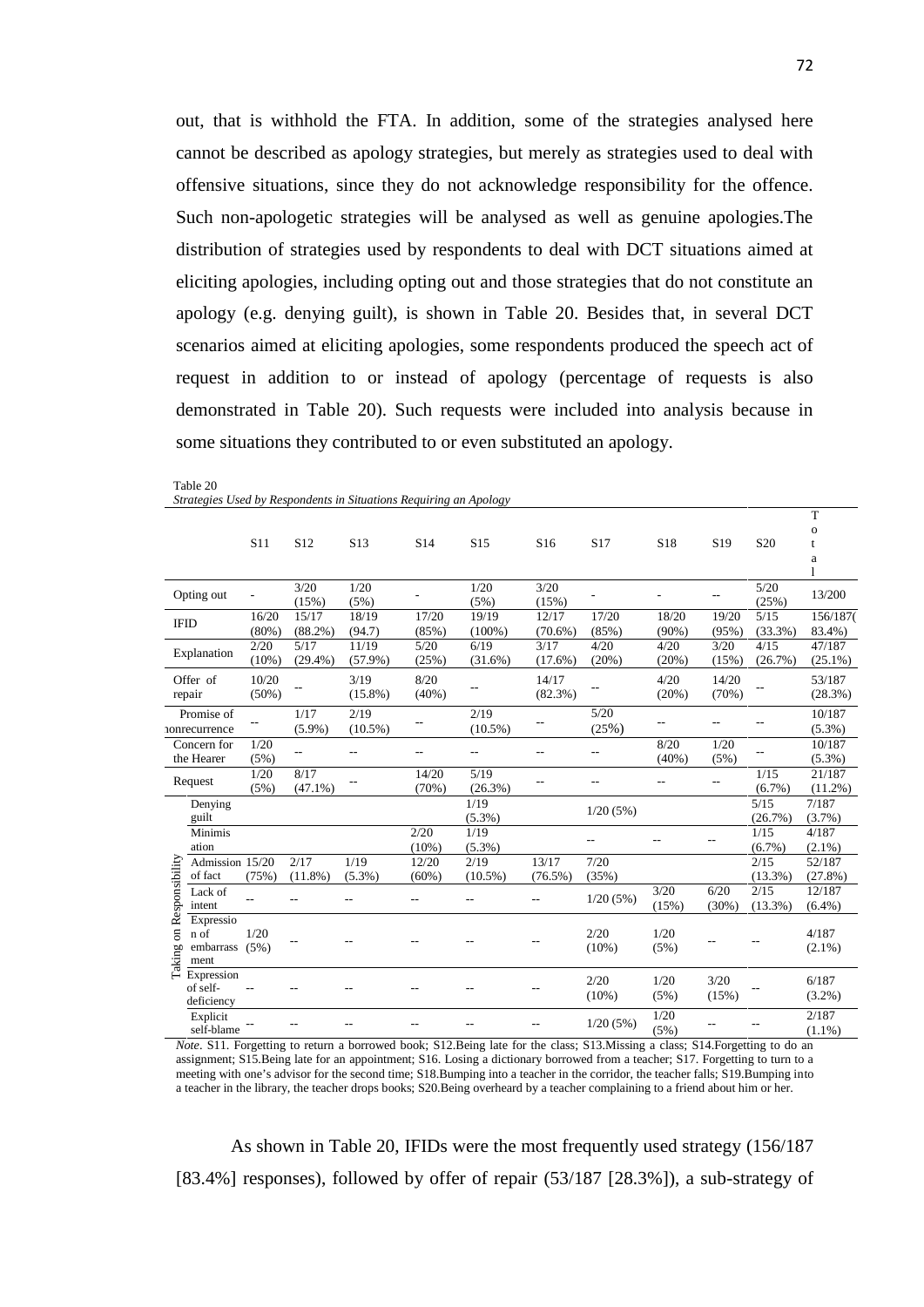out, that is withhold the FTA. In addition, some of the strategies analysed here cannot be described as apology strategies, but merely as strategies used to deal with offensive situations, since they do not acknowledge responsibility for the offence. Such non-apologetic strategies will be analysed as well as genuine apologies.The distribution of strategies used by respondents to deal with DCT situations aimed at eliciting apologies, including opting out and those strategies that do not constitute an apology (e.g. denying guilt), is shown in Table 20. Besides that, in several DCT scenarios aimed at eliciting apologies, some respondents produced the speech act of request in addition to or instead of apology (percentage of requests is also demonstrated in Table 20). Such requests were included into analysis because in some situations they contributed to or even substituted an apology.

Table 20
*Strategies Used by Respondents in Situations Requiring an Apology*

| | | S11 | S12 | S13 | S14 | S15 | S16 | S17 | S18 | S19 | S20 | Total |
|---|---|---|---|---|---|---|---|---|---|---|---|---|
| Opting out | | - | 3/20 (15%) | 1/20 (5%) | - | 1/20 (5%) | 3/20 (15%) | - | - | -- | 5/20 (25%) | 13/200 |
| IFID | | 16/20 (80%) | 15/17 (88.2%) | 18/19 (94.7) | 17/20 (85%) | 19/19 (100%) | 12/17 (70.6%) | 17/20 (85%) | 18/20 (90%) | 19/20 (95%) | 5/15 (33.3%) | 156/187( 83.4%) |
| Explanation | | 2/20 (10%) | 5/17 (29.4%) | 11/19 (57.9%) | 5/20 (25%) | 6/19 (31.6%) | 3/17 (17.6%) | 4/20 (20%) | 4/20 (20%) | 3/20 (15%) | 4/15 (26.7%) | 47/187 (25.1%) |
| Offer of repair | | 10/20 (50%) | -- | 3/19 (15.8%) | 8/20 (40%) | -- | 14/17 (82.3%) | -- | 4/20 (20%) | 14/20 (70%) | -- | 53/187 (28.3%) |
| Promise of nonrecurrence | | -- | 1/17 (5.9%) | 2/19 (10.5%) | -- | 2/19 (10.5%) | -- | 5/20 (25%) | -- | -- | -- | 10/187 (5.3%) |
| Concern for the Hearer | | 1/20 (5%) | -- | -- | -- | -- | -- | -- | 8/20 (40%) | 1/20 (5%) | -- | 10/187 (5.3%) |
| Request | | 1/20 (5%) | 8/17 (47.1%) | -- | 14/20 (70%) | 5/19 (26.3%) | -- | -- | -- | -- | 1/15 (6.7%) | 21/187 (11.2%) |
| Taking on Responsibility | Denying guilt | | | | | 1/19 (5.3%) | | 1/20 (5%) | | | 5/15 (26.7%) | 7/187 (3.7%) |
| | Minimisation | | | | 2/20 (10%) | 1/19 (5.3%) | | -- | -- | -- | 1/15 (6.7%) | 4/187 (2.1%) |
| | Admission of fact | 15/20 (75%) | 2/17 (11.8%) | 1/19 (5.3%) | 12/20 (60%) | 2/19 (10.5%) | 13/17 (76.5%) | 7/20 (35%) | | | 2/15 (13.3%) | 52/187 (27.8%) |
| | Lack of intent | -- | -- | -- | -- | -- | -- | 1/20 (5%) | 3/20 (15%) | 6/20 (30%) | 2/15 (13.3%) | 12/187 (6.4%) |
| | Expression of embarrassment | 1/20 (5%) | -- | -- | -- | -- | -- | 2/20 (10%) | 1/20 (5%) | -- | -- | 4/187 (2.1%) |
| | Expression of self-deficiency | -- | -- | -- | -- | -- | -- | 2/20 (10%) | 1/20 (5%) | 3/20 (15%) | -- | 6/187 (3.2%) |
| | Explicit self-blame | -- | -- | -- | -- | -- | -- | 1/20 (5%) | 1/20 (5%) | -- | -- | 2/187 (1.1%) |

*Note*. S11. Forgetting to return a borrowed book; S12.Being late for the class; S13.Missing a class; S14.Forgetting to do an assignment; S15.Being late for an appointment; S16. Losing a dictionary borrowed from a teacher; S17. Forgetting to turn to a meeting with one's advisor for the second time; S18.Bumping into a teacher in the corridor, the teacher falls; S19.Bumping into a teacher in the library, the teacher drops books; S20.Being overheard by a teacher complaining to a friend about him or her.

As shown in Table 20, IFIDs were the most frequently used strategy (156/187 [83.4%] responses), followed by offer of repair (53/187 [28.3%]), a sub-strategy of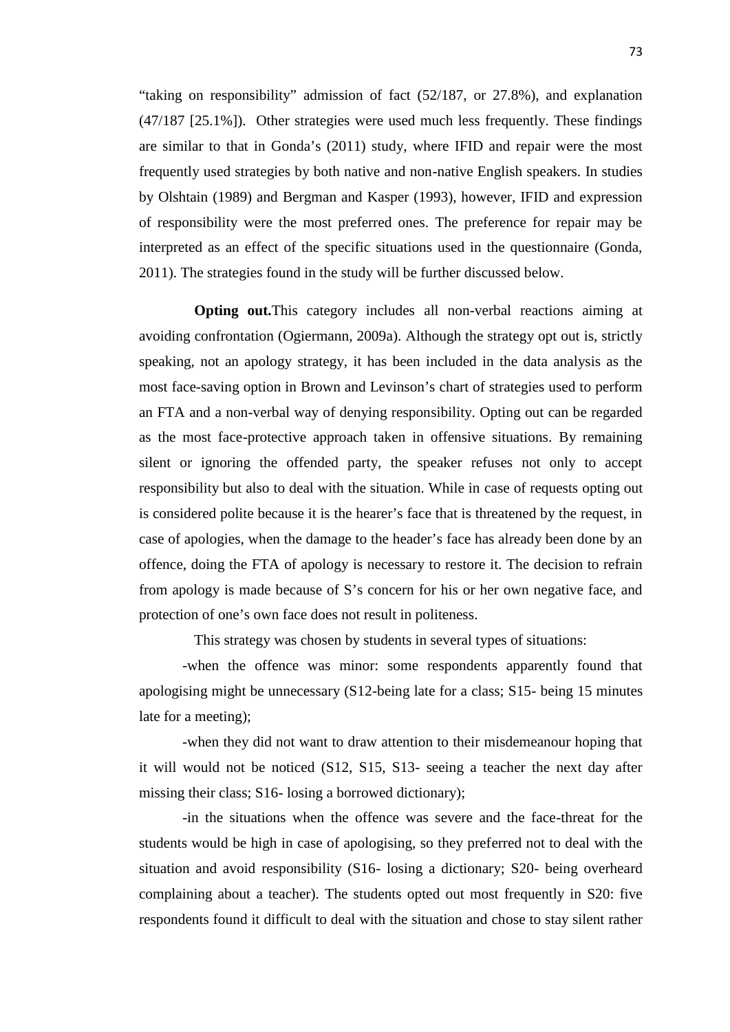"taking on responsibility" admission of fact (52/187, or 27.8%), and explanation (47/187 [25.1%]). Other strategies were used much less frequently. These findings are similar to that in Gonda's (2011) study, where IFID and repair were the most frequently used strategies by both native and non-native English speakers. In studies by Olshtain (1989) and Bergman and Kasper (1993), however, IFID and expression of responsibility were the most preferred ones. The preference for repair may be interpreted as an effect of the specific situations used in the questionnaire (Gonda, 2011). The strategies found in the study will be further discussed below.

**Opting out.**This category includes all non-verbal reactions aiming at avoiding confrontation (Ogiermann, 2009a). Although the strategy opt out is, strictly speaking, not an apology strategy, it has been included in the data analysis as the most face-saving option in Brown and Levinson's chart of strategies used to perform an FTA and a non-verbal way of denying responsibility. Opting out can be regarded as the most face-protective approach taken in offensive situations. By remaining silent or ignoring the offended party, the speaker refuses not only to accept responsibility but also to deal with the situation. While in case of requests opting out is considered polite because it is the hearer's face that is threatened by the request, in case of apologies, when the damage to the header's face has already been done by an offence, doing the FTA of apology is necessary to restore it. The decision to refrain from apology is made because of S's concern for his or her own negative face, and protection of one's own face does not result in politeness.

This strategy was chosen by students in several types of situations:

-when the offence was minor: some respondents apparently found that apologising might be unnecessary (S12-being late for a class; S15- being 15 minutes late for a meeting);

-when they did not want to draw attention to their misdemeanour hoping that it will would not be noticed (S12, S15, S13- seeing a teacher the next day after missing their class; S16- losing a borrowed dictionary);

-in the situations when the offence was severe and the face-threat for the students would be high in case of apologising, so they preferred not to deal with the situation and avoid responsibility (S16- losing a dictionary; S20- being overheard complaining about a teacher). The students opted out most frequently in S20: five respondents found it difficult to deal with the situation and chose to stay silent rather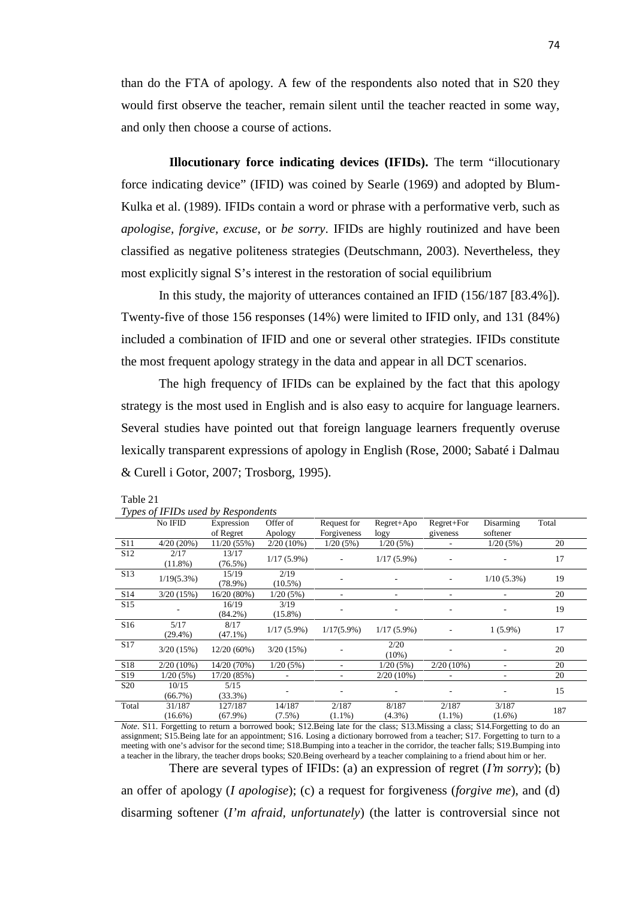than do the FTA of apology. A few of the respondents also noted that in S20 they would first observe the teacher, remain silent until the teacher reacted in some way, and only then choose a course of actions.

**Illocutionary force indicating devices (IFIDs).** The term "illocutionary force indicating device" (IFID) was coined by Searle (1969) and adopted by Blum-Kulka et al. (1989). IFIDs contain a word or phrase with a performative verb, such as *apologise*, *forgive*, *excuse*, or *be sorry*. IFIDs are highly routinized and have been classified as negative politeness strategies (Deutschmann, 2003). Nevertheless, they most explicitly signal S's interest in the restoration of social equilibrium

In this study, the majority of utterances contained an IFID (156/187 [83.4%]). Twenty-five of those 156 responses (14%) were limited to IFID only, and 131 (84%) included a combination of IFID and one or several other strategies. IFIDs constitute the most frequent apology strategy in the data and appear in all DCT scenarios.

The high frequency of IFIDs can be explained by the fact that this apology strategy is the most used in English and is also easy to acquire for language learners. Several studies have pointed out that foreign language learners frequently overuse lexically transparent expressions of apology in English (Rose, 2000; Sabaté i Dalmau & Curell i Gotor, 2007; Trosborg, 1995).

Table 21

*Types of IFIDs used by Respondents*

| | No IFID | Expression of Regret | Offer of Apology | Request for Forgiveness | Regret+Apology | Regret+Forgiveness | Disarming softener | Total |
|---|---|---|---|---|---|---|---|---|
| S11 | 4/20 (20%) | 11/20 (55%) | 2/20 (10%) | 1/20 (5%) | 1/20 (5%) | - | 1/20 (5%) | 20 |
| S12 | 2/17 (11.8%) | 13/17 (76.5%) | 1/17 (5.9%) | - | 1/17 (5.9%) | - | - | 17 |
| S13 | 1/19(5.3%) | 15/19 (78.9%) | 2/19 (10.5%) | - | - | - | 1/10 (5.3%) | 19 |
| S14 | 3/20 (15%) | 16/20 (80%) | 1/20 (5%) | - | - | - | - | 20 |
| S15 | - | 16/19 (84.2%) | 3/19 (15.8%) | - | - | - | - | 19 |
| S16 | 5/17 (29.4%) | 8/17 (47.1%) | 1/17 (5.9%) | 1/17(5.9%) | 1/17 (5.9%) | - | 1 (5.9%) | 17 |
| S17 | 3/20 (15%) | 12/20 (60%) | 3/20 (15%) | - | 2/20 (10%) | - | - | 20 |
| S18 | 2/20 (10%) | 14/20 (70%) | 1/20 (5%) | - | 1/20 (5%) | 2/20 (10%) | - | 20 |
| S19 | 1/20 (5%) | 17/20 (85%) | - | - | 2/20 (10%) | - | - | 20 |
| S20 | 10/15 (66.7%) | 5/15 (33.3%) | - | - | - | - | - | 15 |
| Total | 31/187 (16.6%) | 127/187 (67.9%) | 14/187 (7.5%) | 2/187 (1.1%) | 8/187 (4.3%) | 2/187 (1.1%) | 3/187 (1.6%) | 187 |

*Note*. S11. Forgetting to return a borrowed book; S12.Being late for the class; S13.Missing a class; S14.Forgetting to do an assignment; S15.Being late for an appointment; S16. Losing a dictionary borrowed from a teacher; S17. Forgetting to turn to a meeting with one's advisor for the second time; S18.Bumping into a teacher in the corridor, the teacher falls; S19.Bumping into a teacher in the library, the teacher drops books; S20.Being overheard by a teacher complaining to a friend about him or her.

There are several types of IFIDs: (a) an expression of regret (*I'm sorry*); (b) an offer of apology (*I apologise*); (c) a request for forgiveness (*forgive me*), and (d) disarming softener (*I'm afraid, unfortunately*) (the latter is controversial since not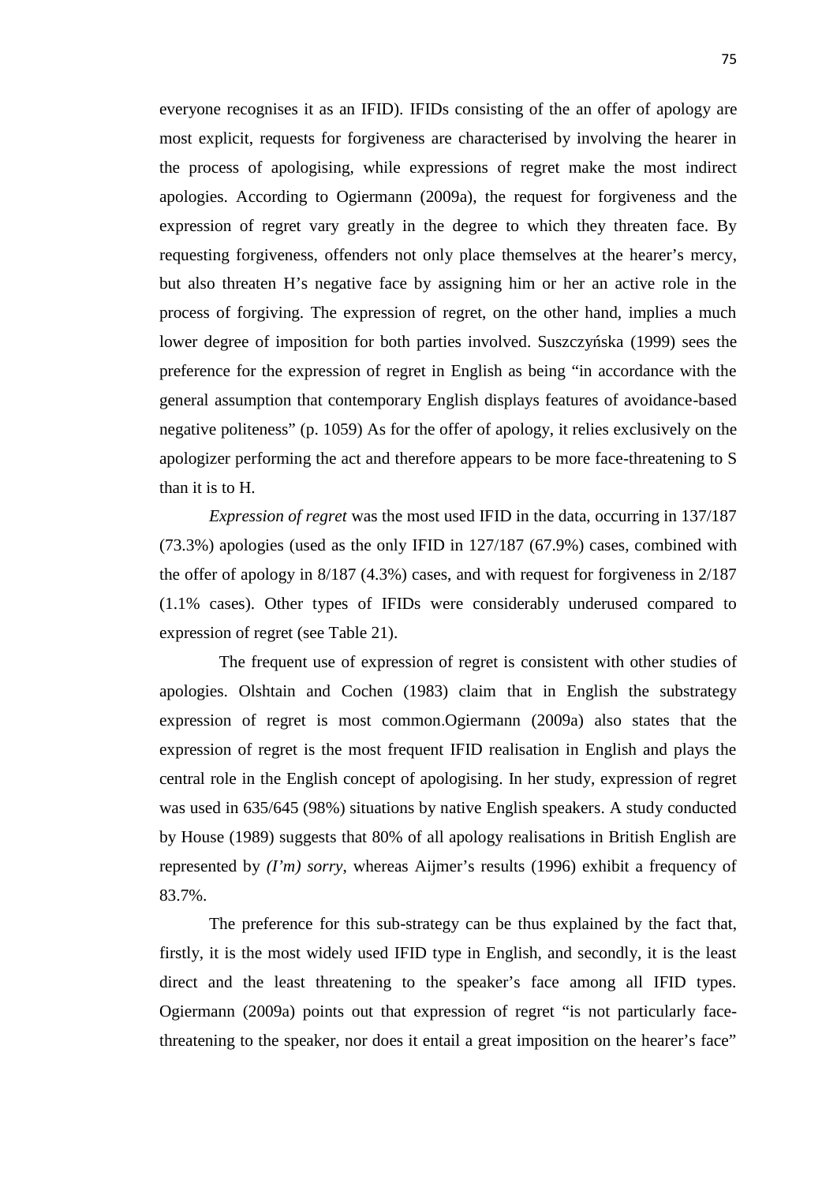everyone recognises it as an IFID). IFIDs consisting of the an offer of apology are most explicit, requests for forgiveness are characterised by involving the hearer in the process of apologising, while expressions of regret make the most indirect apologies. According to Ogiermann (2009a), the request for forgiveness and the expression of regret vary greatly in the degree to which they threaten face. By requesting forgiveness, offenders not only place themselves at the hearer's mercy, but also threaten H's negative face by assigning him or her an active role in the process of forgiving. The expression of regret, on the other hand, implies a much lower degree of imposition for both parties involved. Suszczyńska (1999) sees the preference for the expression of regret in English as being "in accordance with the general assumption that contemporary English displays features of avoidance-based negative politeness" (p. 1059) As for the offer of apology, it relies exclusively on the apologizer performing the act and therefore appears to be more face-threatening to S than it is to H.

*Expression of regret* was the most used IFID in the data, occurring in 137/187 (73.3%) apologies (used as the only IFID in 127/187 (67.9%) cases, combined with the offer of apology in 8/187 (4.3%) cases, and with request for forgiveness in 2/187 (1.1% cases). Other types of IFIDs were considerably underused compared to expression of regret (see Table 21).

The frequent use of expression of regret is consistent with other studies of apologies. Olshtain and Cochen (1983) claim that in English the substrategy expression of regret is most common.Ogiermann (2009a) also states that the expression of regret is the most frequent IFID realisation in English and plays the central role in the English concept of apologising. In her study, expression of regret was used in 635/645 (98%) situations by native English speakers. A study conducted by House (1989) suggests that 80% of all apology realisations in British English are represented by *(I'm) sorry*, whereas Aijmer's results (1996) exhibit a frequency of 83.7%.

The preference for this sub-strategy can be thus explained by the fact that, firstly, it is the most widely used IFID type in English, and secondly, it is the least direct and the least threatening to the speaker's face among all IFID types. Ogiermann (2009a) points out that expression of regret "is not particularly face-threatening to the speaker, nor does it entail a great imposition on the hearer's face"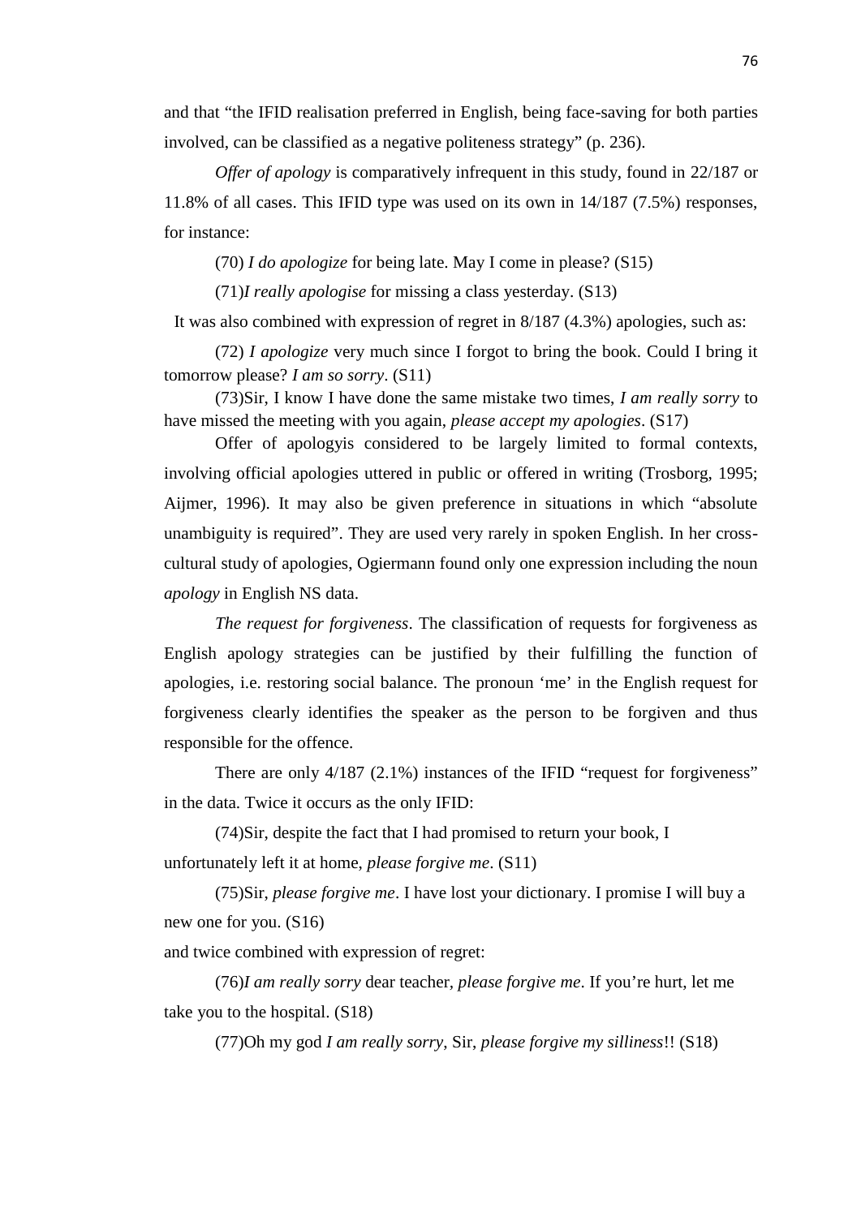and that "the IFID realisation preferred in English, being face-saving for both parties involved, can be classified as a negative politeness strategy" (p. 236).

*Offer of apology* is comparatively infrequent in this study, found in 22/187 or 11.8% of all cases. This IFID type was used on its own in 14/187 (7.5%) responses, for instance:

(70) *I do apologize* for being late. May I come in please? (S15)

(71)*I really apologise* for missing a class yesterday. (S13)

It was also combined with expression of regret in 8/187 (4.3%) apologies, such as:

(72) *I apologize* very much since I forgot to bring the book. Could I bring it tomorrow please? *I am so sorry*. (S11)

(73)Sir, I know I have done the same mistake two times, *I am really sorry* to have missed the meeting with you again, *please accept my apologies*. (S17)

Offer of apologyis considered to be largely limited to formal contexts, involving official apologies uttered in public or offered in writing (Trosborg, 1995; Aijmer, 1996). It may also be given preference in situations in which "absolute unambiguity is required". They are used very rarely in spoken English. In her cross-cultural study of apologies, Ogiermann found only one expression including the noun *apology* in English NS data.

*The request for forgiveness*. The classification of requests for forgiveness as English apology strategies can be justified by their fulfilling the function of apologies, i.e. restoring social balance. The pronoun 'me' in the English request for forgiveness clearly identifies the speaker as the person to be forgiven and thus responsible for the offence.

There are only 4/187 (2.1%) instances of the IFID "request for forgiveness" in the data. Twice it occurs as the only IFID:

(74)Sir, despite the fact that I had promised to return your book, I unfortunately left it at home, *please forgive me*. (S11)

(75)Sir, *please forgive me*. I have lost your dictionary. I promise I will buy a new one for you. (S16)

and twice combined with expression of regret:

(76)*I am really sorry* dear teacher, *please forgive me*. If you're hurt, let me take you to the hospital. (S18)

(77)Oh my god *I am really sorry*, Sir, *please forgive my silliness*!! (S18)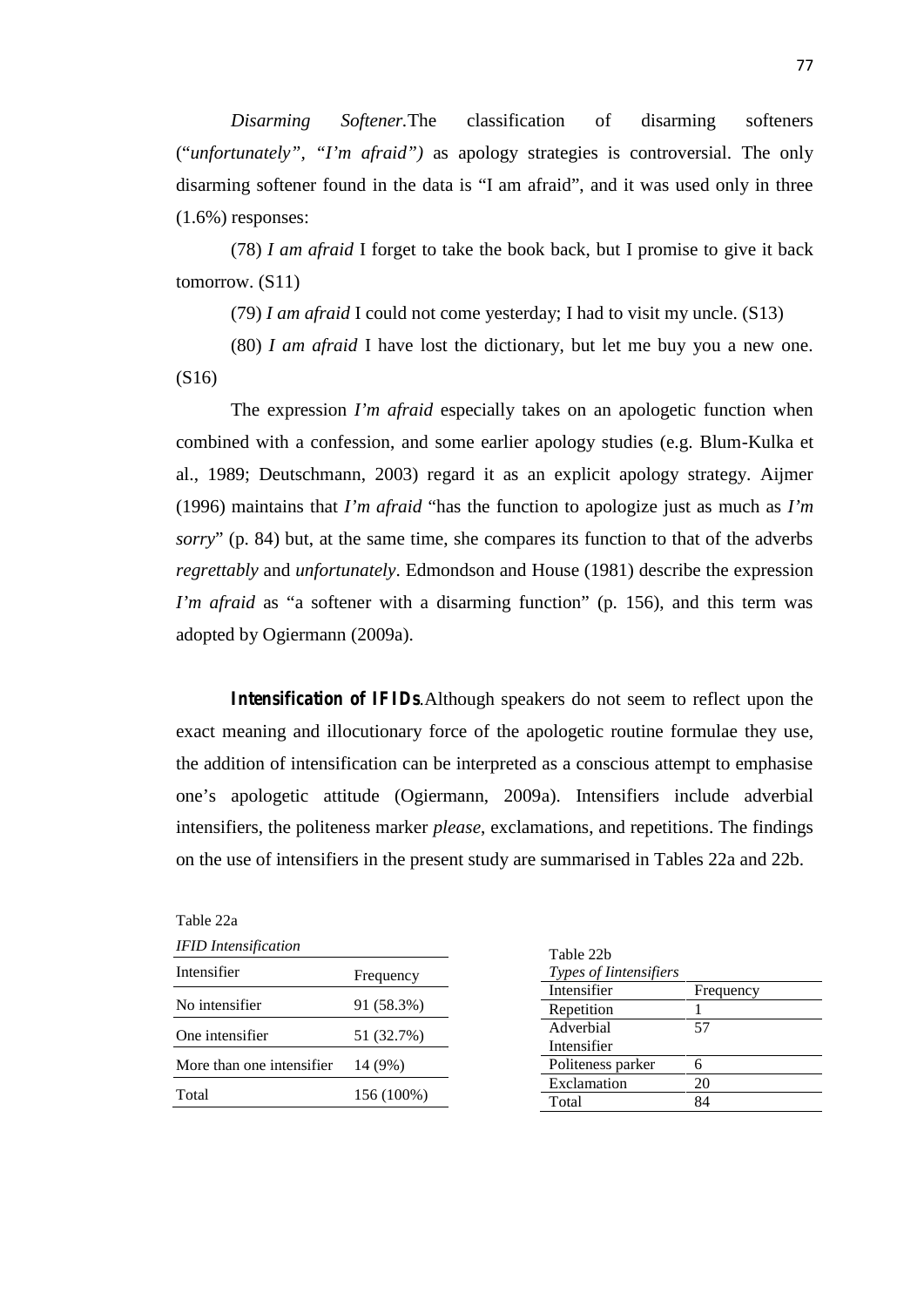*Disarming Softener.*The classification of disarming softeners ("*unfortunately", "I'm afraid")* as apology strategies is controversial. The only disarming softener found in the data is "I am afraid", and it was used only in three (1.6%) responses:

(78) *I am afraid* I forget to take the book back, but I promise to give it back tomorrow. (S11)

(79) *I am afraid* I could not come yesterday; I had to visit my uncle. (S13)

(80) *I am afraid* I have lost the dictionary, but let me buy you a new one. (S16)

The expression *I'm afraid* especially takes on an apologetic function when combined with a confession, and some earlier apology studies (e.g. Blum-Kulka et al., 1989; Deutschmann, 2003) regard it as an explicit apology strategy. Aijmer (1996) maintains that *I'm afraid* "has the function to apologize just as much as *I'm sorry*" (p. 84) but, at the same time, she compares its function to that of the adverbs *regrettably* and *unfortunately*. Edmondson and House (1981) describe the expression *I'm afraid* as "a softener with a disarming function" (p. 156), and this term was adopted by Ogiermann (2009a).

***Intensification of IFIDs***.Although speakers do not seem to reflect upon the exact meaning and illocutionary force of the apologetic routine formulae they use, the addition of intensification can be interpreted as a conscious attempt to emphasise one's apologetic attitude (Ogiermann, 2009a). Intensifiers include adverbial intensifiers, the politeness marker *please*, exclamations, and repetitions. The findings on the use of intensifiers in the present study are summarised in Tables 22a and 22b.

Table 22a

*IFID Intensification*

| Intensifier | Frequency |
|---|---|
| No intensifier | 91 (58.3%) |
| One intensifier | 51 (32.7%) |
| More than one intensifier | 14 (9%) |
| Total | 156 (100%) |

Table 22b

*Types of Iintensifiers*

| Intensifier | Frequency |
|---|---|
| Repetition | 1 |
| Adverbial Intensifier | 57 |
| Politeness parker | 6 |
| Exclamation | 20 |
| Total | 84 |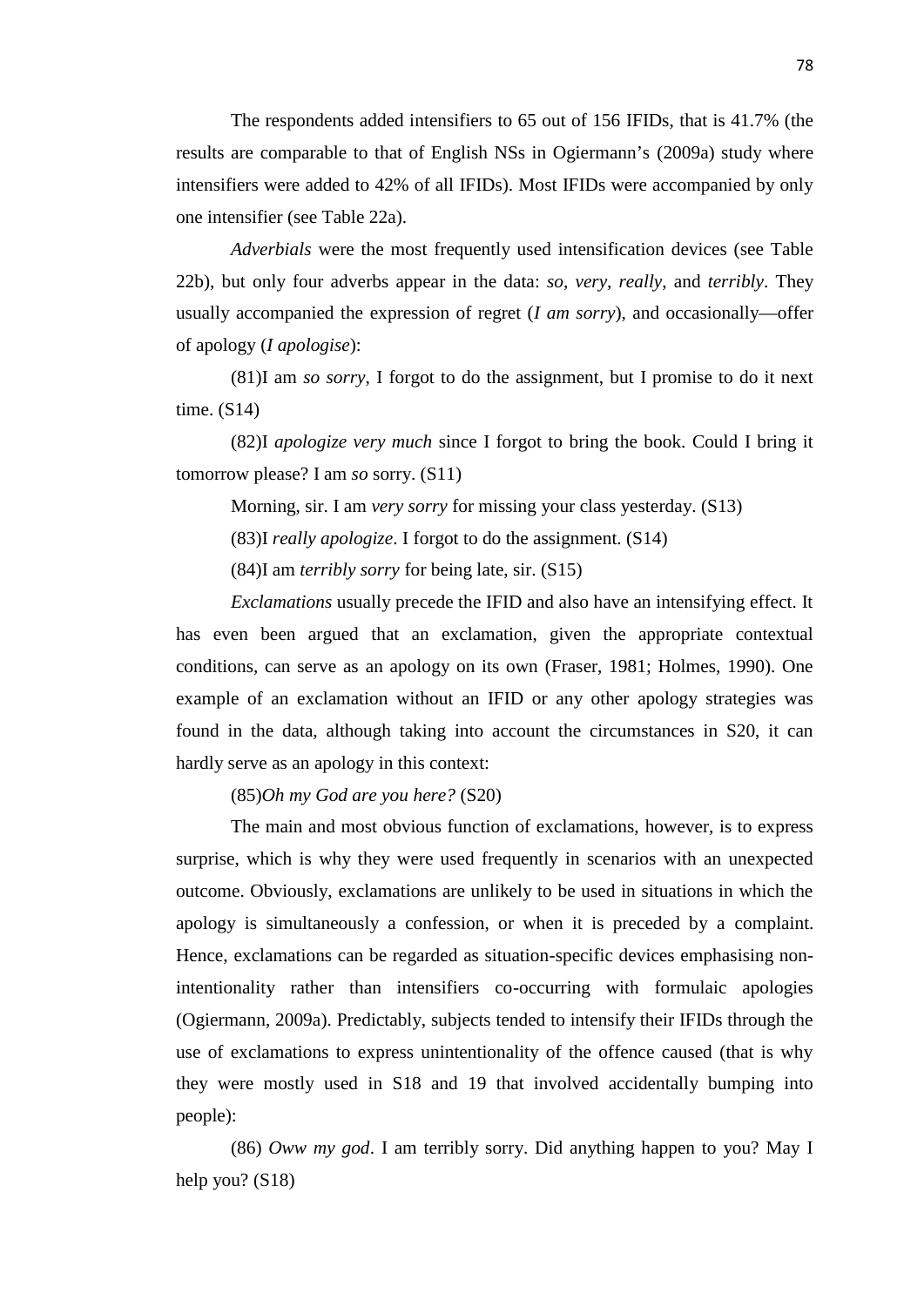The respondents added intensifiers to 65 out of 156 IFIDs, that is 41.7% (the results are comparable to that of English NSs in Ogiermann's (2009a) study where intensifiers were added to 42% of all IFIDs). Most IFIDs were accompanied by only one intensifier (see Table 22a).

*Adverbials* were the most frequently used intensification devices (see Table 22b), but only four adverbs appear in the data: *so*, *very*, *really*, and *terribly*. They usually accompanied the expression of regret (*I am sorry*), and occasionally—offer of apology (*I apologise*):

(81)I am *so sorry*, I forgot to do the assignment, but I promise to do it next time. (S14)

(82)I *apologize very much* since I forgot to bring the book. Could I bring it tomorrow please? I am *so* sorry. (S11)

Morning, sir. I am *very sorry* for missing your class yesterday. (S13)

(83)I *really apologize*. I forgot to do the assignment. (S14)

(84)I am *terribly sorry* for being late, sir. (S15)

*Exclamations* usually precede the IFID and also have an intensifying effect. It has even been argued that an exclamation, given the appropriate contextual conditions, can serve as an apology on its own (Fraser, 1981; Holmes, 1990). One example of an exclamation without an IFID or any other apology strategies was found in the data, although taking into account the circumstances in S20, it can hardly serve as an apology in this context:

(85)*Oh my God are you here?* (S20)

The main and most obvious function of exclamations, however, is to express surprise, which is why they were used frequently in scenarios with an unexpected outcome. Obviously, exclamations are unlikely to be used in situations in which the apology is simultaneously a confession, or when it is preceded by a complaint. Hence, exclamations can be regarded as situation-specific devices emphasising non-intentionality rather than intensifiers co-occurring with formulaic apologies (Ogiermann, 2009a). Predictably, subjects tended to intensify their IFIDs through the use of exclamations to express unintentionality of the offence caused (that is why they were mostly used in S18 and 19 that involved accidentally bumping into people):

(86) *Oww my god*. I am terribly sorry. Did anything happen to you? May I help you? (S18)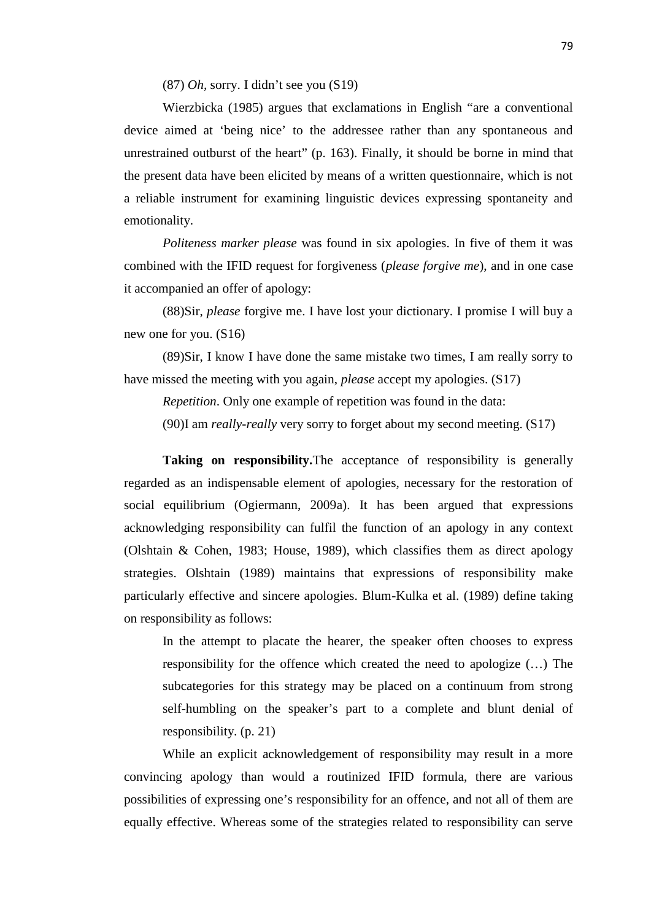(87) *Oh*, sorry. I didn't see you (S19)

Wierzbicka (1985) argues that exclamations in English "are a conventional device aimed at 'being nice' to the addressee rather than any spontaneous and unrestrained outburst of the heart" (p. 163). Finally, it should be borne in mind that the present data have been elicited by means of a written questionnaire, which is not a reliable instrument for examining linguistic devices expressing spontaneity and emotionality.

*Politeness marker please* was found in six apologies. In five of them it was combined with the IFID request for forgiveness (*please forgive me*), and in one case it accompanied an offer of apology:

(88)Sir, *please* forgive me. I have lost your dictionary. I promise I will buy a new one for you. (S16)

(89)Sir, I know I have done the same mistake two times, I am really sorry to have missed the meeting with you again, *please* accept my apologies. (S17)

*Repetition*. Only one example of repetition was found in the data:

(90)I am *really-really* very sorry to forget about my second meeting. (S17)

**Taking on responsibility.**The acceptance of responsibility is generally regarded as an indispensable element of apologies, necessary for the restoration of social equilibrium (Ogiermann, 2009a). It has been argued that expressions acknowledging responsibility can fulfil the function of an apology in any context (Olshtain & Cohen, 1983; House, 1989), which classifies them as direct apology strategies. Olshtain (1989) maintains that expressions of responsibility make particularly effective and sincere apologies. Blum-Kulka et al. (1989) define taking on responsibility as follows:

> In the attempt to placate the hearer, the speaker often chooses to express responsibility for the offence which created the need to apologize (…) The subcategories for this strategy may be placed on a continuum from strong self-humbling on the speaker's part to a complete and blunt denial of responsibility. (p. 21)

While an explicit acknowledgement of responsibility may result in a more convincing apology than would a routinized IFID formula, there are various possibilities of expressing one's responsibility for an offence, and not all of them are equally effective. Whereas some of the strategies related to responsibility can serve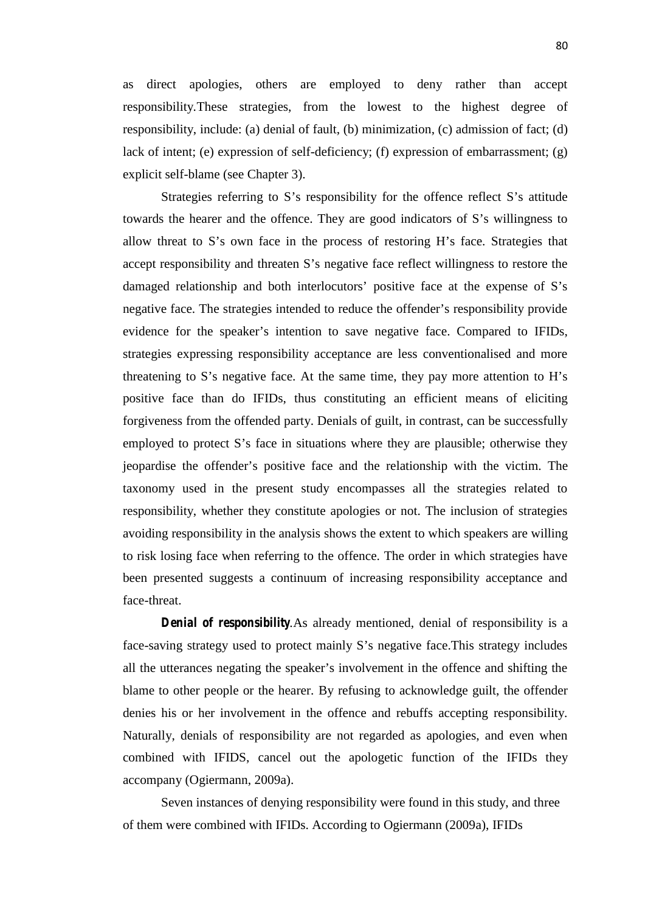as direct apologies, others are employed to deny rather than accept responsibility.These strategies, from the lowest to the highest degree of responsibility, include: (a) denial of fault, (b) minimization, (c) admission of fact; (d) lack of intent; (e) expression of self-deficiency; (f) expression of embarrassment; (g) explicit self-blame (see Chapter 3).

Strategies referring to S's responsibility for the offence reflect S's attitude towards the hearer and the offence. They are good indicators of S's willingness to allow threat to S's own face in the process of restoring H's face. Strategies that accept responsibility and threaten S's negative face reflect willingness to restore the damaged relationship and both interlocutors' positive face at the expense of S's negative face. The strategies intended to reduce the offender's responsibility provide evidence for the speaker's intention to save negative face. Compared to IFIDs, strategies expressing responsibility acceptance are less conventionalised and more threatening to S's negative face. At the same time, they pay more attention to H's positive face than do IFIDs, thus constituting an efficient means of eliciting forgiveness from the offended party. Denials of guilt, in contrast, can be successfully employed to protect S's face in situations where they are plausible; otherwise they jeopardise the offender's positive face and the relationship with the victim. The taxonomy used in the present study encompasses all the strategies related to responsibility, whether they constitute apologies or not. The inclusion of strategies avoiding responsibility in the analysis shows the extent to which speakers are willing to risk losing face when referring to the offence. The order in which strategies have been presented suggests a continuum of increasing responsibility acceptance and face-threat.

***Denial of responsibility***.As already mentioned, denial of responsibility is a face-saving strategy used to protect mainly S's negative face.This strategy includes all the utterances negating the speaker's involvement in the offence and shifting the blame to other people or the hearer. By refusing to acknowledge guilt, the offender denies his or her involvement in the offence and rebuffs accepting responsibility. Naturally, denials of responsibility are not regarded as apologies, and even when combined with IFIDS, cancel out the apologetic function of the IFIDs they accompany (Ogiermann, 2009a).

Seven instances of denying responsibility were found in this study, and three of them were combined with IFIDs. According to Ogiermann (2009a), IFIDs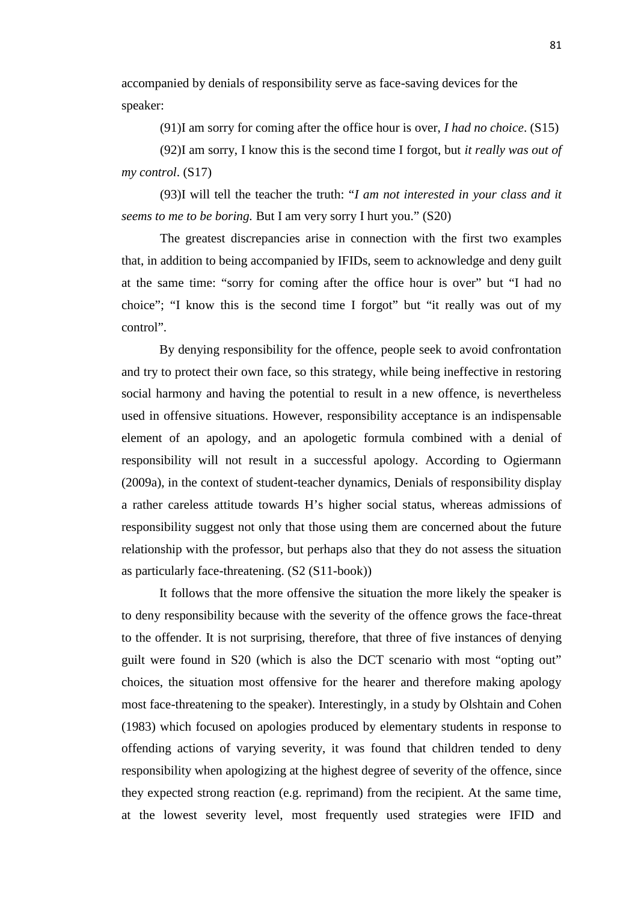accompanied by denials of responsibility serve as face-saving devices for the speaker:

(91)I am sorry for coming after the office hour is over, *I had no choice*. (S15)

(92)I am sorry, I know this is the second time I forgot, but *it really was out of my control*. (S17)

(93)I will tell the teacher the truth: "*I am not interested in your class and it seems to me to be boring.* But I am very sorry I hurt you." (S20)

The greatest discrepancies arise in connection with the first two examples that, in addition to being accompanied by IFIDs, seem to acknowledge and deny guilt at the same time: "sorry for coming after the office hour is over" but "I had no choice"; "I know this is the second time I forgot" but "it really was out of my control".

By denying responsibility for the offence, people seek to avoid confrontation and try to protect their own face, so this strategy, while being ineffective in restoring social harmony and having the potential to result in a new offence, is nevertheless used in offensive situations. However, responsibility acceptance is an indispensable element of an apology, and an apologetic formula combined with a denial of responsibility will not result in a successful apology. According to Ogiermann (2009a), in the context of student-teacher dynamics, Denials of responsibility display a rather careless attitude towards H's higher social status, whereas admissions of responsibility suggest not only that those using them are concerned about the future relationship with the professor, but perhaps also that they do not assess the situation as particularly face-threatening. (S2 (S11-book))

It follows that the more offensive the situation the more likely the speaker is to deny responsibility because with the severity of the offence grows the face-threat to the offender. It is not surprising, therefore, that three of five instances of denying guilt were found in S20 (which is also the DCT scenario with most "opting out" choices, the situation most offensive for the hearer and therefore making apology most face-threatening to the speaker). Interestingly, in a study by Olshtain and Cohen (1983) which focused on apologies produced by elementary students in response to offending actions of varying severity, it was found that children tended to deny responsibility when apologizing at the highest degree of severity of the offence, since they expected strong reaction (e.g. reprimand) from the recipient. At the same time, at the lowest severity level, most frequently used strategies were IFID and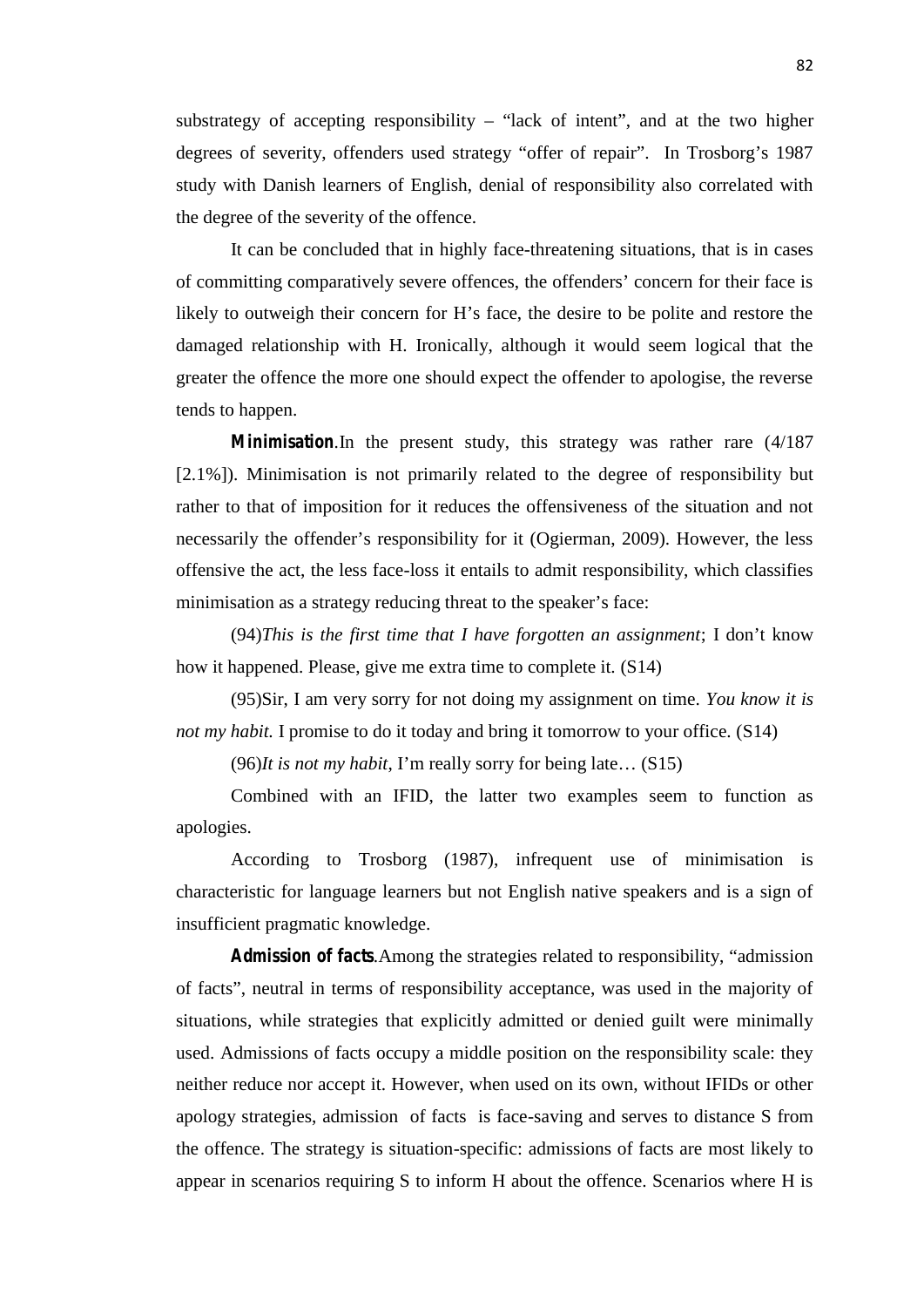substrategy of accepting responsibility – "lack of intent", and at the two higher degrees of severity, offenders used strategy "offer of repair". In Trosborg's 1987 study with Danish learners of English, denial of responsibility also correlated with the degree of the severity of the offence.

It can be concluded that in highly face-threatening situations, that is in cases of committing comparatively severe offences, the offenders' concern for their face is likely to outweigh their concern for H's face, the desire to be polite and restore the damaged relationship with H. Ironically, although it would seem logical that the greater the offence the more one should expect the offender to apologise, the reverse tends to happen.

***Minimisation***.In the present study, this strategy was rather rare (4/187 [2.1%]). Minimisation is not primarily related to the degree of responsibility but rather to that of imposition for it reduces the offensiveness of the situation and not necessarily the offender's responsibility for it (Ogierman, 2009). However, the less offensive the act, the less face-loss it entails to admit responsibility, which classifies minimisation as a strategy reducing threat to the speaker's face:

(94)*This is the first time that I have forgotten an assignment*; I don't know how it happened. Please, give me extra time to complete it. (S14)

(95)Sir, I am very sorry for not doing my assignment on time. *You know it is not my habit.* I promise to do it today and bring it tomorrow to your office. (S14)

(96)*It is not my habit*, I'm really sorry for being late… (S15)

Combined with an IFID, the latter two examples seem to function as apologies.

According to Trosborg (1987), infrequent use of minimisation is characteristic for language learners but not English native speakers and is a sign of insufficient pragmatic knowledge.

***Admission of facts***.Among the strategies related to responsibility, "admission of facts", neutral in terms of responsibility acceptance, was used in the majority of situations, while strategies that explicitly admitted or denied guilt were minimally used. Admissions of facts occupy a middle position on the responsibility scale: they neither reduce nor accept it. However, when used on its own, without IFIDs or other apology strategies, admission of facts is face-saving and serves to distance S from the offence. The strategy is situation-specific: admissions of facts are most likely to appear in scenarios requiring S to inform H about the offence. Scenarios where H is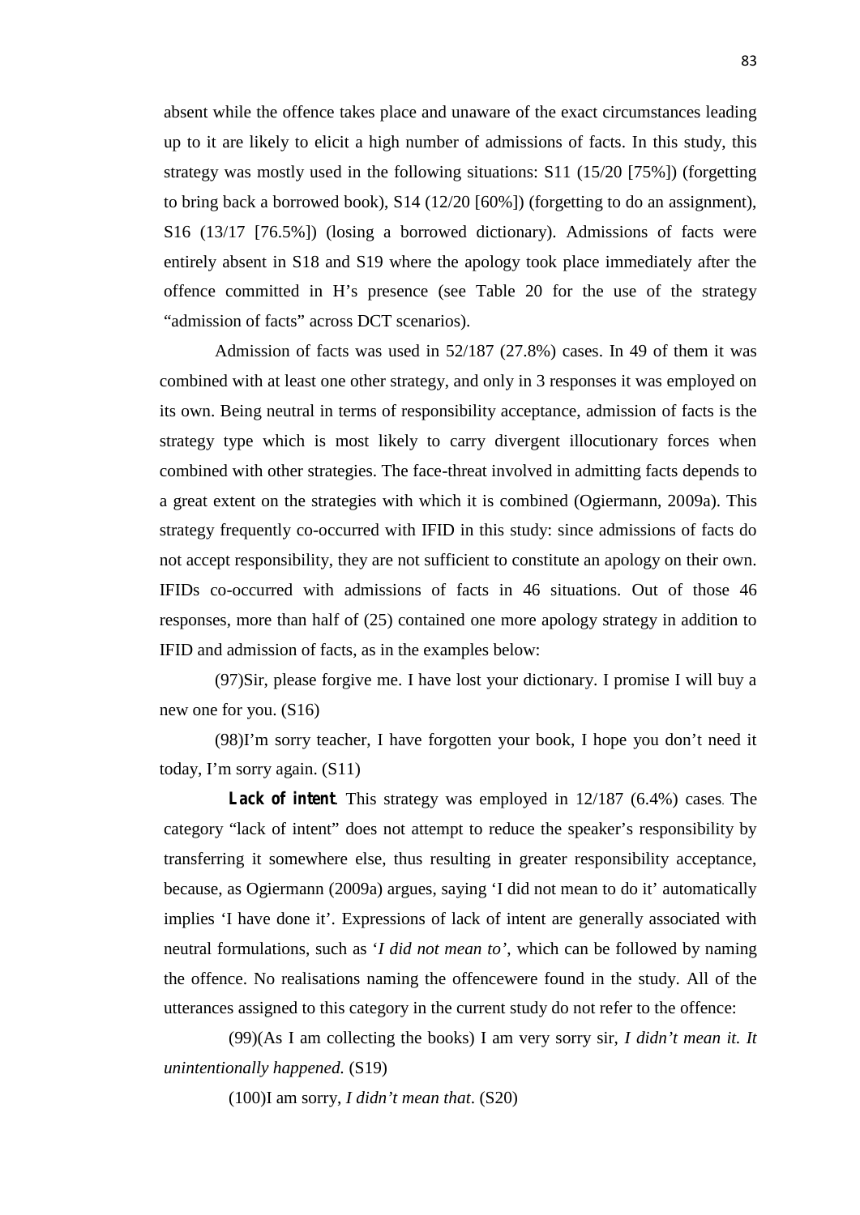absent while the offence takes place and unaware of the exact circumstances leading up to it are likely to elicit a high number of admissions of facts. In this study, this strategy was mostly used in the following situations: S11 (15/20 [75%]) (forgetting to bring back a borrowed book), S14 (12/20 [60%]) (forgetting to do an assignment), S16 (13/17 [76.5%]) (losing a borrowed dictionary). Admissions of facts were entirely absent in S18 and S19 where the apology took place immediately after the offence committed in H's presence (see Table 20 for the use of the strategy "admission of facts" across DCT scenarios).

Admission of facts was used in 52/187 (27.8%) cases. In 49 of them it was combined with at least one other strategy, and only in 3 responses it was employed on its own. Being neutral in terms of responsibility acceptance, admission of facts is the strategy type which is most likely to carry divergent illocutionary forces when combined with other strategies. The face-threat involved in admitting facts depends to a great extent on the strategies with which it is combined (Ogiermann, 2009a). This strategy frequently co-occurred with IFID in this study: since admissions of facts do not accept responsibility, they are not sufficient to constitute an apology on their own. IFIDs co-occurred with admissions of facts in 46 situations. Out of those 46 responses, more than half of (25) contained one more apology strategy in addition to IFID and admission of facts, as in the examples below:

(97)Sir, please forgive me. I have lost your dictionary. I promise I will buy a new one for you. (S16)

(98)I'm sorry teacher, I have forgotten your book, I hope you don't need it today, I'm sorry again. (S11)

**Lack of intent**. This strategy was employed in 12/187 (6.4%) cases. The category "lack of intent" does not attempt to reduce the speaker's responsibility by transferring it somewhere else, thus resulting in greater responsibility acceptance, because, as Ogiermann (2009a) argues, saying 'I did not mean to do it' automatically implies 'I have done it'. Expressions of lack of intent are generally associated with neutral formulations, such as '*I did not mean to'*, which can be followed by naming the offence. No realisations naming the offencewere found in the study. All of the utterances assigned to this category in the current study do not refer to the offence:

(99)(As I am collecting the books) I am very sorry sir, *I didn't mean it. It unintentionally happened.* (S19)

(100)I am sorry, *I didn't mean that*. (S20)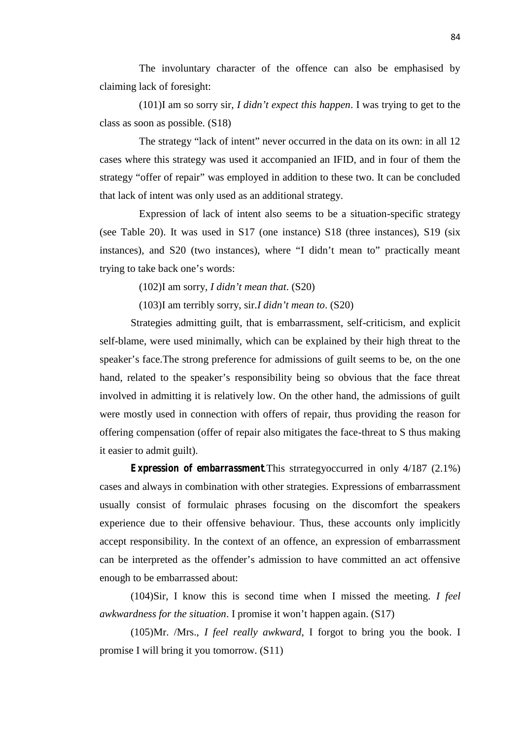The involuntary character of the offence can also be emphasised by claiming lack of foresight:

(101)I am so sorry sir, *I didn't expect this happen*. I was trying to get to the class as soon as possible. (S18)

The strategy "lack of intent" never occurred in the data on its own: in all 12 cases where this strategy was used it accompanied an IFID, and in four of them the strategy "offer of repair" was employed in addition to these two. It can be concluded that lack of intent was only used as an additional strategy.

Expression of lack of intent also seems to be a situation-specific strategy (see Table 20). It was used in S17 (one instance) S18 (three instances), S19 (six instances), and S20 (two instances), where "I didn't mean to" practically meant trying to take back one's words:

(102)I am sorry, *I didn't mean that*. (S20)

(103)I am terribly sorry, sir.*I didn't mean to*. (S20)

Strategies admitting guilt, that is embarrassment, self-criticism, and explicit self-blame, were used minimally, which can be explained by their high threat to the speaker's face.The strong preference for admissions of guilt seems to be, on the one hand, related to the speaker's responsibility being so obvious that the face threat involved in admitting it is relatively low. On the other hand, the admissions of guilt were mostly used in connection with offers of repair, thus providing the reason for offering compensation (offer of repair also mitigates the face-threat to S thus making it easier to admit guilt).

**Expression of embarrassment**.This strrategyoccurred in only 4/187 (2.1%) cases and always in combination with other strategies. Expressions of embarrassment usually consist of formulaic phrases focusing on the discomfort the speakers experience due to their offensive behaviour. Thus, these accounts only implicitly accept responsibility. In the context of an offence, an expression of embarrassment can be interpreted as the offender's admission to have committed an act offensive enough to be embarrassed about:

(104)Sir, I know this is second time when I missed the meeting. *I feel awkwardness for the situation*. I promise it won't happen again. (S17)

(105)Mr. /Mrs., *I feel really awkward*, I forgot to bring you the book. I promise I will bring it you tomorrow. (S11)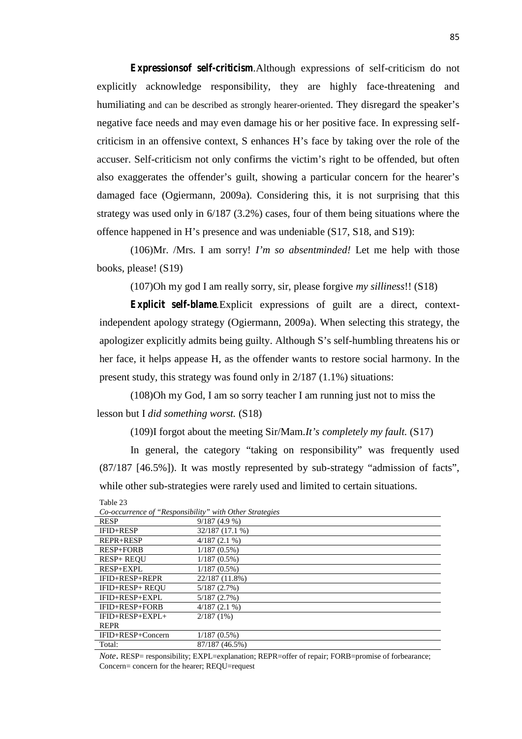**Expressionsof self-criticism**.Although expressions of self-criticism do not explicitly acknowledge responsibility, they are highly face-threatening and humiliating and can be described as strongly hearer-oriented. They disregard the speaker's negative face needs and may even damage his or her positive face. In expressing self-criticism in an offensive context, S enhances H's face by taking over the role of the accuser. Self-criticism not only confirms the victim's right to be offended, but often also exaggerates the offender's guilt, showing a particular concern for the hearer's damaged face (Ogiermann, 2009a). Considering this, it is not surprising that this strategy was used only in 6/187 (3.2%) cases, four of them being situations where the offence happened in H's presence and was undeniable (S17, S18, and S19):

(106)Mr. /Mrs. I am sorry! *I'm so absentminded!* Let me help with those books, please! (S19)

(107)Oh my god I am really sorry, sir, please forgive *my silliness*!! (S18)

**Explicit self-blame**.Explicit expressions of guilt are a direct, context-independent apology strategy (Ogiermann, 2009a). When selecting this strategy, the apologizer explicitly admits being guilty. Although S's self-humbling threatens his or her face, it helps appease H, as the offender wants to restore social harmony. In the present study, this strategy was found only in 2/187 (1.1%) situations:

(108)Oh my God, I am so sorry teacher I am running just not to miss the lesson but I *did something worst.* (S18)

(109)I forgot about the meeting Sir/Mam.*It's completely my fault.* (S17)

In general, the category "taking on responsibility" was frequently used (87/187 [46.5%]). It was mostly represented by sub-strategy "admission of facts", while other sub-strategies were rarely used and limited to certain situations.

Table 23

*Co-occurrence of "Responsibility" with Other Strategies*

| | |
|---|---|
| RESP | 9/187 (4.9 %) |
| IFID+RESP | 32/187 (17.1 %) |
| REPR+RESP | 4/187 (2.1 %) |
| RESP+FORB | 1/187 (0.5%) |
| RESP+ REQU | 1/187 (0.5%) |
| RESP+EXPL | 1/187 (0.5%) |
| IFID+RESP+REPR | 22/187 (11.8%) |
| IFID+RESP+ REQU | 5/187 (2.7%) |
| IFID+RESP+EXPL | 5/187 (2.7%) |
| IFID+RESP+FORB | 4/187 (2.1 %) |
| IFID+RESP+EXPL+ REPR | 2/187 (1%) |
| IFID+RESP+Concern | 1/187 (0.5%) |
| Total: | 87/187 (46.5%) |

*Note*. RESP= responsibility; EXPL=explanation; REPR=offer of repair; FORB=promise of forbearance; Concern= concern for the hearer; REQU=request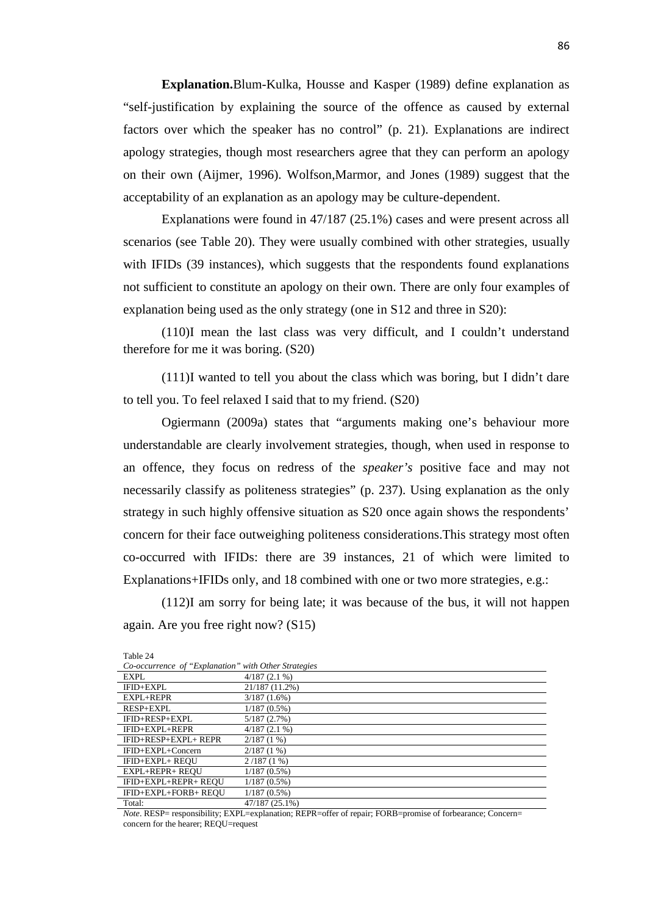**Explanation.** Blum-Kulka, Housse and Kasper (1989) define explanation as "self-justification by explaining the source of the offence as caused by external factors over which the speaker has no control" (p. 21). Explanations are indirect apology strategies, though most researchers agree that they can perform an apology on their own (Aijmer, 1996). Wolfson,Marmor, and Jones (1989) suggest that the acceptability of an explanation as an apology may be culture-dependent.

Explanations were found in 47/187 (25.1%) cases and were present across all scenarios (see Table 20). They were usually combined with other strategies, usually with IFIDs (39 instances), which suggests that the respondents found explanations not sufficient to constitute an apology on their own. There are only four examples of explanation being used as the only strategy (one in S12 and three in S20):

(110)I mean the last class was very difficult, and I couldn't understand therefore for me it was boring. (S20)

(111)I wanted to tell you about the class which was boring, but I didn't dare to tell you. To feel relaxed I said that to my friend. (S20)

Ogiermann (2009a) states that "arguments making one's behaviour more understandable are clearly involvement strategies, though, when used in response to an offence, they focus on redress of the *speaker's* positive face and may not necessarily classify as politeness strategies" (p. 237). Using explanation as the only strategy in such highly offensive situation as S20 once again shows the respondents' concern for their face outweighing politeness considerations.This strategy most often co-occurred with IFIDs: there are 39 instances, 21 of which were limited to Explanations+IFIDs only, and 18 combined with one or two more strategies, e.g.:

(112)I am sorry for being late; it was because of the bus, it will not happen again. Are you free right now? (S15)

Table 24

*Co-occurrence of "Explanation" with Other Strategies*

| | |
|---|---|
| EXPL | 4/187 (2.1 %) |
| IFID+EXPL | 21/187 (11.2%) |
| EXPL+REPR | 3/187 (1.6%) |
| RESP+EXPL | 1/187 (0.5%) |
| IFID+RESP+EXPL | 5/187 (2.7%) |
| IFID+EXPL+REPR | 4/187 (2.1 %) |
| IFID+RESP+EXPL+ REPR | 2/187 (1 %) |
| IFID+EXPL+Concern | 2/187 (1 %) |
| IFID+EXPL+ REQU | 2 /187 (1 %) |
| EXPL+REPR+ REQU | 1/187 (0.5%) |
| IFID+EXPL+REPR+ REQU | 1/187 (0.5%) |
| IFID+EXPL+FORB+ REQU | 1/187 (0.5%) |
| Total: | 47/187 (25.1%) |

*Note*. RESP= responsibility; EXPL=explanation; REPR=offer of repair; FORB=promise of forbearance; Concern= concern for the hearer; REQU=request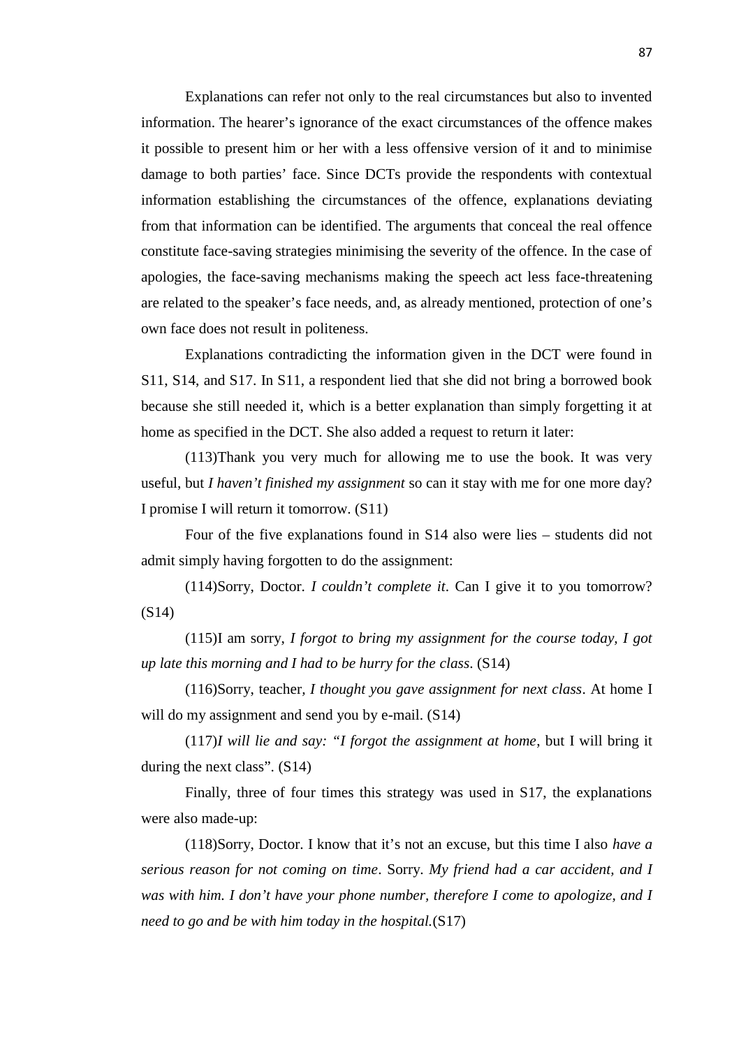Explanations can refer not only to the real circumstances but also to invented information. The hearer's ignorance of the exact circumstances of the offence makes it possible to present him or her with a less offensive version of it and to minimise damage to both parties' face. Since DCTs provide the respondents with contextual information establishing the circumstances of the offence, explanations deviating from that information can be identified. The arguments that conceal the real offence constitute face-saving strategies minimising the severity of the offence. In the case of apologies, the face-saving mechanisms making the speech act less face-threatening are related to the speaker's face needs, and, as already mentioned, protection of one's own face does not result in politeness.

Explanations contradicting the information given in the DCT were found in S11, S14, and S17. In S11, a respondent lied that she did not bring a borrowed book because she still needed it, which is a better explanation than simply forgetting it at home as specified in the DCT. She also added a request to return it later:

(113)Thank you very much for allowing me to use the book. It was very useful, but *I haven't finished my assignment* so can it stay with me for one more day? I promise I will return it tomorrow. (S11)

Four of the five explanations found in S14 also were lies – students did not admit simply having forgotten to do the assignment:

(114)Sorry, Doctor. *I couldn't complete it*. Can I give it to you tomorrow? (S14)

(115)I am sorry, *I forgot to bring my assignment for the course today, I got up late this morning and I had to be hurry for the class*. (S14)

(116)Sorry, teacher, *I thought you gave assignment for next class*. At home I will do my assignment and send you by e-mail. (S14)

(117)*I will lie and say: "I forgot the assignment at home*, but I will bring it during the next class". (S14)

Finally, three of four times this strategy was used in S17, the explanations were also made-up:

(118)Sorry, Doctor. I know that it's not an excuse, but this time I also *have a serious reason for not coming on time*. Sorry. *My friend had a car accident, and I was with him. I don't have your phone number, therefore I come to apologize, and I need to go and be with him today in the hospital.*(S17)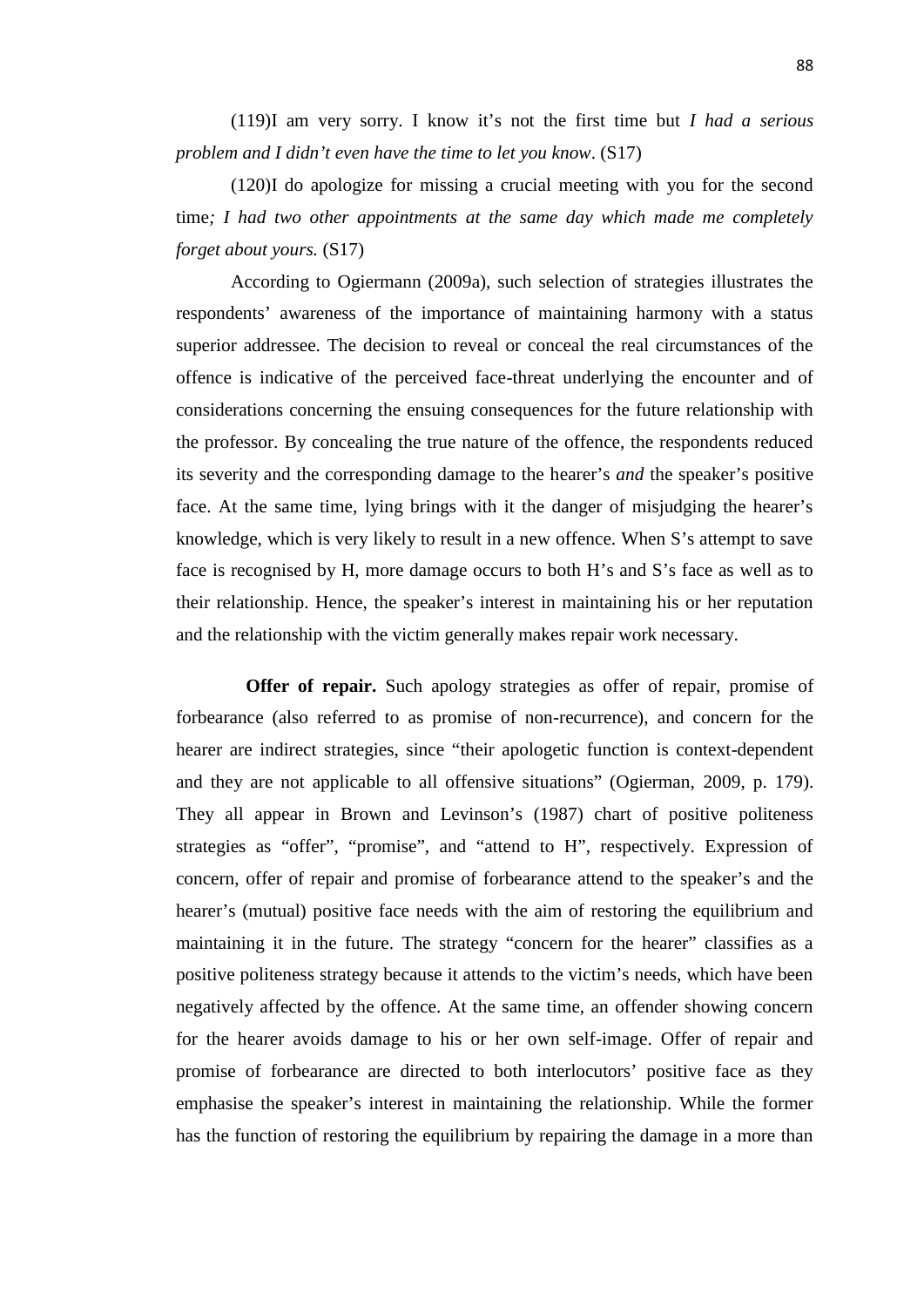(119)I am very sorry. I know it's not the first time but *I had a serious problem and I didn't even have the time to let you know*. (S17)

(120)I do apologize for missing a crucial meeting with you for the second time*; I had two other appointments at the same day which made me completely forget about yours.* (S17)

According to Ogiermann (2009a), such selection of strategies illustrates the respondents' awareness of the importance of maintaining harmony with a status superior addressee. The decision to reveal or conceal the real circumstances of the offence is indicative of the perceived face-threat underlying the encounter and of considerations concerning the ensuing consequences for the future relationship with the professor. By concealing the true nature of the offence, the respondents reduced its severity and the corresponding damage to the hearer's *and* the speaker's positive face. At the same time, lying brings with it the danger of misjudging the hearer's knowledge, which is very likely to result in a new offence. When S's attempt to save face is recognised by H, more damage occurs to both H's and S's face as well as to their relationship. Hence, the speaker's interest in maintaining his or her reputation and the relationship with the victim generally makes repair work necessary.

**Offer of repair.** Such apology strategies as offer of repair, promise of forbearance (also referred to as promise of non-recurrence), and concern for the hearer are indirect strategies, since "their apologetic function is context-dependent and they are not applicable to all offensive situations" (Ogierman, 2009, p. 179). They all appear in Brown and Levinson's (1987) chart of positive politeness strategies as "offer", "promise", and "attend to H", respectively. Expression of concern, offer of repair and promise of forbearance attend to the speaker's and the hearer's (mutual) positive face needs with the aim of restoring the equilibrium and maintaining it in the future. The strategy "concern for the hearer" classifies as a positive politeness strategy because it attends to the victim's needs, which have been negatively affected by the offence. At the same time, an offender showing concern for the hearer avoids damage to his or her own self-image. Offer of repair and promise of forbearance are directed to both interlocutors' positive face as they emphasise the speaker's interest in maintaining the relationship. While the former has the function of restoring the equilibrium by repairing the damage in a more than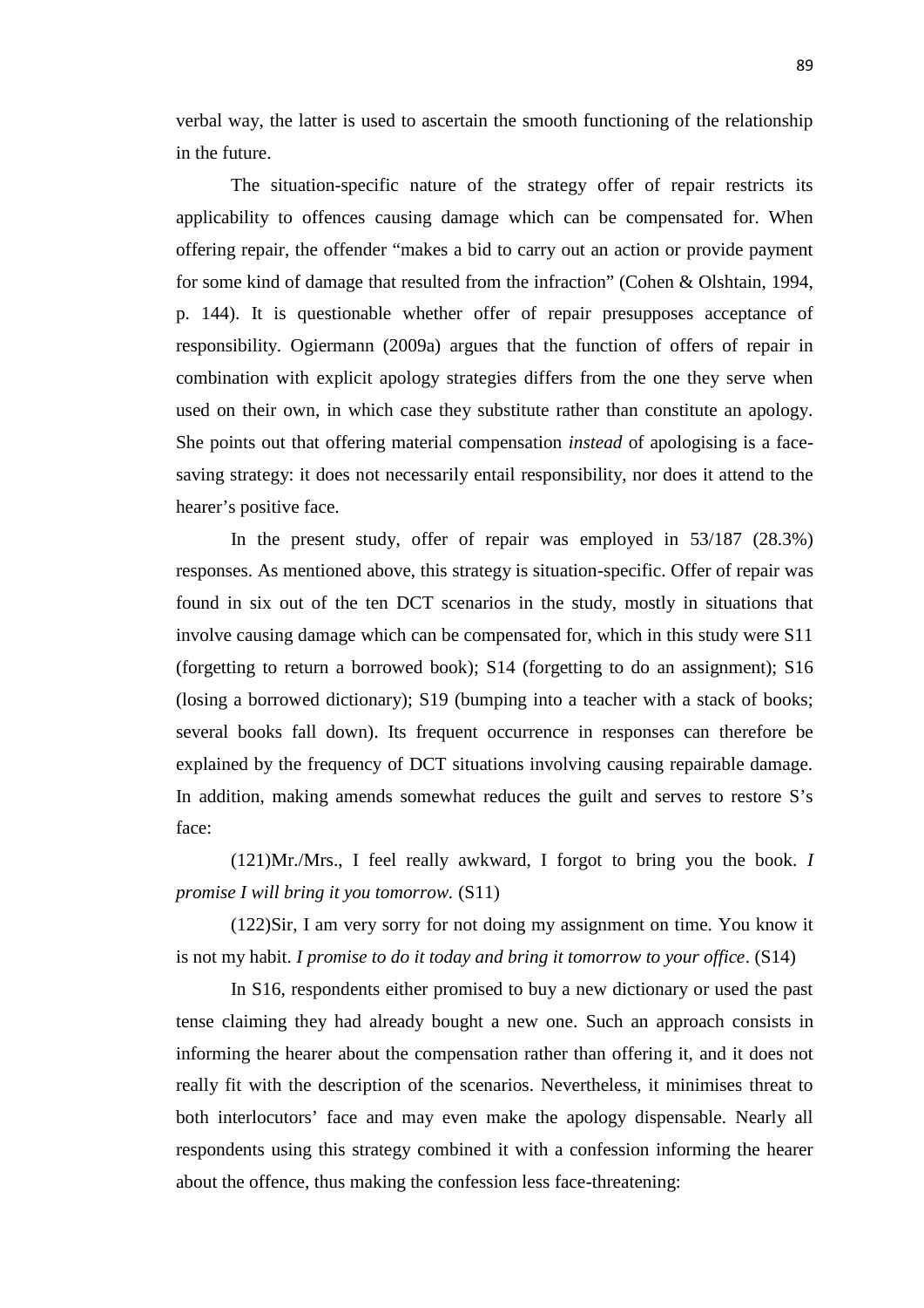verbal way, the latter is used to ascertain the smooth functioning of the relationship in the future.

The situation-specific nature of the strategy offer of repair restricts its applicability to offences causing damage which can be compensated for. When offering repair, the offender "makes a bid to carry out an action or provide payment for some kind of damage that resulted from the infraction" (Cohen & Olshtain, 1994, p. 144). It is questionable whether offer of repair presupposes acceptance of responsibility. Ogiermann (2009a) argues that the function of offers of repair in combination with explicit apology strategies differs from the one they serve when used on their own, in which case they substitute rather than constitute an apology. She points out that offering material compensation *instead* of apologising is a face-saving strategy: it does not necessarily entail responsibility, nor does it attend to the hearer's positive face.

In the present study, offer of repair was employed in 53/187 (28.3%) responses. As mentioned above, this strategy is situation-specific. Offer of repair was found in six out of the ten DCT scenarios in the study, mostly in situations that involve causing damage which can be compensated for, which in this study were S11 (forgetting to return a borrowed book); S14 (forgetting to do an assignment); S16 (losing a borrowed dictionary); S19 (bumping into a teacher with a stack of books; several books fall down). Its frequent occurrence in responses can therefore be explained by the frequency of DCT situations involving causing repairable damage. In addition, making amends somewhat reduces the guilt and serves to restore S's face:

(121)Mr./Mrs., I feel really awkward, I forgot to bring you the book. *I promise I will bring it you tomorrow.* (S11)

(122)Sir, I am very sorry for not doing my assignment on time. You know it is not my habit. *I promise to do it today and bring it tomorrow to your office*. (S14)

In S16, respondents either promised to buy a new dictionary or used the past tense claiming they had already bought a new one. Such an approach consists in informing the hearer about the compensation rather than offering it, and it does not really fit with the description of the scenarios. Nevertheless, it minimises threat to both interlocutors' face and may even make the apology dispensable. Nearly all respondents using this strategy combined it with a confession informing the hearer about the offence, thus making the confession less face-threatening: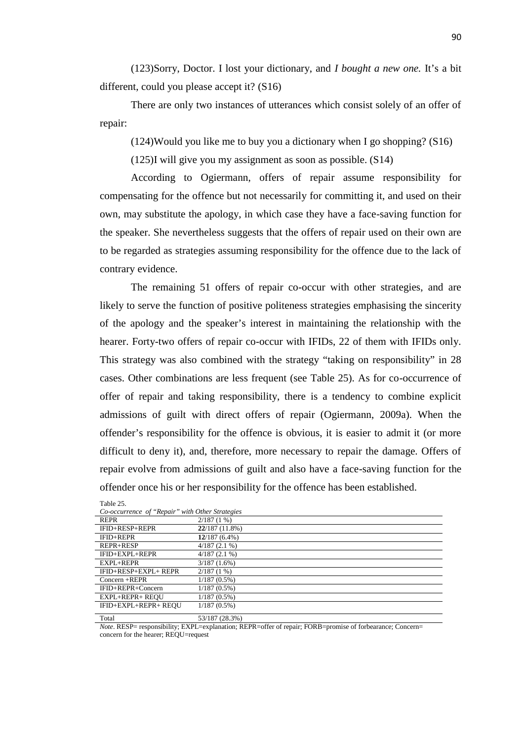(123)Sorry, Doctor. I lost your dictionary, and *I bought a new one.* It's a bit different, could you please accept it? (S16)

There are only two instances of utterances which consist solely of an offer of repair:

(124)Would you like me to buy you a dictionary when I go shopping? (S16)

(125)I will give you my assignment as soon as possible. (S14)

According to Ogiermann, offers of repair assume responsibility for compensating for the offence but not necessarily for committing it, and used on their own, may substitute the apology, in which case they have a face-saving function for the speaker. She nevertheless suggests that the offers of repair used on their own are to be regarded as strategies assuming responsibility for the offence due to the lack of contrary evidence.

The remaining 51 offers of repair co-occur with other strategies, and are likely to serve the function of positive politeness strategies emphasising the sincerity of the apology and the speaker's interest in maintaining the relationship with the hearer. Forty-two offers of repair co-occur with IFIDs, 22 of them with IFIDs only. This strategy was also combined with the strategy "taking on responsibility" in 28 cases. Other combinations are less frequent (see Table 25). As for co-occurrence of offer of repair and taking responsibility, there is a tendency to combine explicit admissions of guilt with direct offers of repair (Ogiermann, 2009a). When the offender's responsibility for the offence is obvious, it is easier to admit it (or more difficult to deny it), and, therefore, more necessary to repair the damage. Offers of repair evolve from admissions of guilt and also have a face-saving function for the offender once his or her responsibility for the offence has been established.

Table 25.

*Co-occurrence of "Repair" with Other Strategies*

| | |
|---|---|
| REPR | 2/187 (1 %) |
| IFID+RESP+REPR | **22**/187 (11.8%) |
| IFID+REPR | **12**/187 (6.4%) |
| REPR+RESP | 4/187 (2.1 %) |
| IFID+EXPL+REPR | 4/187 (2.1 %) |
| EXPL+REPR | 3/187 (1.6%) |
| IFID+RESP+EXPL+ REPR | 2/187 (1 %) |
| Concern +REPR | 1/187 (0.5%) |
| IFID+REPR+Concern | 1/187 (0.5%) |
| EXPL+REPR+ REQU | 1/187 (0.5%) |
| IFID+EXPL+REPR+ REQU | 1/187 (0.5%) |
| Total | 53/187 (28.3%) |

*Note*. RESP= responsibility; EXPL=explanation; REPR=offer of repair; FORB=promise of forbearance; Concern= concern for the hearer; REQU=request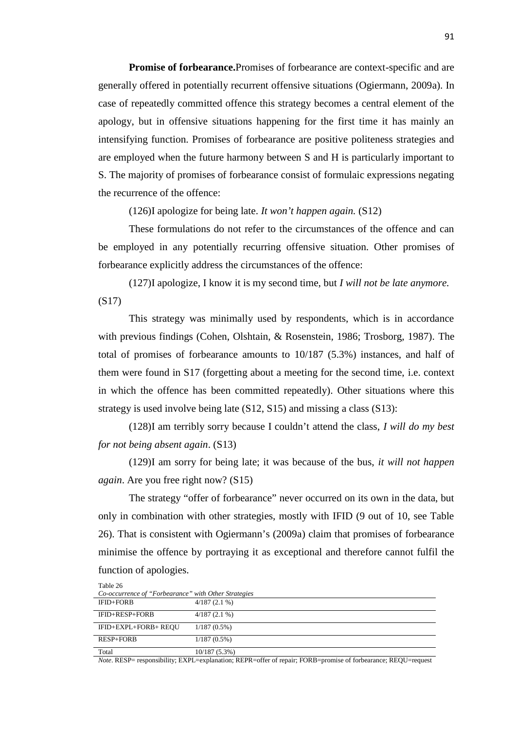**Promise of forbearance.**Promises of forbearance are context-specific and are generally offered in potentially recurrent offensive situations (Ogiermann, 2009a). In case of repeatedly committed offence this strategy becomes a central element of the apology, but in offensive situations happening for the first time it has mainly an intensifying function. Promises of forbearance are positive politeness strategies and are employed when the future harmony between S and H is particularly important to S. The majority of promises of forbearance consist of formulaic expressions negating the recurrence of the offence:

(126)I apologize for being late. *It won't happen again.* (S12)

These formulations do not refer to the circumstances of the offence and can be employed in any potentially recurring offensive situation. Other promises of forbearance explicitly address the circumstances of the offence:

(127)I apologize, I know it is my second time, but *I will not be late anymore.* (S17)

This strategy was minimally used by respondents, which is in accordance with previous findings (Cohen, Olshtain, & Rosenstein, 1986; Trosborg, 1987). The total of promises of forbearance amounts to 10/187 (5.3%) instances, and half of them were found in S17 (forgetting about a meeting for the second time, i.e. context in which the offence has been committed repeatedly). Other situations where this strategy is used involve being late (S12, S15) and missing a class (S13):

(128)I am terribly sorry because I couldn't attend the class, *I will do my best for not being absent again*. (S13)

(129)I am sorry for being late; it was because of the bus, *it will not happen again*. Are you free right now? (S15)

The strategy "offer of forbearance" never occurred on its own in the data, but only in combination with other strategies, mostly with IFID (9 out of 10, see Table 26). That is consistent with Ogiermann's (2009a) claim that promises of forbearance minimise the offence by portraying it as exceptional and therefore cannot fulfil the function of apologies.

Table 26

*Co-occurrence of "Forbearance" with Other Strategies*

| | |
|---|---|
| IFID+FORB | 4/187 (2.1 %) |
| IFID+RESP+FORB | 4/187 (2.1 %) |
| IFID+EXPL+FORB+ REQU | 1/187 (0.5%) |
| RESP+FORB | 1/187 (0.5%) |
| Total | 10/187 (5.3%) |

*Note*. RESP= responsibility; EXPL=explanation; REPR=offer of repair; FORB=promise of forbearance; REQU=request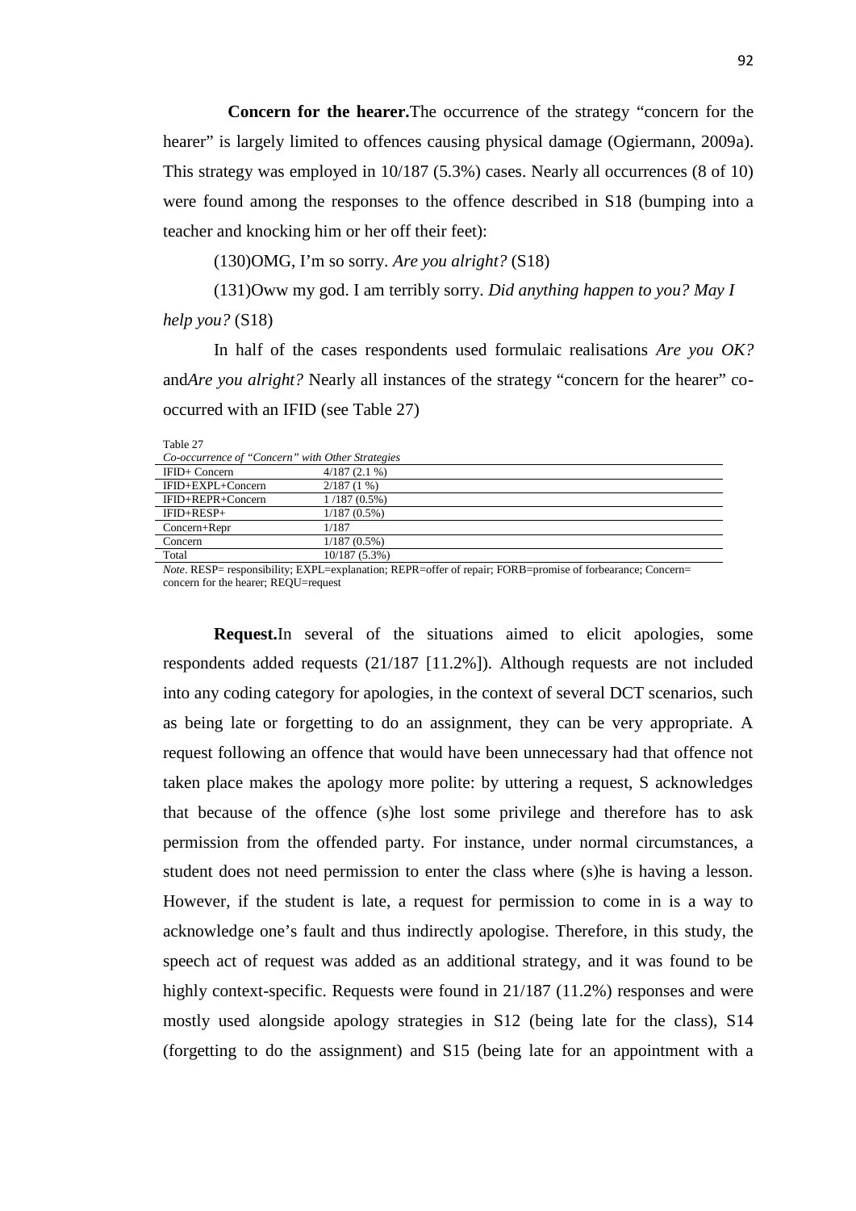**Concern for the hearer.**The occurrence of the strategy "concern for the hearer" is largely limited to offences causing physical damage (Ogiermann, 2009a). This strategy was employed in 10/187 (5.3%) cases. Nearly all occurrences (8 of 10) were found among the responses to the offence described in S18 (bumping into a teacher and knocking him or her off their feet):

(130)OMG, I'm so sorry. *Are you alright?* (S18)

(131)Oww my god. I am terribly sorry. *Did anything happen to you? May I help you?* (S18)

In half of the cases respondents used formulaic realisations *Are you OK?* and*Are you alright?* Nearly all instances of the strategy "concern for the hearer" co-occurred with an IFID (see Table 27)

Table 27

*Co-occurrence of "Concern" with Other Strategies*

| | |
|---|---|
| IFID+ Concern | 4/187 (2.1 %) |
| IFID+EXPL+Concern | 2/187 (1 %) |
| IFID+REPR+Concern | 1 /187 (0.5%) |
| IFID+RESP+ | 1/187 (0.5%) |
| Concern+Repr | 1/187 |
| Concern | 1/187 (0.5%) |
| Total | 10/187 (5.3%) |

*Note*. RESP= responsibility; EXPL=explanation; REPR=offer of repair; FORB=promise of forbearance; Concern= concern for the hearer; REQU=request

**Request.**In several of the situations aimed to elicit apologies, some respondents added requests (21/187 [11.2%]). Although requests are not included into any coding category for apologies, in the context of several DCT scenarios, such as being late or forgetting to do an assignment, they can be very appropriate. A request following an offence that would have been unnecessary had that offence not taken place makes the apology more polite: by uttering a request, S acknowledges that because of the offence (s)he lost some privilege and therefore has to ask permission from the offended party. For instance, under normal circumstances, a student does not need permission to enter the class where (s)he is having a lesson. However, if the student is late, a request for permission to come in is a way to acknowledge one's fault and thus indirectly apologise. Therefore, in this study, the speech act of request was added as an additional strategy, and it was found to be highly context-specific. Requests were found in 21/187 (11.2%) responses and were mostly used alongside apology strategies in S12 (being late for the class), S14 (forgetting to do the assignment) and S15 (being late for an appointment with a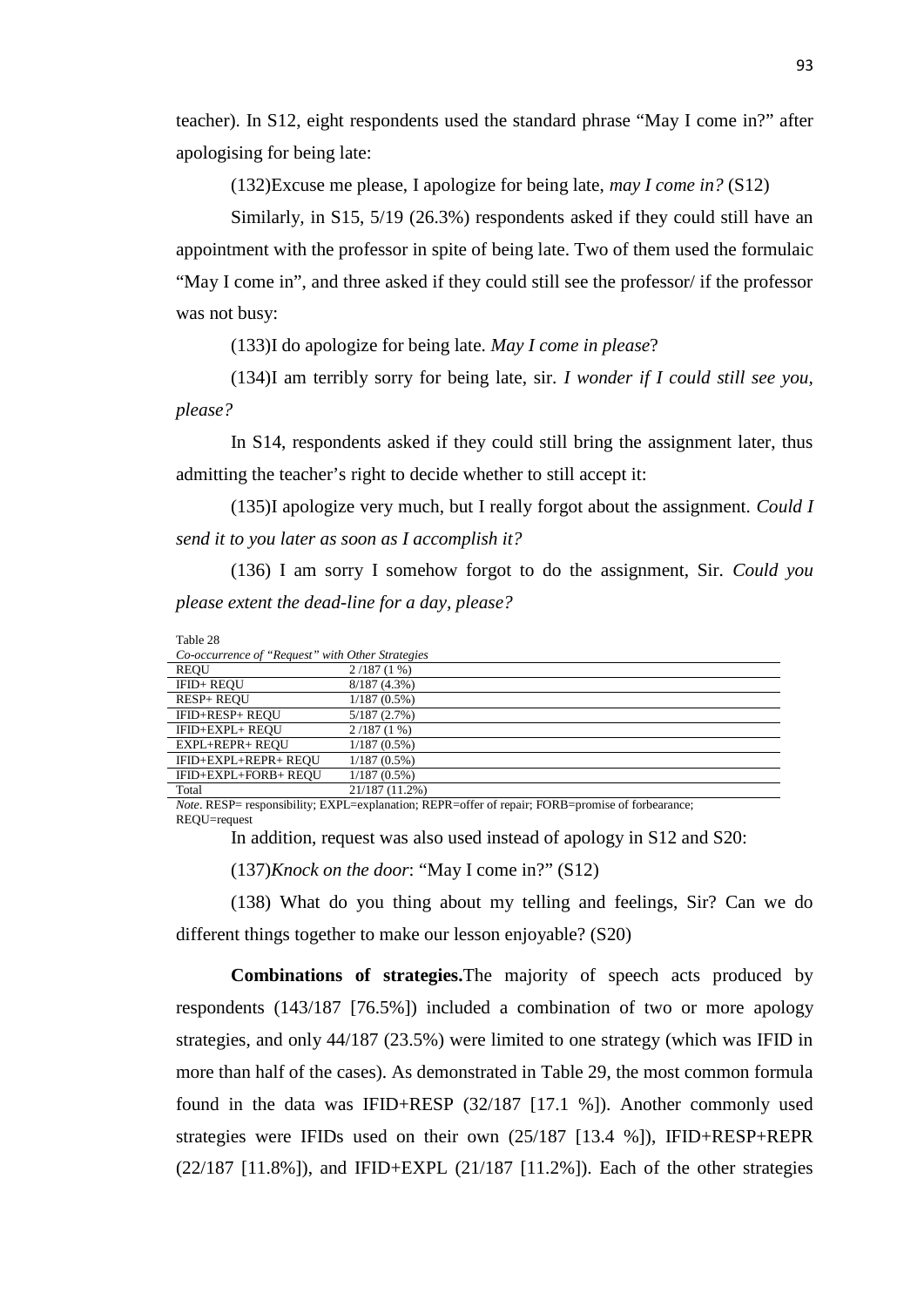teacher). In S12, eight respondents used the standard phrase "May I come in?" after apologising for being late:

(132)Excuse me please, I apologize for being late, *may I come in?* (S12)

Similarly, in S15, 5/19 (26.3%) respondents asked if they could still have an appointment with the professor in spite of being late. Two of them used the formulaic "May I come in", and three asked if they could still see the professor/ if the professor was not busy:

(133)I do apologize for being late. *May I come in please*?

(134)I am terribly sorry for being late, sir. *I wonder if I could still see you, please?*

In S14, respondents asked if they could still bring the assignment later, thus admitting the teacher's right to decide whether to still accept it:

(135)I apologize very much, but I really forgot about the assignment. *Could I send it to you later as soon as I accomplish it?*

(136) I am sorry I somehow forgot to do the assignment, Sir. *Could you please extent the dead-line for a day, please?*

Table 28

*Co-occurrence of "Request" with Other Strategies*

| | |
|---|---|
| REQU | 2 /187 (1 %) |
| IFID+ REQU | 8/187 (4.3%) |
| RESP+ REQU | 1/187 (0.5%) |
| IFID+RESP+ REQU | 5/187 (2.7%) |
| IFID+EXPL+ REQU | 2 /187 (1 %) |
| EXPL+REPR+ REQU | 1/187 (0.5%) |
| IFID+EXPL+REPR+ REQU | 1/187 (0.5%) |
| IFID+EXPL+FORB+ REQU | 1/187 (0.5%) |
| Total | 21/187 (11.2%) |

*Note*. RESP= responsibility; EXPL=explanation; REPR=offer of repair; FORB=promise of forbearance; REQU=request

In addition, request was also used instead of apology in S12 and S20:

(137)*Knock on the door*: "May I come in?" (S12)

(138) What do you thing about my telling and feelings, Sir? Can we do different things together to make our lesson enjoyable? (S20)

**Combinations of strategies.**The majority of speech acts produced by respondents (143/187 [76.5%]) included a combination of two or more apology strategies, and only 44/187 (23.5%) were limited to one strategy (which was IFID in more than half of the cases). As demonstrated in Table 29, the most common formula found in the data was IFID+RESP (32/187 [17.1 %]). Another commonly used strategies were IFIDs used on their own (25/187 [13.4 %]), IFID+RESP+REPR (22/187 [11.8%]), and IFID+EXPL (21/187 [11.2%]). Each of the other strategies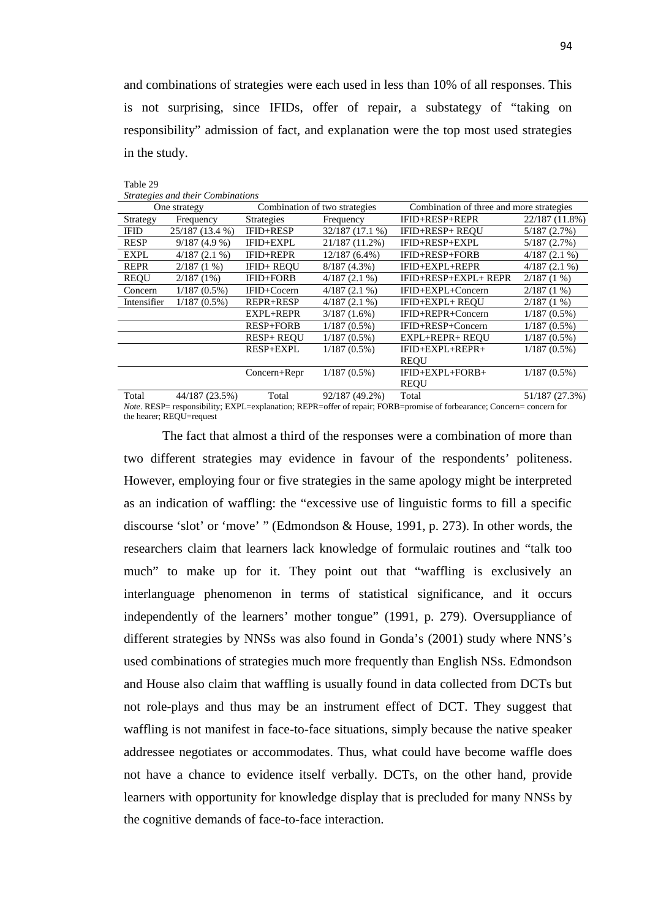and combinations of strategies were each used in less than 10% of all responses. This is not surprising, since IFIDs, offer of repair, a substategy of "taking on responsibility" admission of fact, and explanation were the top most used strategies in the study.

Table 29

*Strategies and their Combinations*

| One strategy | | Combination of two strategies | | Combination of three and more strategies | |
|---|---|---|---|---|---|
| Strategy | Frequency | Strategies | Frequency | IFID+RESP+REPR | 22/187 (11.8%) |
| IFID | 25/187 (13.4 %) | IFID+RESP | 32/187 (17.1 %) | IFID+RESP+ REQU | 5/187 (2.7%) |
| RESP | 9/187 (4.9 %) | IFID+EXPL | 21/187 (11.2%) | IFID+RESP+EXPL | 5/187 (2.7%) |
| EXPL | 4/187 (2.1 %) | IFID+REPR | 12/187 (6.4%) | IFID+RESP+FORB | 4/187 (2.1 %) |
| REPR | 2/187 (1 %) | IFID+ REQU | 8/187 (4.3%) | IFID+EXPL+REPR | 4/187 (2.1 %) |
| REQU | 2/187 (1%) | IFID+FORB | 4/187 (2.1 %) | IFID+RESP+EXPL+ REPR | 2/187 (1 %) |
| Concern | 1/187 (0.5%) | IFID+Cocern | 4/187 (2.1 %) | IFID+EXPL+Concern | 2/187 (1 %) |
| Intensifier | 1/187 (0.5%) | REPR+RESP | 4/187 (2.1 %) | IFID+EXPL+ REQU | 2/187 (1 %) |
| | | EXPL+REPR | 3/187 (1.6%) | IFID+REPR+Concern | 1/187 (0.5%) |
| | | RESP+FORB | 1/187 (0.5%) | IFID+RESP+Concern | 1/187 (0.5%) |
| | | RESP+ REQU | 1/187 (0.5%) | EXPL+REPR+ REQU | 1/187 (0.5%) |
| | | RESP+EXPL | 1/187 (0.5%) | IFID+EXPL+REPR+ REQU | 1/187 (0.5%) |
| | | Concern+Repr | 1/187 (0.5%) | IFID+EXPL+FORB+ REQU | 1/187 (0.5%) |
| Total | 44/187 (23.5%) | Total | 92/187 (49.2%) | Total | 51/187 (27.3%) |

*Note*. RESP= responsibility; EXPL=explanation; REPR=offer of repair; FORB=promise of forbearance; Concern= concern for the hearer; REQU=request

The fact that almost a third of the responses were a combination of more than two different strategies may evidence in favour of the respondents' politeness. However, employing four or five strategies in the same apology might be interpreted as an indication of waffling: the "excessive use of linguistic forms to fill a specific discourse 'slot' or 'move' " (Edmondson & House, 1991, p. 273). In other words, the researchers claim that learners lack knowledge of formulaic routines and "talk too much" to make up for it. They point out that "waffling is exclusively an interlanguage phenomenon in terms of statistical significance, and it occurs independently of the learners' mother tongue" (1991, p. 279). Oversuppliance of different strategies by NNSs was also found in Gonda's (2001) study where NNS's used combinations of strategies much more frequently than English NSs. Edmondson and House also claim that waffling is usually found in data collected from DCTs but not role-plays and thus may be an instrument effect of DCT. They suggest that waffling is not manifest in face-to-face situations, simply because the native speaker addressee negotiates or accommodates. Thus, what could have become waffle does not have a chance to evidence itself verbally. DCTs, on the other hand, provide learners with opportunity for knowledge display that is precluded for many NNSs by the cognitive demands of face-to-face interaction.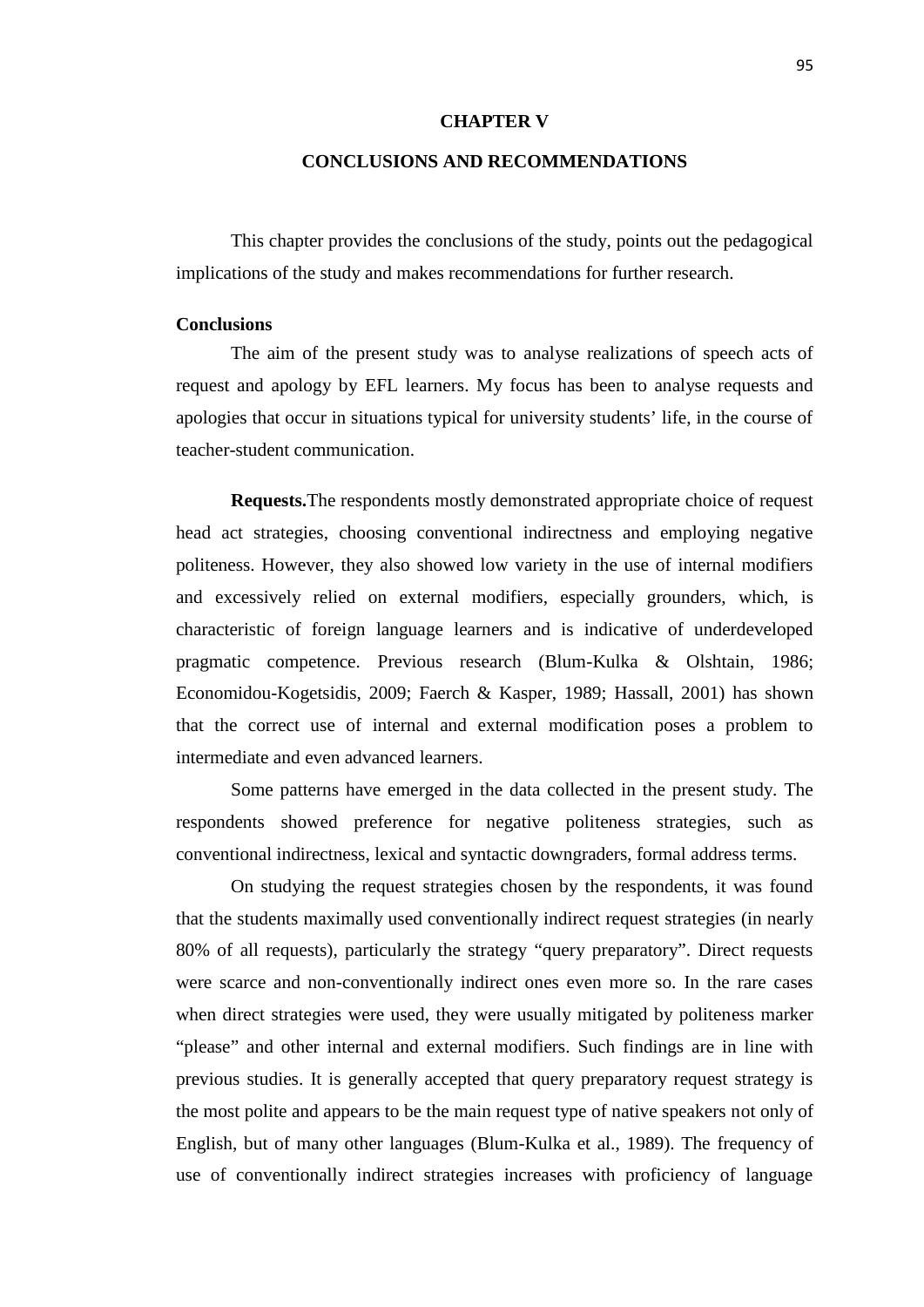# CHAPTER V

# CONCLUSIONS AND RECOMMENDATIONS

This chapter provides the conclusions of the study, points out the pedagogical implications of the study and makes recommendations for further research.

## Conclusions

The aim of the present study was to analyse realizations of speech acts of request and apology by EFL learners. My focus has been to analyse requests and apologies that occur in situations typical for university students' life, in the course of teacher-student communication.

**Requests.**The respondents mostly demonstrated appropriate choice of request head act strategies, choosing conventional indirectness and employing negative politeness. However, they also showed low variety in the use of internal modifiers and excessively relied on external modifiers, especially grounders, which, is characteristic of foreign language learners and is indicative of underdeveloped pragmatic competence. Previous research (Blum-Kulka & Olshtain, 1986; Economidou-Kogetsidis, 2009; Faerch & Kasper, 1989; Hassall, 2001) has shown that the correct use of internal and external modification poses a problem to intermediate and even advanced learners.

Some patterns have emerged in the data collected in the present study. The respondents showed preference for negative politeness strategies, such as conventional indirectness, lexical and syntactic downgraders, formal address terms.

On studying the request strategies chosen by the respondents, it was found that the students maximally used conventionally indirect request strategies (in nearly 80% of all requests), particularly the strategy "query preparatory". Direct requests were scarce and non-conventionally indirect ones even more so. In the rare cases when direct strategies were used, they were usually mitigated by politeness marker "please" and other internal and external modifiers. Such findings are in line with previous studies. It is generally accepted that query preparatory request strategy is the most polite and appears to be the main request type of native speakers not only of English, but of many other languages (Blum-Kulka et al., 1989). The frequency of use of conventionally indirect strategies increases with proficiency of language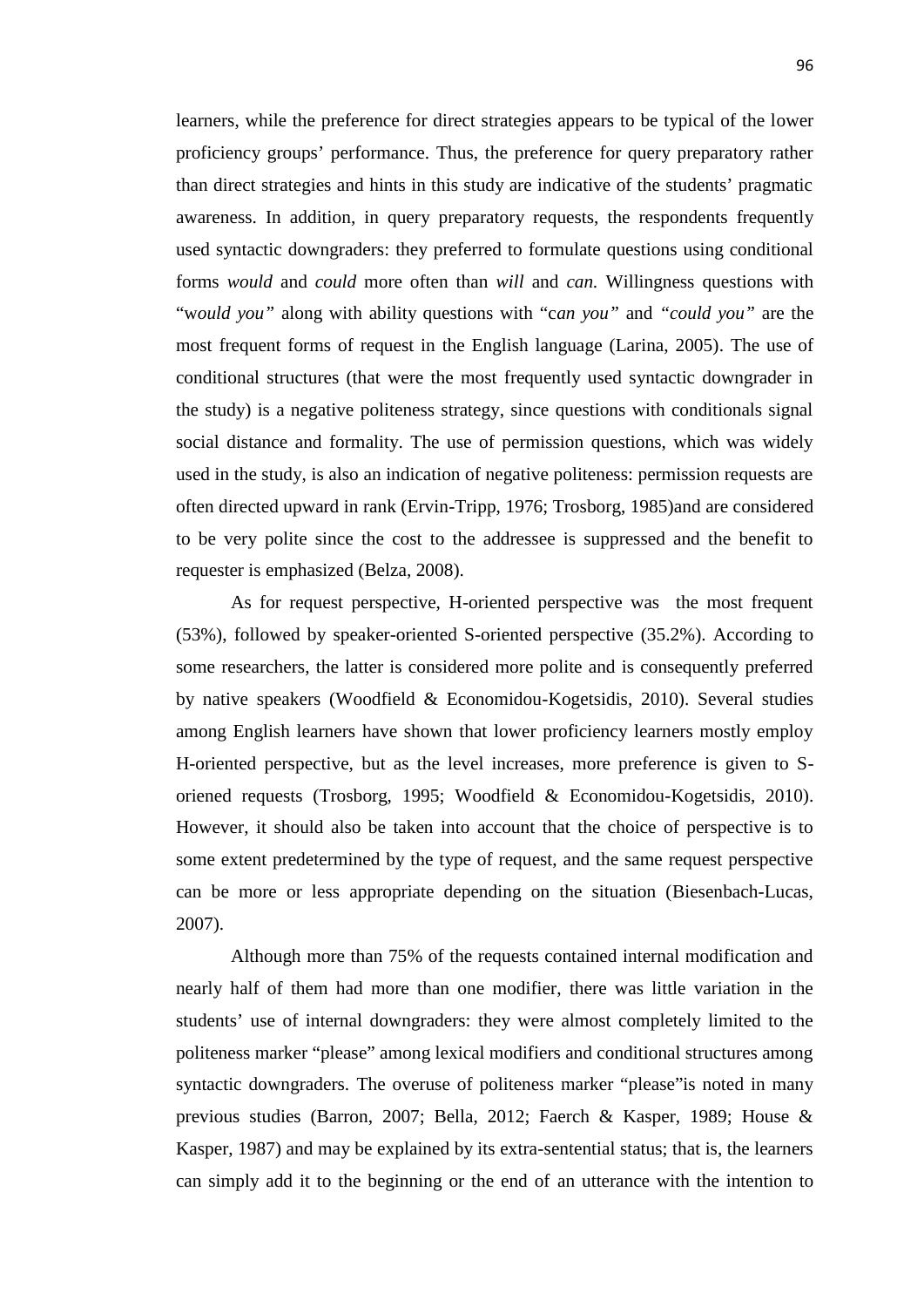learners, while the preference for direct strategies appears to be typical of the lower proficiency groups' performance. Thus, the preference for query preparatory rather than direct strategies and hints in this study are indicative of the students' pragmatic awareness. In addition, in query preparatory requests, the respondents frequently used syntactic downgraders: they preferred to formulate questions using conditional forms *would* and *could* more often than *will* and *can.* Willingness questions with "w*ould you"* along with ability questions with "c*an you"* and *"could you"* are the most frequent forms of request in the English language (Larina, 2005). The use of conditional structures (that were the most frequently used syntactic downgrader in the study) is a negative politeness strategy, since questions with conditionals signal social distance and formality. The use of permission questions, which was widely used in the study, is also an indication of negative politeness: permission requests are often directed upward in rank (Ervin-Tripp, 1976; Trosborg, 1985)and are considered to be very polite since the cost to the addressee is suppressed and the benefit to requester is emphasized (Belza, 2008).

As for request perspective, H-oriented perspective was the most frequent (53%), followed by speaker-oriented S-oriented perspective (35.2%). According to some researchers, the latter is considered more polite and is consequently preferred by native speakers (Woodfield & Economidou-Kogetsidis, 2010). Several studies among English learners have shown that lower proficiency learners mostly employ H-oriented perspective, but as the level increases, more preference is given to S-oriened requests (Trosborg, 1995; Woodfield & Economidou-Kogetsidis, 2010). However, it should also be taken into account that the choice of perspective is to some extent predetermined by the type of request, and the same request perspective can be more or less appropriate depending on the situation (Biesenbach-Lucas, 2007).

Although more than 75% of the requests contained internal modification and nearly half of them had more than one modifier, there was little variation in the students' use of internal downgraders: they were almost completely limited to the politeness marker "please" among lexical modifiers and conditional structures among syntactic downgraders. The overuse of politeness marker "please"is noted in many previous studies (Barron, 2007; Bella, 2012; Faerch & Kasper, 1989; House & Kasper, 1987) and may be explained by its extra-sentential status; that is, the learners can simply add it to the beginning or the end of an utterance with the intention to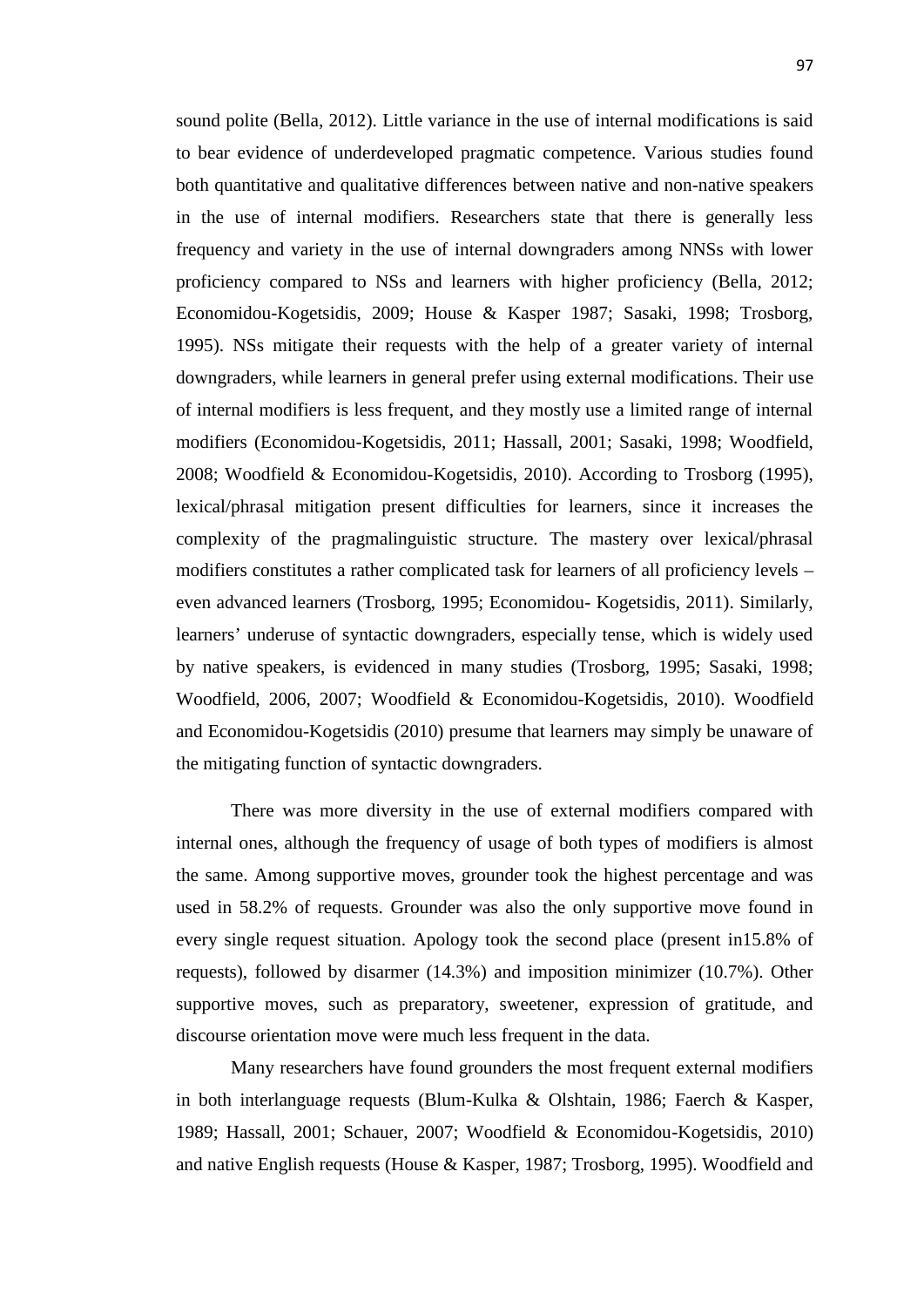sound polite (Bella, 2012). Little variance in the use of internal modifications is said to bear evidence of underdeveloped pragmatic competence. Various studies found both quantitative and qualitative differences between native and non-native speakers in the use of internal modifiers. Researchers state that there is generally less frequency and variety in the use of internal downgraders among NNSs with lower proficiency compared to NSs and learners with higher proficiency (Bella, 2012; Economidou-Kogetsidis, 2009; House & Kasper 1987; Sasaki, 1998; Trosborg, 1995). NSs mitigate their requests with the help of a greater variety of internal downgraders, while learners in general prefer using external modifications. Their use of internal modifiers is less frequent, and they mostly use a limited range of internal modifiers (Economidou-Kogetsidis, 2011; Hassall, 2001; Sasaki, 1998; Woodfield, 2008; Woodfield & Economidou-Kogetsidis, 2010). According to Trosborg (1995), lexical/phrasal mitigation present difficulties for learners, since it increases the complexity of the pragmalinguistic structure. The mastery over lexical/phrasal modifiers constitutes a rather complicated task for learners of all proficiency levels – even advanced learners (Trosborg, 1995; Economidou- Kogetsidis, 2011). Similarly, learners' underuse of syntactic downgraders, especially tense, which is widely used by native speakers, is evidenced in many studies (Trosborg, 1995; Sasaki, 1998; Woodfield, 2006, 2007; Woodfield & Economidou-Kogetsidis, 2010). Woodfield and Economidou-Kogetsidis (2010) presume that learners may simply be unaware of the mitigating function of syntactic downgraders.

There was more diversity in the use of external modifiers compared with internal ones, although the frequency of usage of both types of modifiers is almost the same. Among supportive moves, grounder took the highest percentage and was used in 58.2% of requests. Grounder was also the only supportive move found in every single request situation. Apology took the second place (present in15.8% of requests), followed by disarmer (14.3%) and imposition minimizer (10.7%). Other supportive moves, such as preparatory, sweetener, expression of gratitude, and discourse orientation move were much less frequent in the data.

Many researchers have found grounders the most frequent external modifiers in both interlanguage requests (Blum-Kulka & Olshtain, 1986; Faerch & Kasper, 1989; Hassall, 2001; Schauer, 2007; Woodfield & Economidou-Kogetsidis, 2010) and native English requests (House & Kasper, 1987; Trosborg, 1995). Woodfield and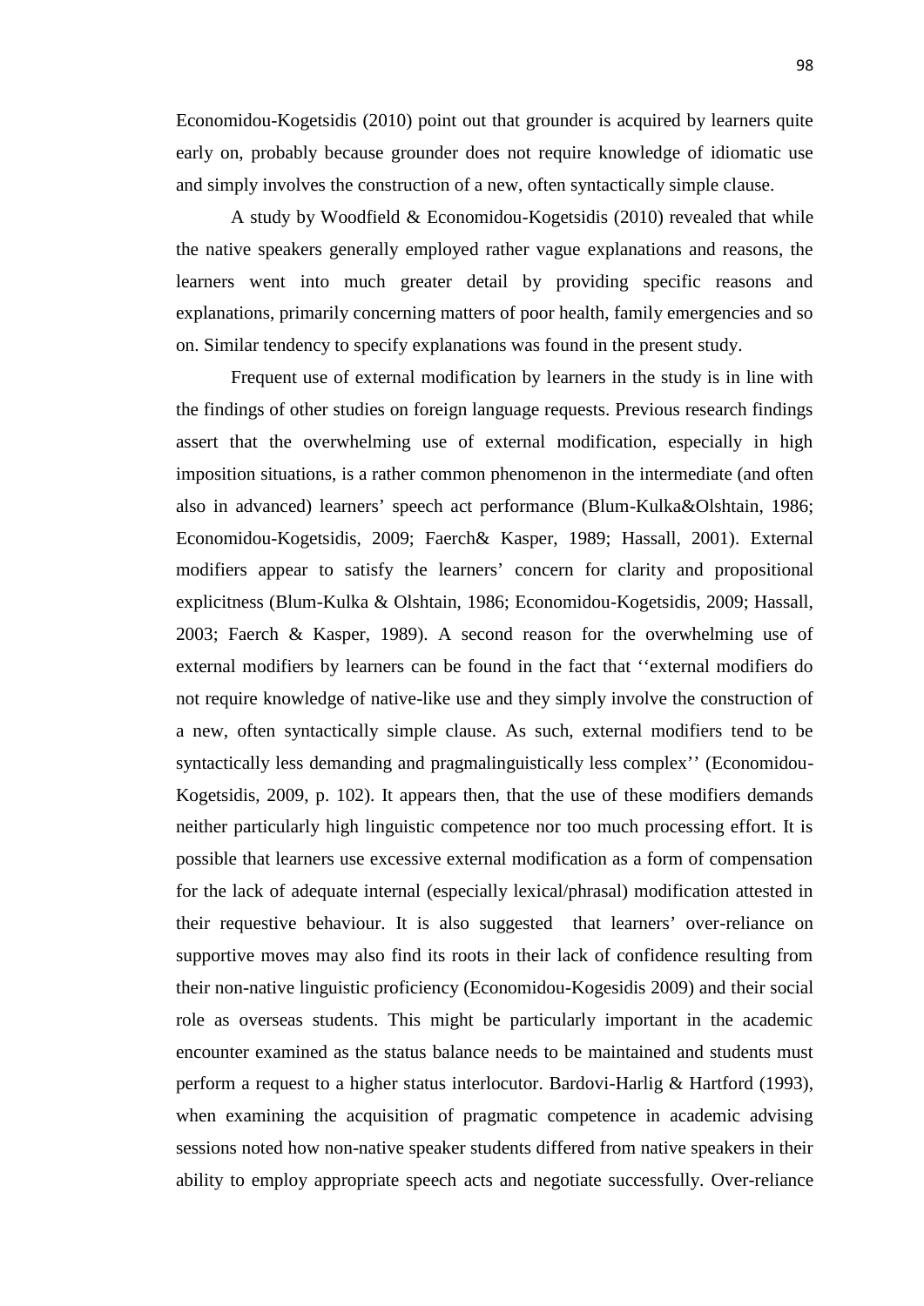Economidou-Kogetsidis (2010) point out that grounder is acquired by learners quite early on, probably because grounder does not require knowledge of idiomatic use and simply involves the construction of a new, often syntactically simple clause.

A study by Woodfield & Economidou-Kogetsidis (2010) revealed that while the native speakers generally employed rather vague explanations and reasons, the learners went into much greater detail by providing specific reasons and explanations, primarily concerning matters of poor health, family emergencies and so on. Similar tendency to specify explanations was found in the present study.

Frequent use of external modification by learners in the study is in line with the findings of other studies on foreign language requests. Previous research findings assert that the overwhelming use of external modification, especially in high imposition situations, is a rather common phenomenon in the intermediate (and often also in advanced) learners' speech act performance (Blum-Kulka&Olshtain, 1986; Economidou-Kogetsidis, 2009; Faerch& Kasper, 1989; Hassall, 2001). External modifiers appear to satisfy the learners' concern for clarity and propositional explicitness (Blum-Kulka & Olshtain, 1986; Economidou-Kogetsidis, 2009; Hassall, 2003; Faerch & Kasper, 1989). A second reason for the overwhelming use of external modifiers by learners can be found in the fact that ''external modifiers do not require knowledge of native-like use and they simply involve the construction of a new, often syntactically simple clause. As such, external modifiers tend to be syntactically less demanding and pragmalinguistically less complex'' (Economidou-Kogetsidis, 2009, p. 102). It appears then, that the use of these modifiers demands neither particularly high linguistic competence nor too much processing effort. It is possible that learners use excessive external modification as a form of compensation for the lack of adequate internal (especially lexical/phrasal) modification attested in their requestive behaviour. It is also suggested that learners' over-reliance on supportive moves may also find its roots in their lack of confidence resulting from their non-native linguistic proficiency (Economidou-Kogesidis 2009) and their social role as overseas students. This might be particularly important in the academic encounter examined as the status balance needs to be maintained and students must perform a request to a higher status interlocutor. Bardovi-Harlig & Hartford (1993), when examining the acquisition of pragmatic competence in academic advising sessions noted how non-native speaker students differed from native speakers in their ability to employ appropriate speech acts and negotiate successfully. Over-reliance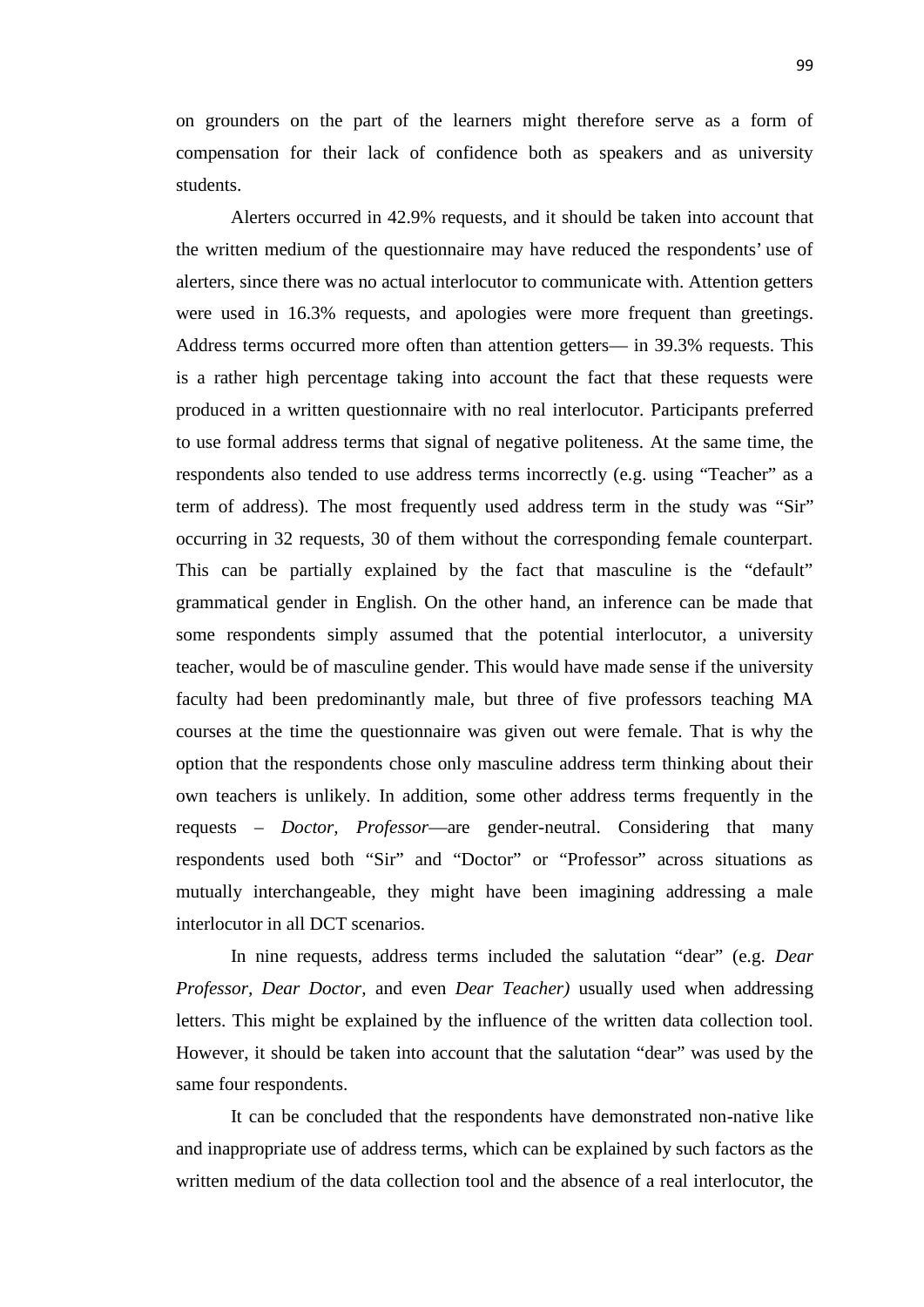on grounders on the part of the learners might therefore serve as a form of compensation for their lack of confidence both as speakers and as university students.

Alerters occurred in 42.9% requests, and it should be taken into account that the written medium of the questionnaire may have reduced the respondents' use of alerters, since there was no actual interlocutor to communicate with. Attention getters were used in 16.3% requests, and apologies were more frequent than greetings. Address terms occurred more often than attention getters— in 39.3% requests. This is a rather high percentage taking into account the fact that these requests were produced in a written questionnaire with no real interlocutor. Participants preferred to use formal address terms that signal of negative politeness. At the same time, the respondents also tended to use address terms incorrectly (e.g. using "Teacher" as a term of address). The most frequently used address term in the study was "Sir" occurring in 32 requests, 30 of them without the corresponding female counterpart. This can be partially explained by the fact that masculine is the "default" grammatical gender in English. On the other hand, an inference can be made that some respondents simply assumed that the potential interlocutor, a university teacher, would be of masculine gender. This would have made sense if the university faculty had been predominantly male, but three of five professors teaching MA courses at the time the questionnaire was given out were female. That is why the option that the respondents chose only masculine address term thinking about their own teachers is unlikely. In addition, some other address terms frequently in the requests – *Doctor, Professor*—are gender-neutral. Considering that many respondents used both "Sir" and "Doctor" or "Professor" across situations as mutually interchangeable, they might have been imagining addressing a male interlocutor in all DCT scenarios.

In nine requests, address terms included the salutation "dear" (e.g. *Dear Professor*, *Dear Doctor*, and even *Dear Teacher)* usually used when addressing letters. This might be explained by the influence of the written data collection tool. However, it should be taken into account that the salutation "dear" was used by the same four respondents.

It can be concluded that the respondents have demonstrated non-native like and inappropriate use of address terms, which can be explained by such factors as the written medium of the data collection tool and the absence of a real interlocutor, the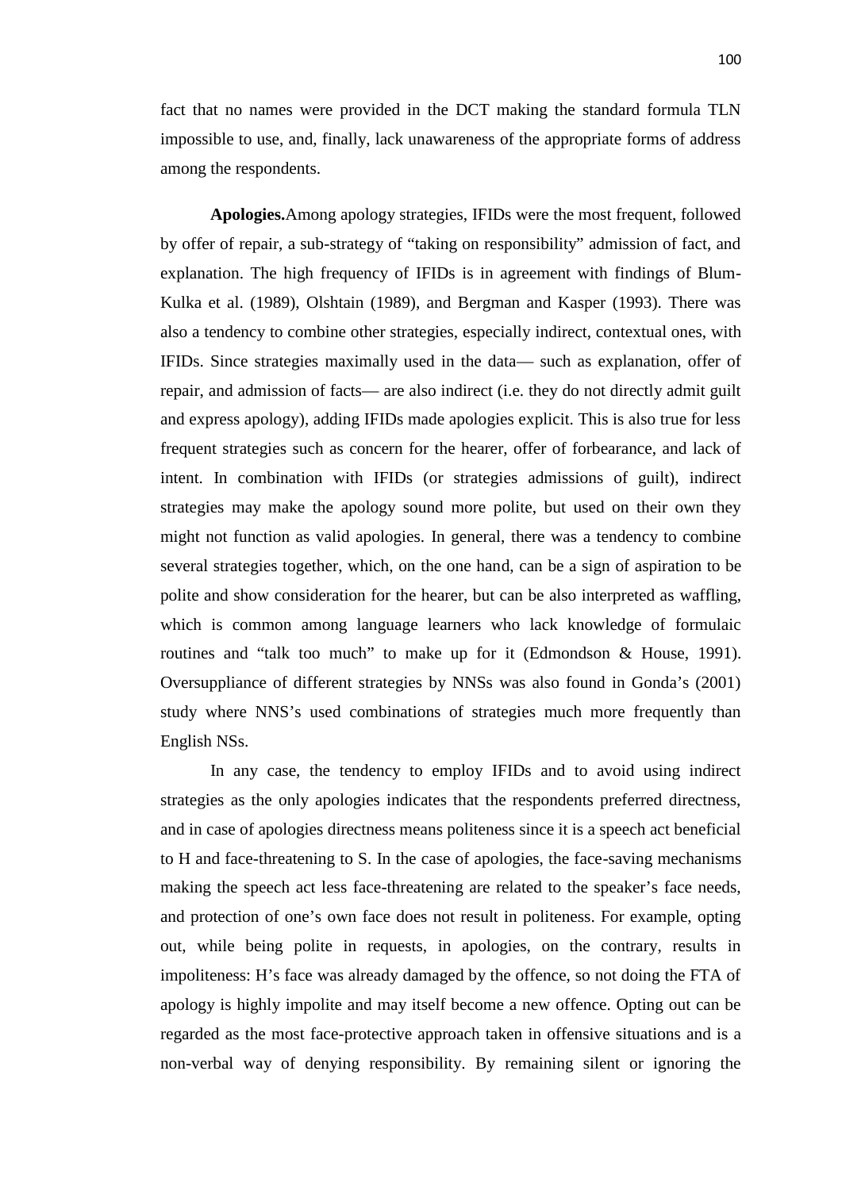fact that no names were provided in the DCT making the standard formula TLN impossible to use, and, finally, lack unawareness of the appropriate forms of address among the respondents.

**Apologies.**Among apology strategies, IFIDs were the most frequent, followed by offer of repair, a sub-strategy of “taking on responsibility” admission of fact, and explanation. The high frequency of IFIDs is in agreement with findings of Blum-Kulka et al. (1989), Olshtain (1989), and Bergman and Kasper (1993). There was also a tendency to combine other strategies, especially indirect, contextual ones, with IFIDs. Since strategies maximally used in the data— such as explanation, offer of repair, and admission of facts— are also indirect (i.e. they do not directly admit guilt and express apology), adding IFIDs made apologies explicit. This is also true for less frequent strategies such as concern for the hearer, offer of forbearance, and lack of intent. In combination with IFIDs (or strategies admissions of guilt), indirect strategies may make the apology sound more polite, but used on their own they might not function as valid apologies. In general, there was a tendency to combine several strategies together, which, on the one hand, can be a sign of aspiration to be polite and show consideration for the hearer, but can be also interpreted as waffling, which is common among language learners who lack knowledge of formulaic routines and “talk too much” to make up for it (Edmondson & House, 1991). Oversuppliance of different strategies by NNSs was also found in Gonda’s (2001) study where NNS’s used combinations of strategies much more frequently than English NSs.

In any case, the tendency to employ IFIDs and to avoid using indirect strategies as the only apologies indicates that the respondents preferred directness, and in case of apologies directness means politeness since it is a speech act beneficial to H and face-threatening to S. In the case of apologies, the face-saving mechanisms making the speech act less face-threatening are related to the speaker’s face needs, and protection of one’s own face does not result in politeness. For example, opting out, while being polite in requests, in apologies, on the contrary, results in impoliteness: H’s face was already damaged by the offence, so not doing the FTA of apology is highly impolite and may itself become a new offence. Opting out can be regarded as the most face-protective approach taken in offensive situations and is a non-verbal way of denying responsibility. By remaining silent or ignoring the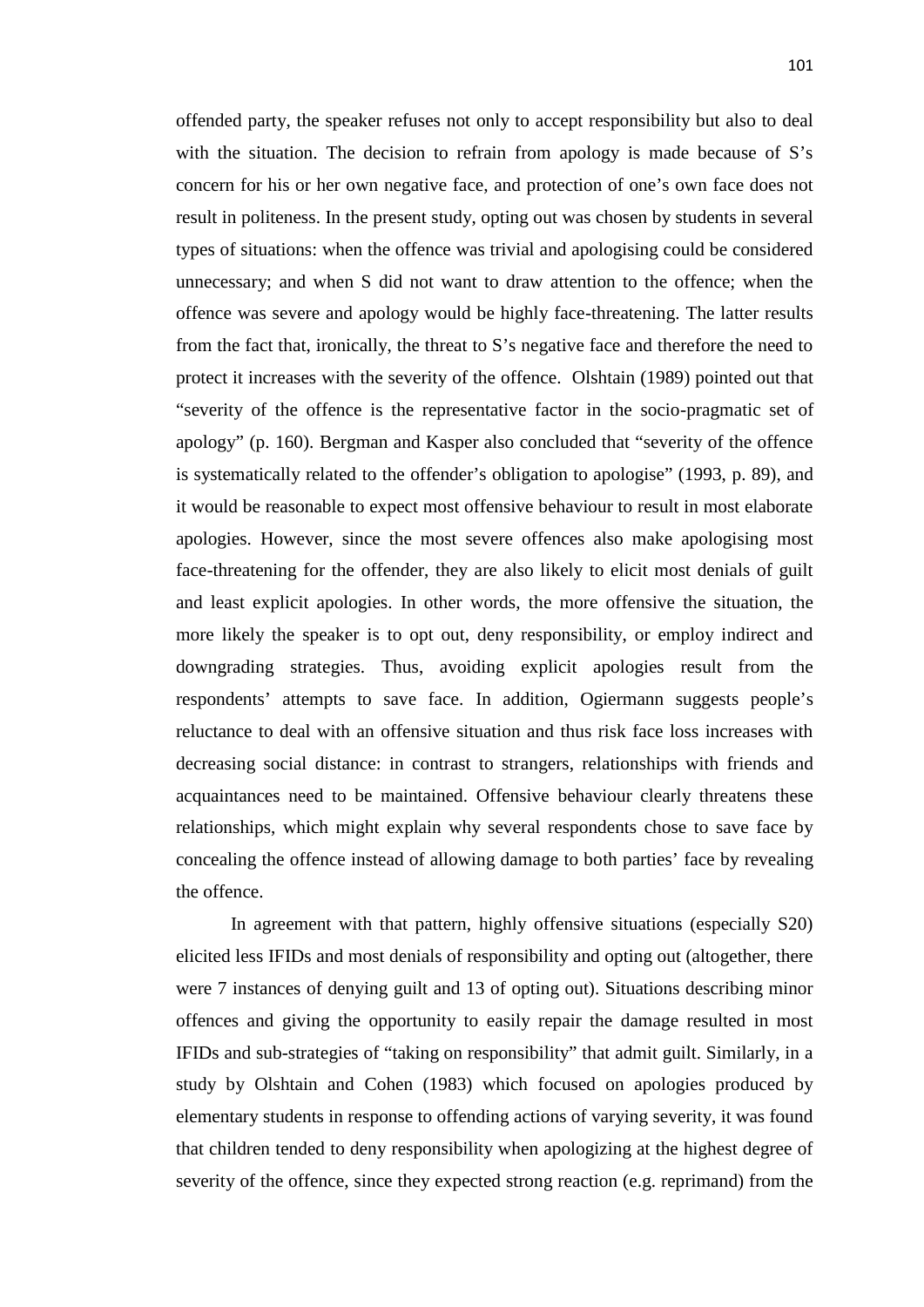offended party, the speaker refuses not only to accept responsibility but also to deal with the situation. The decision to refrain from apology is made because of S's concern for his or her own negative face, and protection of one's own face does not result in politeness. In the present study, opting out was chosen by students in several types of situations: when the offence was trivial and apologising could be considered unnecessary; and when S did not want to draw attention to the offence; when the offence was severe and apology would be highly face-threatening. The latter results from the fact that, ironically, the threat to S's negative face and therefore the need to protect it increases with the severity of the offence. Olshtain (1989) pointed out that "severity of the offence is the representative factor in the socio-pragmatic set of apology" (p. 160). Bergman and Kasper also concluded that "severity of the offence is systematically related to the offender's obligation to apologise" (1993, p. 89), and it would be reasonable to expect most offensive behaviour to result in most elaborate apologies. However, since the most severe offences also make apologising most face-threatening for the offender, they are also likely to elicit most denials of guilt and least explicit apologies. In other words, the more offensive the situation, the more likely the speaker is to opt out, deny responsibility, or employ indirect and downgrading strategies. Thus, avoiding explicit apologies result from the respondents' attempts to save face. In addition, Ogiermann suggests people's reluctance to deal with an offensive situation and thus risk face loss increases with decreasing social distance: in contrast to strangers, relationships with friends and acquaintances need to be maintained. Offensive behaviour clearly threatens these relationships, which might explain why several respondents chose to save face by concealing the offence instead of allowing damage to both parties' face by revealing the offence.

In agreement with that pattern, highly offensive situations (especially S20) elicited less IFIDs and most denials of responsibility and opting out (altogether, there were 7 instances of denying guilt and 13 of opting out). Situations describing minor offences and giving the opportunity to easily repair the damage resulted in most IFIDs and sub-strategies of "taking on responsibility" that admit guilt. Similarly, in a study by Olshtain and Cohen (1983) which focused on apologies produced by elementary students in response to offending actions of varying severity, it was found that children tended to deny responsibility when apologizing at the highest degree of severity of the offence, since they expected strong reaction (e.g. reprimand) from the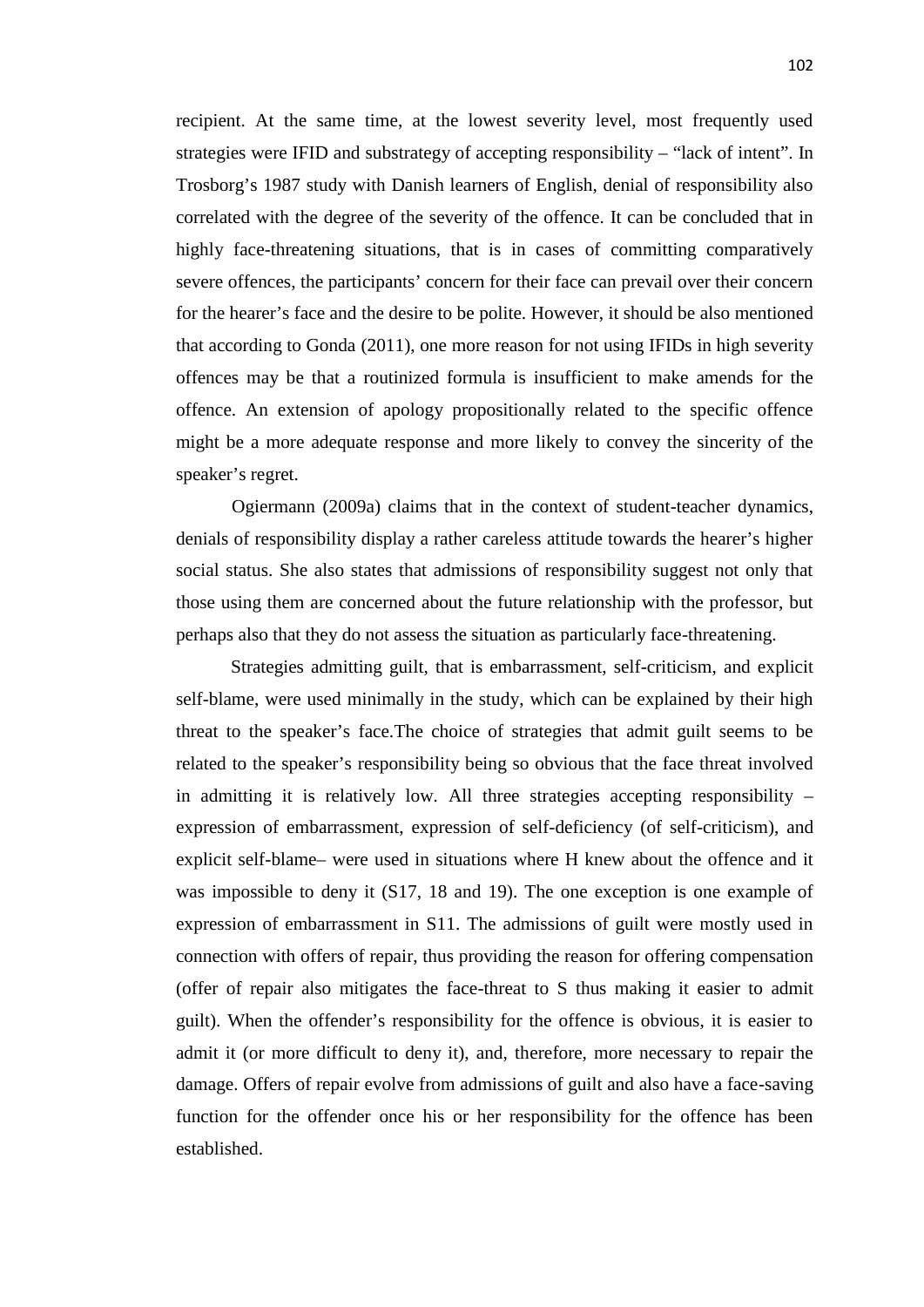recipient. At the same time, at the lowest severity level, most frequently used strategies were IFID and substrategy of accepting responsibility – "lack of intent". In Trosborg's 1987 study with Danish learners of English, denial of responsibility also correlated with the degree of the severity of the offence. It can be concluded that in highly face-threatening situations, that is in cases of committing comparatively severe offences, the participants' concern for their face can prevail over their concern for the hearer's face and the desire to be polite. However, it should be also mentioned that according to Gonda (2011), one more reason for not using IFIDs in high severity offences may be that a routinized formula is insufficient to make amends for the offence. An extension of apology propositionally related to the specific offence might be a more adequate response and more likely to convey the sincerity of the speaker's regret.

Ogiermann (2009a) claims that in the context of student-teacher dynamics, denials of responsibility display a rather careless attitude towards the hearer's higher social status. She also states that admissions of responsibility suggest not only that those using them are concerned about the future relationship with the professor, but perhaps also that they do not assess the situation as particularly face-threatening.

Strategies admitting guilt, that is embarrassment, self-criticism, and explicit self-blame, were used minimally in the study, which can be explained by their high threat to the speaker's face.The choice of strategies that admit guilt seems to be related to the speaker's responsibility being so obvious that the face threat involved in admitting it is relatively low. All three strategies accepting responsibility – expression of embarrassment, expression of self-deficiency (of self-criticism), and explicit self-blame– were used in situations where H knew about the offence and it was impossible to deny it (S17, 18 and 19). The one exception is one example of expression of embarrassment in S11. The admissions of guilt were mostly used in connection with offers of repair, thus providing the reason for offering compensation (offer of repair also mitigates the face-threat to S thus making it easier to admit guilt). When the offender's responsibility for the offence is obvious, it is easier to admit it (or more difficult to deny it), and, therefore, more necessary to repair the damage. Offers of repair evolve from admissions of guilt and also have a face-saving function for the offender once his or her responsibility for the offence has been established.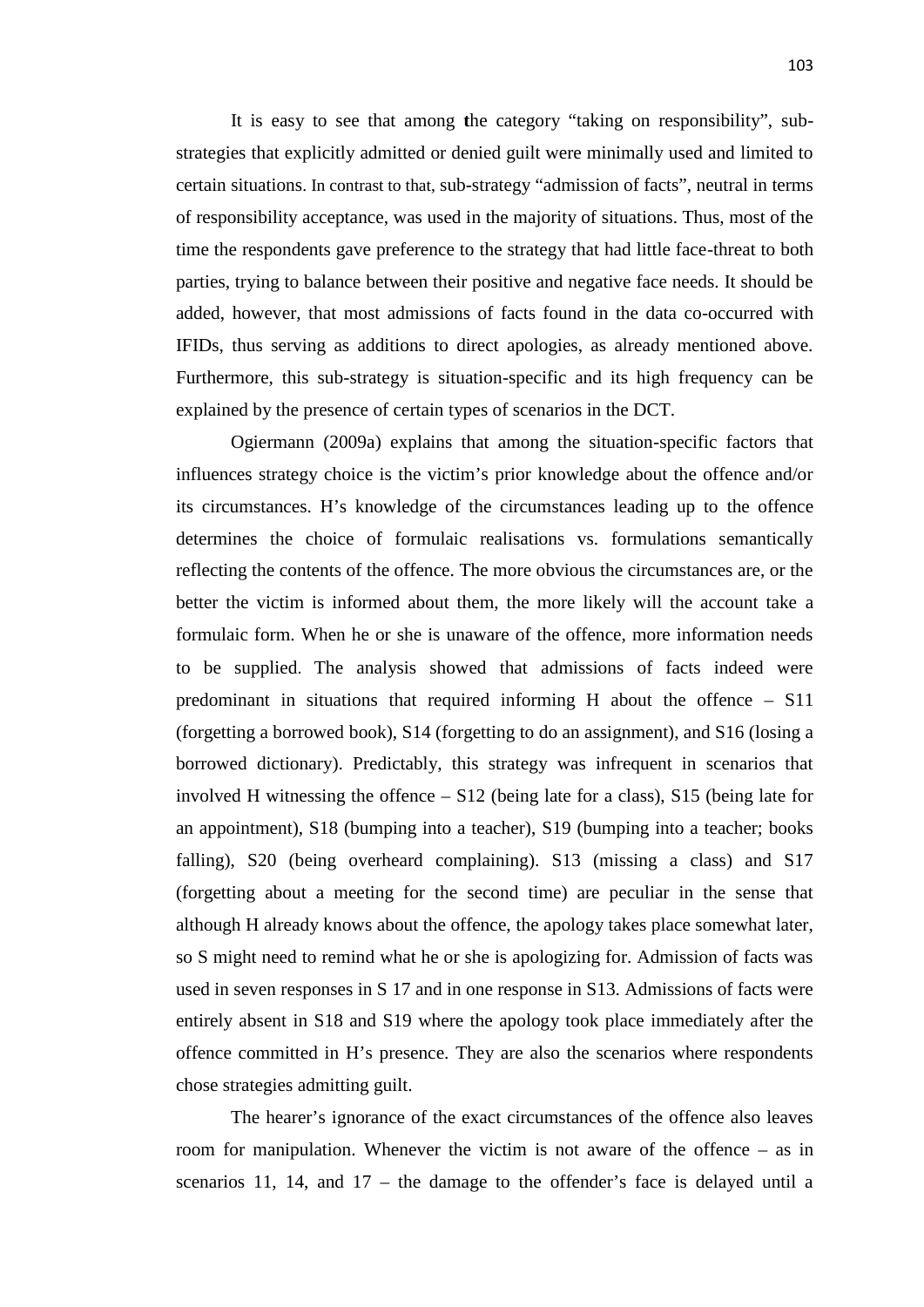It is easy to see that among the category "taking on responsibility", sub-strategies that explicitly admitted or denied guilt were minimally used and limited to certain situations. In contrast to that, sub-strategy "admission of facts", neutral in terms of responsibility acceptance, was used in the majority of situations. Thus, most of the time the respondents gave preference to the strategy that had little face-threat to both parties, trying to balance between their positive and negative face needs. It should be added, however, that most admissions of facts found in the data co-occurred with IFIDs, thus serving as additions to direct apologies, as already mentioned above. Furthermore, this sub-strategy is situation-specific and its high frequency can be explained by the presence of certain types of scenarios in the DCT.

Ogiermann (2009a) explains that among the situation-specific factors that influences strategy choice is the victim's prior knowledge about the offence and/or its circumstances. H's knowledge of the circumstances leading up to the offence determines the choice of formulaic realisations vs. formulations semantically reflecting the contents of the offence. The more obvious the circumstances are, or the better the victim is informed about them, the more likely will the account take a formulaic form. When he or she is unaware of the offence, more information needs to be supplied. The analysis showed that admissions of facts indeed were predominant in situations that required informing H about the offence – S11 (forgetting a borrowed book), S14 (forgetting to do an assignment), and S16 (losing a borrowed dictionary). Predictably, this strategy was infrequent in scenarios that involved H witnessing the offence – S12 (being late for a class), S15 (being late for an appointment), S18 (bumping into a teacher), S19 (bumping into a teacher; books falling), S20 (being overheard complaining). S13 (missing a class) and S17 (forgetting about a meeting for the second time) are peculiar in the sense that although H already knows about the offence, the apology takes place somewhat later, so S might need to remind what he or she is apologizing for. Admission of facts was used in seven responses in S 17 and in one response in S13. Admissions of facts were entirely absent in S18 and S19 where the apology took place immediately after the offence committed in H's presence. They are also the scenarios where respondents chose strategies admitting guilt.

The hearer's ignorance of the exact circumstances of the offence also leaves room for manipulation. Whenever the victim is not aware of the offence – as in scenarios 11, 14, and 17 – the damage to the offender's face is delayed until a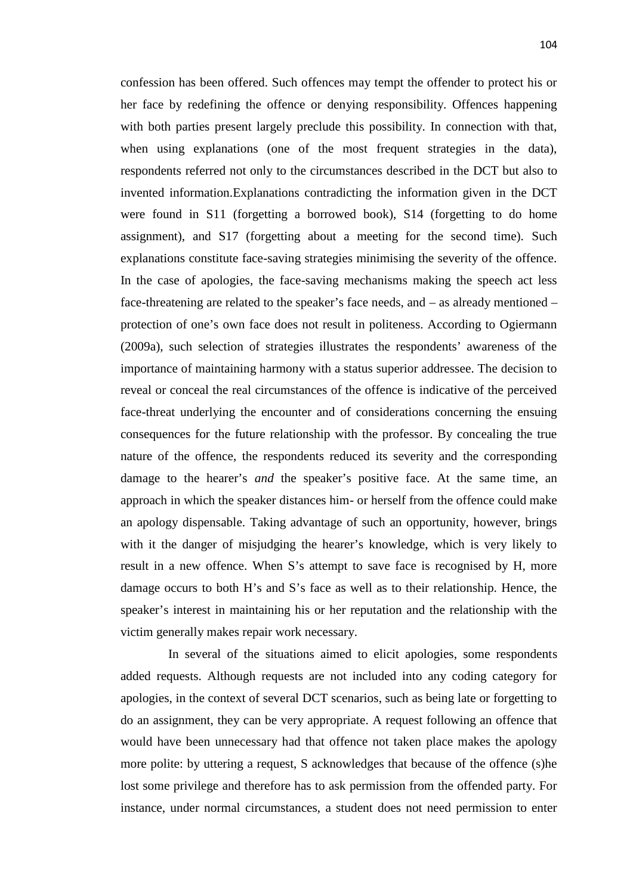confession has been offered. Such offences may tempt the offender to protect his or her face by redefining the offence or denying responsibility. Offences happening with both parties present largely preclude this possibility. In connection with that, when using explanations (one of the most frequent strategies in the data), respondents referred not only to the circumstances described in the DCT but also to invented information.Explanations contradicting the information given in the DCT were found in S11 (forgetting a borrowed book), S14 (forgetting to do home assignment), and S17 (forgetting about a meeting for the second time). Such explanations constitute face-saving strategies minimising the severity of the offence. In the case of apologies, the face-saving mechanisms making the speech act less face-threatening are related to the speaker's face needs, and – as already mentioned – protection of one's own face does not result in politeness. According to Ogiermann (2009a), such selection of strategies illustrates the respondents' awareness of the importance of maintaining harmony with a status superior addressee. The decision to reveal or conceal the real circumstances of the offence is indicative of the perceived face-threat underlying the encounter and of considerations concerning the ensuing consequences for the future relationship with the professor. By concealing the true nature of the offence, the respondents reduced its severity and the corresponding damage to the hearer's *and* the speaker's positive face. At the same time, an approach in which the speaker distances him- or herself from the offence could make an apology dispensable. Taking advantage of such an opportunity, however, brings with it the danger of misjudging the hearer's knowledge, which is very likely to result in a new offence. When S's attempt to save face is recognised by H, more damage occurs to both H's and S's face as well as to their relationship. Hence, the speaker's interest in maintaining his or her reputation and the relationship with the victim generally makes repair work necessary.

In several of the situations aimed to elicit apologies, some respondents added requests. Although requests are not included into any coding category for apologies, in the context of several DCT scenarios, such as being late or forgetting to do an assignment, they can be very appropriate. A request following an offence that would have been unnecessary had that offence not taken place makes the apology more polite: by uttering a request, S acknowledges that because of the offence (s)he lost some privilege and therefore has to ask permission from the offended party. For instance, under normal circumstances, a student does not need permission to enter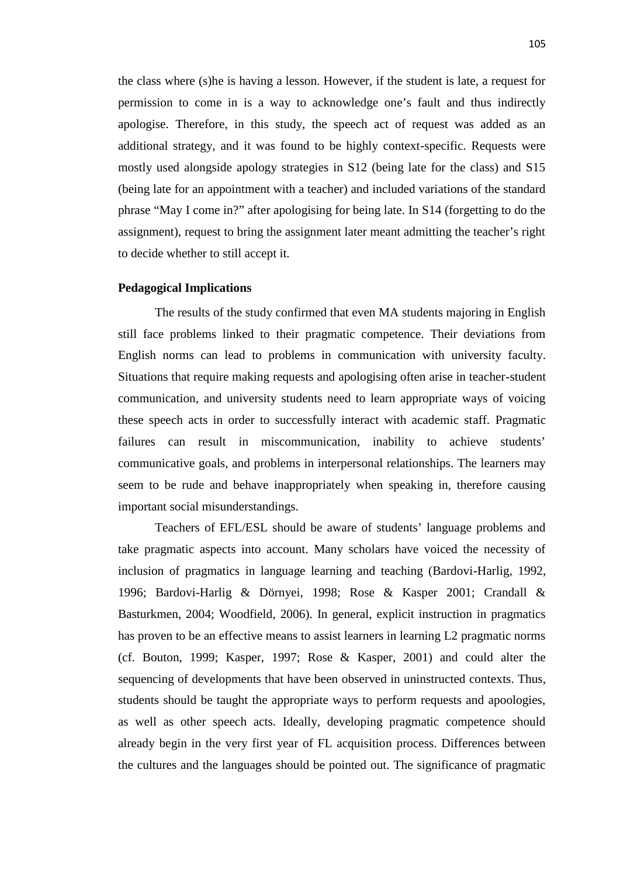the class where (s)he is having a lesson. However, if the student is late, a request for permission to come in is a way to acknowledge one's fault and thus indirectly apologise. Therefore, in this study, the speech act of request was added as an additional strategy, and it was found to be highly context-specific. Requests were mostly used alongside apology strategies in S12 (being late for the class) and S15 (being late for an appointment with a teacher) and included variations of the standard phrase "May I come in?" after apologising for being late. In S14 (forgetting to do the assignment), request to bring the assignment later meant admitting the teacher's right to decide whether to still accept it.

**Pedagogical Implications**

The results of the study confirmed that even MA students majoring in English still face problems linked to their pragmatic competence. Their deviations from English norms can lead to problems in communication with university faculty. Situations that require making requests and apologising often arise in teacher-student communication, and university students need to learn appropriate ways of voicing these speech acts in order to successfully interact with academic staff. Pragmatic failures can result in miscommunication, inability to achieve students' communicative goals, and problems in interpersonal relationships. The learners may seem to be rude and behave inappropriately when speaking in, therefore causing important social misunderstandings.

Teachers of EFL/ESL should be aware of students' language problems and take pragmatic aspects into account. Many scholars have voiced the necessity of inclusion of pragmatics in language learning and teaching (Bardovi-Harlig, 1992, 1996; Bardovi-Harlig & Dörnyei, 1998; Rose & Kasper 2001; Crandall & Basturkmen, 2004; Woodfield, 2006). In general, explicit instruction in pragmatics has proven to be an effective means to assist learners in learning L2 pragmatic norms (cf. Bouton, 1999; Kasper, 1997; Rose & Kasper, 2001) and could alter the sequencing of developments that have been observed in uninstructed contexts. Thus, students should be taught the appropriate ways to perform requests and apoologies, as well as other speech acts. Ideally, developing pragmatic competence should already begin in the very first year of FL acquisition process. Differences between the cultures and the languages should be pointed out. The significance of pragmatic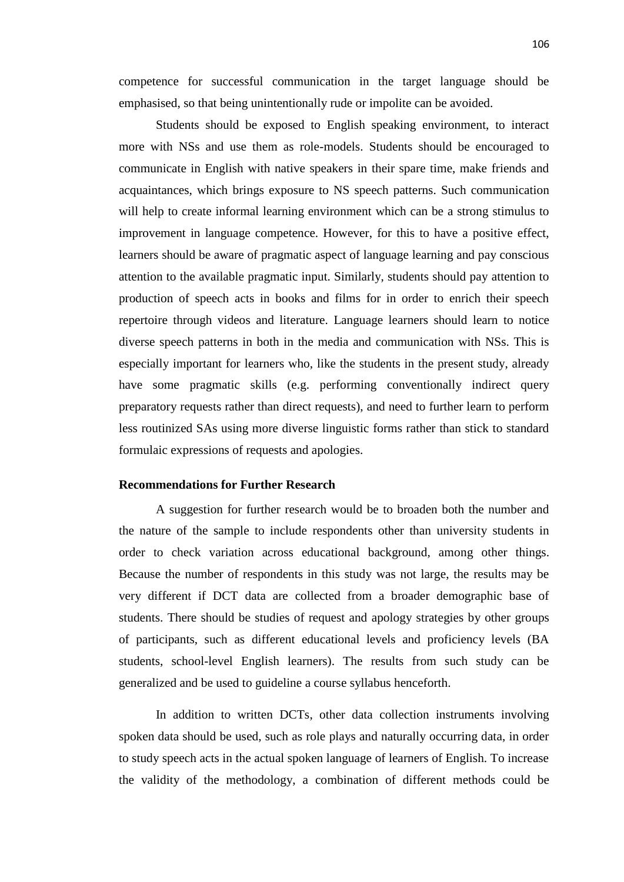competence for successful communication in the target language should be emphasised, so that being unintentionally rude or impolite can be avoided.

Students should be exposed to English speaking environment, to interact more with NSs and use them as role-models. Students should be encouraged to communicate in English with native speakers in their spare time, make friends and acquaintances, which brings exposure to NS speech patterns. Such communication will help to create informal learning environment which can be a strong stimulus to improvement in language competence. However, for this to have a positive effect, learners should be aware of pragmatic aspect of language learning and pay conscious attention to the available pragmatic input. Similarly, students should pay attention to production of speech acts in books and films for in order to enrich their speech repertoire through videos and literature. Language learners should learn to notice diverse speech patterns in both in the media and communication with NSs. This is especially important for learners who, like the students in the present study, already have some pragmatic skills (e.g. performing conventionally indirect query preparatory requests rather than direct requests), and need to further learn to perform less routinized SAs using more diverse linguistic forms rather than stick to standard formulaic expressions of requests and apologies.

**Recommendations for Further Research**

A suggestion for further research would be to broaden both the number and the nature of the sample to include respondents other than university students in order to check variation across educational background, among other things. Because the number of respondents in this study was not large, the results may be very different if DCT data are collected from a broader demographic base of students. There should be studies of request and apology strategies by other groups of participants, such as different educational levels and proficiency levels (BA students, school-level English learners). The results from such study can be generalized and be used to guideline a course syllabus henceforth.

In addition to written DCTs, other data collection instruments involving spoken data should be used, such as role plays and naturally occurring data, in order to study speech acts in the actual spoken language of learners of English. To increase the validity of the methodology, a combination of different methods could be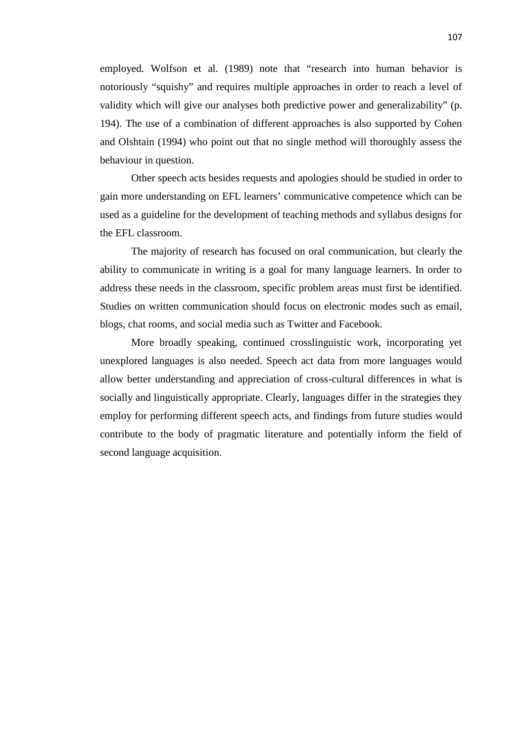employed. Wolfson et al. (1989) note that “research into human behavior is notoriously “squishy” and requires multiple approaches in order to reach a level of validity which will give our analyses both predictive power and generalizability” (p. 194). The use of a combination of different approaches is also supported by Cohen and Olshtain (1994) who point out that no single method will thoroughly assess the behaviour in question.

Other speech acts besides requests and apologies should be studied in order to gain more understanding on EFL learners’ communicative competence which can be used as a guideline for the development of teaching methods and syllabus designs for the EFL classroom.

The majority of research has focused on oral communication, but clearly the ability to communicate in writing is a goal for many language learners. In order to address these needs in the classroom, specific problem areas must first be identified. Studies on written communication should focus on electronic modes such as email, blogs, chat rooms, and social media such as Twitter and Facebook.

More broadly speaking, continued crosslinguistic work, incorporating yet unexplored languages is also needed. Speech act data from more languages would allow better understanding and appreciation of cross-cultural differences in what is socially and linguistically appropriate. Clearly, languages differ in the strategies they employ for performing different speech acts, and findings from future studies would contribute to the body of pragmatic literature and potentially inform the field of second language acquisition.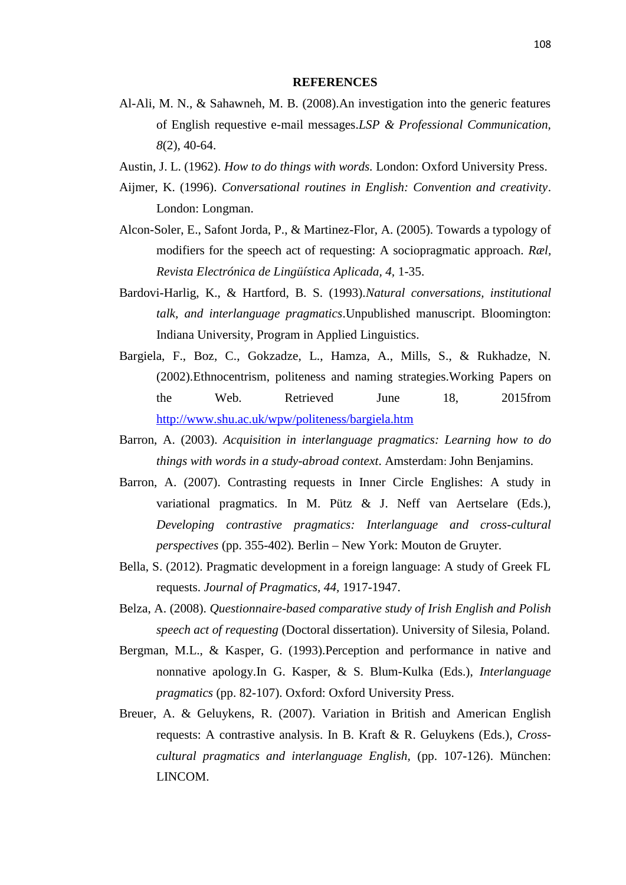## REFERENCES

Al-Ali, M. N., & Sahawneh, M. B. (2008).An investigation into the generic features of English requestive e-mail messages.*LSP & Professional Communication, 8*(2), 40-64.

Austin, J. L. (1962). *How to do things with words.* London: Oxford University Press.

Aijmer, K. (1996). *Conversational routines in English: Convention and creativity*. London: Longman.

Alcon-Soler, E., Safont Jorda, P., & Martinez-Flor, A. (2005). Towards a typology of modifiers for the speech act of requesting: A sociopragmatic approach. *Ræl, Revista Electrónica de Lingüística Aplicada, 4,* 1-35.

Bardovi-Harlig, K., & Hartford, B. S. (1993).*Natural conversations, institutional talk, and interlanguage pragmatics*.Unpublished manuscript. Bloomington: Indiana University, Program in Applied Linguistics.

Bargiela, F., Boz, C., Gokzadze, L., Hamza, A., Mills, S., & Rukhadze, N. (2002).Ethnocentrism, politeness and naming strategies.Working Papers on the Web. Retrieved June 18, 2015from http://www.shu.ac.uk/wpw/politeness/bargiela.htm

Barron, A. (2003). *Acquisition in interlanguage pragmatics: Learning how to do things with words in a study-abroad context*. Amsterdam: John Benjamins.

Barron, A. (2007). Contrasting requests in Inner Circle Englishes: A study in variational pragmatics. In M. Pütz & J. Neff van Aertselare (Eds.), *Developing contrastive pragmatics: Interlanguage and cross-cultural perspectives* (pp. 355-402)*.* Berlin – New York: Mouton de Gruyter.

Bella, S. (2012). Pragmatic development in a foreign language: A study of Greek FL requests. *Journal of Pragmatics, 44*, 1917-1947.

Belza, A. (2008). *Questionnaire-based comparative study of Irish English and Polish speech act of requesting* (Doctoral dissertation). University of Silesia, Poland.

Bergman, M.L., & Kasper, G. (1993).Perception and performance in native and nonnative apology.In G. Kasper, & S. Blum-Kulka (Eds.), *Interlanguage pragmatics* (pp. 82-107). Oxford: Oxford University Press.

Breuer, A. & Geluykens, R. (2007). Variation in British and American English requests: A contrastive analysis. In B. Kraft & R. Geluykens (Eds.), *Cross-cultural pragmatics and interlanguage English*, (pp. 107-126). München: LINCOM.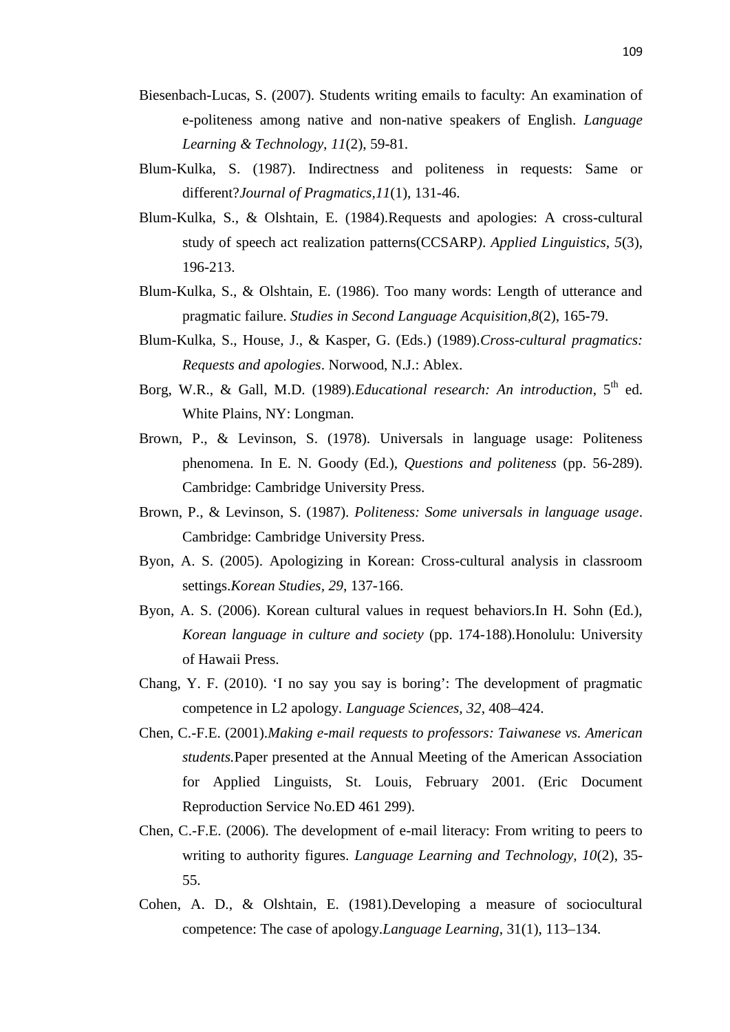Biesenbach-Lucas, S. (2007). Students writing emails to faculty: An examination of e-politeness among native and non-native speakers of English. *Language Learning & Technology, 11*(2), 59-81.

Blum-Kulka, S. (1987). Indirectness and politeness in requests: Same or different?*Journal of Pragmatics,11*(1), 131-46.

Blum-Kulka, S., & Olshtain, E. (1984).Requests and apologies: A cross-cultural study of speech act realization patterns(CCSARP*). Applied Linguistics, 5*(3), 196-213.

Blum-Kulka, S., & Olshtain, E. (1986). Too many words: Length of utterance and pragmatic failure. *Studies in Second Language Acquisition,8*(2), 165-79.

Blum-Kulka, S., House, J., & Kasper, G. (Eds.) (1989).*Cross-cultural pragmatics: Requests and apologies*. Norwood, N.J.: Ablex.

Borg, W.R., & Gall, M.D. (1989).*Educational research: An introduction*, 5th ed. White Plains, NY: Longman.

Brown, P., & Levinson, S. (1978). Universals in language usage: Politeness phenomena. In E. N. Goody (Ed.), *Questions and politeness* (pp. 56-289). Cambridge: Cambridge University Press.

Brown, P., & Levinson, S. (1987). *Politeness: Some universals in language usage*. Cambridge: Cambridge University Press.

Byon, A. S. (2005). Apologizing in Korean: Cross-cultural analysis in classroom settings.*Korean Studies, 29*, 137-166.

Byon, A. S. (2006). Korean cultural values in request behaviors.In H. Sohn (Ed.), *Korean language in culture and society* (pp. 174-188).Honolulu: University of Hawaii Press.

Chang, Y. F. (2010). 'I no say you say is boring': The development of pragmatic competence in L2 apology. *Language Sciences, 32*, 408–424.

Chen, C.-F.E. (2001).*Making e-mail requests to professors: Taiwanese vs. American students.*Paper presented at the Annual Meeting of the American Association for Applied Linguists, St. Louis, February 2001. (Eric Document Reproduction Service No.ED 461 299).

Chen, C.-F.E. (2006). The development of e-mail literacy: From writing to peers to writing to authority figures. *Language Learning and Technology, 10*(2), 35-55.

Cohen, A. D., & Olshtain, E. (1981).Developing a measure of sociocultural competence: The case of apology.*Language Learning*, 31(1), 113–134.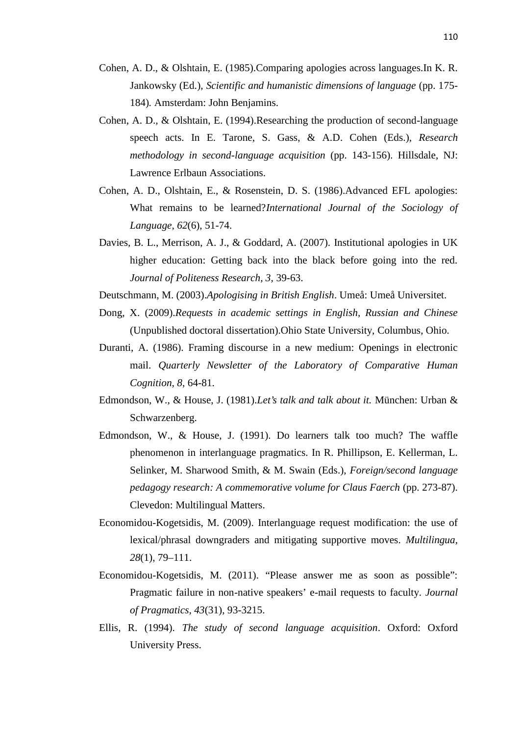Cohen, A. D., & Olshtain, E. (1985).Comparing apologies across languages.In K. R. Jankowsky (Ed.), *Scientific and humanistic dimensions of language* (pp. 175-184). Amsterdam: John Benjamins.

Cohen, A. D., & Olshtain, E. (1994).Researching the production of second-language speech acts. In E. Tarone, S. Gass, & A.D. Cohen (Eds.), *Research methodology in second-language acquisition* (pp. 143-156). Hillsdale, NJ: Lawrence Erlbaun Associations.

Cohen, A. D., Olshtain, E., & Rosenstein, D. S. (1986).Advanced EFL apologies: What remains to be learned?*International Journal of the Sociology of Language*, *62*(6), 51-74.

Davies, B. L., Merrison, A. J., & Goddard, A. (2007). Institutional apologies in UK higher education: Getting back into the black before going into the red. *Journal of Politeness Research, 3,* 39-63.

Deutschmann, M. (2003).*Apologising in British English*. Umeå: Umeå Universitet.

Dong, X. (2009).*Requests in academic settings in English, Russian and Chinese* (Unpublished doctoral dissertation).Ohio State University, Columbus, Ohio.

Duranti, A. (1986). Framing discourse in a new medium: Openings in electronic mail. *Quarterly Newsletter of the Laboratory of Comparative Human Cognition, 8*, 64-81.

Edmondson, W., & House, J. (1981).*Let's talk and talk about it.* München: Urban & Schwarzenberg.

Edmondson, W., & House, J. (1991). Do learners talk too much? The waffle phenomenon in interlanguage pragmatics. In R. Phillipson, E. Kellerman, L. Selinker, M. Sharwood Smith, & M. Swain (Eds.), *Foreign/second language pedagogy research: A commemorative volume for Claus Faerch* (pp. 273-87). Clevedon: Multilingual Matters.

Economidou-Kogetsidis, M. (2009). Interlanguage request modification: the use of lexical/phrasal downgraders and mitigating supportive moves. *Multilingua, 28*(1), 79–111.

Economidou-Kogetsidis, M. (2011). "Please answer me as soon as possible": Pragmatic failure in non-native speakers' e-mail requests to faculty. *Journal of Pragmatics, 43*(31), 93-3215.

Ellis, R. (1994). *The study of second language acquisition*. Oxford: Oxford University Press.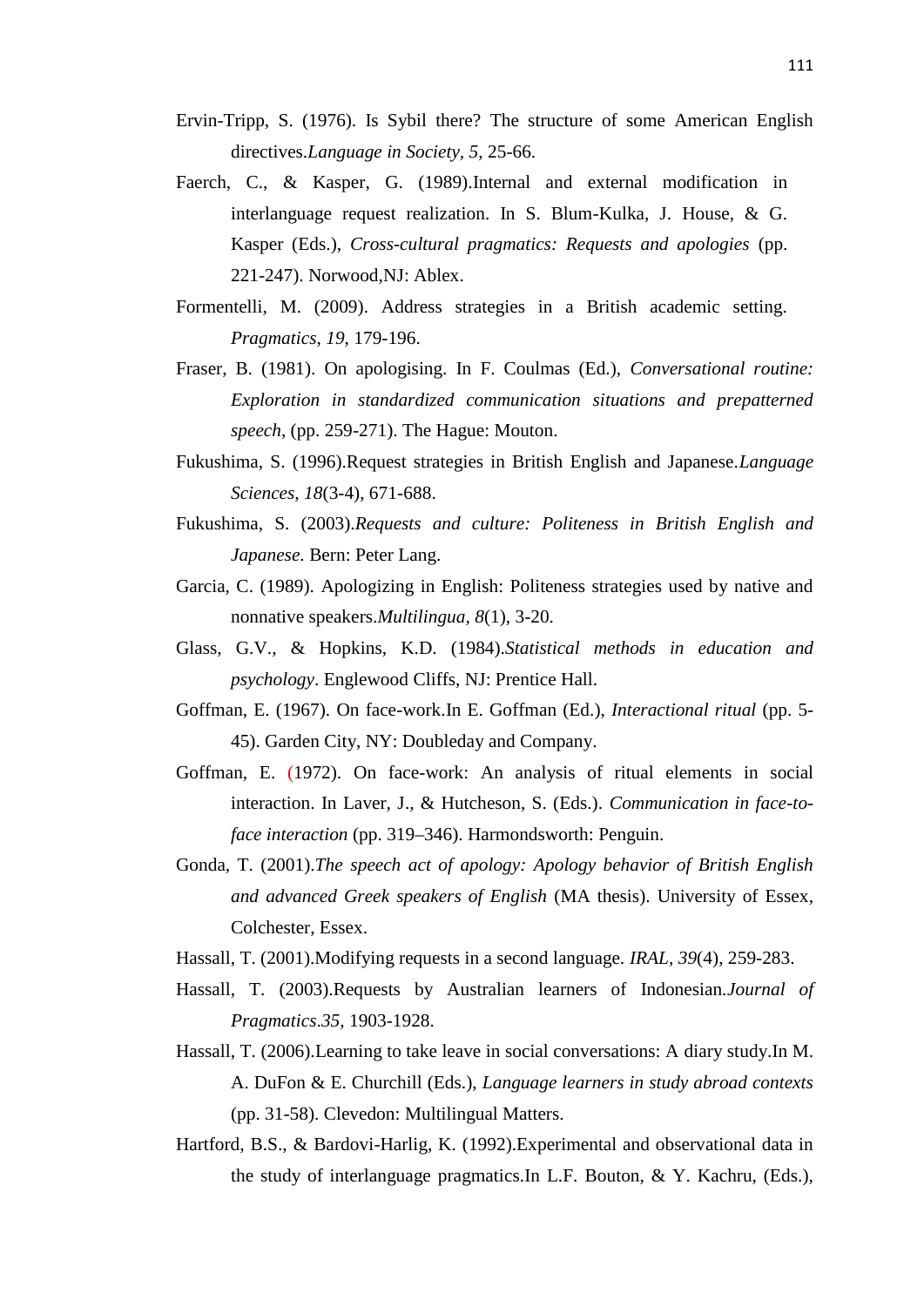Ervin-Tripp, S. (1976). Is Sybil there? The structure of some American English directives.*Language in Society, 5*, 25-66.

Faerch, C., & Kasper, G. (1989).Internal and external modification in interlanguage request realization. In S. Blum-Kulka, J. House, & G. Kasper (Eds.), *Cross-cultural pragmatics: Requests and apologies* (pp. 221-247). Norwood,NJ: Ablex.

Formentelli, M. (2009). Address strategies in a British academic setting. *Pragmatics*, *19*, 179-196.

Fraser, B. (1981). On apologising. In F. Coulmas (Ed.), *Conversational routine: Exploration in standardized communication situations and prepatterned speech*, (pp. 259-271). The Hague: Mouton.

Fukushima, S. (1996).Request strategies in British English and Japanese.*Language Sciences, 18*(3-4), 671-688.

Fukushima, S. (2003).*Requests and culture: Politeness in British English and Japanese*. Bern: Peter Lang.

Garcia, C. (1989). Apologizing in English: Politeness strategies used by native and nonnative speakers.*Multilingua, 8*(1), 3-20.

Glass, G.V., & Hopkins, K.D. (1984).*Statistical methods in education and psychology*. Englewood Cliffs, NJ: Prentice Hall.

Goffman, E. (1967). On face-work.In E. Goffman (Ed.), *Interactional ritual* (pp. 5-45). Garden City, NY: Doubleday and Company.

Goffman, E. (1972). On face-work: An analysis of ritual elements in social interaction. In Laver, J., & Hutcheson, S. (Eds.). *Communication in face-to-face interaction* (pp. 319–346). Harmondsworth: Penguin.

Gonda, T. (2001).*The speech act of apology: Apology behavior of British English and advanced Greek speakers of English* (MA thesis). University of Essex, Colchester, Essex.

Hassall, T. (2001).Modifying requests in a second language. *IRAL, 39*(4), 259-283.

Hassall, T. (2003).Requests by Australian learners of Indonesian.*Journal of Pragmatics.35,* 1903-1928.

Hassall, T. (2006).Learning to take leave in social conversations: A diary study.In M. A. DuFon & E. Churchill (Eds.), *Language learners in study abroad contexts* (pp. 31-58). Clevedon: Multilingual Matters.

Hartford, B.S., & Bardovi-Harlig, K. (1992).Experimental and observational data in the study of interlanguage pragmatics.In L.F. Bouton, & Y. Kachru, (Eds.),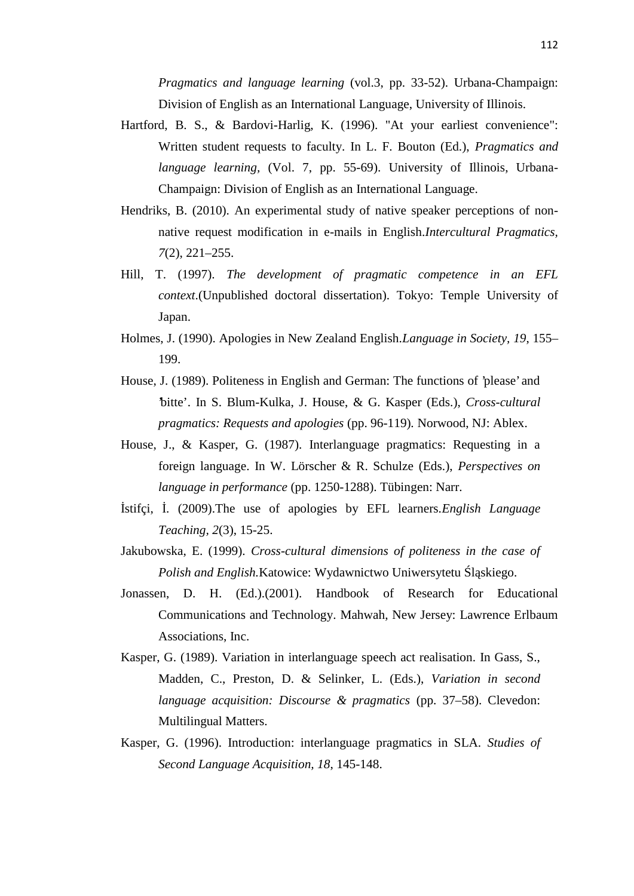*Pragmatics and language learning* (vol.3, pp. 33-52). Urbana-Champaign: Division of English as an International Language, University of Illinois.

Hartford, B. S., & Bardovi-Harlig, K. (1996). "At your earliest convenience": Written student requests to faculty. In L. F. Bouton (Ed.), *Pragmatics and language learning,* (Vol. 7, pp. 55-69). University of Illinois, Urbana-Champaign: Division of English as an International Language.

Hendriks, B. (2010). An experimental study of native speaker perceptions of non-native request modification in e-mails in English.*Intercultural Pragmatics, 7*(2), 221–255.

Hill, T. (1997). *The development of pragmatic competence in an EFL context*.(Unpublished doctoral dissertation). Tokyo: Temple University of Japan.

Holmes, J. (1990). Apologies in New Zealand English.*Language in Society, 19*, 155–199.

House, J. (1989). Politeness in English and German: The functions of 'please' and 'bitte'. In S. Blum-Kulka, J. House, & G. Kasper (Eds.), *Cross-cultural pragmatics: Requests and apologies* (pp. 96-119). Norwood, NJ: Ablex.

House, J., & Kasper, G. (1987). Interlanguage pragmatics: Requesting in a foreign language. In W. Lörscher & R. Schulze (Eds.), *Perspectives on language in performance* (pp. 1250-1288). Tübingen: Narr.

İstifçi, İ. (2009).The use of apologies by EFL learners.*English Language Teaching, 2*(3), 15-25.

Jakubowska, E. (1999). *Cross-cultural dimensions of politeness in the case of Polish and English.*Katowice: Wydawnictwo Uniwersytetu Śląskiego.

Jonassen, D. H. (Ed.).(2001). Handbook of Research for Educational Communications and Technology. Mahwah, New Jersey: Lawrence Erlbaum Associations, Inc.

Kasper, G. (1989). Variation in interlanguage speech act realisation. In Gass, S., Madden, C., Preston, D. & Selinker, L. (Eds.), *Variation in second language acquisition: Discourse & pragmatics* (pp. 37–58). Clevedon: Multilingual Matters.

Kasper, G. (1996). Introduction: interlanguage pragmatics in SLA. *Studies of Second Language Acquisition, 18*, 145-148.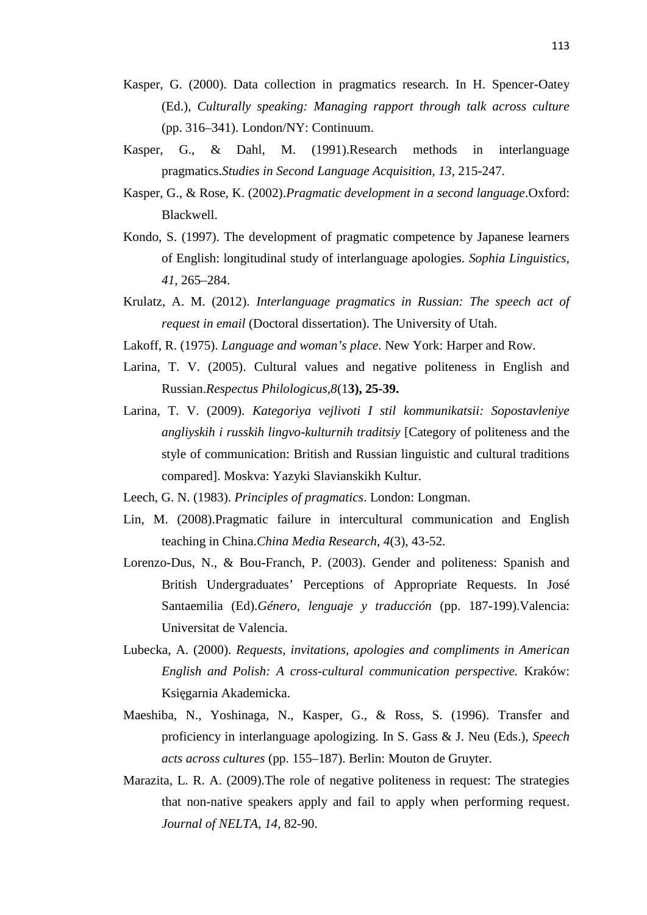Kasper, G. (2000). Data collection in pragmatics research. In H. Spencer-Oatey (Ed.), *Culturally speaking: Managing rapport through talk across culture* (pp. 316–341). London/NY: Continuum.

Kasper, G., & Dahl, M. (1991).Research methods in interlanguage pragmatics.*Studies in Second Language Acquisition, 13*, 215-247.

Kasper, G., & Rose, K. (2002).*Pragmatic development in a second language*.Oxford: Blackwell.

Kondo, S. (1997). The development of pragmatic competence by Japanese learners of English: longitudinal study of interlanguage apologies. *Sophia Linguistics, 41*, 265–284.

Krulatz, A. M. (2012). *Interlanguage pragmatics in Russian: The speech act of request in email* (Doctoral dissertation). The University of Utah.

Lakoff, R. (1975). *Language and woman's place*. New York: Harper and Row.

Larina, T. V. (2005). Cultural values and negative politeness in English and Russian.*Respectus Philologicus,8*(1**3), 25-39.**

Larina, T. V. (2009). *Kategoriya vejlivoti I stil kommunikatsii: Sopostavleniye angliyskih i russkih lingvo-kulturnih traditsiy* [Category of politeness and the style of communication: British and Russian linguistic and cultural traditions compared]. Moskva: Yazyki Slavianskikh Kultur.

Leech, G. N. (1983). *Principles of pragmatics*. London: Longman.

Lin, M. (2008).Pragmatic failure in intercultural communication and English teaching in China.*China Media Research, 4*(3), 43-52.

Lorenzo-Dus, N., & Bou-Franch, P. (2003). Gender and politeness: Spanish and British Undergraduates' Perceptions of Appropriate Requests. In José Santaemilia (Ed).*Género, lenguaje y traducción* (pp. 187-199).Valencia: Universitat de Valencia.

Lubecka, A. (2000). *Requests, invitations, apologies and compliments in American English and Polish: A cross-cultural communication perspective.* Kraków: Księgarnia Akademicka.

Maeshiba, N., Yoshinaga, N., Kasper, G., & Ross, S. (1996). Transfer and proficiency in interlanguage apologizing. In S. Gass & J. Neu (Eds.), *Speech acts across cultures* (pp. 155–187). Berlin: Mouton de Gruyter.

Marazita, L. R. A. (2009).The role of negative politeness in request: The strategies that non-native speakers apply and fail to apply when performing request. *Journal of NELTA, 14,* 82-90.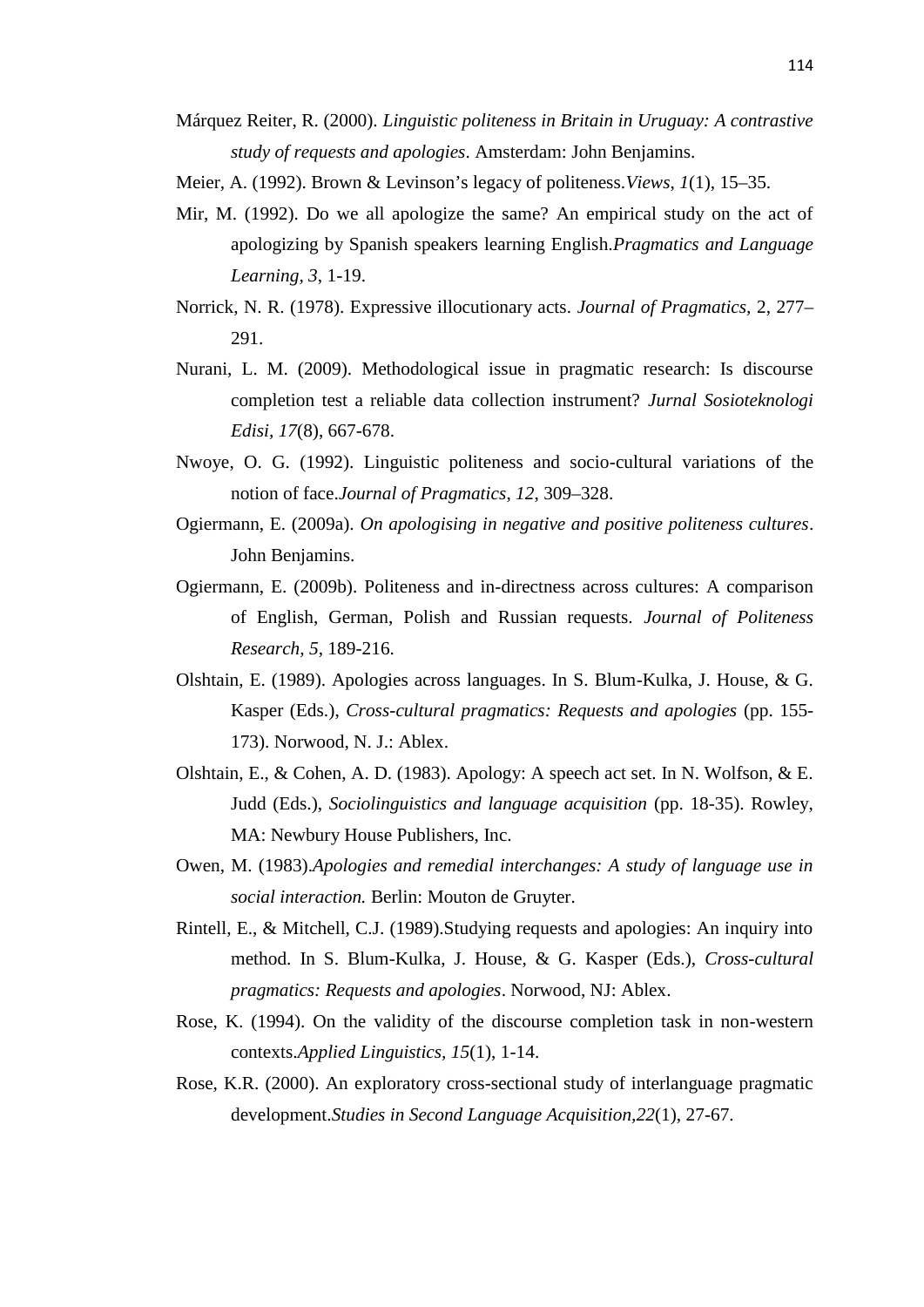Márquez Reiter, R. (2000). *Linguistic politeness in Britain in Uruguay: A contrastive study of requests and apologies*. Amsterdam: John Benjamins.

Meier, A. (1992). Brown & Levinson's legacy of politeness.*Views*, *1*(1), 15–35.

Mir, M. (1992). Do we all apologize the same? An empirical study on the act of apologizing by Spanish speakers learning English.*Pragmatics and Language Learning*, *3*, 1-19.

Norrick, N. R. (1978). Expressive illocutionary acts. *Journal of Pragmatics*, 2, 277–291.

Nurani, L. M. (2009). Methodological issue in pragmatic research: Is discourse completion test a reliable data collection instrument? *Jurnal Sosioteknologi Edisi*, *17*(8), 667-678.

Nwoye, O. G. (1992). Linguistic politeness and socio-cultural variations of the notion of face.*Journal of Pragmatics*, *12*, 309–328.

Ogiermann, E. (2009a). *On apologising in negative and positive politeness cultures*. John Benjamins.

Ogiermann, E. (2009b). Politeness and in-directness across cultures: A comparison of English, German, Polish and Russian requests. *Journal of Politeness Research*, *5*, 189-216.

Olshtain, E. (1989). Apologies across languages. In S. Blum-Kulka, J. House, & G. Kasper (Eds.), *Cross-cultural pragmatics: Requests and apologies* (pp. 155-173). Norwood, N. J.: Ablex.

Olshtain, E., & Cohen, A. D. (1983). Apology: A speech act set. In N. Wolfson, & E. Judd (Eds.), *Sociolinguistics and language acquisition* (pp. 18-35). Rowley, MA: Newbury House Publishers, Inc.

Owen, M. (1983).*Apologies and remedial interchanges: A study of language use in social interaction.* Berlin: Mouton de Gruyter.

Rintell, E., & Mitchell, C.J. (1989).Studying requests and apologies: An inquiry into method. In S. Blum-Kulka, J. House, & G. Kasper (Eds.), *Cross-cultural pragmatics: Requests and apologies*. Norwood, NJ: Ablex.

Rose, K. (1994). On the validity of the discourse completion task in non-western contexts.*Applied Linguistics*, *15*(1), 1-14.

Rose, K.R. (2000). An exploratory cross-sectional study of interlanguage pragmatic development.*Studies in Second Language Acquisition*,*22*(1), 27-67.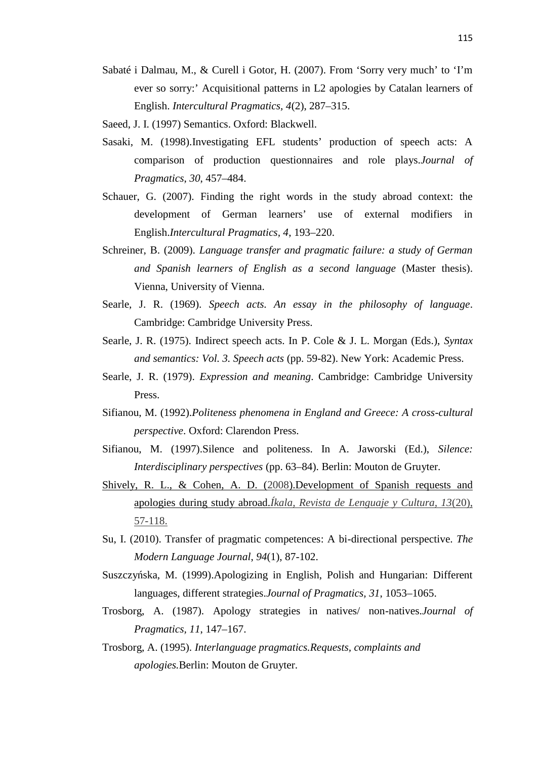Sabaté i Dalmau, M., & Curell i Gotor, H. (2007). From 'Sorry very much' to 'I'm ever so sorry:' Acquisitional patterns in L2 apologies by Catalan learners of English. *Intercultural Pragmatics, 4*(2), 287–315.

Saeed, J. I. (1997) Semantics. Oxford: Blackwell.

Sasaki, M. (1998).Investigating EFL students' production of speech acts: A comparison of production questionnaires and role plays.*Journal of Pragmatics*, *30*, 457–484.

Schauer, G. (2007). Finding the right words in the study abroad context: the development of German learners' use of external modifiers in English.*Intercultural Pragmatics, 4*, 193–220.

Schreiner, B. (2009). *Language transfer and pragmatic failure: a study of German and Spanish learners of English as a second language* (Master thesis). Vienna, University of Vienna.

Searle, J. R. (1969). *Speech acts. An essay in the philosophy of language*. Cambridge: Cambridge University Press.

Searle, J. R. (1975). Indirect speech acts. In P. Cole & J. L. Morgan (Eds.), *Syntax and semantics: Vol. 3. Speech acts* (pp. 59-82). New York: Academic Press.

Searle, J. R. (1979). *Expression and meaning*. Cambridge: Cambridge University Press.

Sifianou, M. (1992).*Politeness phenomena in England and Greece: A cross-cultural perspective*. Oxford: Clarendon Press.

Sifianou, M. (1997).Silence and politeness. In A. Jaworski (Ed.), *Silence: Interdisciplinary perspectives* (pp. 63–84). Berlin: Mouton de Gruyter.

Shively, R. L., & Cohen, A. D. (2008).Development of Spanish requests and apologies during study abroad.*Íkala, Revista de Lenguaje y Cultura, 13*(20), 57-118.

Su, I. (2010). Transfer of pragmatic competences: A bi-directional perspective. *The Modern Language Journal*, *94*(1), 87-102.

Suszczyńska, M. (1999).Apologizing in English, Polish and Hungarian: Different languages, different strategies.*Journal of Pragmatics, 31*, 1053–1065.

Trosborg, A. (1987). Apology strategies in natives/ non-natives.*Journal of Pragmatics, 11*, 147–167.

Trosborg, A. (1995). *Interlanguage pragmatics.Requests, complaints and apologies.*Berlin: Mouton de Gruyter.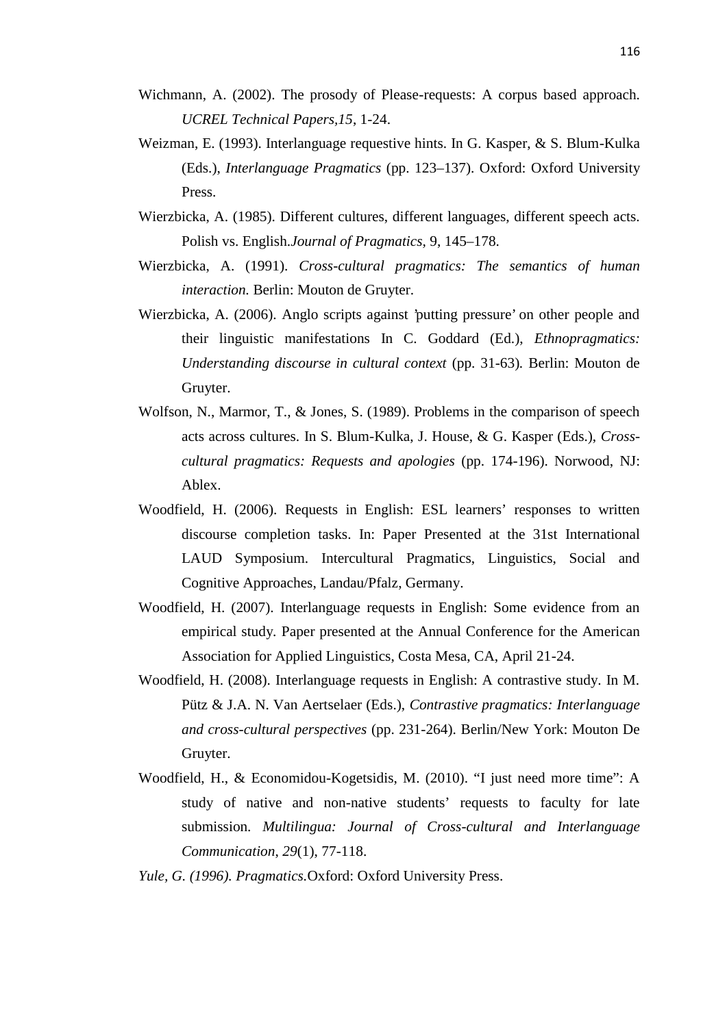Wichmann, A. (2002). The prosody of Please-requests: A corpus based approach. *UCREL Technical Papers,15*, 1-24.

Weizman, E. (1993). Interlanguage requestive hints. In G. Kasper, & S. Blum-Kulka (Eds.), *Interlanguage Pragmatics* (pp. 123–137). Oxford: Oxford University Press.

Wierzbicka, A. (1985). Different cultures, different languages, different speech acts. Polish vs. English.*Journal of Pragmatics,* 9, 145–178.

Wierzbicka, A. (1991). *Cross-cultural pragmatics: The semantics of human interaction.* Berlin: Mouton de Gruyter.

Wierzbicka, A. (2006). Anglo scripts against 'putting pressure' on other people and their linguistic manifestations In C. Goddard (Ed.), *Ethnopragmatics: Understanding discourse in cultural context* (pp. 31-63). Berlin: Mouton de Gruyter.

Wolfson, N., Marmor, T., & Jones, S. (1989). Problems in the comparison of speech acts across cultures. In S. Blum-Kulka, J. House, & G. Kasper (Eds.), *Cross-cultural pragmatics: Requests and apologies* (pp. 174-196). Norwood, NJ: Ablex.

Woodfield, H. (2006). Requests in English: ESL learners' responses to written discourse completion tasks. In: Paper Presented at the 31st International LAUD Symposium. Intercultural Pragmatics, Linguistics, Social and Cognitive Approaches, Landau/Pfalz, Germany.

Woodfield, H. (2007). Interlanguage requests in English: Some evidence from an empirical study. Paper presented at the Annual Conference for the American Association for Applied Linguistics, Costa Mesa, CA, April 21-24.

Woodfield, H. (2008). Interlanguage requests in English: A contrastive study. In M. Pütz & J.A. N. Van Aertselaer (Eds.), *Contrastive pragmatics: Interlanguage and cross-cultural perspectives* (pp. 231-264). Berlin/New York: Mouton De Gruyter.

Woodfield, H., & Economidou-Kogetsidis, M. (2010). "I just need more time": A study of native and non-native students' requests to faculty for late submission. *Multilingua: Journal of Cross-cultural and Interlanguage Communication*, *29*(1), 77-118.

*Yule, G. (1996). Pragmatics.*Oxford: Oxford University Press.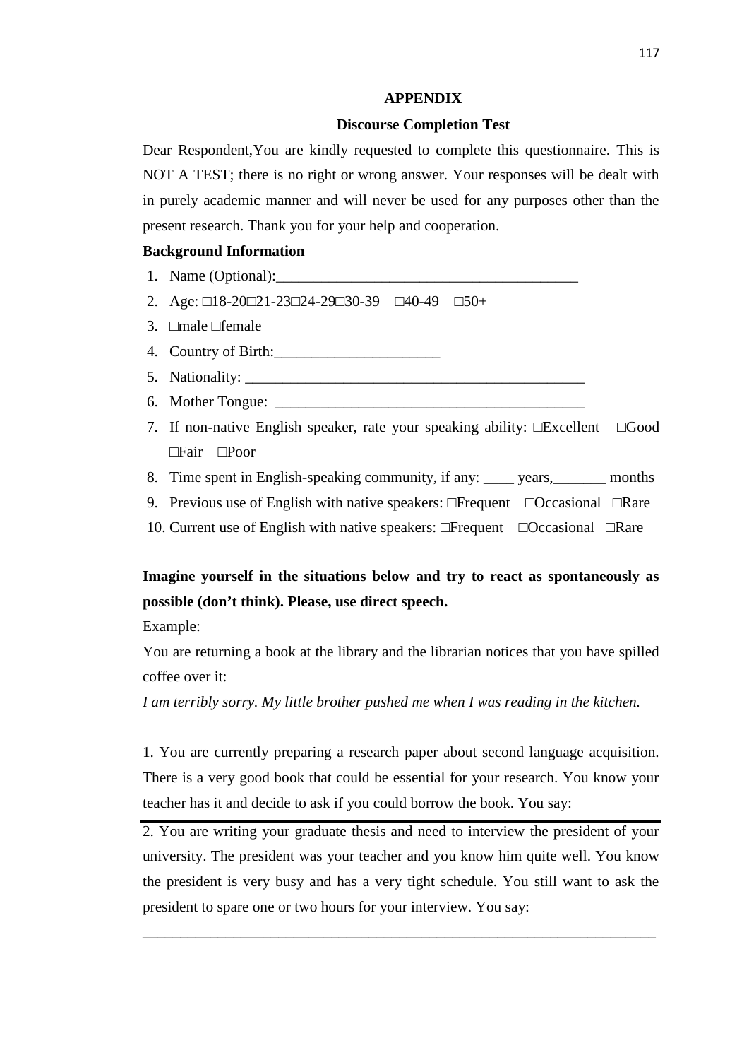**APPENDIX**

**Discourse Completion Test**

Dear Respondent,You are kindly requested to complete this questionnaire. This is NOT A TEST; there is no right or wrong answer. Your responses will be dealt with in purely academic manner and will never be used for any purposes other than the present research. Thank you for your help and cooperation.

**Background Information**

1. Name (Optional):________________________________________
2. Age: □18-20□21-23□24-29□30-39 □40-49 □50+
3. □male □female
4. Country of Birth:______________________
5. Nationality: _____________________________________________
6. Mother Tongue: __________________________________________
7. If non-native English speaker, rate your speaking ability: □Excellent □Good □Fair □Poor
8. Time spent in English-speaking community, if any: ____ years,_______ months
9. Previous use of English with native speakers: □Frequent □Occasional □Rare
10. Current use of English with native speakers: □Frequent □Occasional □Rare

**Imagine yourself in the situations below and try to react as spontaneously as possible (don't think). Please, use direct speech.**

Example:

You are returning a book at the library and the librarian notices that you have spilled coffee over it:

*I am terribly sorry. My little brother pushed me when I was reading in the kitchen.*

1. You are currently preparing a research paper about second language acquisition. There is a very good book that could be essential for your research. You know your teacher has it and decide to ask if you could borrow the book. You say:

______________________________________________________________________

2. You are writing your graduate thesis and need to interview the president of your university. The president was your teacher and you know him quite well. You know the president is very busy and has a very tight schedule. You still want to ask the president to spare one or two hours for your interview. You say:

______________________________________________________________________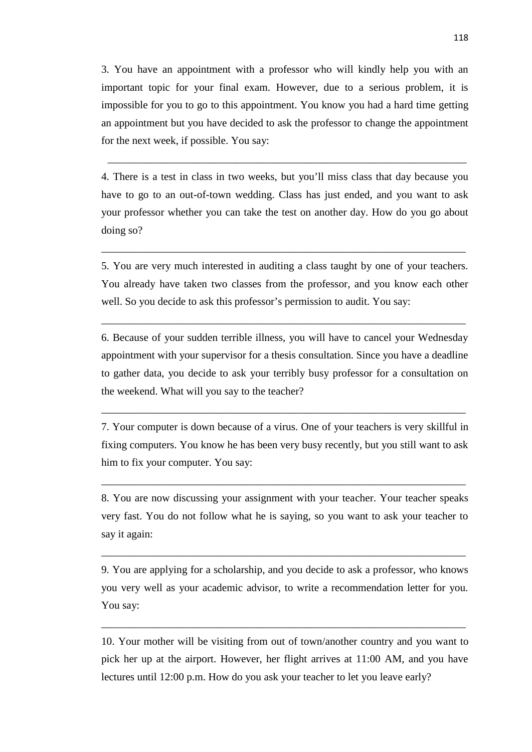3. You have an appointment with a professor who will kindly help you with an important topic for your final exam. However, due to a serious problem, it is impossible for you to go to this appointment. You know you had a hard time getting an appointment but you have decided to ask the professor to change the appointment for the next week, if possible. You say:

_______________________________________________________________________

4. There is a test in class in two weeks, but you'll miss class that day because you have to go to an out-of-town wedding. Class has just ended, and you want to ask your professor whether you can take the test on another day. How do you go about doing so?

_______________________________________________________________________

5. You are very much interested in auditing a class taught by one of your teachers. You already have taken two classes from the professor, and you know each other well. So you decide to ask this professor's permission to audit. You say:

_______________________________________________________________________

6. Because of your sudden terrible illness, you will have to cancel your Wednesday appointment with your supervisor for a thesis consultation. Since you have a deadline to gather data, you decide to ask your terribly busy professor for a consultation on the weekend. What will you say to the teacher?

_______________________________________________________________________

7. Your computer is down because of a virus. One of your teachers is very skillful in fixing computers. You know he has been very busy recently, but you still want to ask him to fix your computer. You say:

_______________________________________________________________________

8. You are now discussing your assignment with your teacher. Your teacher speaks very fast. You do not follow what he is saying, so you want to ask your teacher to say it again:

_______________________________________________________________________

9. You are applying for a scholarship, and you decide to ask a professor, who knows you very well as your academic advisor, to write a recommendation letter for you. You say:

_______________________________________________________________________

10. Your mother will be visiting from out of town/another country and you want to pick her up at the airport. However, her flight arrives at 11:00 AM, and you have lectures until 12:00 p.m. How do you ask your teacher to let you leave early?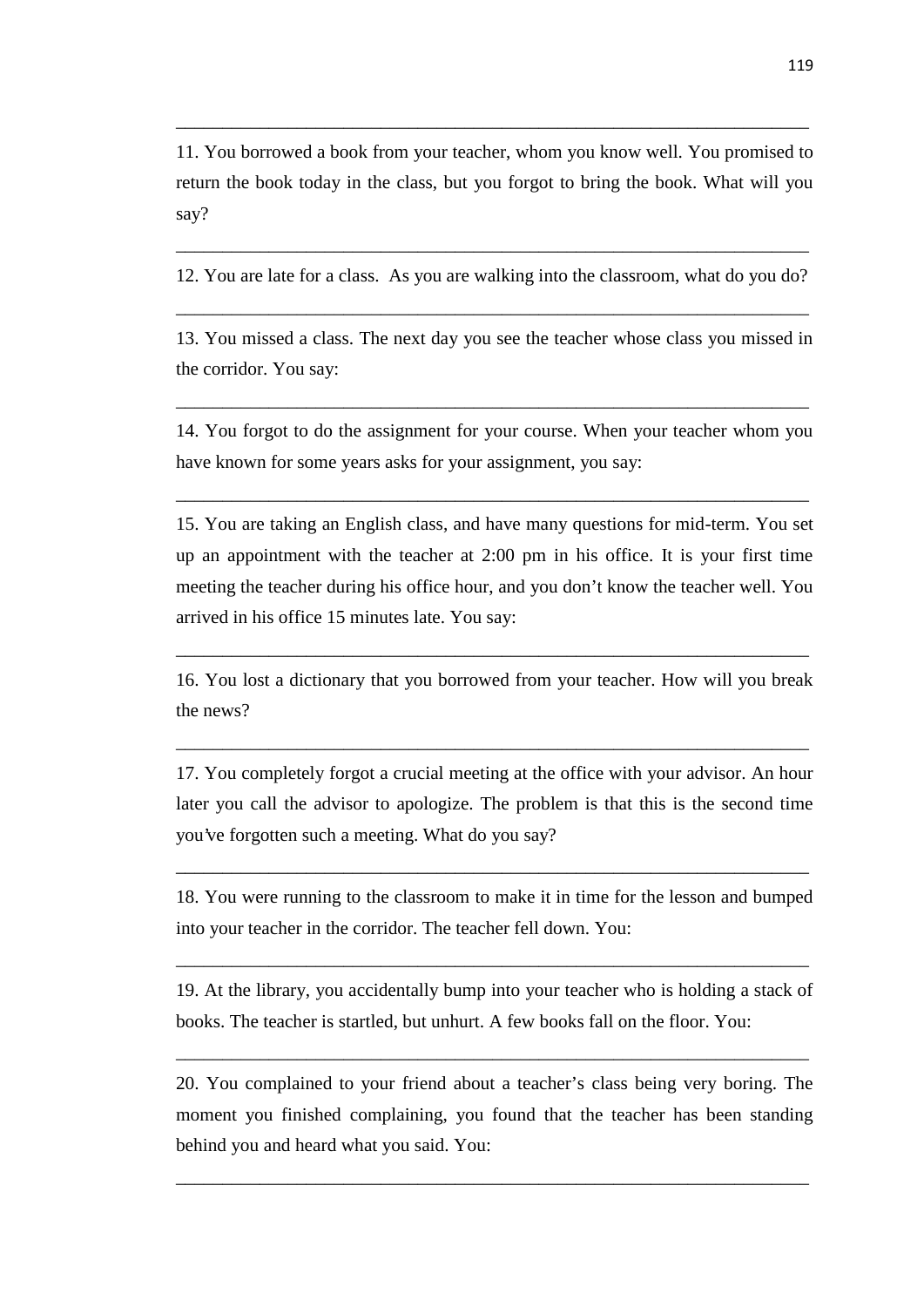______________________________________________________________________

11. You borrowed a book from your teacher, whom you know well. You promised to return the book today in the class, but you forgot to bring the book. What will you say?

______________________________________________________________________

12. You are late for a class. As you are walking into the classroom, what do you do?

______________________________________________________________________

13. You missed a class. The next day you see the teacher whose class you missed in the corridor. You say:

______________________________________________________________________

14. You forgot to do the assignment for your course. When your teacher whom you have known for some years asks for your assignment, you say:

______________________________________________________________________

15. You are taking an English class, and have many questions for mid-term. You set up an appointment with the teacher at 2:00 pm in his office. It is your first time meeting the teacher during his office hour, and you don't know the teacher well. You arrived in his office 15 minutes late. You say:

______________________________________________________________________

16. You lost a dictionary that you borrowed from your teacher. How will you break the news?

______________________________________________________________________

17. You completely forgot a crucial meeting at the office with your advisor. An hour later you call the advisor to apologize. The problem is that this is the second time you've forgotten such a meeting. What do you say?

______________________________________________________________________

18. You were running to the classroom to make it in time for the lesson and bumped into your teacher in the corridor. The teacher fell down. You:

______________________________________________________________________

19. At the library, you accidentally bump into your teacher who is holding a stack of books. The teacher is startled, but unhurt. A few books fall on the floor. You:

______________________________________________________________________

20. You complained to your friend about a teacher's class being very boring. The moment you finished complaining, you found that the teacher has been standing behind you and heard what you said. You:

______________________________________________________________________